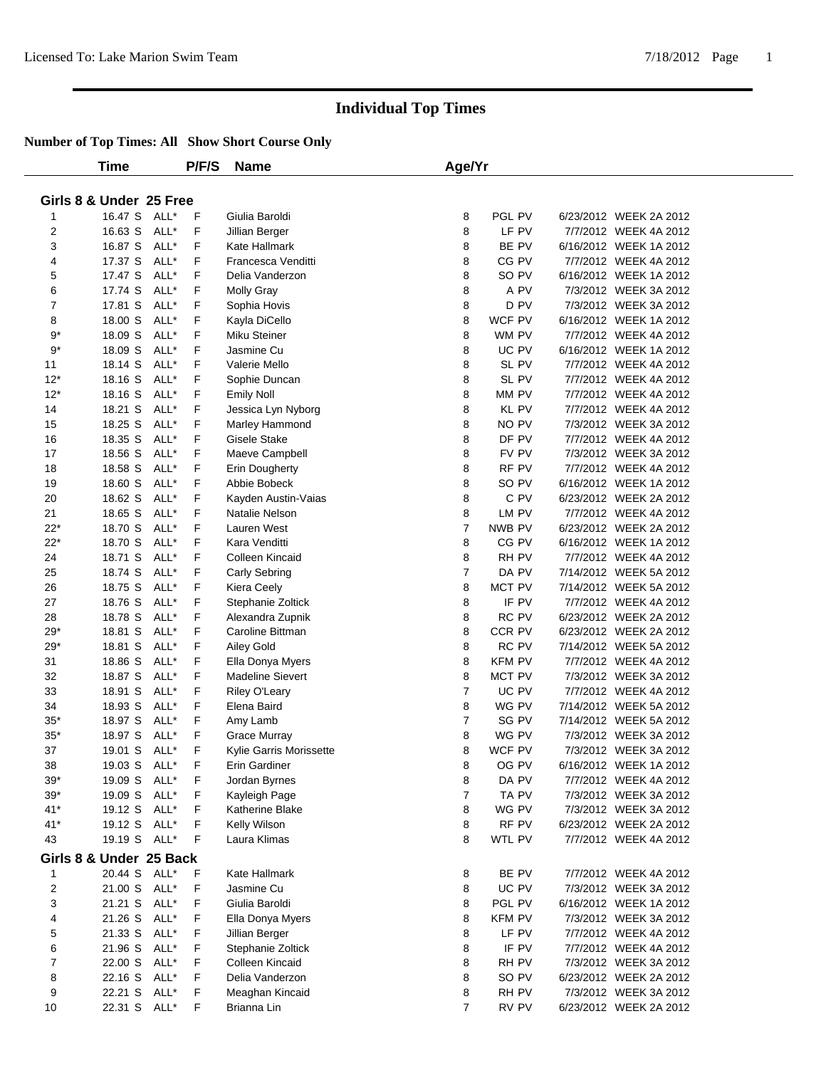Licensed To: Lake Marion Swim Team

# Individual Top Times

**Number of Top Times: All Show Short Course Only**

| | Time | | P/F/S | Name | Age/Yr | | | |
|---|---|---|---|---|---|---|---|---|

### Girls 8 & Under 25 Free

| | Time | | P/F/S | Name | Age/Yr | Team | Date | Meet |
|---|---|---|---|---|---|---|---|---|
| 1 | 16.47 S | ALL* | F | Giulia Baroldi | 8 | PGL PV | 6/23/2012 | WEEK 2A 2012 |
| 2 | 16.63 S | ALL* | F | Jillian Berger | 8 | LF PV | 7/7/2012 | WEEK 4A 2012 |
| 3 | 16.87 S | ALL* | F | Kate Hallmark | 8 | BE PV | 6/16/2012 | WEEK 1A 2012 |
| 4 | 17.37 S | ALL* | F | Francesca Venditti | 8 | CG PV | 7/7/2012 | WEEK 4A 2012 |
| 5 | 17.47 S | ALL* | F | Delia Vanderzon | 8 | SO PV | 6/16/2012 | WEEK 1A 2012 |
| 6 | 17.74 S | ALL* | F | Molly Gray | 8 | A PV | 7/3/2012 | WEEK 3A 2012 |
| 7 | 17.81 S | ALL* | F | Sophia Hovis | 8 | D PV | 7/3/2012 | WEEK 3A 2012 |
| 8 | 18.00 S | ALL* | F | Kayla DiCello | 8 | WCF PV | 6/16/2012 | WEEK 1A 2012 |
| 9* | 18.09 S | ALL* | F | Miku Steiner | 8 | WM PV | 7/7/2012 | WEEK 4A 2012 |
| 9* | 18.09 S | ALL* | F | Jasmine Cu | 8 | UC PV | 6/16/2012 | WEEK 1A 2012 |
| 11 | 18.14 S | ALL* | F | Valerie Mello | 8 | SL PV | 7/7/2012 | WEEK 4A 2012 |
| 12* | 18.16 S | ALL* | F | Sophie Duncan | 8 | SL PV | 7/7/2012 | WEEK 4A 2012 |
| 12* | 18.16 S | ALL* | F | Emily Noll | 8 | MM PV | 7/7/2012 | WEEK 4A 2012 |
| 14 | 18.21 S | ALL* | F | Jessica Lyn Nyborg | 8 | KL PV | 7/7/2012 | WEEK 4A 2012 |
| 15 | 18.25 S | ALL* | F | Marley Hammond | 8 | NO PV | 7/3/2012 | WEEK 3A 2012 |
| 16 | 18.35 S | ALL* | F | Gisele Stake | 8 | DF PV | 7/7/2012 | WEEK 4A 2012 |
| 17 | 18.56 S | ALL* | F | Maeve Campbell | 8 | FV PV | 7/3/2012 | WEEK 3A 2012 |
| 18 | 18.58 S | ALL* | F | Erin Dougherty | 8 | RF PV | 7/7/2012 | WEEK 4A 2012 |
| 19 | 18.60 S | ALL* | F | Abbie Bobeck | 8 | SO PV | 6/16/2012 | WEEK 1A 2012 |
| 20 | 18.62 S | ALL* | F | Kayden Austin-Vaias | 8 | C PV | 6/23/2012 | WEEK 2A 2012 |
| 21 | 18.65 S | ALL* | F | Natalie Nelson | 8 | LM PV | 7/7/2012 | WEEK 4A 2012 |
| 22* | 18.70 S | ALL* | F | Lauren West | 7 | NWB PV | 6/23/2012 | WEEK 2A 2012 |
| 22* | 18.70 S | ALL* | F | Kara Venditti | 8 | CG PV | 6/16/2012 | WEEK 1A 2012 |
| 24 | 18.71 S | ALL* | F | Colleen Kincaid | 8 | RH PV | 7/7/2012 | WEEK 4A 2012 |
| 25 | 18.74 S | ALL* | F | Carly Sebring | 7 | DA PV | 7/14/2012 | WEEK 5A 2012 |
| 26 | 18.75 S | ALL* | F | Kiera Ceely | 8 | MCT PV | 7/14/2012 | WEEK 5A 2012 |
| 27 | 18.76 S | ALL* | F | Stephanie Zoltick | 8 | IF PV | 7/7/2012 | WEEK 4A 2012 |
| 28 | 18.78 S | ALL* | F | Alexandra Zupnik | 8 | RC PV | 6/23/2012 | WEEK 2A 2012 |
| 29* | 18.81 S | ALL* | F | Caroline Bittman | 8 | CCR PV | 6/23/2012 | WEEK 2A 2012 |
| 29* | 18.81 S | ALL* | F | Ailey Gold | 8 | RC PV | 7/14/2012 | WEEK 5A 2012 |
| 31 | 18.86 S | ALL* | F | Ella Donya Myers | 8 | KFM PV | 7/7/2012 | WEEK 4A 2012 |
| 32 | 18.87 S | ALL* | F | Madeline Sievert | 8 | MCT PV | 7/3/2012 | WEEK 3A 2012 |
| 33 | 18.91 S | ALL* | F | Riley O'Leary | 7 | UC PV | 7/7/2012 | WEEK 4A 2012 |
| 34 | 18.93 S | ALL* | F | Elena Baird | 8 | WG PV | 7/14/2012 | WEEK 5A 2012 |
| 35* | 18.97 S | ALL* | F | Amy Lamb | 7 | SG PV | 7/14/2012 | WEEK 5A 2012 |
| 35* | 18.97 S | ALL* | F | Grace Murray | 8 | WG PV | 7/3/2012 | WEEK 3A 2012 |
| 37 | 19.01 S | ALL* | F | Kylie Garris Morissette | 8 | WCF PV | 7/3/2012 | WEEK 3A 2012 |
| 38 | 19.03 S | ALL* | F | Erin Gardiner | 8 | OG PV | 6/16/2012 | WEEK 1A 2012 |
| 39* | 19.09 S | ALL* | F | Jordan Byrnes | 8 | DA PV | 7/7/2012 | WEEK 4A 2012 |
| 39* | 19.09 S | ALL* | F | Kayleigh Page | 7 | TA PV | 7/3/2012 | WEEK 3A 2012 |
| 41* | 19.12 S | ALL* | F | Katherine Blake | 8 | WG PV | 7/3/2012 | WEEK 3A 2012 |
| 41* | 19.12 S | ALL* | F | Kelly Wilson | 8 | RF PV | 6/23/2012 | WEEK 2A 2012 |
| 43 | 19.19 S | ALL* | F | Laura Klimas | 8 | WTL PV | 7/7/2012 | WEEK 4A 2012 |

### Girls 8 & Under 25 Back

| | Time | | P/F/S | Name | Age/Yr | Team | Date | Meet |
|---|---|---|---|---|---|---|---|---|
| 1 | 20.44 S | ALL* | F | Kate Hallmark | 8 | BE PV | 7/7/2012 | WEEK 4A 2012 |
| 2 | 21.00 S | ALL* | F | Jasmine Cu | 8 | UC PV | 7/3/2012 | WEEK 3A 2012 |
| 3 | 21.21 S | ALL* | F | Giulia Baroldi | 8 | PGL PV | 6/16/2012 | WEEK 1A 2012 |
| 4 | 21.26 S | ALL* | F | Ella Donya Myers | 8 | KFM PV | 7/3/2012 | WEEK 3A 2012 |
| 5 | 21.33 S | ALL* | F | Jillian Berger | 8 | LF PV | 7/7/2012 | WEEK 4A 2012 |
| 6 | 21.96 S | ALL* | F | Stephanie Zoltick | 8 | IF PV | 7/7/2012 | WEEK 4A 2012 |
| 7 | 22.00 S | ALL* | F | Colleen Kincaid | 8 | RH PV | 7/3/2012 | WEEK 3A 2012 |
| 8 | 22.16 S | ALL* | F | Delia Vanderzon | 8 | SO PV | 6/23/2012 | WEEK 2A 2012 |
| 9 | 22.21 S | ALL* | F | Meaghan Kincaid | 8 | RH PV | 7/3/2012 | WEEK 3A 2012 |
| 10 | 22.31 S | ALL* | F | Brianna Lin | 7 | RV PV | 6/23/2012 | WEEK 2A 2012 |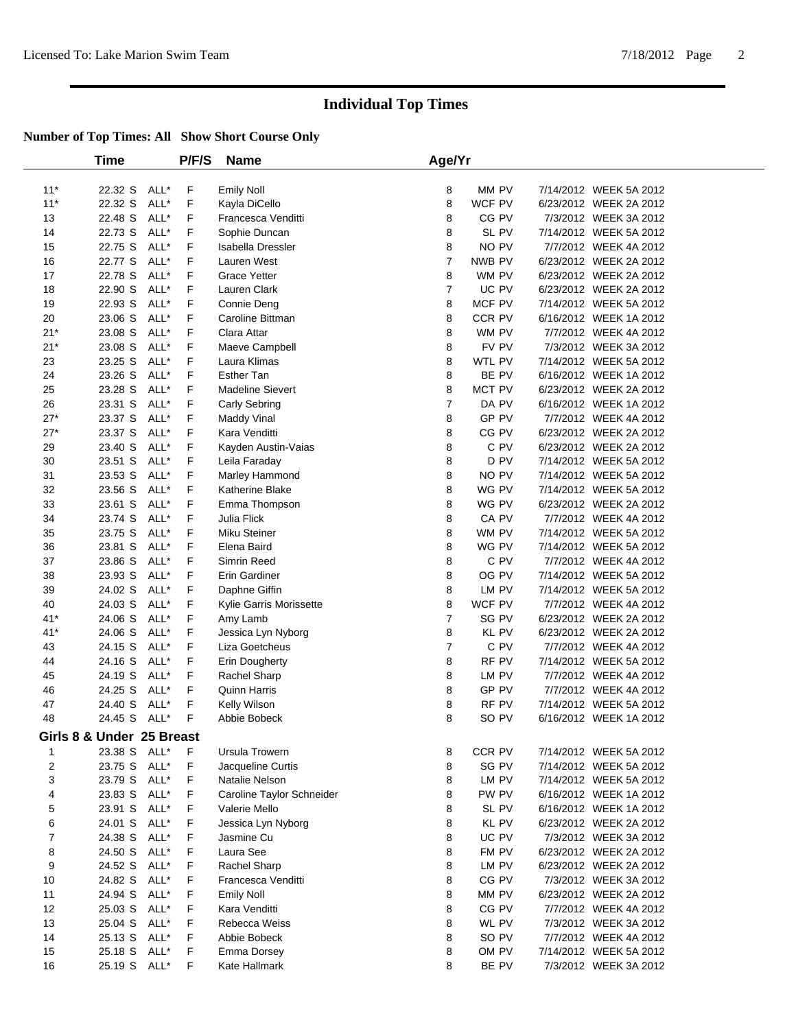## Individual Top Times

**Number of Top Times: All Show Short Course Only**

| | Time | | P/F/S | Name | Age/Yr | | | |
|---|---|---|---|---|---|---|---|---|
| 11* | 22.32 S | ALL* | F | Emily Noll | 8 | MM PV | 7/14/2012 | WEEK 5A 2012 |
| 11* | 22.32 S | ALL* | F | Kayla DiCello | 8 | WCF PV | 6/23/2012 | WEEK 2A 2012 |
| 13 | 22.48 S | ALL* | F | Francesca Venditti | 8 | CG PV | 7/3/2012 | WEEK 3A 2012 |
| 14 | 22.73 S | ALL* | F | Sophie Duncan | 8 | SL PV | 7/14/2012 | WEEK 5A 2012 |
| 15 | 22.75 S | ALL* | F | Isabella Dressler | 8 | NO PV | 7/7/2012 | WEEK 4A 2012 |
| 16 | 22.77 S | ALL* | F | Lauren West | 7 | NWB PV | 6/23/2012 | WEEK 2A 2012 |
| 17 | 22.78 S | ALL* | F | Grace Yetter | 8 | WM PV | 6/23/2012 | WEEK 2A 2012 |
| 18 | 22.90 S | ALL* | F | Lauren Clark | 7 | UC PV | 6/23/2012 | WEEK 2A 2012 |
| 19 | 22.93 S | ALL* | F | Connie Deng | 8 | MCF PV | 7/14/2012 | WEEK 5A 2012 |
| 20 | 23.06 S | ALL* | F | Caroline Bittman | 8 | CCR PV | 6/16/2012 | WEEK 1A 2012 |
| 21* | 23.08 S | ALL* | F | Clara Attar | 8 | WM PV | 7/7/2012 | WEEK 4A 2012 |
| 21* | 23.08 S | ALL* | F | Maeve Campbell | 8 | FV PV | 7/3/2012 | WEEK 3A 2012 |
| 23 | 23.25 S | ALL* | F | Laura Klimas | 8 | WTL PV | 7/14/2012 | WEEK 5A 2012 |
| 24 | 23.26 S | ALL* | F | Esther Tan | 8 | BE PV | 6/16/2012 | WEEK 1A 2012 |
| 25 | 23.28 S | ALL* | F | Madeline Sievert | 8 | MCT PV | 6/23/2012 | WEEK 2A 2012 |
| 26 | 23.31 S | ALL* | F | Carly Sebring | 7 | DA PV | 6/16/2012 | WEEK 1A 2012 |
| 27* | 23.37 S | ALL* | F | Maddy Vinal | 8 | GP PV | 7/7/2012 | WEEK 4A 2012 |
| 27* | 23.37 S | ALL* | F | Kara Venditti | 8 | CG PV | 6/23/2012 | WEEK 2A 2012 |
| 29 | 23.40 S | ALL* | F | Kayden Austin-Vaias | 8 | C PV | 6/23/2012 | WEEK 2A 2012 |
| 30 | 23.51 S | ALL* | F | Leila Faraday | 8 | D PV | 7/14/2012 | WEEK 5A 2012 |
| 31 | 23.53 S | ALL* | F | Marley Hammond | 8 | NO PV | 7/14/2012 | WEEK 5A 2012 |
| 32 | 23.56 S | ALL* | F | Katherine Blake | 8 | WG PV | 7/14/2012 | WEEK 5A 2012 |
| 33 | 23.61 S | ALL* | F | Emma Thompson | 8 | WG PV | 6/23/2012 | WEEK 2A 2012 |
| 34 | 23.74 S | ALL* | F | Julia Flick | 8 | CA PV | 7/7/2012 | WEEK 4A 2012 |
| 35 | 23.75 S | ALL* | F | Miku Steiner | 8 | WM PV | 7/14/2012 | WEEK 5A 2012 |
| 36 | 23.81 S | ALL* | F | Elena Baird | 8 | WG PV | 7/14/2012 | WEEK 5A 2012 |
| 37 | 23.86 S | ALL* | F | Simrin Reed | 8 | C PV | 7/7/2012 | WEEK 4A 2012 |
| 38 | 23.93 S | ALL* | F | Erin Gardiner | 8 | OG PV | 7/14/2012 | WEEK 5A 2012 |
| 39 | 24.02 S | ALL* | F | Daphne Giffin | 8 | LM PV | 7/14/2012 | WEEK 5A 2012 |
| 40 | 24.03 S | ALL* | F | Kylie Garris Morissette | 8 | WCF PV | 7/7/2012 | WEEK 4A 2012 |
| 41* | 24.06 S | ALL* | F | Amy Lamb | 7 | SG PV | 6/23/2012 | WEEK 2A 2012 |
| 41* | 24.06 S | ALL* | F | Jessica Lyn Nyborg | 8 | KL PV | 6/23/2012 | WEEK 2A 2012 |
| 43 | 24.15 S | ALL* | F | Liza Goetcheus | 7 | C PV | 7/7/2012 | WEEK 4A 2012 |
| 44 | 24.16 S | ALL* | F | Erin Dougherty | 8 | RF PV | 7/14/2012 | WEEK 5A 2012 |
| 45 | 24.19 S | ALL* | F | Rachel Sharp | 8 | LM PV | 7/7/2012 | WEEK 4A 2012 |
| 46 | 24.25 S | ALL* | F | Quinn Harris | 8 | GP PV | 7/7/2012 | WEEK 4A 2012 |
| 47 | 24.40 S | ALL* | F | Kelly Wilson | 8 | RF PV | 7/14/2012 | WEEK 5A 2012 |
| 48 | 24.45 S | ALL* | F | Abbie Bobeck | 8 | SO PV | 6/16/2012 | WEEK 1A 2012 |

### Girls 8 & Under 25 Breast

| | Time | | P/F/S | Name | Age/Yr | | | |
|---|---|---|---|---|---|---|---|---|
| 1 | 23.38 S | ALL* | F | Ursula Trowern | 8 | CCR PV | 7/14/2012 | WEEK 5A 2012 |
| 2 | 23.75 S | ALL* | F | Jacqueline Curtis | 8 | SG PV | 7/14/2012 | WEEK 5A 2012 |
| 3 | 23.79 S | ALL* | F | Natalie Nelson | 8 | LM PV | 7/14/2012 | WEEK 5A 2012 |
| 4 | 23.83 S | ALL* | F | Caroline Taylor Schneider | 8 | PW PV | 6/16/2012 | WEEK 1A 2012 |
| 5 | 23.91 S | ALL* | F | Valerie Mello | 8 | SL PV | 6/16/2012 | WEEK 1A 2012 |
| 6 | 24.01 S | ALL* | F | Jessica Lyn Nyborg | 8 | KL PV | 6/23/2012 | WEEK 2A 2012 |
| 7 | 24.38 S | ALL* | F | Jasmine Cu | 8 | UC PV | 7/3/2012 | WEEK 3A 2012 |
| 8 | 24.50 S | ALL* | F | Laura See | 8 | FM PV | 6/23/2012 | WEEK 2A 2012 |
| 9 | 24.52 S | ALL* | F | Rachel Sharp | 8 | LM PV | 6/23/2012 | WEEK 2A 2012 |
| 10 | 24.82 S | ALL* | F | Francesca Venditti | 8 | CG PV | 7/3/2012 | WEEK 3A 2012 |
| 11 | 24.94 S | ALL* | F | Emily Noll | 8 | MM PV | 6/23/2012 | WEEK 2A 2012 |
| 12 | 25.03 S | ALL* | F | Kara Venditti | 8 | CG PV | 7/7/2012 | WEEK 4A 2012 |
| 13 | 25.04 S | ALL* | F | Rebecca Weiss | 8 | WL PV | 7/3/2012 | WEEK 3A 2012 |
| 14 | 25.13 S | ALL* | F | Abbie Bobeck | 8 | SO PV | 7/7/2012 | WEEK 4A 2012 |
| 15 | 25.18 S | ALL* | F | Emma Dorsey | 8 | OM PV | 7/14/2012 | WEEK 5A 2012 |
| 16 | 25.19 S | ALL* | F | Kate Hallmark | 8 | BE PV | 7/3/2012 | WEEK 3A 2012 |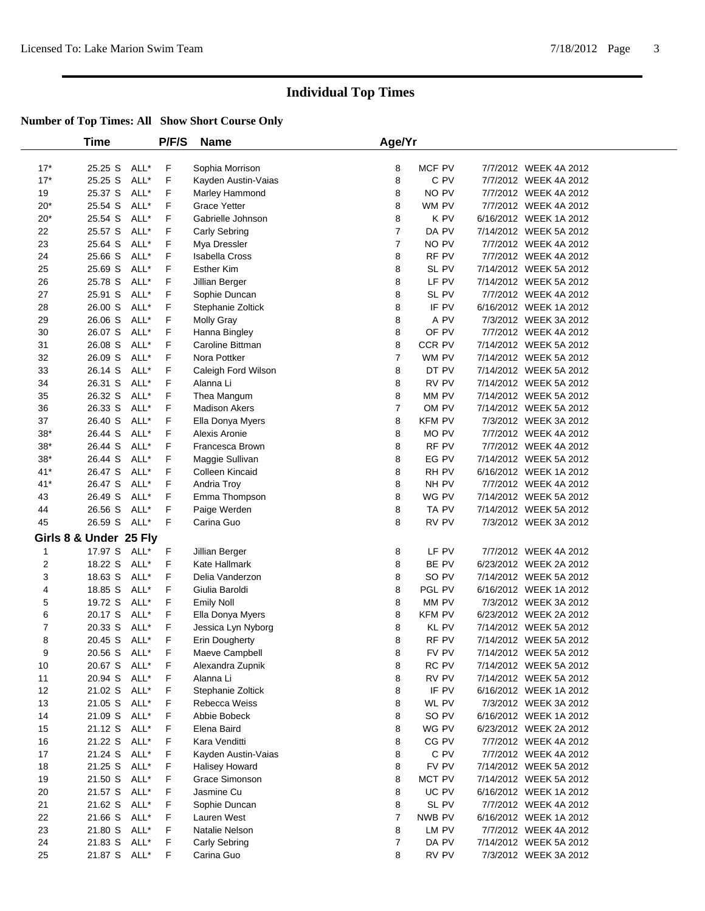# Individual Top Times

**Number of Top Times: All Show Short Course Only**

| | Time | | P/F/S | Name | Age/Yr | | | |
|---|---|---|---|---|---|---|---|---|
| 17* | 25.25 S | ALL* | F | Sophia Morrison | 8 | MCF PV | 7/7/2012 | WEEK 4A 2012 |
| 17* | 25.25 S | ALL* | F | Kayden Austin-Vaias | 8 | C PV | 7/7/2012 | WEEK 4A 2012 |
| 19 | 25.37 S | ALL* | F | Marley Hammond | 8 | NO PV | 7/7/2012 | WEEK 4A 2012 |
| 20* | 25.54 S | ALL* | F | Grace Yetter | 8 | WM PV | 7/7/2012 | WEEK 4A 2012 |
| 20* | 25.54 S | ALL* | F | Gabrielle Johnson | 8 | K PV | 6/16/2012 | WEEK 1A 2012 |
| 22 | 25.57 S | ALL* | F | Carly Sebring | 7 | DA PV | 7/14/2012 | WEEK 5A 2012 |
| 23 | 25.64 S | ALL* | F | Mya Dressler | 7 | NO PV | 7/7/2012 | WEEK 4A 2012 |
| 24 | 25.66 S | ALL* | F | Isabella Cross | 8 | RF PV | 7/7/2012 | WEEK 4A 2012 |
| 25 | 25.69 S | ALL* | F | Esther Kim | 8 | SL PV | 7/14/2012 | WEEK 5A 2012 |
| 26 | 25.78 S | ALL* | F | Jillian Berger | 8 | LF PV | 7/14/2012 | WEEK 5A 2012 |
| 27 | 25.91 S | ALL* | F | Sophie Duncan | 8 | SL PV | 7/7/2012 | WEEK 4A 2012 |
| 28 | 26.00 S | ALL* | F | Stephanie Zoltick | 8 | IF PV | 6/16/2012 | WEEK 1A 2012 |
| 29 | 26.06 S | ALL* | F | Molly Gray | 8 | A PV | 7/3/2012 | WEEK 3A 2012 |
| 30 | 26.07 S | ALL* | F | Hanna Bingley | 8 | OF PV | 7/7/2012 | WEEK 4A 2012 |
| 31 | 26.08 S | ALL* | F | Caroline Bittman | 8 | CCR PV | 7/14/2012 | WEEK 5A 2012 |
| 32 | 26.09 S | ALL* | F | Nora Pottker | 7 | WM PV | 7/14/2012 | WEEK 5A 2012 |
| 33 | 26.14 S | ALL* | F | Caleigh Ford Wilson | 8 | DT PV | 7/14/2012 | WEEK 5A 2012 |
| 34 | 26.31 S | ALL* | F | Alanna Li | 8 | RV PV | 7/14/2012 | WEEK 5A 2012 |
| 35 | 26.32 S | ALL* | F | Thea Mangum | 8 | MM PV | 7/14/2012 | WEEK 5A 2012 |
| 36 | 26.33 S | ALL* | F | Madison Akers | 7 | OM PV | 7/14/2012 | WEEK 5A 2012 |
| 37 | 26.40 S | ALL* | F | Ella Donya Myers | 8 | KFM PV | 7/3/2012 | WEEK 3A 2012 |
| 38* | 26.44 S | ALL* | F | Alexis Aronie | 8 | MO PV | 7/7/2012 | WEEK 4A 2012 |
| 38* | 26.44 S | ALL* | F | Francesca Brown | 8 | RF PV | 7/7/2012 | WEEK 4A 2012 |
| 38* | 26.44 S | ALL* | F | Maggie Sullivan | 8 | EG PV | 7/14/2012 | WEEK 5A 2012 |
| 41* | 26.47 S | ALL* | F | Colleen Kincaid | 8 | RH PV | 6/16/2012 | WEEK 1A 2012 |
| 41* | 26.47 S | ALL* | F | Andria Troy | 8 | NH PV | 7/7/2012 | WEEK 4A 2012 |
| 43 | 26.49 S | ALL* | F | Emma Thompson | 8 | WG PV | 7/14/2012 | WEEK 5A 2012 |
| 44 | 26.56 S | ALL* | F | Paige Werden | 8 | TA PV | 7/14/2012 | WEEK 5A 2012 |
| 45 | 26.59 S | ALL* | F | Carina Guo | 8 | RV PV | 7/3/2012 | WEEK 3A 2012 |

## Girls 8 & Under 25 Fly

| | Time | | P/F/S | Name | Age/Yr | | | |
|---|---|---|---|---|---|---|---|---|
| 1 | 17.97 S | ALL* | F | Jillian Berger | 8 | LF PV | 7/7/2012 | WEEK 4A 2012 |
| 2 | 18.22 S | ALL* | F | Kate Hallmark | 8 | BE PV | 6/23/2012 | WEEK 2A 2012 |
| 3 | 18.63 S | ALL* | F | Delia Vanderzon | 8 | SO PV | 7/14/2012 | WEEK 5A 2012 |
| 4 | 18.85 S | ALL* | F | Giulia Baroldi | 8 | PGL PV | 6/16/2012 | WEEK 1A 2012 |
| 5 | 19.72 S | ALL* | F | Emily Noll | 8 | MM PV | 7/3/2012 | WEEK 3A 2012 |
| 6 | 20.17 S | ALL* | F | Ella Donya Myers | 8 | KFM PV | 6/23/2012 | WEEK 2A 2012 |
| 7 | 20.33 S | ALL* | F | Jessica Lyn Nyborg | 8 | KL PV | 7/14/2012 | WEEK 5A 2012 |
| 8 | 20.45 S | ALL* | F | Erin Dougherty | 8 | RF PV | 7/14/2012 | WEEK 5A 2012 |
| 9 | 20.56 S | ALL* | F | Maeve Campbell | 8 | FV PV | 7/14/2012 | WEEK 5A 2012 |
| 10 | 20.67 S | ALL* | F | Alexandra Zupnik | 8 | RC PV | 7/14/2012 | WEEK 5A 2012 |
| 11 | 20.94 S | ALL* | F | Alanna Li | 8 | RV PV | 7/14/2012 | WEEK 5A 2012 |
| 12 | 21.02 S | ALL* | F | Stephanie Zoltick | 8 | IF PV | 6/16/2012 | WEEK 1A 2012 |
| 13 | 21.05 S | ALL* | F | Rebecca Weiss | 8 | WL PV | 7/3/2012 | WEEK 3A 2012 |
| 14 | 21.09 S | ALL* | F | Abbie Bobeck | 8 | SO PV | 6/16/2012 | WEEK 1A 2012 |
| 15 | 21.12 S | ALL* | F | Elena Baird | 8 | WG PV | 6/23/2012 | WEEK 2A 2012 |
| 16 | 21.22 S | ALL* | F | Kara Venditti | 8 | CG PV | 7/7/2012 | WEEK 4A 2012 |
| 17 | 21.24 S | ALL* | F | Kayden Austin-Vaias | 8 | C PV | 7/7/2012 | WEEK 4A 2012 |
| 18 | 21.25 S | ALL* | F | Halisey Howard | 8 | FV PV | 7/14/2012 | WEEK 5A 2012 |
| 19 | 21.50 S | ALL* | F | Grace Simonson | 8 | MCT PV | 7/14/2012 | WEEK 5A 2012 |
| 20 | 21.57 S | ALL* | F | Jasmine Cu | 8 | UC PV | 6/16/2012 | WEEK 1A 2012 |
| 21 | 21.62 S | ALL* | F | Sophie Duncan | 8 | SL PV | 7/7/2012 | WEEK 4A 2012 |
| 22 | 21.66 S | ALL* | F | Lauren West | 7 | NWB PV | 6/16/2012 | WEEK 1A 2012 |
| 23 | 21.80 S | ALL* | F | Natalie Nelson | 8 | LM PV | 7/7/2012 | WEEK 4A 2012 |
| 24 | 21.83 S | ALL* | F | Carly Sebring | 7 | DA PV | 7/14/2012 | WEEK 5A 2012 |
| 25 | 21.87 S | ALL* | F | Carina Guo | 8 | RV PV | 7/3/2012 | WEEK 3A 2012 |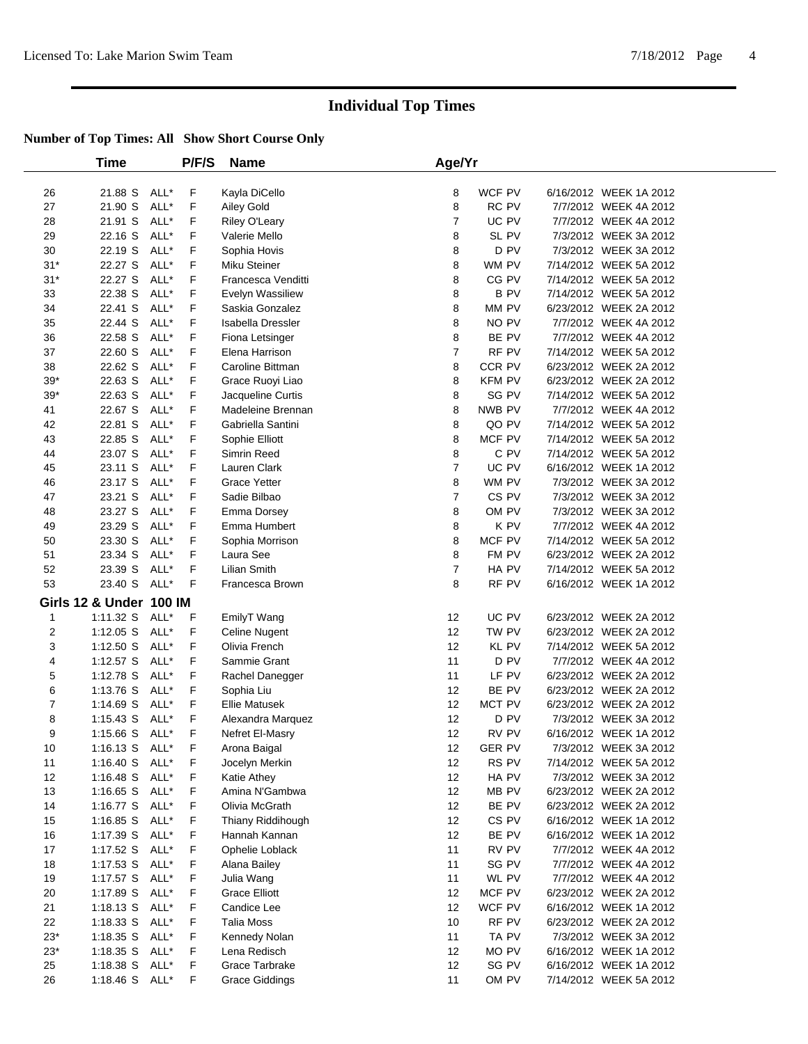# Individual Top Times

**Number of Top Times: All Show Short Course Only**

| | Time | | P/F/S | Name | Age/Yr | | | |
|---|---|---|---|---|---|---|---|---|
| 26 | 21.88 S | ALL* | F | Kayla DiCello | 8 | WCF PV | 6/16/2012 | WEEK 1A 2012 |
| 27 | 21.90 S | ALL* | F | Ailey Gold | 8 | RC PV | 7/7/2012 | WEEK 4A 2012 |
| 28 | 21.91 S | ALL* | F | Riley O'Leary | 7 | UC PV | 7/7/2012 | WEEK 4A 2012 |
| 29 | 22.16 S | ALL* | F | Valerie Mello | 8 | SL PV | 7/3/2012 | WEEK 3A 2012 |
| 30 | 22.19 S | ALL* | F | Sophia Hovis | 8 | D PV | 7/3/2012 | WEEK 3A 2012 |
| 31* | 22.27 S | ALL* | F | Miku Steiner | 8 | WM PV | 7/14/2012 | WEEK 5A 2012 |
| 31* | 22.27 S | ALL* | F | Francesca Venditti | 8 | CG PV | 7/14/2012 | WEEK 5A 2012 |
| 33 | 22.38 S | ALL* | F | Evelyn Wassiliew | 8 | B PV | 7/14/2012 | WEEK 5A 2012 |
| 34 | 22.41 S | ALL* | F | Saskia Gonzalez | 8 | MM PV | 6/23/2012 | WEEK 2A 2012 |
| 35 | 22.44 S | ALL* | F | Isabella Dressler | 8 | NO PV | 7/7/2012 | WEEK 4A 2012 |
| 36 | 22.58 S | ALL* | F | Fiona Letsinger | 8 | BE PV | 7/7/2012 | WEEK 4A 2012 |
| 37 | 22.60 S | ALL* | F | Elena Harrison | 7 | RF PV | 7/14/2012 | WEEK 5A 2012 |
| 38 | 22.62 S | ALL* | F | Caroline Bittman | 8 | CCR PV | 6/23/2012 | WEEK 2A 2012 |
| 39* | 22.63 S | ALL* | F | Grace Ruoyi Liao | 8 | KFM PV | 6/23/2012 | WEEK 2A 2012 |
| 39* | 22.63 S | ALL* | F | Jacqueline Curtis | 8 | SG PV | 7/14/2012 | WEEK 5A 2012 |
| 41 | 22.67 S | ALL* | F | Madeleine Brennan | 8 | NWB PV | 7/7/2012 | WEEK 4A 2012 |
| 42 | 22.81 S | ALL* | F | Gabriella Santini | 8 | QO PV | 7/14/2012 | WEEK 5A 2012 |
| 43 | 22.85 S | ALL* | F | Sophie Elliott | 8 | MCF PV | 7/14/2012 | WEEK 5A 2012 |
| 44 | 23.07 S | ALL* | F | Simrin Reed | 8 | C PV | 7/14/2012 | WEEK 5A 2012 |
| 45 | 23.11 S | ALL* | F | Lauren Clark | 7 | UC PV | 6/16/2012 | WEEK 1A 2012 |
| 46 | 23.17 S | ALL* | F | Grace Yetter | 8 | WM PV | 7/3/2012 | WEEK 3A 2012 |
| 47 | 23.21 S | ALL* | F | Sadie Bilbao | 7 | CS PV | 7/3/2012 | WEEK 3A 2012 |
| 48 | 23.27 S | ALL* | F | Emma Dorsey | 8 | OM PV | 7/3/2012 | WEEK 3A 2012 |
| 49 | 23.29 S | ALL* | F | Emma Humbert | 8 | K PV | 7/7/2012 | WEEK 4A 2012 |
| 50 | 23.30 S | ALL* | F | Sophia Morrison | 8 | MCF PV | 7/14/2012 | WEEK 5A 2012 |
| 51 | 23.34 S | ALL* | F | Laura See | 8 | FM PV | 6/23/2012 | WEEK 2A 2012 |
| 52 | 23.39 S | ALL* | F | Lilian Smith | 7 | HA PV | 7/14/2012 | WEEK 5A 2012 |
| 53 | 23.40 S | ALL* | F | Francesca Brown | 8 | RF PV | 6/16/2012 | WEEK 1A 2012 |

## Girls 12 & Under 100 IM

| | Time | | P/F/S | Name | Age/Yr | | | |
|---|---|---|---|---|---|---|---|---|
| 1 | 1:11.32 S | ALL* | F | EmilyT Wang | 12 | UC PV | 6/23/2012 | WEEK 2A 2012 |
| 2 | 1:12.05 S | ALL* | F | Celine Nugent | 12 | TW PV | 6/23/2012 | WEEK 2A 2012 |
| 3 | 1:12.50 S | ALL* | F | Olivia French | 12 | KL PV | 7/14/2012 | WEEK 5A 2012 |
| 4 | 1:12.57 S | ALL* | F | Sammie Grant | 11 | D PV | 7/7/2012 | WEEK 4A 2012 |
| 5 | 1:12.78 S | ALL* | F | Rachel Danegger | 11 | LF PV | 6/23/2012 | WEEK 2A 2012 |
| 6 | 1:13.76 S | ALL* | F | Sophia Liu | 12 | BE PV | 6/23/2012 | WEEK 2A 2012 |
| 7 | 1:14.69 S | ALL* | F | Ellie Matusek | 12 | MCT PV | 6/23/2012 | WEEK 2A 2012 |
| 8 | 1:15.43 S | ALL* | F | Alexandra Marquez | 12 | D PV | 7/3/2012 | WEEK 3A 2012 |
| 9 | 1:15.66 S | ALL* | F | Nefret El-Masry | 12 | RV PV | 6/16/2012 | WEEK 1A 2012 |
| 10 | 1:16.13 S | ALL* | F | Arona Baigal | 12 | GER PV | 7/3/2012 | WEEK 3A 2012 |
| 11 | 1:16.40 S | ALL* | F | Jocelyn Merkin | 12 | RS PV | 7/14/2012 | WEEK 5A 2012 |
| 12 | 1:16.48 S | ALL* | F | Katie Athey | 12 | HA PV | 7/3/2012 | WEEK 3A 2012 |
| 13 | 1:16.65 S | ALL* | F | Amina N'Gambwa | 12 | MB PV | 6/23/2012 | WEEK 2A 2012 |
| 14 | 1:16.77 S | ALL* | F | Olivia McGrath | 12 | BE PV | 6/23/2012 | WEEK 2A 2012 |
| 15 | 1:16.85 S | ALL* | F | Thiany Riddihough | 12 | CS PV | 6/16/2012 | WEEK 1A 2012 |
| 16 | 1:17.39 S | ALL* | F | Hannah Kannan | 12 | BE PV | 6/16/2012 | WEEK 1A 2012 |
| 17 | 1:17.52 S | ALL* | F | Ophelie Loblack | 11 | RV PV | 7/7/2012 | WEEK 4A 2012 |
| 18 | 1:17.53 S | ALL* | F | Alana Bailey | 11 | SG PV | 7/7/2012 | WEEK 4A 2012 |
| 19 | 1:17.57 S | ALL* | F | Julia Wang | 11 | WL PV | 7/7/2012 | WEEK 4A 2012 |
| 20 | 1:17.89 S | ALL* | F | Grace Elliott | 12 | MCF PV | 6/23/2012 | WEEK 2A 2012 |
| 21 | 1:18.13 S | ALL* | F | Candice Lee | 12 | WCF PV | 6/16/2012 | WEEK 1A 2012 |
| 22 | 1:18.33 S | ALL* | F | Talia Moss | 10 | RF PV | 6/23/2012 | WEEK 2A 2012 |
| 23* | 1:18.35 S | ALL* | F | Kennedy Nolan | 11 | TA PV | 7/3/2012 | WEEK 3A 2012 |
| 23* | 1:18.35 S | ALL* | F | Lena Redisch | 12 | MO PV | 6/16/2012 | WEEK 1A 2012 |
| 25 | 1:18.38 S | ALL* | F | Grace Tarbrake | 12 | SG PV | 6/16/2012 | WEEK 1A 2012 |
| 26 | 1:18.46 S | ALL* | F | Grace Giddings | 11 | OM PV | 7/14/2012 | WEEK 5A 2012 |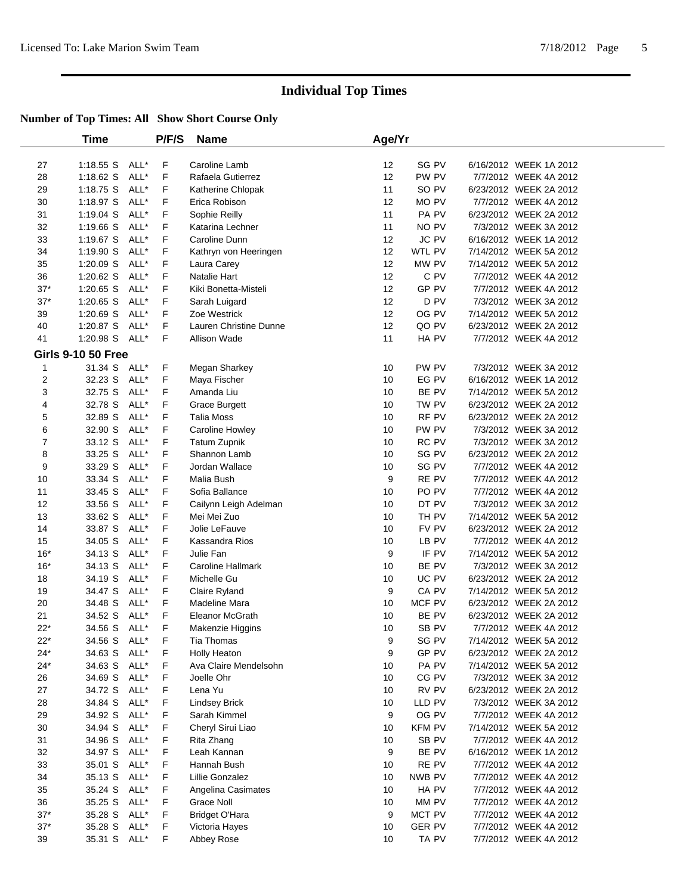# Individual Top Times

**Number of Top Times: All Show Short Course Only**

| | Time | | P/F/S | Name | Age/Yr | | | |
|---|---|---|---|---|---|---|---|---|
| 27 | 1:18.55 S | ALL* | F | Caroline Lamb | 12 | SG PV | 6/16/2012 | WEEK 1A 2012 |
| 28 | 1:18.62 S | ALL* | F | Rafaela Gutierrez | 12 | PW PV | 7/7/2012 | WEEK 4A 2012 |
| 29 | 1:18.75 S | ALL* | F | Katherine Chlopak | 11 | SO PV | 6/23/2012 | WEEK 2A 2012 |
| 30 | 1:18.97 S | ALL* | F | Erica Robison | 12 | MO PV | 7/7/2012 | WEEK 4A 2012 |
| 31 | 1:19.04 S | ALL* | F | Sophie Reilly | 11 | PA PV | 6/23/2012 | WEEK 2A 2012 |
| 32 | 1:19.66 S | ALL* | F | Katarina Lechner | 11 | NO PV | 7/3/2012 | WEEK 3A 2012 |
| 33 | 1:19.67 S | ALL* | F | Caroline Dunn | 12 | JC PV | 6/16/2012 | WEEK 1A 2012 |
| 34 | 1:19.90 S | ALL* | F | Kathryn von Heeringen | 12 | WTL PV | 7/14/2012 | WEEK 5A 2012 |
| 35 | 1:20.09 S | ALL* | F | Laura Carey | 12 | MW PV | 7/14/2012 | WEEK 5A 2012 |
| 36 | 1:20.62 S | ALL* | F | Natalie Hart | 12 | C PV | 7/7/2012 | WEEK 4A 2012 |
| 37* | 1:20.65 S | ALL* | F | Kiki Bonetta-Misteli | 12 | GP PV | 7/7/2012 | WEEK 4A 2012 |
| 37* | 1:20.65 S | ALL* | F | Sarah Luigard | 12 | D PV | 7/3/2012 | WEEK 3A 2012 |
| 39 | 1:20.69 S | ALL* | F | Zoe Westrick | 12 | OG PV | 7/14/2012 | WEEK 5A 2012 |
| 40 | 1:20.87 S | ALL* | F | Lauren Christine Dunne | 12 | QO PV | 6/23/2012 | WEEK 2A 2012 |
| 41 | 1:20.98 S | ALL* | F | Allison Wade | 11 | HA PV | 7/7/2012 | WEEK 4A 2012 |
| **Girls 9-10 50 Free** | | | | | | | | |
| 1 | 31.34 S | ALL* | F | Megan Sharkey | 10 | PW PV | 7/3/2012 | WEEK 3A 2012 |
| 2 | 32.23 S | ALL* | F | Maya Fischer | 10 | EG PV | 6/16/2012 | WEEK 1A 2012 |
| 3 | 32.75 S | ALL* | F | Amanda Liu | 10 | BE PV | 7/14/2012 | WEEK 5A 2012 |
| 4 | 32.78 S | ALL* | F | Grace Burgett | 10 | TW PV | 6/23/2012 | WEEK 2A 2012 |
| 5 | 32.89 S | ALL* | F | Talia Moss | 10 | RF PV | 6/23/2012 | WEEK 2A 2012 |
| 6 | 32.90 S | ALL* | F | Caroline Howley | 10 | PW PV | 7/3/2012 | WEEK 3A 2012 |
| 7 | 33.12 S | ALL* | F | Tatum Zupnik | 10 | RC PV | 7/3/2012 | WEEK 3A 2012 |
| 8 | 33.25 S | ALL* | F | Shannon Lamb | 10 | SG PV | 6/23/2012 | WEEK 2A 2012 |
| 9 | 33.29 S | ALL* | F | Jordan Wallace | 10 | SG PV | 7/7/2012 | WEEK 4A 2012 |
| 10 | 33.34 S | ALL* | F | Malia Bush | 9 | RE PV | 7/7/2012 | WEEK 4A 2012 |
| 11 | 33.45 S | ALL* | F | Sofia Ballance | 10 | PO PV | 7/7/2012 | WEEK 4A 2012 |
| 12 | 33.56 S | ALL* | F | Cailynn Leigh Adelman | 10 | DT PV | 7/3/2012 | WEEK 3A 2012 |
| 13 | 33.62 S | ALL* | F | Mei Mei Zuo | 10 | TH PV | 7/14/2012 | WEEK 5A 2012 |
| 14 | 33.87 S | ALL* | F | Jolie LeFauve | 10 | FV PV | 6/23/2012 | WEEK 2A 2012 |
| 15 | 34.05 S | ALL* | F | Kassandra Rios | 10 | LB PV | 7/7/2012 | WEEK 4A 2012 |
| 16* | 34.13 S | ALL* | F | Julie Fan | 9 | IF PV | 7/14/2012 | WEEK 5A 2012 |
| 16* | 34.13 S | ALL* | F | Caroline Hallmark | 10 | BE PV | 7/3/2012 | WEEK 3A 2012 |
| 18 | 34.19 S | ALL* | F | Michelle Gu | 10 | UC PV | 6/23/2012 | WEEK 2A 2012 |
| 19 | 34.47 S | ALL* | F | Claire Ryland | 9 | CA PV | 7/14/2012 | WEEK 5A 2012 |
| 20 | 34.48 S | ALL* | F | Madeline Mara | 10 | MCF PV | 6/23/2012 | WEEK 2A 2012 |
| 21 | 34.52 S | ALL* | F | Eleanor McGrath | 10 | BE PV | 6/23/2012 | WEEK 2A 2012 |
| 22* | 34.56 S | ALL* | F | Makenzie Higgins | 10 | SB PV | 7/7/2012 | WEEK 4A 2012 |
| 22* | 34.56 S | ALL* | F | Tia Thomas | 9 | SG PV | 7/14/2012 | WEEK 5A 2012 |
| 24* | 34.63 S | ALL* | F | Holly Heaton | 9 | GP PV | 6/23/2012 | WEEK 2A 2012 |
| 24* | 34.63 S | ALL* | F | Ava Claire Mendelsohn | 10 | PA PV | 7/14/2012 | WEEK 5A 2012 |
| 26 | 34.69 S | ALL* | F | Joelle Ohr | 10 | CG PV | 7/3/2012 | WEEK 3A 2012 |
| 27 | 34.72 S | ALL* | F | Lena Yu | 10 | RV PV | 6/23/2012 | WEEK 2A 2012 |
| 28 | 34.84 S | ALL* | F | Lindsey Brick | 10 | LLD PV | 7/3/2012 | WEEK 3A 2012 |
| 29 | 34.92 S | ALL* | F | Sarah Kimmel | 9 | OG PV | 7/7/2012 | WEEK 4A 2012 |
| 30 | 34.94 S | ALL* | F | Cheryl Sirui Liao | 10 | KFM PV | 7/14/2012 | WEEK 5A 2012 |
| 31 | 34.96 S | ALL* | F | Rita Zhang | 10 | SB PV | 7/7/2012 | WEEK 4A 2012 |
| 32 | 34.97 S | ALL* | F | Leah Kannan | 9 | BE PV | 6/16/2012 | WEEK 1A 2012 |
| 33 | 35.01 S | ALL* | F | Hannah Bush | 10 | RE PV | 7/7/2012 | WEEK 4A 2012 |
| 34 | 35.13 S | ALL* | F | Lillie Gonzalez | 10 | NWB PV | 7/7/2012 | WEEK 4A 2012 |
| 35 | 35.24 S | ALL* | F | Angelina Casimates | 10 | HA PV | 7/7/2012 | WEEK 4A 2012 |
| 36 | 35.25 S | ALL* | F | Grace Noll | 10 | MM PV | 7/7/2012 | WEEK 4A 2012 |
| 37* | 35.28 S | ALL* | F | Bridget O'Hara | 9 | MCT PV | 7/7/2012 | WEEK 4A 2012 |
| 37* | 35.28 S | ALL* | F | Victoria Hayes | 10 | GER PV | 7/7/2012 | WEEK 4A 2012 |
| 39 | 35.31 S | ALL* | F | Abbey Rose | 10 | TA PV | 7/7/2012 | WEEK 4A 2012 |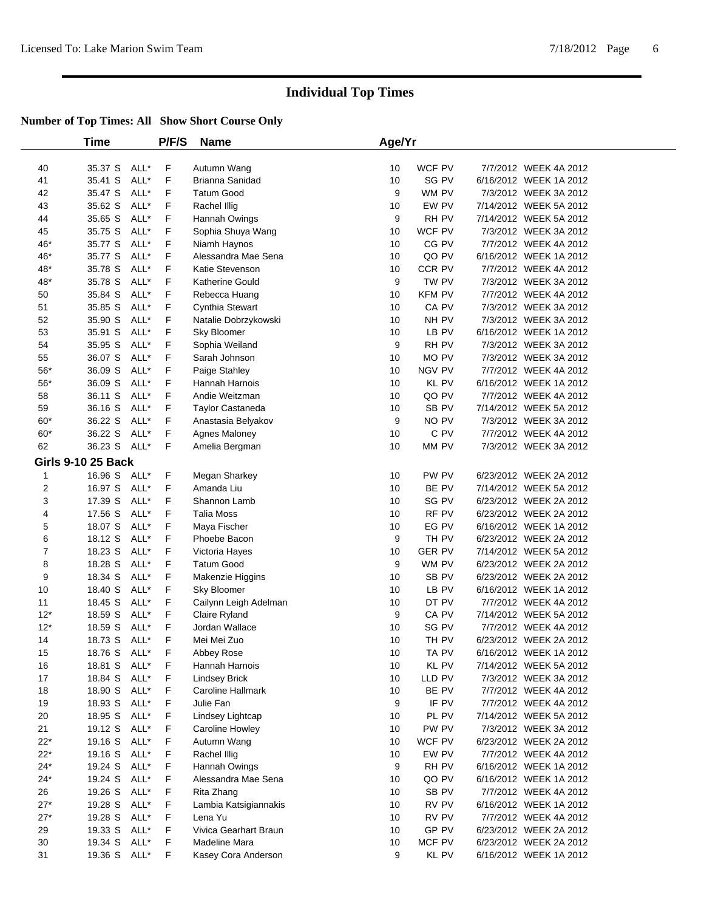# Individual Top Times

**Number of Top Times: All Show Short Course Only**

| | Time | | P/F/S | Name | Age/Yr | | | |
|---|---|---|---|---|---|---|---|---|
| 40 | 35.37 S | ALL* | F | Autumn Wang | 10 | WCF PV | 7/7/2012 | WEEK 4A 2012 |
| 41 | 35.41 S | ALL* | F | Brianna Sanidad | 10 | SG PV | 6/16/2012 | WEEK 1A 2012 |
| 42 | 35.47 S | ALL* | F | Tatum Good | 9 | WM PV | 7/3/2012 | WEEK 3A 2012 |
| 43 | 35.62 S | ALL* | F | Rachel Illig | 10 | EW PV | 7/14/2012 | WEEK 5A 2012 |
| 44 | 35.65 S | ALL* | F | Hannah Owings | 9 | RH PV | 7/14/2012 | WEEK 5A 2012 |
| 45 | 35.75 S | ALL* | F | Sophia Shuya Wang | 10 | WCF PV | 7/3/2012 | WEEK 3A 2012 |
| 46* | 35.77 S | ALL* | F | Niamh Haynos | 10 | CG PV | 7/7/2012 | WEEK 4A 2012 |
| 46* | 35.77 S | ALL* | F | Alessandra Mae Sena | 10 | QO PV | 6/16/2012 | WEEK 1A 2012 |
| 48* | 35.78 S | ALL* | F | Katie Stevenson | 10 | CCR PV | 7/7/2012 | WEEK 4A 2012 |
| 48* | 35.78 S | ALL* | F | Katherine Gould | 9 | TW PV | 7/3/2012 | WEEK 3A 2012 |
| 50 | 35.84 S | ALL* | F | Rebecca Huang | 10 | KFM PV | 7/7/2012 | WEEK 4A 2012 |
| 51 | 35.85 S | ALL* | F | Cynthia Stewart | 10 | CA PV | 7/3/2012 | WEEK 3A 2012 |
| 52 | 35.90 S | ALL* | F | Natalie Dobrzykowski | 10 | NH PV | 7/3/2012 | WEEK 3A 2012 |
| 53 | 35.91 S | ALL* | F | Sky Bloomer | 10 | LB PV | 6/16/2012 | WEEK 1A 2012 |
| 54 | 35.95 S | ALL* | F | Sophia Weiland | 9 | RH PV | 7/3/2012 | WEEK 3A 2012 |
| 55 | 36.07 S | ALL* | F | Sarah Johnson | 10 | MO PV | 7/3/2012 | WEEK 3A 2012 |
| 56* | 36.09 S | ALL* | F | Paige Stahley | 10 | NGV PV | 7/7/2012 | WEEK 4A 2012 |
| 56* | 36.09 S | ALL* | F | Hannah Harnois | 10 | KL PV | 6/16/2012 | WEEK 1A 2012 |
| 58 | 36.11 S | ALL* | F | Andie Weitzman | 10 | QO PV | 7/7/2012 | WEEK 4A 2012 |
| 59 | 36.16 S | ALL* | F | Taylor Castaneda | 10 | SB PV | 7/14/2012 | WEEK 5A 2012 |
| 60* | 36.22 S | ALL* | F | Anastasia Belyakov | 9 | NO PV | 7/3/2012 | WEEK 3A 2012 |
| 60* | 36.22 S | ALL* | F | Agnes Maloney | 10 | C PV | 7/7/2012 | WEEK 4A 2012 |
| 62 | 36.23 S | ALL* | F | Amelia Bergman | 10 | MM PV | 7/3/2012 | WEEK 3A 2012 |
| **Girls 9-10 25 Back** | | | | | | | | |
| 1 | 16.96 S | ALL* | F | Megan Sharkey | 10 | PW PV | 6/23/2012 | WEEK 2A 2012 |
| 2 | 16.97 S | ALL* | F | Amanda Liu | 10 | BE PV | 7/14/2012 | WEEK 5A 2012 |
| 3 | 17.39 S | ALL* | F | Shannon Lamb | 10 | SG PV | 6/23/2012 | WEEK 2A 2012 |
| 4 | 17.56 S | ALL* | F | Talia Moss | 10 | RF PV | 6/23/2012 | WEEK 2A 2012 |
| 5 | 18.07 S | ALL* | F | Maya Fischer | 10 | EG PV | 6/16/2012 | WEEK 1A 2012 |
| 6 | 18.12 S | ALL* | F | Phoebe Bacon | 9 | TH PV | 6/23/2012 | WEEK 2A 2012 |
| 7 | 18.23 S | ALL* | F | Victoria Hayes | 10 | GER PV | 7/14/2012 | WEEK 5A 2012 |
| 8 | 18.28 S | ALL* | F | Tatum Good | 9 | WM PV | 6/23/2012 | WEEK 2A 2012 |
| 9 | 18.34 S | ALL* | F | Makenzie Higgins | 10 | SB PV | 6/23/2012 | WEEK 2A 2012 |
| 10 | 18.40 S | ALL* | F | Sky Bloomer | 10 | LB PV | 6/16/2012 | WEEK 1A 2012 |
| 11 | 18.45 S | ALL* | F | Cailynn Leigh Adelman | 10 | DT PV | 7/7/2012 | WEEK 4A 2012 |
| 12* | 18.59 S | ALL* | F | Claire Ryland | 9 | CA PV | 7/14/2012 | WEEK 5A 2012 |
| 12* | 18.59 S | ALL* | F | Jordan Wallace | 10 | SG PV | 7/7/2012 | WEEK 4A 2012 |
| 14 | 18.73 S | ALL* | F | Mei Mei Zuo | 10 | TH PV | 6/23/2012 | WEEK 2A 2012 |
| 15 | 18.76 S | ALL* | F | Abbey Rose | 10 | TA PV | 6/16/2012 | WEEK 1A 2012 |
| 16 | 18.81 S | ALL* | F | Hannah Harnois | 10 | KL PV | 7/14/2012 | WEEK 5A 2012 |
| 17 | 18.84 S | ALL* | F | Lindsey Brick | 10 | LLD PV | 7/3/2012 | WEEK 3A 2012 |
| 18 | 18.90 S | ALL* | F | Caroline Hallmark | 10 | BE PV | 7/7/2012 | WEEK 4A 2012 |
| 19 | 18.93 S | ALL* | F | Julie Fan | 9 | IF PV | 7/7/2012 | WEEK 4A 2012 |
| 20 | 18.95 S | ALL* | F | Lindsey Lightcap | 10 | PL PV | 7/14/2012 | WEEK 5A 2012 |
| 21 | 19.12 S | ALL* | F | Caroline Howley | 10 | PW PV | 7/3/2012 | WEEK 3A 2012 |
| 22* | 19.16 S | ALL* | F | Autumn Wang | 10 | WCF PV | 6/23/2012 | WEEK 2A 2012 |
| 22* | 19.16 S | ALL* | F | Rachel Illig | 10 | EW PV | 7/7/2012 | WEEK 4A 2012 |
| 24* | 19.24 S | ALL* | F | Hannah Owings | 9 | RH PV | 6/16/2012 | WEEK 1A 2012 |
| 24* | 19.24 S | ALL* | F | Alessandra Mae Sena | 10 | QO PV | 6/16/2012 | WEEK 1A 2012 |
| 26 | 19.26 S | ALL* | F | Rita Zhang | 10 | SB PV | 7/7/2012 | WEEK 4A 2012 |
| 27* | 19.28 S | ALL* | F | Lambia Katsigiannakis | 10 | RV PV | 6/16/2012 | WEEK 1A 2012 |
| 27* | 19.28 S | ALL* | F | Lena Yu | 10 | RV PV | 7/7/2012 | WEEK 4A 2012 |
| 29 | 19.33 S | ALL* | F | Vivica Gearhart Braun | 10 | GP PV | 6/23/2012 | WEEK 2A 2012 |
| 30 | 19.34 S | ALL* | F | Madeline Mara | 10 | MCF PV | 6/23/2012 | WEEK 2A 2012 |
| 31 | 19.36 S | ALL* | F | Kasey Cora Anderson | 9 | KL PV | 6/16/2012 | WEEK 1A 2012 |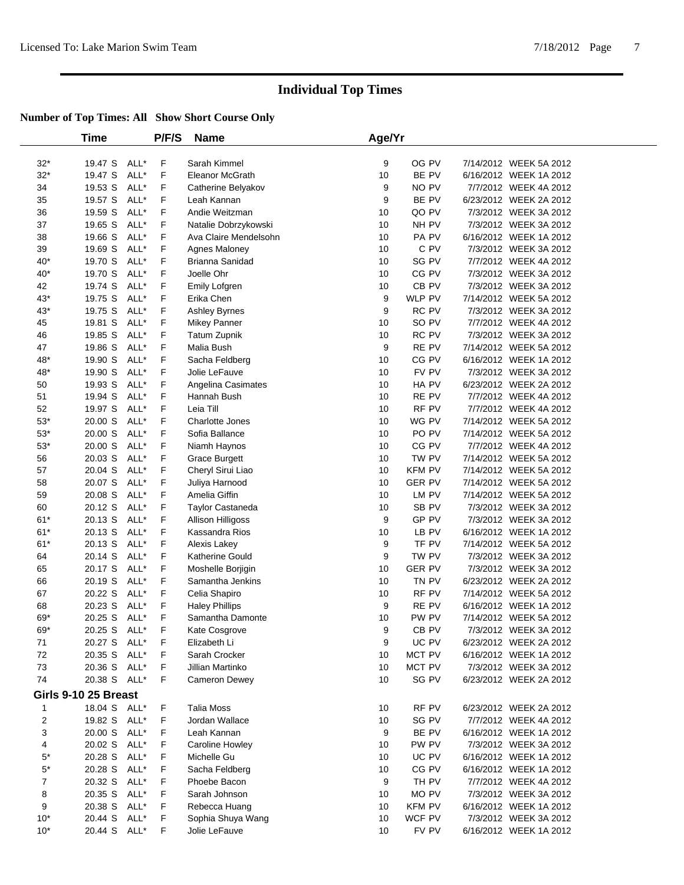# Individual Top Times

## Number of Top Times: All   Show Short Course Only

| | Time | | P/F/S | Name | Age/Yr | | | |
|---|---|---|---|---|---|---|---|---|
| 32* | 19.47 S | ALL* | F | Sarah Kimmel | 9 | OG PV | 7/14/2012 | WEEK 5A 2012 |
| 32* | 19.47 S | ALL* | F | Eleanor McGrath | 10 | BE PV | 6/16/2012 | WEEK 1A 2012 |
| 34 | 19.53 S | ALL* | F | Catherine Belyakov | 9 | NO PV | 7/7/2012 | WEEK 4A 2012 |
| 35 | 19.57 S | ALL* | F | Leah Kannan | 9 | BE PV | 6/23/2012 | WEEK 2A 2012 |
| 36 | 19.59 S | ALL* | F | Andie Weitzman | 10 | QO PV | 7/3/2012 | WEEK 3A 2012 |
| 37 | 19.65 S | ALL* | F | Natalie Dobrzykowski | 10 | NH PV | 7/3/2012 | WEEK 3A 2012 |
| 38 | 19.66 S | ALL* | F | Ava Claire Mendelsohn | 10 | PA PV | 6/16/2012 | WEEK 1A 2012 |
| 39 | 19.69 S | ALL* | F | Agnes Maloney | 10 | C PV | 7/3/2012 | WEEK 3A 2012 |
| 40* | 19.70 S | ALL* | F | Brianna Sanidad | 10 | SG PV | 7/7/2012 | WEEK 4A 2012 |
| 40* | 19.70 S | ALL* | F | Joelle Ohr | 10 | CG PV | 7/3/2012 | WEEK 3A 2012 |
| 42 | 19.74 S | ALL* | F | Emily Lofgren | 10 | CB PV | 7/3/2012 | WEEK 3A 2012 |
| 43* | 19.75 S | ALL* | F | Erika Chen | 9 | WLP PV | 7/14/2012 | WEEK 5A 2012 |
| 43* | 19.75 S | ALL* | F | Ashley Byrnes | 9 | RC PV | 7/3/2012 | WEEK 3A 2012 |
| 45 | 19.81 S | ALL* | F | Mikey Panner | 10 | SO PV | 7/7/2012 | WEEK 4A 2012 |
| 46 | 19.85 S | ALL* | F | Tatum Zupnik | 10 | RC PV | 7/3/2012 | WEEK 3A 2012 |
| 47 | 19.86 S | ALL* | F | Malia Bush | 9 | RE PV | 7/14/2012 | WEEK 5A 2012 |
| 48* | 19.90 S | ALL* | F | Sacha Feldberg | 10 | CG PV | 6/16/2012 | WEEK 1A 2012 |
| 48* | 19.90 S | ALL* | F | Jolie LeFauve | 10 | FV PV | 7/3/2012 | WEEK 3A 2012 |
| 50 | 19.93 S | ALL* | F | Angelina Casimates | 10 | HA PV | 6/23/2012 | WEEK 2A 2012 |
| 51 | 19.94 S | ALL* | F | Hannah Bush | 10 | RE PV | 7/7/2012 | WEEK 4A 2012 |
| 52 | 19.97 S | ALL* | F | Leia Till | 10 | RF PV | 7/7/2012 | WEEK 4A 2012 |
| 53* | 20.00 S | ALL* | F | Charlotte Jones | 10 | WG PV | 7/14/2012 | WEEK 5A 2012 |
| 53* | 20.00 S | ALL* | F | Sofia Ballance | 10 | PO PV | 7/14/2012 | WEEK 5A 2012 |
| 53* | 20.00 S | ALL* | F | Niamh Haynos | 10 | CG PV | 7/7/2012 | WEEK 4A 2012 |
| 56 | 20.03 S | ALL* | F | Grace Burgett | 10 | TW PV | 7/14/2012 | WEEK 5A 2012 |
| 57 | 20.04 S | ALL* | F | Cheryl Sirui Liao | 10 | KFM PV | 7/14/2012 | WEEK 5A 2012 |
| 58 | 20.07 S | ALL* | F | Juliya Harnood | 10 | GER PV | 7/14/2012 | WEEK 5A 2012 |
| 59 | 20.08 S | ALL* | F | Amelia Giffin | 10 | LM PV | 7/14/2012 | WEEK 5A 2012 |
| 60 | 20.12 S | ALL* | F | Taylor Castaneda | 10 | SB PV | 7/3/2012 | WEEK 3A 2012 |
| 61* | 20.13 S | ALL* | F | Allison Hilligoss | 9 | GP PV | 7/3/2012 | WEEK 3A 2012 |
| 61* | 20.13 S | ALL* | F | Kassandra Rios | 10 | LB PV | 6/16/2012 | WEEK 1A 2012 |
| 61* | 20.13 S | ALL* | F | Alexis Lakey | 9 | TF PV | 7/14/2012 | WEEK 5A 2012 |
| 64 | 20.14 S | ALL* | F | Katherine Gould | 9 | TW PV | 7/3/2012 | WEEK 3A 2012 |
| 65 | 20.17 S | ALL* | F | Moshelle Borjigin | 10 | GER PV | 7/3/2012 | WEEK 3A 2012 |
| 66 | 20.19 S | ALL* | F | Samantha Jenkins | 10 | TN PV | 6/23/2012 | WEEK 2A 2012 |
| 67 | 20.22 S | ALL* | F | Celia Shapiro | 10 | RF PV | 7/14/2012 | WEEK 5A 2012 |
| 68 | 20.23 S | ALL* | F | Haley Phillips | 9 | RE PV | 6/16/2012 | WEEK 1A 2012 |
| 69* | 20.25 S | ALL* | F | Samantha Damonte | 10 | PW PV | 7/14/2012 | WEEK 5A 2012 |
| 69* | 20.25 S | ALL* | F | Kate Cosgrove | 9 | CB PV | 7/3/2012 | WEEK 3A 2012 |
| 71 | 20.27 S | ALL* | F | Elizabeth Li | 9 | UC PV | 6/23/2012 | WEEK 2A 2012 |
| 72 | 20.35 S | ALL* | F | Sarah Crocker | 10 | MCT PV | 6/16/2012 | WEEK 1A 2012 |
| 73 | 20.36 S | ALL* | F | Jillian Martinko | 10 | MCT PV | 7/3/2012 | WEEK 3A 2012 |
| 74 | 20.38 S | ALL* | F | Cameron Dewey | 10 | SG PV | 6/23/2012 | WEEK 2A 2012 |
| **Girls 9-10 25 Breast** | | | | | | | | |
| 1 | 18.04 S | ALL* | F | Talia Moss | 10 | RF PV | 6/23/2012 | WEEK 2A 2012 |
| 2 | 19.82 S | ALL* | F | Jordan Wallace | 10 | SG PV | 7/7/2012 | WEEK 4A 2012 |
| 3 | 20.00 S | ALL* | F | Leah Kannan | 9 | BE PV | 6/16/2012 | WEEK 1A 2012 |
| 4 | 20.02 S | ALL* | F | Caroline Howley | 10 | PW PV | 7/3/2012 | WEEK 3A 2012 |
| 5* | 20.28 S | ALL* | F | Michelle Gu | 10 | UC PV | 6/16/2012 | WEEK 1A 2012 |
| 5* | 20.28 S | ALL* | F | Sacha Feldberg | 10 | CG PV | 6/16/2012 | WEEK 1A 2012 |
| 7 | 20.32 S | ALL* | F | Phoebe Bacon | 9 | TH PV | 7/7/2012 | WEEK 4A 2012 |
| 8 | 20.35 S | ALL* | F | Sarah Johnson | 10 | MO PV | 7/3/2012 | WEEK 3A 2012 |
| 9 | 20.38 S | ALL* | F | Rebecca Huang | 10 | KFM PV | 6/16/2012 | WEEK 1A 2012 |
| 10* | 20.44 S | ALL* | F | Sophia Shuya Wang | 10 | WCF PV | 7/3/2012 | WEEK 3A 2012 |
| 10* | 20.44 S | ALL* | F | Jolie LeFauve | 10 | FV PV | 6/16/2012 | WEEK 1A 2012 |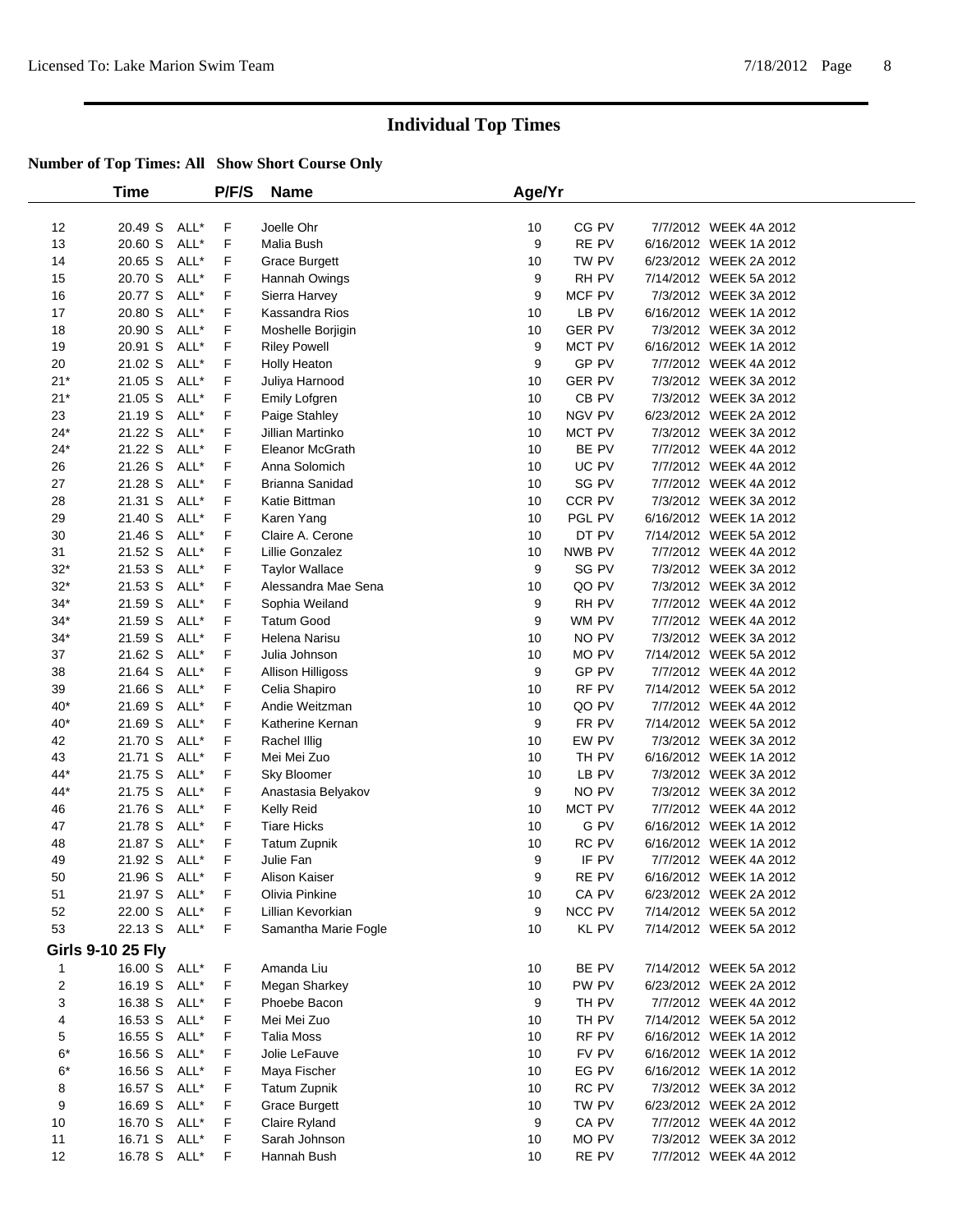# Individual Top Times

**Number of Top Times: All Show Short Course Only**

| | Time | | P/F/S | Name | Age/Yr | | | |
|---|---|---|---|---|---|---|---|---|
| 12 | 20.49 S | ALL* | F | Joelle Ohr | 10 | CG PV | 7/7/2012 | WEEK 4A 2012 |
| 13 | 20.60 S | ALL* | F | Malia Bush | 9 | RE PV | 6/16/2012 | WEEK 1A 2012 |
| 14 | 20.65 S | ALL* | F | Grace Burgett | 10 | TW PV | 6/23/2012 | WEEK 2A 2012 |
| 15 | 20.70 S | ALL* | F | Hannah Owings | 9 | RH PV | 7/14/2012 | WEEK 5A 2012 |
| 16 | 20.77 S | ALL* | F | Sierra Harvey | 9 | MCF PV | 7/3/2012 | WEEK 3A 2012 |
| 17 | 20.80 S | ALL* | F | Kassandra Rios | 10 | LB PV | 6/16/2012 | WEEK 1A 2012 |
| 18 | 20.90 S | ALL* | F | Moshelle Borjigin | 10 | GER PV | 7/3/2012 | WEEK 3A 2012 |
| 19 | 20.91 S | ALL* | F | Riley Powell | 9 | MCT PV | 6/16/2012 | WEEK 1A 2012 |
| 20 | 21.02 S | ALL* | F | Holly Heaton | 9 | GP PV | 7/7/2012 | WEEK 4A 2012 |
| 21* | 21.05 S | ALL* | F | Juliya Harnood | 10 | GER PV | 7/3/2012 | WEEK 3A 2012 |
| 21* | 21.05 S | ALL* | F | Emily Lofgren | 10 | CB PV | 7/3/2012 | WEEK 3A 2012 |
| 23 | 21.19 S | ALL* | F | Paige Stahley | 10 | NGV PV | 6/23/2012 | WEEK 2A 2012 |
| 24* | 21.22 S | ALL* | F | Jillian Martinko | 10 | MCT PV | 7/3/2012 | WEEK 3A 2012 |
| 24* | 21.22 S | ALL* | F | Eleanor McGrath | 10 | BE PV | 7/7/2012 | WEEK 4A 2012 |
| 26 | 21.26 S | ALL* | F | Anna Solomich | 10 | UC PV | 7/7/2012 | WEEK 4A 2012 |
| 27 | 21.28 S | ALL* | F | Brianna Sanidad | 10 | SG PV | 7/7/2012 | WEEK 4A 2012 |
| 28 | 21.31 S | ALL* | F | Katie Bittman | 10 | CCR PV | 7/3/2012 | WEEK 3A 2012 |
| 29 | 21.40 S | ALL* | F | Karen Yang | 10 | PGL PV | 6/16/2012 | WEEK 1A 2012 |
| 30 | 21.46 S | ALL* | F | Claire A. Cerone | 10 | DT PV | 7/14/2012 | WEEK 5A 2012 |
| 31 | 21.52 S | ALL* | F | Lillie Gonzalez | 10 | NWB PV | 7/7/2012 | WEEK 4A 2012 |
| 32* | 21.53 S | ALL* | F | Taylor Wallace | 9 | SG PV | 7/3/2012 | WEEK 3A 2012 |
| 32* | 21.53 S | ALL* | F | Alessandra Mae Sena | 10 | QO PV | 7/3/2012 | WEEK 3A 2012 |
| 34* | 21.59 S | ALL* | F | Sophia Weiland | 9 | RH PV | 7/7/2012 | WEEK 4A 2012 |
| 34* | 21.59 S | ALL* | F | Tatum Good | 9 | WM PV | 7/7/2012 | WEEK 4A 2012 |
| 34* | 21.59 S | ALL* | F | Helena Narisu | 10 | NO PV | 7/3/2012 | WEEK 3A 2012 |
| 37 | 21.62 S | ALL* | F | Julia Johnson | 10 | MO PV | 7/14/2012 | WEEK 5A 2012 |
| 38 | 21.64 S | ALL* | F | Allison Hilligoss | 9 | GP PV | 7/7/2012 | WEEK 4A 2012 |
| 39 | 21.66 S | ALL* | F | Celia Shapiro | 10 | RF PV | 7/14/2012 | WEEK 5A 2012 |
| 40* | 21.69 S | ALL* | F | Andie Weitzman | 10 | QO PV | 7/7/2012 | WEEK 4A 2012 |
| 40* | 21.69 S | ALL* | F | Katherine Kernan | 9 | FR PV | 7/14/2012 | WEEK 5A 2012 |
| 42 | 21.70 S | ALL* | F | Rachel Illig | 10 | EW PV | 7/3/2012 | WEEK 3A 2012 |
| 43 | 21.71 S | ALL* | F | Mei Mei Zuo | 10 | TH PV | 6/16/2012 | WEEK 1A 2012 |
| 44* | 21.75 S | ALL* | F | Sky Bloomer | 10 | LB PV | 7/3/2012 | WEEK 3A 2012 |
| 44* | 21.75 S | ALL* | F | Anastasia Belyakov | 9 | NO PV | 7/3/2012 | WEEK 3A 2012 |
| 46 | 21.76 S | ALL* | F | Kelly Reid | 10 | MCT PV | 7/7/2012 | WEEK 4A 2012 |
| 47 | 21.78 S | ALL* | F | Tiare Hicks | 10 | G PV | 6/16/2012 | WEEK 1A 2012 |
| 48 | 21.87 S | ALL* | F | Tatum Zupnik | 10 | RC PV | 6/16/2012 | WEEK 1A 2012 |
| 49 | 21.92 S | ALL* | F | Julie Fan | 9 | IF PV | 7/7/2012 | WEEK 4A 2012 |
| 50 | 21.96 S | ALL* | F | Alison Kaiser | 9 | RE PV | 6/16/2012 | WEEK 1A 2012 |
| 51 | 21.97 S | ALL* | F | Olivia Pinkine | 10 | CA PV | 6/23/2012 | WEEK 2A 2012 |
| 52 | 22.00 S | ALL* | F | Lillian Kevorkian | 9 | NCC PV | 7/14/2012 | WEEK 5A 2012 |
| 53 | 22.13 S | ALL* | F | Samantha Marie Fogle | 10 | KL PV | 7/14/2012 | WEEK 5A 2012 |
| **Girls 9-10 25 Fly** | | | | | | | | |
| 1 | 16.00 S | ALL* | F | Amanda Liu | 10 | BE PV | 7/14/2012 | WEEK 5A 2012 |
| 2 | 16.19 S | ALL* | F | Megan Sharkey | 10 | PW PV | 6/23/2012 | WEEK 2A 2012 |
| 3 | 16.38 S | ALL* | F | Phoebe Bacon | 9 | TH PV | 7/7/2012 | WEEK 4A 2012 |
| 4 | 16.53 S | ALL* | F | Mei Mei Zuo | 10 | TH PV | 7/14/2012 | WEEK 5A 2012 |
| 5 | 16.55 S | ALL* | F | Talia Moss | 10 | RF PV | 6/16/2012 | WEEK 1A 2012 |
| 6* | 16.56 S | ALL* | F | Jolie LeFauve | 10 | FV PV | 6/16/2012 | WEEK 1A 2012 |
| 6* | 16.56 S | ALL* | F | Maya Fischer | 10 | EG PV | 6/16/2012 | WEEK 1A 2012 |
| 8 | 16.57 S | ALL* | F | Tatum Zupnik | 10 | RC PV | 7/3/2012 | WEEK 3A 2012 |
| 9 | 16.69 S | ALL* | F | Grace Burgett | 10 | TW PV | 6/23/2012 | WEEK 2A 2012 |
| 10 | 16.70 S | ALL* | F | Claire Ryland | 9 | CA PV | 7/7/2012 | WEEK 4A 2012 |
| 11 | 16.71 S | ALL* | F | Sarah Johnson | 10 | MO PV | 7/3/2012 | WEEK 3A 2012 |
| 12 | 16.78 S | ALL* | F | Hannah Bush | 10 | RE PV | 7/7/2012 | WEEK 4A 2012 |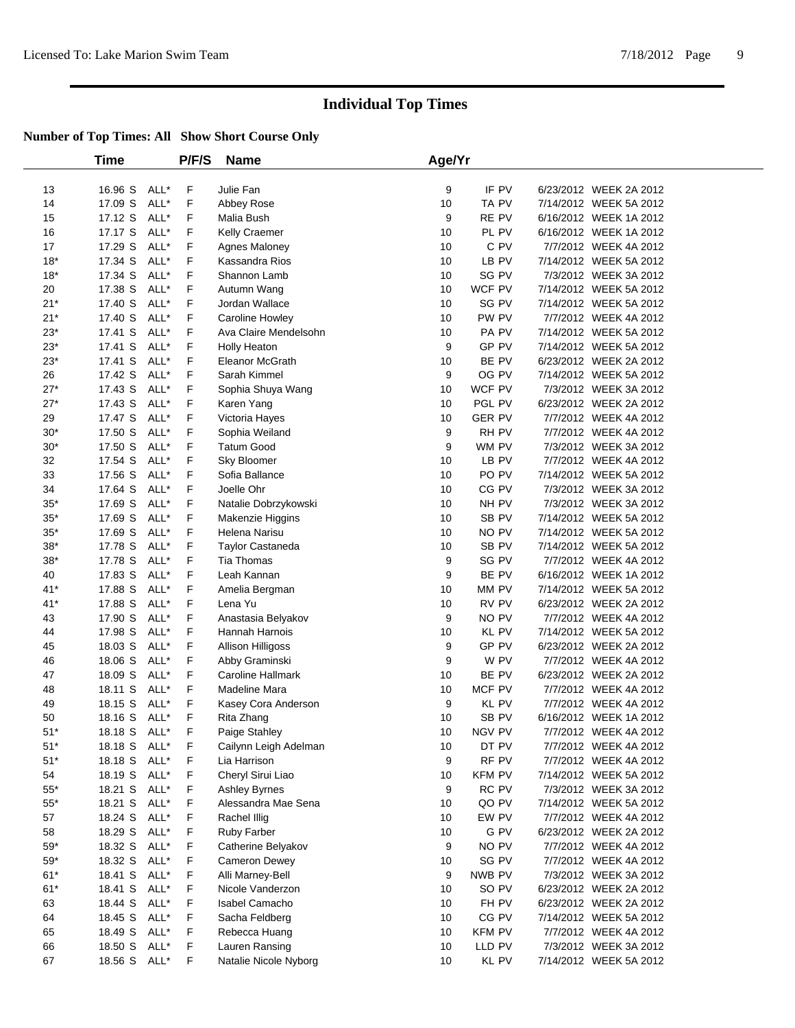# Individual Top Times

**Number of Top Times: All Show Short Course Only**

| | Time | | P/F/S | Name | Age/Yr | | | |
|---|---|---|---|---|---|---|---|---|
| 13 | 16.96 S | ALL* | F | Julie Fan | 9 | IF PV | 6/23/2012 | WEEK 2A 2012 |
| 14 | 17.09 S | ALL* | F | Abbey Rose | 10 | TA PV | 7/14/2012 | WEEK 5A 2012 |
| 15 | 17.12 S | ALL* | F | Malia Bush | 9 | RE PV | 6/16/2012 | WEEK 1A 2012 |
| 16 | 17.17 S | ALL* | F | Kelly Craemer | 10 | PL PV | 6/16/2012 | WEEK 1A 2012 |
| 17 | 17.29 S | ALL* | F | Agnes Maloney | 10 | C PV | 7/7/2012 | WEEK 4A 2012 |
| 18* | 17.34 S | ALL* | F | Kassandra Rios | 10 | LB PV | 7/14/2012 | WEEK 5A 2012 |
| 18* | 17.34 S | ALL* | F | Shannon Lamb | 10 | SG PV | 7/3/2012 | WEEK 3A 2012 |
| 20 | 17.38 S | ALL* | F | Autumn Wang | 10 | WCF PV | 7/14/2012 | WEEK 5A 2012 |
| 21* | 17.40 S | ALL* | F | Jordan Wallace | 10 | SG PV | 7/14/2012 | WEEK 5A 2012 |
| 21* | 17.40 S | ALL* | F | Caroline Howley | 10 | PW PV | 7/7/2012 | WEEK 4A 2012 |
| 23* | 17.41 S | ALL* | F | Ava Claire Mendelsohn | 10 | PA PV | 7/14/2012 | WEEK 5A 2012 |
| 23* | 17.41 S | ALL* | F | Holly Heaton | 9 | GP PV | 7/14/2012 | WEEK 5A 2012 |
| 23* | 17.41 S | ALL* | F | Eleanor McGrath | 10 | BE PV | 6/23/2012 | WEEK 2A 2012 |
| 26 | 17.42 S | ALL* | F | Sarah Kimmel | 9 | OG PV | 7/14/2012 | WEEK 5A 2012 |
| 27* | 17.43 S | ALL* | F | Sophia Shuya Wang | 10 | WCF PV | 7/3/2012 | WEEK 3A 2012 |
| 27* | 17.43 S | ALL* | F | Karen Yang | 10 | PGL PV | 6/23/2012 | WEEK 2A 2012 |
| 29 | 17.47 S | ALL* | F | Victoria Hayes | 10 | GER PV | 7/7/2012 | WEEK 4A 2012 |
| 30* | 17.50 S | ALL* | F | Sophia Weiland | 9 | RH PV | 7/7/2012 | WEEK 4A 2012 |
| 30* | 17.50 S | ALL* | F | Tatum Good | 9 | WM PV | 7/3/2012 | WEEK 3A 2012 |
| 32 | 17.54 S | ALL* | F | Sky Bloomer | 10 | LB PV | 7/7/2012 | WEEK 4A 2012 |
| 33 | 17.56 S | ALL* | F | Sofia Ballance | 10 | PO PV | 7/14/2012 | WEEK 5A 2012 |
| 34 | 17.64 S | ALL* | F | Joelle Ohr | 10 | CG PV | 7/3/2012 | WEEK 3A 2012 |
| 35* | 17.69 S | ALL* | F | Natalie Dobrzykowski | 10 | NH PV | 7/3/2012 | WEEK 3A 2012 |
| 35* | 17.69 S | ALL* | F | Makenzie Higgins | 10 | SB PV | 7/14/2012 | WEEK 5A 2012 |
| 35* | 17.69 S | ALL* | F | Helena Narisu | 10 | NO PV | 7/14/2012 | WEEK 5A 2012 |
| 38* | 17.78 S | ALL* | F | Taylor Castaneda | 10 | SB PV | 7/14/2012 | WEEK 5A 2012 |
| 38* | 17.78 S | ALL* | F | Tia Thomas | 9 | SG PV | 7/7/2012 | WEEK 4A 2012 |
| 40 | 17.83 S | ALL* | F | Leah Kannan | 9 | BE PV | 6/16/2012 | WEEK 1A 2012 |
| 41* | 17.88 S | ALL* | F | Amelia Bergman | 10 | MM PV | 7/14/2012 | WEEK 5A 2012 |
| 41* | 17.88 S | ALL* | F | Lena Yu | 10 | RV PV | 6/23/2012 | WEEK 2A 2012 |
| 43 | 17.90 S | ALL* | F | Anastasia Belyakov | 9 | NO PV | 7/7/2012 | WEEK 4A 2012 |
| 44 | 17.98 S | ALL* | F | Hannah Harnois | 10 | KL PV | 7/14/2012 | WEEK 5A 2012 |
| 45 | 18.03 S | ALL* | F | Allison Hilligoss | 9 | GP PV | 6/23/2012 | WEEK 2A 2012 |
| 46 | 18.06 S | ALL* | F | Abby Graminski | 9 | W PV | 7/7/2012 | WEEK 4A 2012 |
| 47 | 18.09 S | ALL* | F | Caroline Hallmark | 10 | BE PV | 6/23/2012 | WEEK 2A 2012 |
| 48 | 18.11 S | ALL* | F | Madeline Mara | 10 | MCF PV | 7/7/2012 | WEEK 4A 2012 |
| 49 | 18.15 S | ALL* | F | Kasey Cora Anderson | 9 | KL PV | 7/7/2012 | WEEK 4A 2012 |
| 50 | 18.16 S | ALL* | F | Rita Zhang | 10 | SB PV | 6/16/2012 | WEEK 1A 2012 |
| 51* | 18.18 S | ALL* | F | Paige Stahley | 10 | NGV PV | 7/7/2012 | WEEK 4A 2012 |
| 51* | 18.18 S | ALL* | F | Cailynn Leigh Adelman | 10 | DT PV | 7/7/2012 | WEEK 4A 2012 |
| 51* | 18.18 S | ALL* | F | Lia Harrison | 9 | RF PV | 7/7/2012 | WEEK 4A 2012 |
| 54 | 18.19 S | ALL* | F | Cheryl Sirui Liao | 10 | KFM PV | 7/14/2012 | WEEK 5A 2012 |
| 55* | 18.21 S | ALL* | F | Ashley Byrnes | 9 | RC PV | 7/3/2012 | WEEK 3A 2012 |
| 55* | 18.21 S | ALL* | F | Alessandra Mae Sena | 10 | QO PV | 7/14/2012 | WEEK 5A 2012 |
| 57 | 18.24 S | ALL* | F | Rachel Illig | 10 | EW PV | 7/7/2012 | WEEK 4A 2012 |
| 58 | 18.29 S | ALL* | F | Ruby Farber | 10 | G PV | 6/23/2012 | WEEK 2A 2012 |
| 59* | 18.32 S | ALL* | F | Catherine Belyakov | 9 | NO PV | 7/7/2012 | WEEK 4A 2012 |
| 59* | 18.32 S | ALL* | F | Cameron Dewey | 10 | SG PV | 7/7/2012 | WEEK 4A 2012 |
| 61* | 18.41 S | ALL* | F | Alli Marney-Bell | 9 | NWB PV | 7/3/2012 | WEEK 3A 2012 |
| 61* | 18.41 S | ALL* | F | Nicole Vanderzon | 10 | SO PV | 6/23/2012 | WEEK 2A 2012 |
| 63 | 18.44 S | ALL* | F | Isabel Camacho | 10 | FH PV | 6/23/2012 | WEEK 2A 2012 |
| 64 | 18.45 S | ALL* | F | Sacha Feldberg | 10 | CG PV | 7/14/2012 | WEEK 5A 2012 |
| 65 | 18.49 S | ALL* | F | Rebecca Huang | 10 | KFM PV | 7/7/2012 | WEEK 4A 2012 |
| 66 | 18.50 S | ALL* | F | Lauren Ransing | 10 | LLD PV | 7/3/2012 | WEEK 3A 2012 |
| 67 | 18.56 S | ALL* | F | Natalie Nicole Nyborg | 10 | KL PV | 7/14/2012 | WEEK 5A 2012 |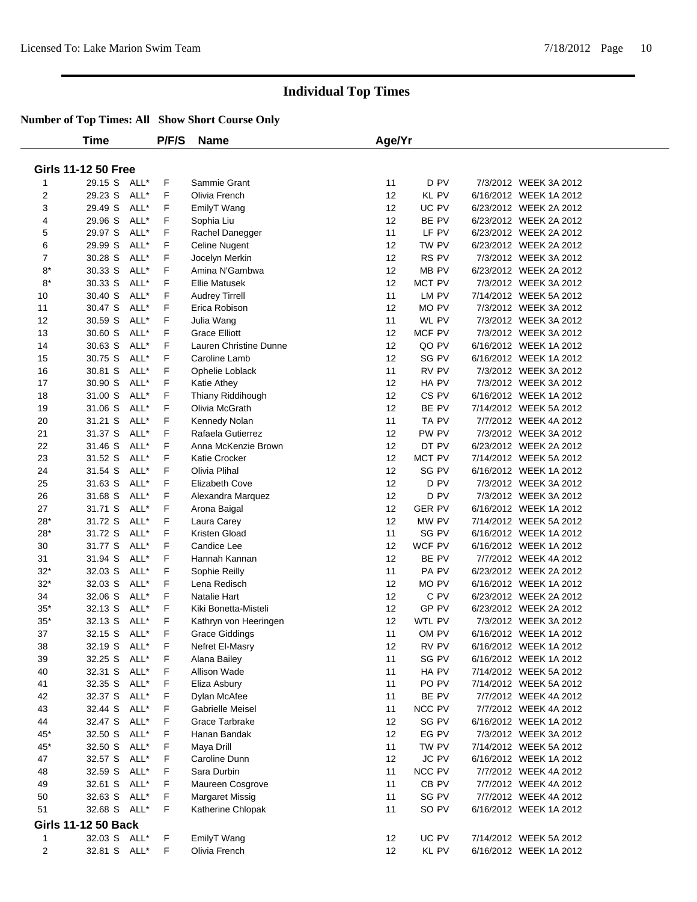# Individual Top Times

**Number of Top Times: All Show Short Course Only**

| | Time | | P/F/S | Name | Age/Yr | | | |
|---|---|---|---|---|---|---|---|---|
| **Girls 11-12 50 Free** | | | | | | | | |
| 1 | 29.15 S | ALL* | F | Sammie Grant | 11 | D PV | 7/3/2012 | WEEK 3A 2012 |
| 2 | 29.23 S | ALL* | F | Olivia French | 12 | KL PV | 6/16/2012 | WEEK 1A 2012 |
| 3 | 29.49 S | ALL* | F | EmilyT Wang | 12 | UC PV | 6/23/2012 | WEEK 2A 2012 |
| 4 | 29.96 S | ALL* | F | Sophia Liu | 12 | BE PV | 6/23/2012 | WEEK 2A 2012 |
| 5 | 29.97 S | ALL* | F | Rachel Danegger | 11 | LF PV | 6/23/2012 | WEEK 2A 2012 |
| 6 | 29.99 S | ALL* | F | Celine Nugent | 12 | TW PV | 6/23/2012 | WEEK 2A 2012 |
| 7 | 30.28 S | ALL* | F | Jocelyn Merkin | 12 | RS PV | 7/3/2012 | WEEK 3A 2012 |
| 8* | 30.33 S | ALL* | F | Amina N'Gambwa | 12 | MB PV | 6/23/2012 | WEEK 2A 2012 |
| 8* | 30.33 S | ALL* | F | Ellie Matusek | 12 | MCT PV | 7/3/2012 | WEEK 3A 2012 |
| 10 | 30.40 S | ALL* | F | Audrey Tirrell | 11 | LM PV | 7/14/2012 | WEEK 5A 2012 |
| 11 | 30.47 S | ALL* | F | Erica Robison | 12 | MO PV | 7/3/2012 | WEEK 3A 2012 |
| 12 | 30.59 S | ALL* | F | Julia Wang | 11 | WL PV | 7/3/2012 | WEEK 3A 2012 |
| 13 | 30.60 S | ALL* | F | Grace Elliott | 12 | MCF PV | 7/3/2012 | WEEK 3A 2012 |
| 14 | 30.63 S | ALL* | F | Lauren Christine Dunne | 12 | QO PV | 6/16/2012 | WEEK 1A 2012 |
| 15 | 30.75 S | ALL* | F | Caroline Lamb | 12 | SG PV | 6/16/2012 | WEEK 1A 2012 |
| 16 | 30.81 S | ALL* | F | Ophelie Loblack | 11 | RV PV | 7/3/2012 | WEEK 3A 2012 |
| 17 | 30.90 S | ALL* | F | Katie Athey | 12 | HA PV | 7/3/2012 | WEEK 3A 2012 |
| 18 | 31.00 S | ALL* | F | Thiany Riddihough | 12 | CS PV | 6/16/2012 | WEEK 1A 2012 |
| 19 | 31.06 S | ALL* | F | Olivia McGrath | 12 | BE PV | 7/14/2012 | WEEK 5A 2012 |
| 20 | 31.21 S | ALL* | F | Kennedy Nolan | 11 | TA PV | 7/7/2012 | WEEK 4A 2012 |
| 21 | 31.37 S | ALL* | F | Rafaela Gutierrez | 12 | PW PV | 7/3/2012 | WEEK 3A 2012 |
| 22 | 31.46 S | ALL* | F | Anna McKenzie Brown | 12 | DT PV | 6/23/2012 | WEEK 2A 2012 |
| 23 | 31.52 S | ALL* | F | Katie Crocker | 12 | MCT PV | 7/14/2012 | WEEK 5A 2012 |
| 24 | 31.54 S | ALL* | F | Olivia Plihal | 12 | SG PV | 6/16/2012 | WEEK 1A 2012 |
| 25 | 31.63 S | ALL* | F | Elizabeth Cove | 12 | D PV | 7/3/2012 | WEEK 3A 2012 |
| 26 | 31.68 S | ALL* | F | Alexandra Marquez | 12 | D PV | 7/3/2012 | WEEK 3A 2012 |
| 27 | 31.71 S | ALL* | F | Arona Baigal | 12 | GER PV | 6/16/2012 | WEEK 1A 2012 |
| 28* | 31.72 S | ALL* | F | Laura Carey | 12 | MW PV | 7/14/2012 | WEEK 5A 2012 |
| 28* | 31.72 S | ALL* | F | Kristen Gload | 11 | SG PV | 6/16/2012 | WEEK 1A 2012 |
| 30 | 31.77 S | ALL* | F | Candice Lee | 12 | WCF PV | 6/16/2012 | WEEK 1A 2012 |
| 31 | 31.94 S | ALL* | F | Hannah Kannan | 12 | BE PV | 7/7/2012 | WEEK 4A 2012 |
| 32* | 32.03 S | ALL* | F | Sophie Reilly | 11 | PA PV | 6/23/2012 | WEEK 2A 2012 |
| 32* | 32.03 S | ALL* | F | Lena Redisch | 12 | MO PV | 6/16/2012 | WEEK 1A 2012 |
| 34 | 32.06 S | ALL* | F | Natalie Hart | 12 | C PV | 6/23/2012 | WEEK 2A 2012 |
| 35* | 32.13 S | ALL* | F | Kiki Bonetta-Misteli | 12 | GP PV | 6/23/2012 | WEEK 2A 2012 |
| 35* | 32.13 S | ALL* | F | Kathryn von Heeringen | 12 | WTL PV | 7/3/2012 | WEEK 3A 2012 |
| 37 | 32.15 S | ALL* | F | Grace Giddings | 11 | OM PV | 6/16/2012 | WEEK 1A 2012 |
| 38 | 32.19 S | ALL* | F | Nefret El-Masry | 12 | RV PV | 6/16/2012 | WEEK 1A 2012 |
| 39 | 32.25 S | ALL* | F | Alana Bailey | 11 | SG PV | 6/16/2012 | WEEK 1A 2012 |
| 40 | 32.31 S | ALL* | F | Allison Wade | 11 | HA PV | 7/14/2012 | WEEK 5A 2012 |
| 41 | 32.35 S | ALL* | F | Eliza Asbury | 11 | PO PV | 7/14/2012 | WEEK 5A 2012 |
| 42 | 32.37 S | ALL* | F | Dylan McAfee | 11 | BE PV | 7/7/2012 | WEEK 4A 2012 |
| 43 | 32.44 S | ALL* | F | Gabrielle Meisel | 11 | NCC PV | 7/7/2012 | WEEK 4A 2012 |
| 44 | 32.47 S | ALL* | F | Grace Tarbrake | 12 | SG PV | 6/16/2012 | WEEK 1A 2012 |
| 45* | 32.50 S | ALL* | F | Hanan Bandak | 12 | EG PV | 7/3/2012 | WEEK 3A 2012 |
| 45* | 32.50 S | ALL* | F | Maya Drill | 11 | TW PV | 7/14/2012 | WEEK 5A 2012 |
| 47 | 32.57 S | ALL* | F | Caroline Dunn | 12 | JC PV | 6/16/2012 | WEEK 1A 2012 |
| 48 | 32.59 S | ALL* | F | Sara Durbin | 11 | NCC PV | 7/7/2012 | WEEK 4A 2012 |
| 49 | 32.61 S | ALL* | F | Maureen Cosgrove | 11 | CB PV | 7/7/2012 | WEEK 4A 2012 |
| 50 | 32.63 S | ALL* | F | Margaret Missig | 11 | SG PV | 7/7/2012 | WEEK 4A 2012 |
| 51 | 32.68 S | ALL* | F | Katherine Chlopak | 11 | SO PV | 6/16/2012 | WEEK 1A 2012 |
| **Girls 11-12 50 Back** | | | | | | | | |
| 1 | 32.03 S | ALL* | F | EmilyT Wang | 12 | UC PV | 7/14/2012 | WEEK 5A 2012 |
| 2 | 32.81 S | ALL* | F | Olivia French | 12 | KL PV | 6/16/2012 | WEEK 1A 2012 |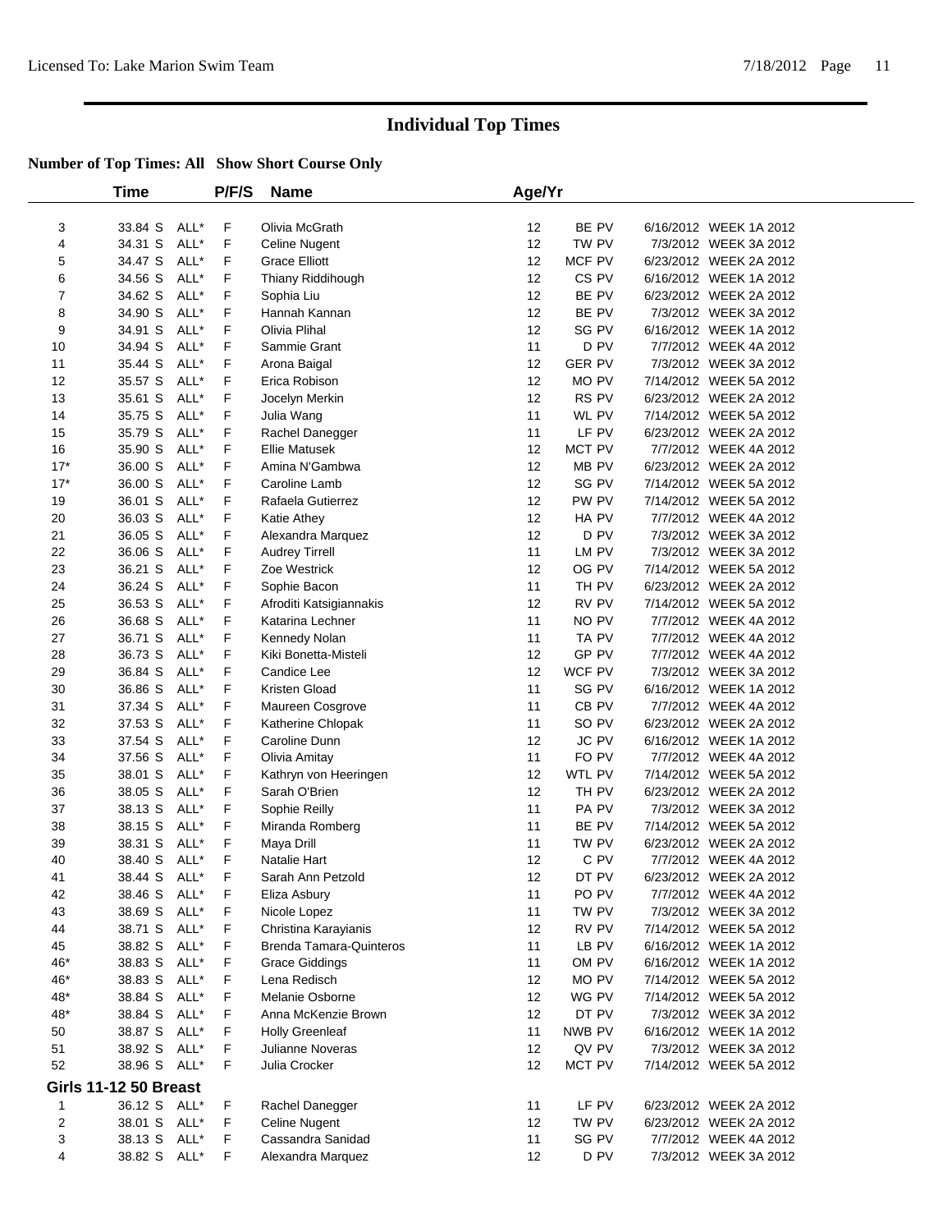# Individual Top Times

## Number of Top Times: All   Show Short Course Only

| | Time | | P/F/S | Name | Age/Yr | | | |
|---|---|---|---|---|---|---|---|---|
| 3 | 33.84 S | ALL* | F | Olivia McGrath | 12 | BE PV | 6/16/2012 | WEEK 1A 2012 |
| 4 | 34.31 S | ALL* | F | Celine Nugent | 12 | TW PV | 7/3/2012 | WEEK 3A 2012 |
| 5 | 34.47 S | ALL* | F | Grace Elliott | 12 | MCF PV | 6/23/2012 | WEEK 2A 2012 |
| 6 | 34.56 S | ALL* | F | Thiany Riddihough | 12 | CS PV | 6/16/2012 | WEEK 1A 2012 |
| 7 | 34.62 S | ALL* | F | Sophia Liu | 12 | BE PV | 6/23/2012 | WEEK 2A 2012 |
| 8 | 34.90 S | ALL* | F | Hannah Kannan | 12 | BE PV | 7/3/2012 | WEEK 3A 2012 |
| 9 | 34.91 S | ALL* | F | Olivia Plihal | 12 | SG PV | 6/16/2012 | WEEK 1A 2012 |
| 10 | 34.94 S | ALL* | F | Sammie Grant | 11 | D PV | 7/7/2012 | WEEK 4A 2012 |
| 11 | 35.44 S | ALL* | F | Arona Baigal | 12 | GER PV | 7/3/2012 | WEEK 3A 2012 |
| 12 | 35.57 S | ALL* | F | Erica Robison | 12 | MO PV | 7/14/2012 | WEEK 5A 2012 |
| 13 | 35.61 S | ALL* | F | Jocelyn Merkin | 12 | RS PV | 6/23/2012 | WEEK 2A 2012 |
| 14 | 35.75 S | ALL* | F | Julia Wang | 11 | WL PV | 7/14/2012 | WEEK 5A 2012 |
| 15 | 35.79 S | ALL* | F | Rachel Danegger | 11 | LF PV | 6/23/2012 | WEEK 2A 2012 |
| 16 | 35.90 S | ALL* | F | Ellie Matusek | 12 | MCT PV | 7/7/2012 | WEEK 4A 2012 |
| 17* | 36.00 S | ALL* | F | Amina N'Gambwa | 12 | MB PV | 6/23/2012 | WEEK 2A 2012 |
| 17* | 36.00 S | ALL* | F | Caroline Lamb | 12 | SG PV | 7/14/2012 | WEEK 5A 2012 |
| 19 | 36.01 S | ALL* | F | Rafaela Gutierrez | 12 | PW PV | 7/14/2012 | WEEK 5A 2012 |
| 20 | 36.03 S | ALL* | F | Katie Athey | 12 | HA PV | 7/7/2012 | WEEK 4A 2012 |
| 21 | 36.05 S | ALL* | F | Alexandra Marquez | 12 | D PV | 7/3/2012 | WEEK 3A 2012 |
| 22 | 36.06 S | ALL* | F | Audrey Tirrell | 11 | LM PV | 7/3/2012 | WEEK 3A 2012 |
| 23 | 36.21 S | ALL* | F | Zoe Westrick | 12 | OG PV | 7/14/2012 | WEEK 5A 2012 |
| 24 | 36.24 S | ALL* | F | Sophie Bacon | 11 | TH PV | 6/23/2012 | WEEK 2A 2012 |
| 25 | 36.53 S | ALL* | F | Afroditi Katsigiannakis | 12 | RV PV | 7/14/2012 | WEEK 5A 2012 |
| 26 | 36.68 S | ALL* | F | Katarina Lechner | 11 | NO PV | 7/7/2012 | WEEK 4A 2012 |
| 27 | 36.71 S | ALL* | F | Kennedy Nolan | 11 | TA PV | 7/7/2012 | WEEK 4A 2012 |
| 28 | 36.73 S | ALL* | F | Kiki Bonetta-Misteli | 12 | GP PV | 7/7/2012 | WEEK 4A 2012 |
| 29 | 36.84 S | ALL* | F | Candice Lee | 12 | WCF PV | 7/3/2012 | WEEK 3A 2012 |
| 30 | 36.86 S | ALL* | F | Kristen Gload | 11 | SG PV | 6/16/2012 | WEEK 1A 2012 |
| 31 | 37.34 S | ALL* | F | Maureen Cosgrove | 11 | CB PV | 7/7/2012 | WEEK 4A 2012 |
| 32 | 37.53 S | ALL* | F | Katherine Chlopak | 11 | SO PV | 6/23/2012 | WEEK 2A 2012 |
| 33 | 37.54 S | ALL* | F | Caroline Dunn | 12 | JC PV | 6/16/2012 | WEEK 1A 2012 |
| 34 | 37.56 S | ALL* | F | Olivia Amitay | 11 | FO PV | 7/7/2012 | WEEK 4A 2012 |
| 35 | 38.01 S | ALL* | F | Kathryn von Heeringen | 12 | WTL PV | 7/14/2012 | WEEK 5A 2012 |
| 36 | 38.05 S | ALL* | F | Sarah O'Brien | 12 | TH PV | 6/23/2012 | WEEK 2A 2012 |
| 37 | 38.13 S | ALL* | F | Sophie Reilly | 11 | PA PV | 7/3/2012 | WEEK 3A 2012 |
| 38 | 38.15 S | ALL* | F | Miranda Romberg | 11 | BE PV | 7/14/2012 | WEEK 5A 2012 |
| 39 | 38.31 S | ALL* | F | Maya Drill | 11 | TW PV | 6/23/2012 | WEEK 2A 2012 |
| 40 | 38.40 S | ALL* | F | Natalie Hart | 12 | C PV | 7/7/2012 | WEEK 4A 2012 |
| 41 | 38.44 S | ALL* | F | Sarah Ann Petzold | 12 | DT PV | 6/23/2012 | WEEK 2A 2012 |
| 42 | 38.46 S | ALL* | F | Eliza Asbury | 11 | PO PV | 7/7/2012 | WEEK 4A 2012 |
| 43 | 38.69 S | ALL* | F | Nicole Lopez | 11 | TW PV | 7/3/2012 | WEEK 3A 2012 |
| 44 | 38.71 S | ALL* | F | Christina Karayianis | 12 | RV PV | 7/14/2012 | WEEK 5A 2012 |
| 45 | 38.82 S | ALL* | F | Brenda Tamara-Quinteros | 11 | LB PV | 6/16/2012 | WEEK 1A 2012 |
| 46* | 38.83 S | ALL* | F | Grace Giddings | 11 | OM PV | 6/16/2012 | WEEK 1A 2012 |
| 46* | 38.83 S | ALL* | F | Lena Redisch | 12 | MO PV | 7/14/2012 | WEEK 5A 2012 |
| 48* | 38.84 S | ALL* | F | Melanie Osborne | 12 | WG PV | 7/14/2012 | WEEK 5A 2012 |
| 48* | 38.84 S | ALL* | F | Anna McKenzie Brown | 12 | DT PV | 7/3/2012 | WEEK 3A 2012 |
| 50 | 38.87 S | ALL* | F | Holly Greenleaf | 11 | NWB PV | 6/16/2012 | WEEK 1A 2012 |
| 51 | 38.92 S | ALL* | F | Julianne Noveras | 12 | QV PV | 7/3/2012 | WEEK 3A 2012 |
| 52 | 38.96 S | ALL* | F | Julia Crocker | 12 | MCT PV | 7/14/2012 | WEEK 5A 2012 |

### Girls 11-12 50 Breast

| | Time | | P/F/S | Name | Age/Yr | | | |
|---|---|---|---|---|---|---|---|---|
| 1 | 36.12 S | ALL* | F | Rachel Danegger | 11 | LF PV | 6/23/2012 | WEEK 2A 2012 |
| 2 | 38.01 S | ALL* | F | Celine Nugent | 12 | TW PV | 6/23/2012 | WEEK 2A 2012 |
| 3 | 38.13 S | ALL* | F | Cassandra Sanidad | 11 | SG PV | 7/7/2012 | WEEK 4A 2012 |
| 4 | 38.82 S | ALL* | F | Alexandra Marquez | 12 | D PV | 7/3/2012 | WEEK 3A 2012 |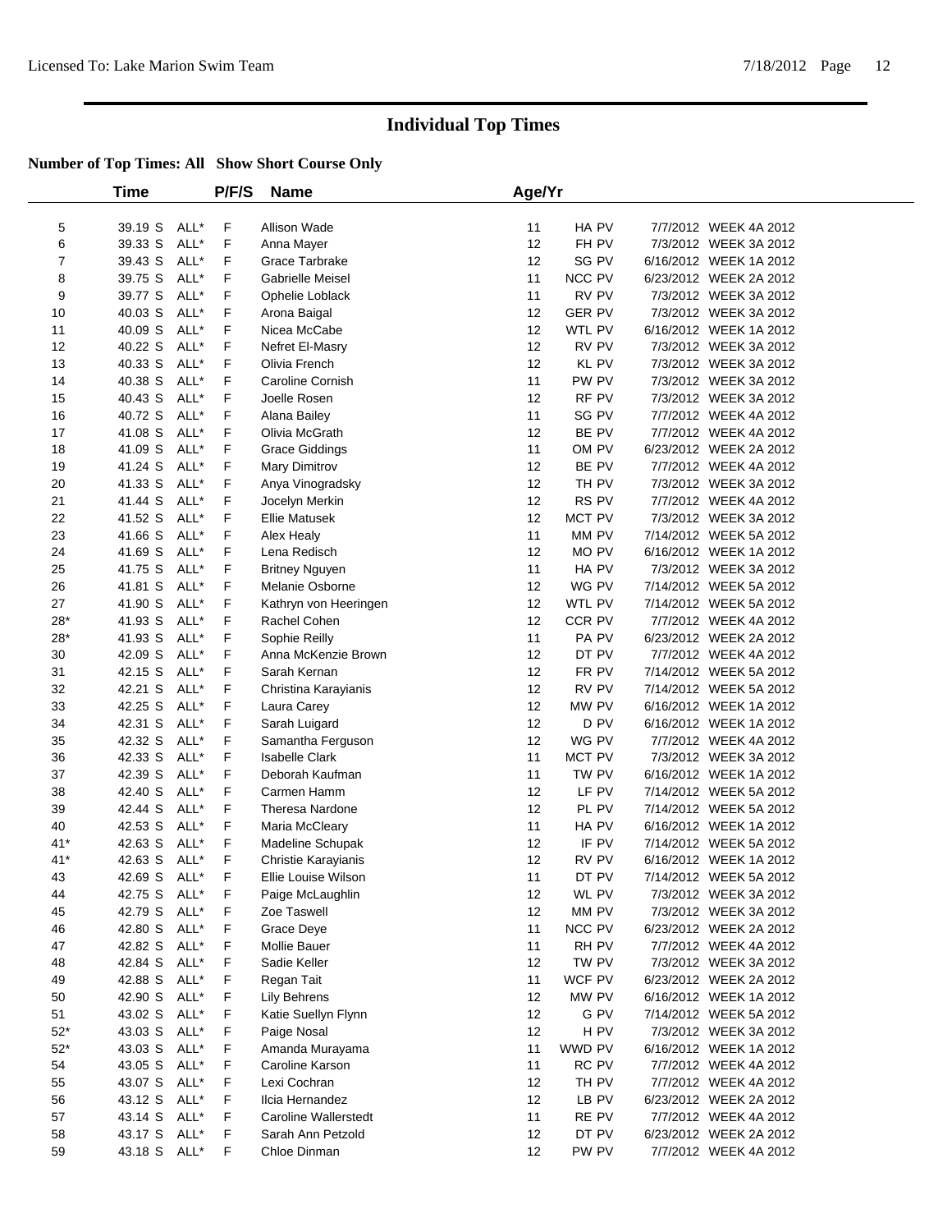# Individual Top Times

**Number of Top Times: All   Show Short Course Only**

| | Time | | P/F/S | Name | Age/Yr | | | |
|---|---|---|---|---|---|---|---|---|
| 5 | 39.19 S | ALL* | F | Allison Wade | 11 | HA PV | 7/7/2012 | WEEK 4A 2012 |
| 6 | 39.33 S | ALL* | F | Anna Mayer | 12 | FH PV | 7/3/2012 | WEEK 3A 2012 |
| 7 | 39.43 S | ALL* | F | Grace Tarbrake | 12 | SG PV | 6/16/2012 | WEEK 1A 2012 |
| 8 | 39.75 S | ALL* | F | Gabrielle Meisel | 11 | NCC PV | 6/23/2012 | WEEK 2A 2012 |
| 9 | 39.77 S | ALL* | F | Ophelie Loblack | 11 | RV PV | 7/3/2012 | WEEK 3A 2012 |
| 10 | 40.03 S | ALL* | F | Arona Baigal | 12 | GER PV | 7/3/2012 | WEEK 3A 2012 |
| 11 | 40.09 S | ALL* | F | Nicea McCabe | 12 | WTL PV | 6/16/2012 | WEEK 1A 2012 |
| 12 | 40.22 S | ALL* | F | Nefret El-Masry | 12 | RV PV | 7/3/2012 | WEEK 3A 2012 |
| 13 | 40.33 S | ALL* | F | Olivia French | 12 | KL PV | 7/3/2012 | WEEK 3A 2012 |
| 14 | 40.38 S | ALL* | F | Caroline Cornish | 11 | PW PV | 7/3/2012 | WEEK 3A 2012 |
| 15 | 40.43 S | ALL* | F | Joelle Rosen | 12 | RF PV | 7/3/2012 | WEEK 3A 2012 |
| 16 | 40.72 S | ALL* | F | Alana Bailey | 11 | SG PV | 7/7/2012 | WEEK 4A 2012 |
| 17 | 41.08 S | ALL* | F | Olivia McGrath | 12 | BE PV | 7/7/2012 | WEEK 4A 2012 |
| 18 | 41.09 S | ALL* | F | Grace Giddings | 11 | OM PV | 6/23/2012 | WEEK 2A 2012 |
| 19 | 41.24 S | ALL* | F | Mary Dimitrov | 12 | BE PV | 7/7/2012 | WEEK 4A 2012 |
| 20 | 41.33 S | ALL* | F | Anya Vinogradsky | 12 | TH PV | 7/3/2012 | WEEK 3A 2012 |
| 21 | 41.44 S | ALL* | F | Jocelyn Merkin | 12 | RS PV | 7/7/2012 | WEEK 4A 2012 |
| 22 | 41.52 S | ALL* | F | Ellie Matusek | 12 | MCT PV | 7/3/2012 | WEEK 3A 2012 |
| 23 | 41.66 S | ALL* | F | Alex Healy | 11 | MM PV | 7/14/2012 | WEEK 5A 2012 |
| 24 | 41.69 S | ALL* | F | Lena Redisch | 12 | MO PV | 6/16/2012 | WEEK 1A 2012 |
| 25 | 41.75 S | ALL* | F | Britney Nguyen | 11 | HA PV | 7/3/2012 | WEEK 3A 2012 |
| 26 | 41.81 S | ALL* | F | Melanie Osborne | 12 | WG PV | 7/14/2012 | WEEK 5A 2012 |
| 27 | 41.90 S | ALL* | F | Kathryn von Heeringen | 12 | WTL PV | 7/14/2012 | WEEK 5A 2012 |
| 28* | 41.93 S | ALL* | F | Rachel Cohen | 12 | CCR PV | 7/7/2012 | WEEK 4A 2012 |
| 28* | 41.93 S | ALL* | F | Sophie Reilly | 11 | PA PV | 6/23/2012 | WEEK 2A 2012 |
| 30 | 42.09 S | ALL* | F | Anna McKenzie Brown | 12 | DT PV | 7/7/2012 | WEEK 4A 2012 |
| 31 | 42.15 S | ALL* | F | Sarah Kernan | 12 | FR PV | 7/14/2012 | WEEK 5A 2012 |
| 32 | 42.21 S | ALL* | F | Christina Karayianis | 12 | RV PV | 7/14/2012 | WEEK 5A 2012 |
| 33 | 42.25 S | ALL* | F | Laura Carey | 12 | MW PV | 6/16/2012 | WEEK 1A 2012 |
| 34 | 42.31 S | ALL* | F | Sarah Luigard | 12 | D PV | 6/16/2012 | WEEK 1A 2012 |
| 35 | 42.32 S | ALL* | F | Samantha Ferguson | 12 | WG PV | 7/7/2012 | WEEK 4A 2012 |
| 36 | 42.33 S | ALL* | F | Isabelle Clark | 11 | MCT PV | 7/3/2012 | WEEK 3A 2012 |
| 37 | 42.39 S | ALL* | F | Deborah Kaufman | 11 | TW PV | 6/16/2012 | WEEK 1A 2012 |
| 38 | 42.40 S | ALL* | F | Carmen Hamm | 12 | LF PV | 7/14/2012 | WEEK 5A 2012 |
| 39 | 42.44 S | ALL* | F | Theresa Nardone | 12 | PL PV | 7/14/2012 | WEEK 5A 2012 |
| 40 | 42.53 S | ALL* | F | Maria McCleary | 11 | HA PV | 6/16/2012 | WEEK 1A 2012 |
| 41* | 42.63 S | ALL* | F | Madeline Schupak | 12 | IF PV | 7/14/2012 | WEEK 5A 2012 |
| 41* | 42.63 S | ALL* | F | Christie Karayianis | 12 | RV PV | 6/16/2012 | WEEK 1A 2012 |
| 43 | 42.69 S | ALL* | F | Ellie Louise Wilson | 11 | DT PV | 7/14/2012 | WEEK 5A 2012 |
| 44 | 42.75 S | ALL* | F | Paige McLaughlin | 12 | WL PV | 7/3/2012 | WEEK 3A 2012 |
| 45 | 42.79 S | ALL* | F | Zoe Taswell | 12 | MM PV | 7/3/2012 | WEEK 3A 2012 |
| 46 | 42.80 S | ALL* | F | Grace Deye | 11 | NCC PV | 6/23/2012 | WEEK 2A 2012 |
| 47 | 42.82 S | ALL* | F | Mollie Bauer | 11 | RH PV | 7/7/2012 | WEEK 4A 2012 |
| 48 | 42.84 S | ALL* | F | Sadie Keller | 12 | TW PV | 7/3/2012 | WEEK 3A 2012 |
| 49 | 42.88 S | ALL* | F | Regan Tait | 11 | WCF PV | 6/23/2012 | WEEK 2A 2012 |
| 50 | 42.90 S | ALL* | F | Lily Behrens | 12 | MW PV | 6/16/2012 | WEEK 1A 2012 |
| 51 | 43.02 S | ALL* | F | Katie Suellyn Flynn | 12 | G PV | 7/14/2012 | WEEK 5A 2012 |
| 52* | 43.03 S | ALL* | F | Paige Nosal | 12 | H PV | 7/3/2012 | WEEK 3A 2012 |
| 52* | 43.03 S | ALL* | F | Amanda Murayama | 11 | WWD PV | 6/16/2012 | WEEK 1A 2012 |
| 54 | 43.05 S | ALL* | F | Caroline Karson | 11 | RC PV | 7/7/2012 | WEEK 4A 2012 |
| 55 | 43.07 S | ALL* | F | Lexi Cochran | 12 | TH PV | 7/7/2012 | WEEK 4A 2012 |
| 56 | 43.12 S | ALL* | F | Ilcia Hernandez | 12 | LB PV | 6/23/2012 | WEEK 2A 2012 |
| 57 | 43.14 S | ALL* | F | Caroline Wallerstedt | 11 | RE PV | 7/7/2012 | WEEK 4A 2012 |
| 58 | 43.17 S | ALL* | F | Sarah Ann Petzold | 12 | DT PV | 6/23/2012 | WEEK 2A 2012 |
| 59 | 43.18 S | ALL* | F | Chloe Dinman | 12 | PW PV | 7/7/2012 | WEEK 4A 2012 |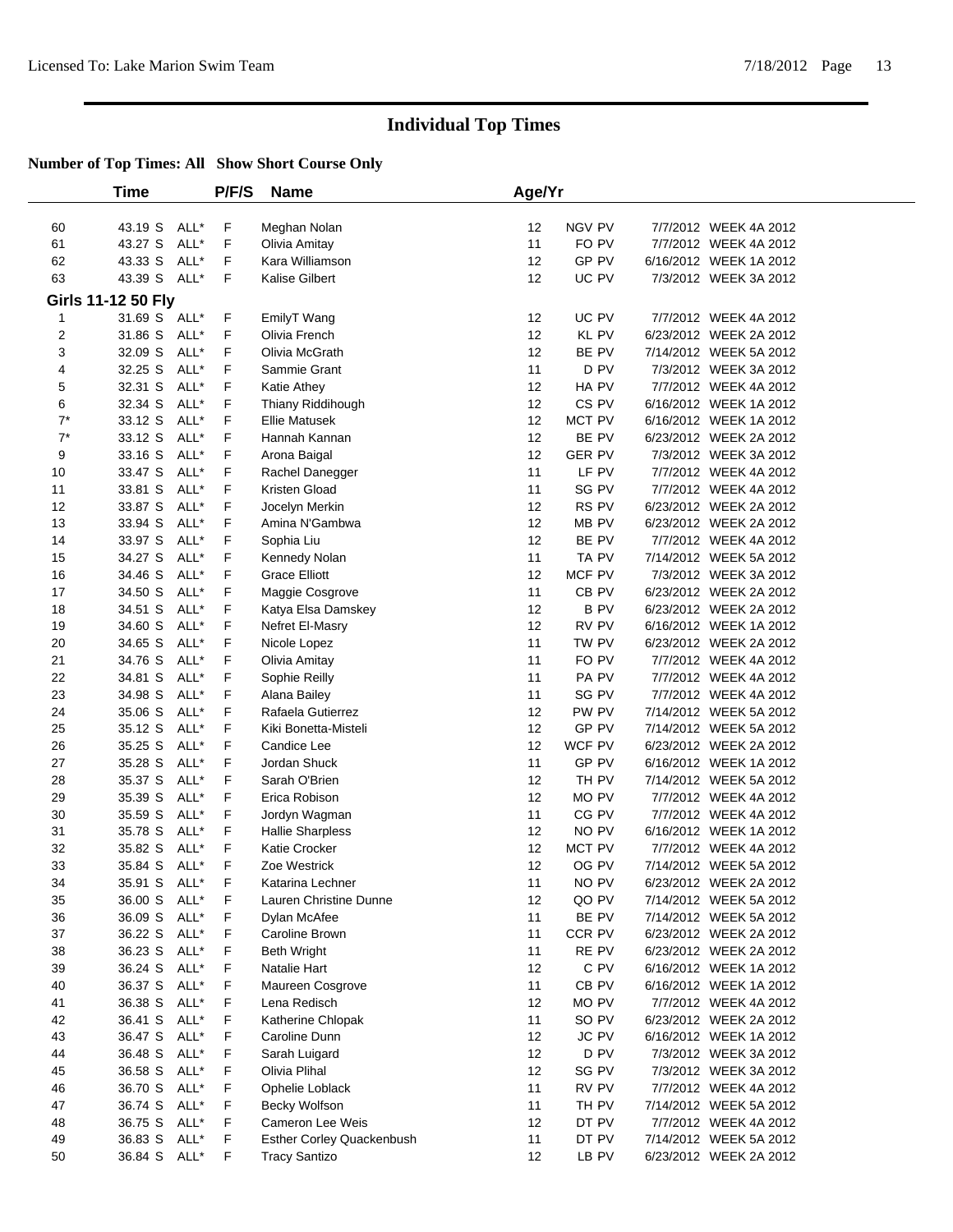# Individual Top Times

## Number of Top Times: All   Show Short Course Only

| | Time | | P/F/S | Name | Age/Yr | | | |
|---|---|---|---|---|---|---|---|---|
| 60 | 43.19 S | ALL* | F | Meghan Nolan | 12 | NGV PV | 7/7/2012 | WEEK 4A 2012 |
| 61 | 43.27 S | ALL* | F | Olivia Amitay | 11 | FO PV | 7/7/2012 | WEEK 4A 2012 |
| 62 | 43.33 S | ALL* | F | Kara Williamson | 12 | GP PV | 6/16/2012 | WEEK 1A 2012 |
| 63 | 43.39 S | ALL* | F | Kalise Gilbert | 12 | UC PV | 7/3/2012 | WEEK 3A 2012 |
| **Girls 11-12 50 Fly** | | | | | | | | |
| 1 | 31.69 S | ALL* | F | EmilyT Wang | 12 | UC PV | 7/7/2012 | WEEK 4A 2012 |
| 2 | 31.86 S | ALL* | F | Olivia French | 12 | KL PV | 6/23/2012 | WEEK 2A 2012 |
| 3 | 32.09 S | ALL* | F | Olivia McGrath | 12 | BE PV | 7/14/2012 | WEEK 5A 2012 |
| 4 | 32.25 S | ALL* | F | Sammie Grant | 11 | D PV | 7/3/2012 | WEEK 3A 2012 |
| 5 | 32.31 S | ALL* | F | Katie Athey | 12 | HA PV | 7/7/2012 | WEEK 4A 2012 |
| 6 | 32.34 S | ALL* | F | Thiany Riddihough | 12 | CS PV | 6/16/2012 | WEEK 1A 2012 |
| 7* | 33.12 S | ALL* | F | Ellie Matusek | 12 | MCT PV | 6/16/2012 | WEEK 1A 2012 |
| 7* | 33.12 S | ALL* | F | Hannah Kannan | 12 | BE PV | 6/23/2012 | WEEK 2A 2012 |
| 9 | 33.16 S | ALL* | F | Arona Baigal | 12 | GER PV | 7/3/2012 | WEEK 3A 2012 |
| 10 | 33.47 S | ALL* | F | Rachel Danegger | 11 | LF PV | 7/7/2012 | WEEK 4A 2012 |
| 11 | 33.81 S | ALL* | F | Kristen Gload | 11 | SG PV | 7/7/2012 | WEEK 4A 2012 |
| 12 | 33.87 S | ALL* | F | Jocelyn Merkin | 12 | RS PV | 6/23/2012 | WEEK 2A 2012 |
| 13 | 33.94 S | ALL* | F | Amina N'Gambwa | 12 | MB PV | 6/23/2012 | WEEK 2A 2012 |
| 14 | 33.97 S | ALL* | F | Sophia Liu | 12 | BE PV | 7/7/2012 | WEEK 4A 2012 |
| 15 | 34.27 S | ALL* | F | Kennedy Nolan | 11 | TA PV | 7/14/2012 | WEEK 5A 2012 |
| 16 | 34.46 S | ALL* | F | Grace Elliott | 12 | MCF PV | 7/3/2012 | WEEK 3A 2012 |
| 17 | 34.50 S | ALL* | F | Maggie Cosgrove | 11 | CB PV | 6/23/2012 | WEEK 2A 2012 |
| 18 | 34.51 S | ALL* | F | Katya Elsa Damskey | 12 | B PV | 6/23/2012 | WEEK 2A 2012 |
| 19 | 34.60 S | ALL* | F | Nefret El-Masry | 12 | RV PV | 6/16/2012 | WEEK 1A 2012 |
| 20 | 34.65 S | ALL* | F | Nicole Lopez | 11 | TW PV | 6/23/2012 | WEEK 2A 2012 |
| 21 | 34.76 S | ALL* | F | Olivia Amitay | 11 | FO PV | 7/7/2012 | WEEK 4A 2012 |
| 22 | 34.81 S | ALL* | F | Sophie Reilly | 11 | PA PV | 7/7/2012 | WEEK 4A 2012 |
| 23 | 34.98 S | ALL* | F | Alana Bailey | 11 | SG PV | 7/7/2012 | WEEK 4A 2012 |
| 24 | 35.06 S | ALL* | F | Rafaela Gutierrez | 12 | PW PV | 7/14/2012 | WEEK 5A 2012 |
| 25 | 35.12 S | ALL* | F | Kiki Bonetta-Misteli | 12 | GP PV | 7/14/2012 | WEEK 5A 2012 |
| 26 | 35.25 S | ALL* | F | Candice Lee | 12 | WCF PV | 6/23/2012 | WEEK 2A 2012 |
| 27 | 35.28 S | ALL* | F | Jordan Shuck | 11 | GP PV | 6/16/2012 | WEEK 1A 2012 |
| 28 | 35.37 S | ALL* | F | Sarah O'Brien | 12 | TH PV | 7/14/2012 | WEEK 5A 2012 |
| 29 | 35.39 S | ALL* | F | Erica Robison | 12 | MO PV | 7/7/2012 | WEEK 4A 2012 |
| 30 | 35.59 S | ALL* | F | Jordyn Wagman | 11 | CG PV | 7/7/2012 | WEEK 4A 2012 |
| 31 | 35.78 S | ALL* | F | Hallie Sharpless | 12 | NO PV | 6/16/2012 | WEEK 1A 2012 |
| 32 | 35.82 S | ALL* | F | Katie Crocker | 12 | MCT PV | 7/7/2012 | WEEK 4A 2012 |
| 33 | 35.84 S | ALL* | F | Zoe Westrick | 12 | OG PV | 7/14/2012 | WEEK 5A 2012 |
| 34 | 35.91 S | ALL* | F | Katarina Lechner | 11 | NO PV | 6/23/2012 | WEEK 2A 2012 |
| 35 | 36.00 S | ALL* | F | Lauren Christine Dunne | 12 | QO PV | 7/14/2012 | WEEK 5A 2012 |
| 36 | 36.09 S | ALL* | F | Dylan McAfee | 11 | BE PV | 7/14/2012 | WEEK 5A 2012 |
| 37 | 36.22 S | ALL* | F | Caroline Brown | 11 | CCR PV | 6/23/2012 | WEEK 2A 2012 |
| 38 | 36.23 S | ALL* | F | Beth Wright | 11 | RE PV | 6/23/2012 | WEEK 2A 2012 |
| 39 | 36.24 S | ALL* | F | Natalie Hart | 12 | C PV | 6/16/2012 | WEEK 1A 2012 |
| 40 | 36.37 S | ALL* | F | Maureen Cosgrove | 11 | CB PV | 6/16/2012 | WEEK 1A 2012 |
| 41 | 36.38 S | ALL* | F | Lena Redisch | 12 | MO PV | 7/7/2012 | WEEK 4A 2012 |
| 42 | 36.41 S | ALL* | F | Katherine Chlopak | 11 | SO PV | 6/23/2012 | WEEK 2A 2012 |
| 43 | 36.47 S | ALL* | F | Caroline Dunn | 12 | JC PV | 6/16/2012 | WEEK 1A 2012 |
| 44 | 36.48 S | ALL* | F | Sarah Luigard | 12 | D PV | 7/3/2012 | WEEK 3A 2012 |
| 45 | 36.58 S | ALL* | F | Olivia Plihal | 12 | SG PV | 7/3/2012 | WEEK 3A 2012 |
| 46 | 36.70 S | ALL* | F | Ophelie Loblack | 11 | RV PV | 7/7/2012 | WEEK 4A 2012 |
| 47 | 36.74 S | ALL* | F | Becky Wolfson | 11 | TH PV | 7/14/2012 | WEEK 5A 2012 |
| 48 | 36.75 S | ALL* | F | Cameron Lee Weis | 12 | DT PV | 7/7/2012 | WEEK 4A 2012 |
| 49 | 36.83 S | ALL* | F | Esther Corley Quackenbush | 11 | DT PV | 7/14/2012 | WEEK 5A 2012 |
| 50 | 36.84 S | ALL* | F | Tracy Santizo | 12 | LB PV | 6/23/2012 | WEEK 2A 2012 |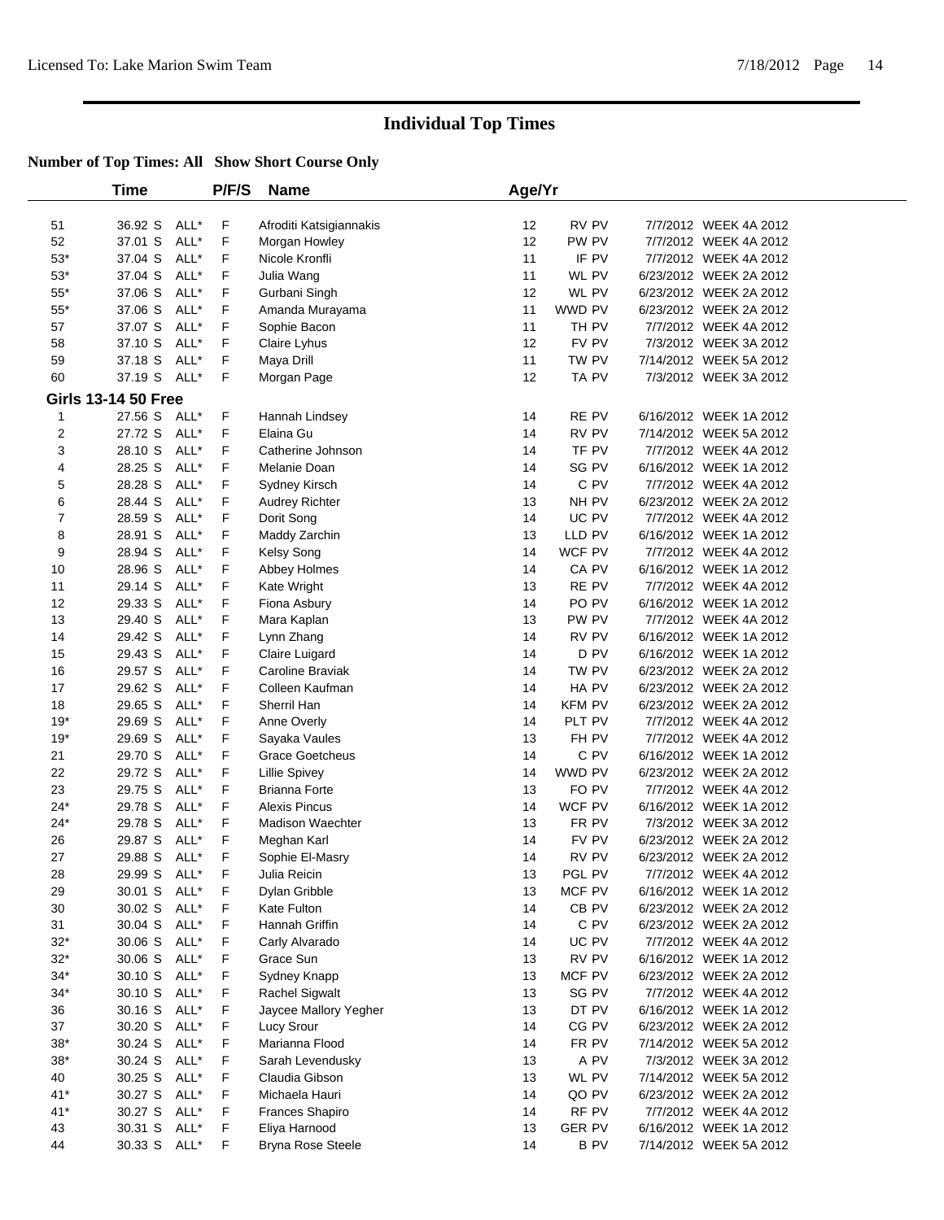# Individual Top Times

**Number of Top Times: All Show Short Course Only**

| | Time | | P/F/S | Name | Age/Yr | | | |
|---|---|---|---|---|---|---|---|---|
| 51 | 36.92 S | ALL* | F | Afroditi Katsigiannakis | 12 | RV PV | 7/7/2012 | WEEK 4A 2012 |
| 52 | 37.01 S | ALL* | F | Morgan Howley | 12 | PW PV | 7/7/2012 | WEEK 4A 2012 |
| 53* | 37.04 S | ALL* | F | Nicole Kronfli | 11 | IF PV | 7/7/2012 | WEEK 4A 2012 |
| 53* | 37.04 S | ALL* | F | Julia Wang | 11 | WL PV | 6/23/2012 | WEEK 2A 2012 |
| 55* | 37.06 S | ALL* | F | Gurbani Singh | 12 | WL PV | 6/23/2012 | WEEK 2A 2012 |
| 55* | 37.06 S | ALL* | F | Amanda Murayama | 11 | WWD PV | 6/23/2012 | WEEK 2A 2012 |
| 57 | 37.07 S | ALL* | F | Sophie Bacon | 11 | TH PV | 7/7/2012 | WEEK 4A 2012 |
| 58 | 37.10 S | ALL* | F | Claire Lyhus | 12 | FV PV | 7/3/2012 | WEEK 3A 2012 |
| 59 | 37.18 S | ALL* | F | Maya Drill | 11 | TW PV | 7/14/2012 | WEEK 5A 2012 |
| 60 | 37.19 S | ALL* | F | Morgan Page | 12 | TA PV | 7/3/2012 | WEEK 3A 2012 |

**Girls 13-14 50 Free**

| | Time | | P/F/S | Name | Age/Yr | | | |
|---|---|---|---|---|---|---|---|---|
| 1 | 27.56 S | ALL* | F | Hannah Lindsey | 14 | RE PV | 6/16/2012 | WEEK 1A 2012 |
| 2 | 27.72 S | ALL* | F | Elaina Gu | 14 | RV PV | 7/14/2012 | WEEK 5A 2012 |
| 3 | 28.10 S | ALL* | F | Catherine Johnson | 14 | TF PV | 7/7/2012 | WEEK 4A 2012 |
| 4 | 28.25 S | ALL* | F | Melanie Doan | 14 | SG PV | 6/16/2012 | WEEK 1A 2012 |
| 5 | 28.28 S | ALL* | F | Sydney Kirsch | 14 | C PV | 7/7/2012 | WEEK 4A 2012 |
| 6 | 28.44 S | ALL* | F | Audrey Richter | 13 | NH PV | 6/23/2012 | WEEK 2A 2012 |
| 7 | 28.59 S | ALL* | F | Dorit Song | 14 | UC PV | 7/7/2012 | WEEK 4A 2012 |
| 8 | 28.91 S | ALL* | F | Maddy Zarchin | 13 | LLD PV | 6/16/2012 | WEEK 1A 2012 |
| 9 | 28.94 S | ALL* | F | Kelsy Song | 14 | WCF PV | 7/7/2012 | WEEK 4A 2012 |
| 10 | 28.96 S | ALL* | F | Abbey Holmes | 14 | CA PV | 6/16/2012 | WEEK 1A 2012 |
| 11 | 29.14 S | ALL* | F | Kate Wright | 13 | RE PV | 7/7/2012 | WEEK 4A 2012 |
| 12 | 29.33 S | ALL* | F | Fiona Asbury | 14 | PO PV | 6/16/2012 | WEEK 1A 2012 |
| 13 | 29.40 S | ALL* | F | Mara Kaplan | 13 | PW PV | 7/7/2012 | WEEK 4A 2012 |
| 14 | 29.42 S | ALL* | F | Lynn Zhang | 14 | RV PV | 6/16/2012 | WEEK 1A 2012 |
| 15 | 29.43 S | ALL* | F | Claire Luigard | 14 | D PV | 6/16/2012 | WEEK 1A 2012 |
| 16 | 29.57 S | ALL* | F | Caroline Braviak | 14 | TW PV | 6/23/2012 | WEEK 2A 2012 |
| 17 | 29.62 S | ALL* | F | Colleen Kaufman | 14 | HA PV | 6/23/2012 | WEEK 2A 2012 |
| 18 | 29.65 S | ALL* | F | Sherril Han | 14 | KFM PV | 6/23/2012 | WEEK 2A 2012 |
| 19* | 29.69 S | ALL* | F | Anne Overly | 14 | PLT PV | 7/7/2012 | WEEK 4A 2012 |
| 19* | 29.69 S | ALL* | F | Sayaka Vaules | 13 | FH PV | 7/7/2012 | WEEK 4A 2012 |
| 21 | 29.70 S | ALL* | F | Grace Goetcheus | 14 | C PV | 6/16/2012 | WEEK 1A 2012 |
| 22 | 29.72 S | ALL* | F | Lillie Spivey | 14 | WWD PV | 6/23/2012 | WEEK 2A 2012 |
| 23 | 29.75 S | ALL* | F | Brianna Forte | 13 | FO PV | 7/7/2012 | WEEK 4A 2012 |
| 24* | 29.78 S | ALL* | F | Alexis Pincus | 14 | WCF PV | 6/16/2012 | WEEK 1A 2012 |
| 24* | 29.78 S | ALL* | F | Madison Waechter | 13 | FR PV | 7/3/2012 | WEEK 3A 2012 |
| 26 | 29.87 S | ALL* | F | Meghan Karl | 14 | FV PV | 6/23/2012 | WEEK 2A 2012 |
| 27 | 29.88 S | ALL* | F | Sophie El-Masry | 14 | RV PV | 6/23/2012 | WEEK 2A 2012 |
| 28 | 29.99 S | ALL* | F | Julia Reicin | 13 | PGL PV | 7/7/2012 | WEEK 4A 2012 |
| 29 | 30.01 S | ALL* | F | Dylan Gribble | 13 | MCF PV | 6/16/2012 | WEEK 1A 2012 |
| 30 | 30.02 S | ALL* | F | Kate Fulton | 14 | CB PV | 6/23/2012 | WEEK 2A 2012 |
| 31 | 30.04 S | ALL* | F | Hannah Griffin | 14 | C PV | 6/23/2012 | WEEK 2A 2012 |
| 32* | 30.06 S | ALL* | F | Carly Alvarado | 14 | UC PV | 7/7/2012 | WEEK 4A 2012 |
| 32* | 30.06 S | ALL* | F | Grace Sun | 13 | RV PV | 6/16/2012 | WEEK 1A 2012 |
| 34* | 30.10 S | ALL* | F | Sydney Knapp | 13 | MCF PV | 6/23/2012 | WEEK 2A 2012 |
| 34* | 30.10 S | ALL* | F | Rachel Sigwalt | 13 | SG PV | 7/7/2012 | WEEK 4A 2012 |
| 36 | 30.16 S | ALL* | F | Jaycee Mallory Yegher | 13 | DT PV | 6/16/2012 | WEEK 1A 2012 |
| 37 | 30.20 S | ALL* | F | Lucy Srour | 14 | CG PV | 6/23/2012 | WEEK 2A 2012 |
| 38* | 30.24 S | ALL* | F | Marianna Flood | 14 | FR PV | 7/14/2012 | WEEK 5A 2012 |
| 38* | 30.24 S | ALL* | F | Sarah Levendusky | 13 | A PV | 7/3/2012 | WEEK 3A 2012 |
| 40 | 30.25 S | ALL* | F | Claudia Gibson | 13 | WL PV | 7/14/2012 | WEEK 5A 2012 |
| 41* | 30.27 S | ALL* | F | Michaela Hauri | 14 | QO PV | 6/23/2012 | WEEK 2A 2012 |
| 41* | 30.27 S | ALL* | F | Frances Shapiro | 14 | RF PV | 7/7/2012 | WEEK 4A 2012 |
| 43 | 30.31 S | ALL* | F | Eliya Harnood | 13 | GER PV | 6/16/2012 | WEEK 1A 2012 |
| 44 | 30.33 S | ALL* | F | Bryna Rose Steele | 14 | B PV | 7/14/2012 | WEEK 5A 2012 |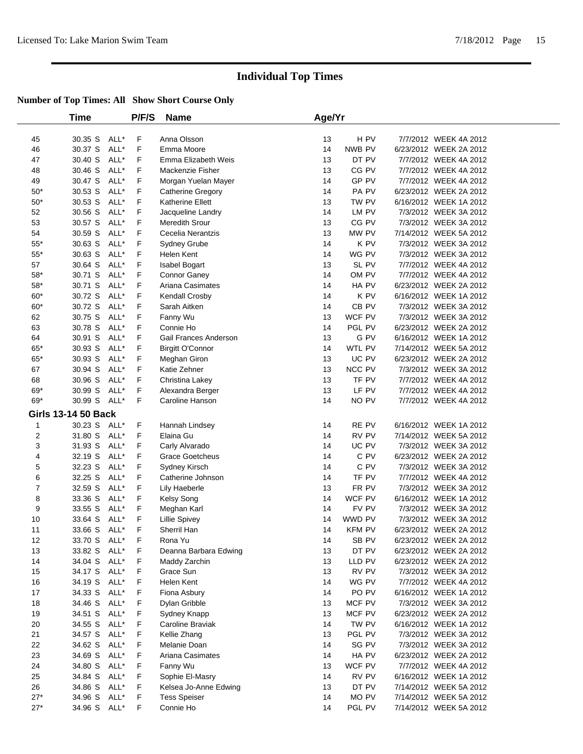# Individual Top Times

**Number of Top Times: All Show Short Course Only**

| | Time | | P/F/S | Name | Age/Yr | | | |
|---|---|---|---|---|---|---|---|---|
| 45 | 30.35 S | ALL* | F | Anna Olsson | 13 | H PV | 7/7/2012 | WEEK 4A 2012 |
| 46 | 30.37 S | ALL* | F | Emma Moore | 14 | NWB PV | 6/23/2012 | WEEK 2A 2012 |
| 47 | 30.40 S | ALL* | F | Emma Elizabeth Weis | 13 | DT PV | 7/7/2012 | WEEK 4A 2012 |
| 48 | 30.46 S | ALL* | F | Mackenzie Fisher | 13 | CG PV | 7/7/2012 | WEEK 4A 2012 |
| 49 | 30.47 S | ALL* | F | Morgan Yuelan Mayer | 14 | GP PV | 7/7/2012 | WEEK 4A 2012 |
| 50* | 30.53 S | ALL* | F | Catherine Gregory | 14 | PA PV | 6/23/2012 | WEEK 2A 2012 |
| 50* | 30.53 S | ALL* | F | Katherine Ellett | 13 | TW PV | 6/16/2012 | WEEK 1A 2012 |
| 52 | 30.56 S | ALL* | F | Jacqueline Landry | 14 | LM PV | 7/3/2012 | WEEK 3A 2012 |
| 53 | 30.57 S | ALL* | F | Meredith Srour | 13 | CG PV | 7/3/2012 | WEEK 3A 2012 |
| 54 | 30.59 S | ALL* | F | Cecelia Nerantzis | 13 | MW PV | 7/14/2012 | WEEK 5A 2012 |
| 55* | 30.63 S | ALL* | F | Sydney Grube | 14 | K PV | 7/3/2012 | WEEK 3A 2012 |
| 55* | 30.63 S | ALL* | F | Helen Kent | 14 | WG PV | 7/3/2012 | WEEK 3A 2012 |
| 57 | 30.64 S | ALL* | F | Isabel Bogart | 13 | SL PV | 7/7/2012 | WEEK 4A 2012 |
| 58* | 30.71 S | ALL* | F | Connor Ganey | 14 | OM PV | 7/7/2012 | WEEK 4A 2012 |
| 58* | 30.71 S | ALL* | F | Ariana Casimates | 14 | HA PV | 6/23/2012 | WEEK 2A 2012 |
| 60* | 30.72 S | ALL* | F | Kendall Crosby | 14 | K PV | 6/16/2012 | WEEK 1A 2012 |
| 60* | 30.72 S | ALL* | F | Sarah Aitken | 14 | CB PV | 7/3/2012 | WEEK 3A 2012 |
| 62 | 30.75 S | ALL* | F | Fanny Wu | 13 | WCF PV | 7/3/2012 | WEEK 3A 2012 |
| 63 | 30.78 S | ALL* | F | Connie Ho | 14 | PGL PV | 6/23/2012 | WEEK 2A 2012 |
| 64 | 30.91 S | ALL* | F | Gail Frances Anderson | 13 | G PV | 6/16/2012 | WEEK 1A 2012 |
| 65* | 30.93 S | ALL* | F | Birgitt O'Connor | 14 | WTL PV | 7/14/2012 | WEEK 5A 2012 |
| 65* | 30.93 S | ALL* | F | Meghan Giron | 13 | UC PV | 6/23/2012 | WEEK 2A 2012 |
| 67 | 30.94 S | ALL* | F | Katie Zehner | 13 | NCC PV | 7/3/2012 | WEEK 3A 2012 |
| 68 | 30.96 S | ALL* | F | Christina Lakey | 13 | TF PV | 7/7/2012 | WEEK 4A 2012 |
| 69* | 30.99 S | ALL* | F | Alexandra Berger | 13 | LF PV | 7/7/2012 | WEEK 4A 2012 |
| 69* | 30.99 S | ALL* | F | Caroline Hanson | 14 | NO PV | 7/7/2012 | WEEK 4A 2012 |
| **Girls 13-14 50 Back** | | | | | | | | |
| 1 | 30.23 S | ALL* | F | Hannah Lindsey | 14 | RE PV | 6/16/2012 | WEEK 1A 2012 |
| 2 | 31.80 S | ALL* | F | Elaina Gu | 14 | RV PV | 7/14/2012 | WEEK 5A 2012 |
| 3 | 31.93 S | ALL* | F | Carly Alvarado | 14 | UC PV | 7/3/2012 | WEEK 3A 2012 |
| 4 | 32.19 S | ALL* | F | Grace Goetcheus | 14 | C PV | 6/23/2012 | WEEK 2A 2012 |
| 5 | 32.23 S | ALL* | F | Sydney Kirsch | 14 | C PV | 7/3/2012 | WEEK 3A 2012 |
| 6 | 32.25 S | ALL* | F | Catherine Johnson | 14 | TF PV | 7/7/2012 | WEEK 4A 2012 |
| 7 | 32.59 S | ALL* | F | Lily Haeberle | 13 | FR PV | 7/3/2012 | WEEK 3A 2012 |
| 8 | 33.36 S | ALL* | F | Kelsy Song | 14 | WCF PV | 6/16/2012 | WEEK 1A 2012 |
| 9 | 33.55 S | ALL* | F | Meghan Karl | 14 | FV PV | 7/3/2012 | WEEK 3A 2012 |
| 10 | 33.64 S | ALL* | F | Lillie Spivey | 14 | WWD PV | 7/3/2012 | WEEK 3A 2012 |
| 11 | 33.66 S | ALL* | F | Sherril Han | 14 | KFM PV | 6/23/2012 | WEEK 2A 2012 |
| 12 | 33.70 S | ALL* | F | Rona Yu | 14 | SB PV | 6/23/2012 | WEEK 2A 2012 |
| 13 | 33.82 S | ALL* | F | Deanna Barbara Edwing | 13 | DT PV | 6/23/2012 | WEEK 2A 2012 |
| 14 | 34.04 S | ALL* | F | Maddy Zarchin | 13 | LLD PV | 6/23/2012 | WEEK 2A 2012 |
| 15 | 34.17 S | ALL* | F | Grace Sun | 13 | RV PV | 7/3/2012 | WEEK 3A 2012 |
| 16 | 34.19 S | ALL* | F | Helen Kent | 14 | WG PV | 7/7/2012 | WEEK 4A 2012 |
| 17 | 34.33 S | ALL* | F | Fiona Asbury | 14 | PO PV | 6/16/2012 | WEEK 1A 2012 |
| 18 | 34.46 S | ALL* | F | Dylan Gribble | 13 | MCF PV | 7/3/2012 | WEEK 3A 2012 |
| 19 | 34.51 S | ALL* | F | Sydney Knapp | 13 | MCF PV | 6/23/2012 | WEEK 2A 2012 |
| 20 | 34.55 S | ALL* | F | Caroline Braviak | 14 | TW PV | 6/16/2012 | WEEK 1A 2012 |
| 21 | 34.57 S | ALL* | F | Kellie Zhang | 13 | PGL PV | 7/3/2012 | WEEK 3A 2012 |
| 22 | 34.62 S | ALL* | F | Melanie Doan | 14 | SG PV | 7/3/2012 | WEEK 3A 2012 |
| 23 | 34.69 S | ALL* | F | Ariana Casimates | 14 | HA PV | 6/23/2012 | WEEK 2A 2012 |
| 24 | 34.80 S | ALL* | F | Fanny Wu | 13 | WCF PV | 7/7/2012 | WEEK 4A 2012 |
| 25 | 34.84 S | ALL* | F | Sophie El-Masry | 14 | RV PV | 6/16/2012 | WEEK 1A 2012 |
| 26 | 34.86 S | ALL* | F | Kelsea Jo-Anne Edwing | 13 | DT PV | 7/14/2012 | WEEK 5A 2012 |
| 27* | 34.96 S | ALL* | F | Tess Speiser | 14 | MO PV | 7/14/2012 | WEEK 5A 2012 |
| 27* | 34.96 S | ALL* | F | Connie Ho | 14 | PGL PV | 7/14/2012 | WEEK 5A 2012 |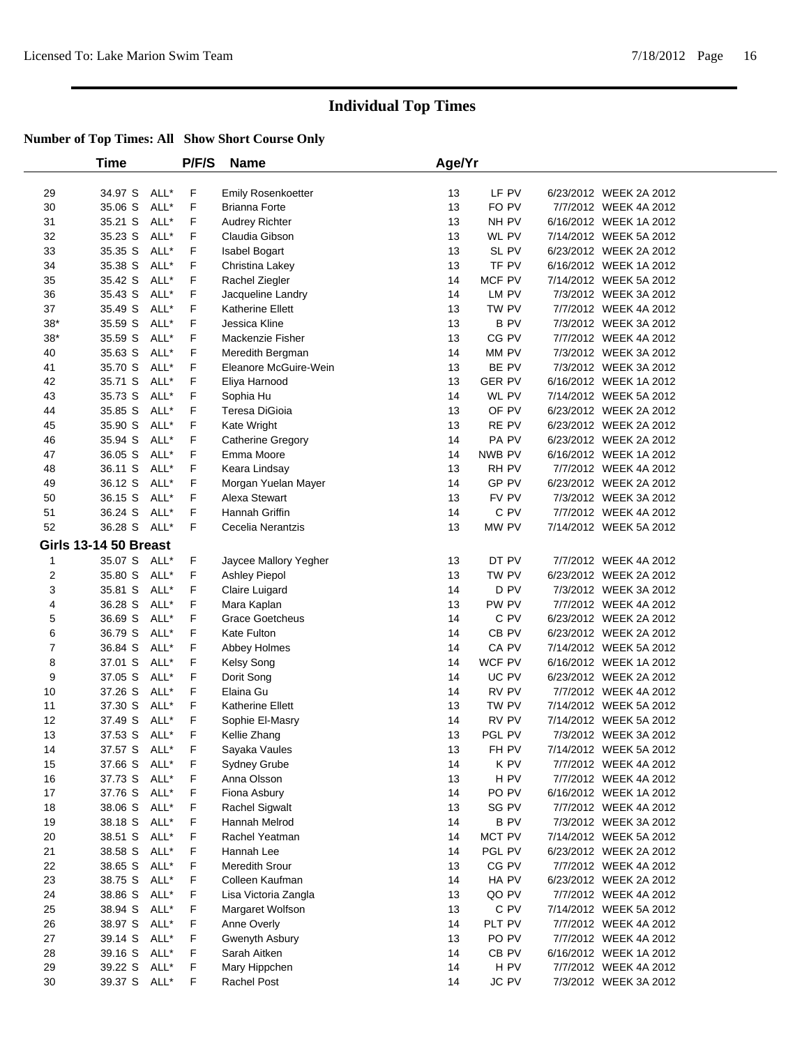# Individual Top Times

**Number of Top Times: All Show Short Course Only**

| | Time | | P/F/S | Name | Age/Yr | | | |
|---|---|---|---|---|---|---|---|---|
| 29 | 34.97 S | ALL* | F | Emily Rosenkoetter | 13 | LF PV | 6/23/2012 | WEEK 2A 2012 |
| 30 | 35.06 S | ALL* | F | Brianna Forte | 13 | FO PV | 7/7/2012 | WEEK 4A 2012 |
| 31 | 35.21 S | ALL* | F | Audrey Richter | 13 | NH PV | 6/16/2012 | WEEK 1A 2012 |
| 32 | 35.23 S | ALL* | F | Claudia Gibson | 13 | WL PV | 7/14/2012 | WEEK 5A 2012 |
| 33 | 35.35 S | ALL* | F | Isabel Bogart | 13 | SL PV | 6/23/2012 | WEEK 2A 2012 |
| 34 | 35.38 S | ALL* | F | Christina Lakey | 13 | TF PV | 6/16/2012 | WEEK 1A 2012 |
| 35 | 35.42 S | ALL* | F | Rachel Ziegler | 14 | MCF PV | 7/14/2012 | WEEK 5A 2012 |
| 36 | 35.43 S | ALL* | F | Jacqueline Landry | 14 | LM PV | 7/3/2012 | WEEK 3A 2012 |
| 37 | 35.49 S | ALL* | F | Katherine Ellett | 13 | TW PV | 7/7/2012 | WEEK 4A 2012 |
| 38* | 35.59 S | ALL* | F | Jessica Kline | 13 | B PV | 7/3/2012 | WEEK 3A 2012 |
| 38* | 35.59 S | ALL* | F | Mackenzie Fisher | 13 | CG PV | 7/7/2012 | WEEK 4A 2012 |
| 40 | 35.63 S | ALL* | F | Meredith Bergman | 14 | MM PV | 7/3/2012 | WEEK 3A 2012 |
| 41 | 35.70 S | ALL* | F | Eleanore McGuire-Wein | 13 | BE PV | 7/3/2012 | WEEK 3A 2012 |
| 42 | 35.71 S | ALL* | F | Eliya Harnood | 13 | GER PV | 6/16/2012 | WEEK 1A 2012 |
| 43 | 35.73 S | ALL* | F | Sophia Hu | 14 | WL PV | 7/14/2012 | WEEK 5A 2012 |
| 44 | 35.85 S | ALL* | F | Teresa DiGioia | 13 | OF PV | 6/23/2012 | WEEK 2A 2012 |
| 45 | 35.90 S | ALL* | F | Kate Wright | 13 | RE PV | 6/23/2012 | WEEK 2A 2012 |
| 46 | 35.94 S | ALL* | F | Catherine Gregory | 14 | PA PV | 6/23/2012 | WEEK 2A 2012 |
| 47 | 36.05 S | ALL* | F | Emma Moore | 14 | NWB PV | 6/16/2012 | WEEK 1A 2012 |
| 48 | 36.11 S | ALL* | F | Keara Lindsay | 13 | RH PV | 7/7/2012 | WEEK 4A 2012 |
| 49 | 36.12 S | ALL* | F | Morgan Yuelan Mayer | 14 | GP PV | 6/23/2012 | WEEK 2A 2012 |
| 50 | 36.15 S | ALL* | F | Alexa Stewart | 13 | FV PV | 7/3/2012 | WEEK 3A 2012 |
| 51 | 36.24 S | ALL* | F | Hannah Griffin | 14 | C PV | 7/7/2012 | WEEK 4A 2012 |
| 52 | 36.28 S | ALL* | F | Cecelia Nerantzis | 13 | MW PV | 7/14/2012 | WEEK 5A 2012 |
| **Girls 13-14 50 Breast** | | | | | | | | |
| 1 | 35.07 S | ALL* | F | Jaycee Mallory Yegher | 13 | DT PV | 7/7/2012 | WEEK 4A 2012 |
| 2 | 35.80 S | ALL* | F | Ashley Piepol | 13 | TW PV | 6/23/2012 | WEEK 2A 2012 |
| 3 | 35.81 S | ALL* | F | Claire Luigard | 14 | D PV | 7/3/2012 | WEEK 3A 2012 |
| 4 | 36.28 S | ALL* | F | Mara Kaplan | 13 | PW PV | 7/7/2012 | WEEK 4A 2012 |
| 5 | 36.69 S | ALL* | F | Grace Goetcheus | 14 | C PV | 6/23/2012 | WEEK 2A 2012 |
| 6 | 36.79 S | ALL* | F | Kate Fulton | 14 | CB PV | 6/23/2012 | WEEK 2A 2012 |
| 7 | 36.84 S | ALL* | F | Abbey Holmes | 14 | CA PV | 7/14/2012 | WEEK 5A 2012 |
| 8 | 37.01 S | ALL* | F | Kelsy Song | 14 | WCF PV | 6/16/2012 | WEEK 1A 2012 |
| 9 | 37.05 S | ALL* | F | Dorit Song | 14 | UC PV | 6/23/2012 | WEEK 2A 2012 |
| 10 | 37.26 S | ALL* | F | Elaina Gu | 14 | RV PV | 7/7/2012 | WEEK 4A 2012 |
| 11 | 37.30 S | ALL* | F | Katherine Ellett | 13 | TW PV | 7/14/2012 | WEEK 5A 2012 |
| 12 | 37.49 S | ALL* | F | Sophie El-Masry | 14 | RV PV | 7/14/2012 | WEEK 5A 2012 |
| 13 | 37.53 S | ALL* | F | Kellie Zhang | 13 | PGL PV | 7/3/2012 | WEEK 3A 2012 |
| 14 | 37.57 S | ALL* | F | Sayaka Vaules | 13 | FH PV | 7/14/2012 | WEEK 5A 2012 |
| 15 | 37.66 S | ALL* | F | Sydney Grube | 14 | K PV | 7/7/2012 | WEEK 4A 2012 |
| 16 | 37.73 S | ALL* | F | Anna Olsson | 13 | H PV | 7/7/2012 | WEEK 4A 2012 |
| 17 | 37.76 S | ALL* | F | Fiona Asbury | 14 | PO PV | 6/16/2012 | WEEK 1A 2012 |
| 18 | 38.06 S | ALL* | F | Rachel Sigwalt | 13 | SG PV | 7/7/2012 | WEEK 4A 2012 |
| 19 | 38.18 S | ALL* | F | Hannah Melrod | 14 | B PV | 7/3/2012 | WEEK 3A 2012 |
| 20 | 38.51 S | ALL* | F | Rachel Yeatman | 14 | MCT PV | 7/14/2012 | WEEK 5A 2012 |
| 21 | 38.58 S | ALL* | F | Hannah Lee | 14 | PGL PV | 6/23/2012 | WEEK 2A 2012 |
| 22 | 38.65 S | ALL* | F | Meredith Srour | 13 | CG PV | 7/7/2012 | WEEK 4A 2012 |
| 23 | 38.75 S | ALL* | F | Colleen Kaufman | 14 | HA PV | 6/23/2012 | WEEK 2A 2012 |
| 24 | 38.86 S | ALL* | F | Lisa Victoria Zangla | 13 | QO PV | 7/7/2012 | WEEK 4A 2012 |
| 25 | 38.94 S | ALL* | F | Margaret Wolfson | 13 | C PV | 7/14/2012 | WEEK 5A 2012 |
| 26 | 38.97 S | ALL* | F | Anne Overly | 14 | PLT PV | 7/7/2012 | WEEK 4A 2012 |
| 27 | 39.14 S | ALL* | F | Gwenyth Asbury | 13 | PO PV | 7/7/2012 | WEEK 4A 2012 |
| 28 | 39.16 S | ALL* | F | Sarah Aitken | 14 | CB PV | 6/16/2012 | WEEK 1A 2012 |
| 29 | 39.22 S | ALL* | F | Mary Hippchen | 14 | H PV | 7/7/2012 | WEEK 4A 2012 |
| 30 | 39.37 S | ALL* | F | Rachel Post | 14 | JC PV | 7/3/2012 | WEEK 3A 2012 |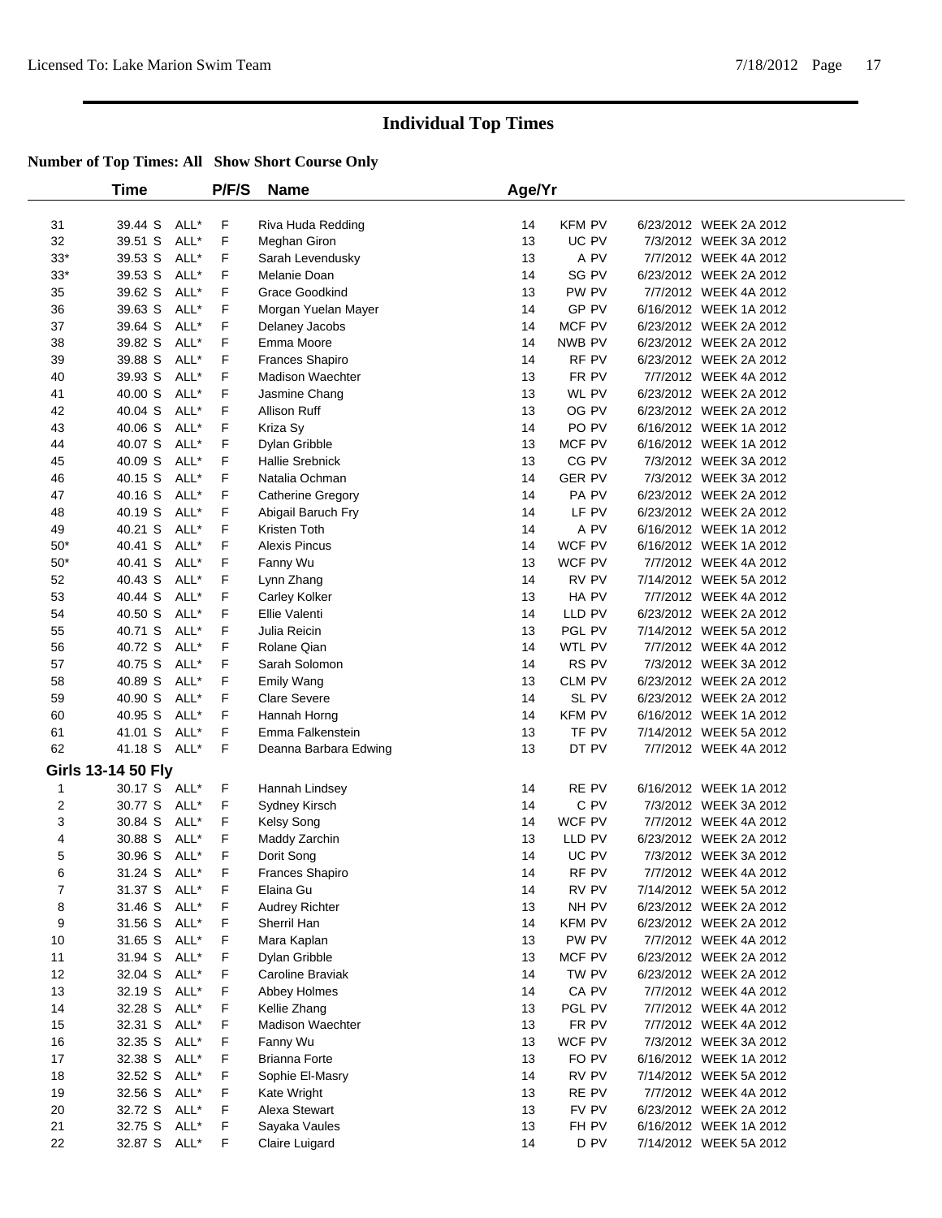# Individual Top Times

**Number of Top Times: All Show Short Course Only**

| | Time | | P/F/S | Name | Age/Yr | | | |
|---|---|---|---|---|---|---|---|---|
| 31 | 39.44 S | ALL* | F | Riva Huda Redding | 14 | KFM PV | 6/23/2012 | WEEK 2A 2012 |
| 32 | 39.51 S | ALL* | F | Meghan Giron | 13 | UC PV | 7/3/2012 | WEEK 3A 2012 |
| 33* | 39.53 S | ALL* | F | Sarah Levendusky | 13 | A PV | 7/7/2012 | WEEK 4A 2012 |
| 33* | 39.53 S | ALL* | F | Melanie Doan | 14 | SG PV | 6/23/2012 | WEEK 2A 2012 |
| 35 | 39.62 S | ALL* | F | Grace Goodkind | 13 | PW PV | 7/7/2012 | WEEK 4A 2012 |
| 36 | 39.63 S | ALL* | F | Morgan Yuelan Mayer | 14 | GP PV | 6/16/2012 | WEEK 1A 2012 |
| 37 | 39.64 S | ALL* | F | Delaney Jacobs | 14 | MCF PV | 6/23/2012 | WEEK 2A 2012 |
| 38 | 39.82 S | ALL* | F | Emma Moore | 14 | NWB PV | 6/23/2012 | WEEK 2A 2012 |
| 39 | 39.88 S | ALL* | F | Frances Shapiro | 14 | RF PV | 6/23/2012 | WEEK 2A 2012 |
| 40 | 39.93 S | ALL* | F | Madison Waechter | 13 | FR PV | 7/7/2012 | WEEK 4A 2012 |
| 41 | 40.00 S | ALL* | F | Jasmine Chang | 13 | WL PV | 6/23/2012 | WEEK 2A 2012 |
| 42 | 40.04 S | ALL* | F | Allison Ruff | 13 | OG PV | 6/23/2012 | WEEK 2A 2012 |
| 43 | 40.06 S | ALL* | F | Kriza Sy | 14 | PO PV | 6/16/2012 | WEEK 1A 2012 |
| 44 | 40.07 S | ALL* | F | Dylan Gribble | 13 | MCF PV | 6/16/2012 | WEEK 1A 2012 |
| 45 | 40.09 S | ALL* | F | Hallie Srebnick | 13 | CG PV | 7/3/2012 | WEEK 3A 2012 |
| 46 | 40.15 S | ALL* | F | Natalia Ochman | 14 | GER PV | 7/3/2012 | WEEK 3A 2012 |
| 47 | 40.16 S | ALL* | F | Catherine Gregory | 14 | PA PV | 6/23/2012 | WEEK 2A 2012 |
| 48 | 40.19 S | ALL* | F | Abigail Baruch Fry | 14 | LF PV | 6/23/2012 | WEEK 2A 2012 |
| 49 | 40.21 S | ALL* | F | Kristen Toth | 14 | A PV | 6/16/2012 | WEEK 1A 2012 |
| 50* | 40.41 S | ALL* | F | Alexis Pincus | 14 | WCF PV | 6/16/2012 | WEEK 1A 2012 |
| 50* | 40.41 S | ALL* | F | Fanny Wu | 13 | WCF PV | 7/7/2012 | WEEK 4A 2012 |
| 52 | 40.43 S | ALL* | F | Lynn Zhang | 14 | RV PV | 7/14/2012 | WEEK 5A 2012 |
| 53 | 40.44 S | ALL* | F | Carley Kolker | 13 | HA PV | 7/7/2012 | WEEK 4A 2012 |
| 54 | 40.50 S | ALL* | F | Ellie Valenti | 14 | LLD PV | 6/23/2012 | WEEK 2A 2012 |
| 55 | 40.71 S | ALL* | F | Julia Reicin | 13 | PGL PV | 7/14/2012 | WEEK 5A 2012 |
| 56 | 40.72 S | ALL* | F | Rolane Qian | 14 | WTL PV | 7/7/2012 | WEEK 4A 2012 |
| 57 | 40.75 S | ALL* | F | Sarah Solomon | 14 | RS PV | 7/3/2012 | WEEK 3A 2012 |
| 58 | 40.89 S | ALL* | F | Emily Wang | 13 | CLM PV | 6/23/2012 | WEEK 2A 2012 |
| 59 | 40.90 S | ALL* | F | Clare Severe | 14 | SL PV | 6/23/2012 | WEEK 2A 2012 |
| 60 | 40.95 S | ALL* | F | Hannah Horng | 14 | KFM PV | 6/16/2012 | WEEK 1A 2012 |
| 61 | 41.01 S | ALL* | F | Emma Falkenstein | 13 | TF PV | 7/14/2012 | WEEK 5A 2012 |
| 62 | 41.18 S | ALL* | F | Deanna Barbara Edwing | 13 | DT PV | 7/7/2012 | WEEK 4A 2012 |

**Girls 13-14 50 Fly**

| | Time | | P/F/S | Name | Age/Yr | | | |
|---|---|---|---|---|---|---|---|---|
| 1 | 30.17 S | ALL* | F | Hannah Lindsey | 14 | RE PV | 6/16/2012 | WEEK 1A 2012 |
| 2 | 30.77 S | ALL* | F | Sydney Kirsch | 14 | C PV | 7/3/2012 | WEEK 3A 2012 |
| 3 | 30.84 S | ALL* | F | Kelsy Song | 14 | WCF PV | 7/7/2012 | WEEK 4A 2012 |
| 4 | 30.88 S | ALL* | F | Maddy Zarchin | 13 | LLD PV | 6/23/2012 | WEEK 2A 2012 |
| 5 | 30.96 S | ALL* | F | Dorit Song | 14 | UC PV | 7/3/2012 | WEEK 3A 2012 |
| 6 | 31.24 S | ALL* | F | Frances Shapiro | 14 | RF PV | 7/7/2012 | WEEK 4A 2012 |
| 7 | 31.37 S | ALL* | F | Elaina Gu | 14 | RV PV | 7/14/2012 | WEEK 5A 2012 |
| 8 | 31.46 S | ALL* | F | Audrey Richter | 13 | NH PV | 6/23/2012 | WEEK 2A 2012 |
| 9 | 31.56 S | ALL* | F | Sherril Han | 14 | KFM PV | 6/23/2012 | WEEK 2A 2012 |
| 10 | 31.65 S | ALL* | F | Mara Kaplan | 13 | PW PV | 7/7/2012 | WEEK 4A 2012 |
| 11 | 31.94 S | ALL* | F | Dylan Gribble | 13 | MCF PV | 6/23/2012 | WEEK 2A 2012 |
| 12 | 32.04 S | ALL* | F | Caroline Braviak | 14 | TW PV | 6/23/2012 | WEEK 2A 2012 |
| 13 | 32.19 S | ALL* | F | Abbey Holmes | 14 | CA PV | 7/7/2012 | WEEK 4A 2012 |
| 14 | 32.28 S | ALL* | F | Kellie Zhang | 13 | PGL PV | 7/7/2012 | WEEK 4A 2012 |
| 15 | 32.31 S | ALL* | F | Madison Waechter | 13 | FR PV | 7/7/2012 | WEEK 4A 2012 |
| 16 | 32.35 S | ALL* | F | Fanny Wu | 13 | WCF PV | 7/3/2012 | WEEK 3A 2012 |
| 17 | 32.38 S | ALL* | F | Brianna Forte | 13 | FO PV | 6/16/2012 | WEEK 1A 2012 |
| 18 | 32.52 S | ALL* | F | Sophie El-Masry | 14 | RV PV | 7/14/2012 | WEEK 5A 2012 |
| 19 | 32.56 S | ALL* | F | Kate Wright | 13 | RE PV | 7/7/2012 | WEEK 4A 2012 |
| 20 | 32.72 S | ALL* | F | Alexa Stewart | 13 | FV PV | 6/23/2012 | WEEK 2A 2012 |
| 21 | 32.75 S | ALL* | F | Sayaka Vaules | 13 | FH PV | 6/16/2012 | WEEK 1A 2012 |
| 22 | 32.87 S | ALL* | F | Claire Luigard | 14 | D PV | 7/14/2012 | WEEK 5A 2012 |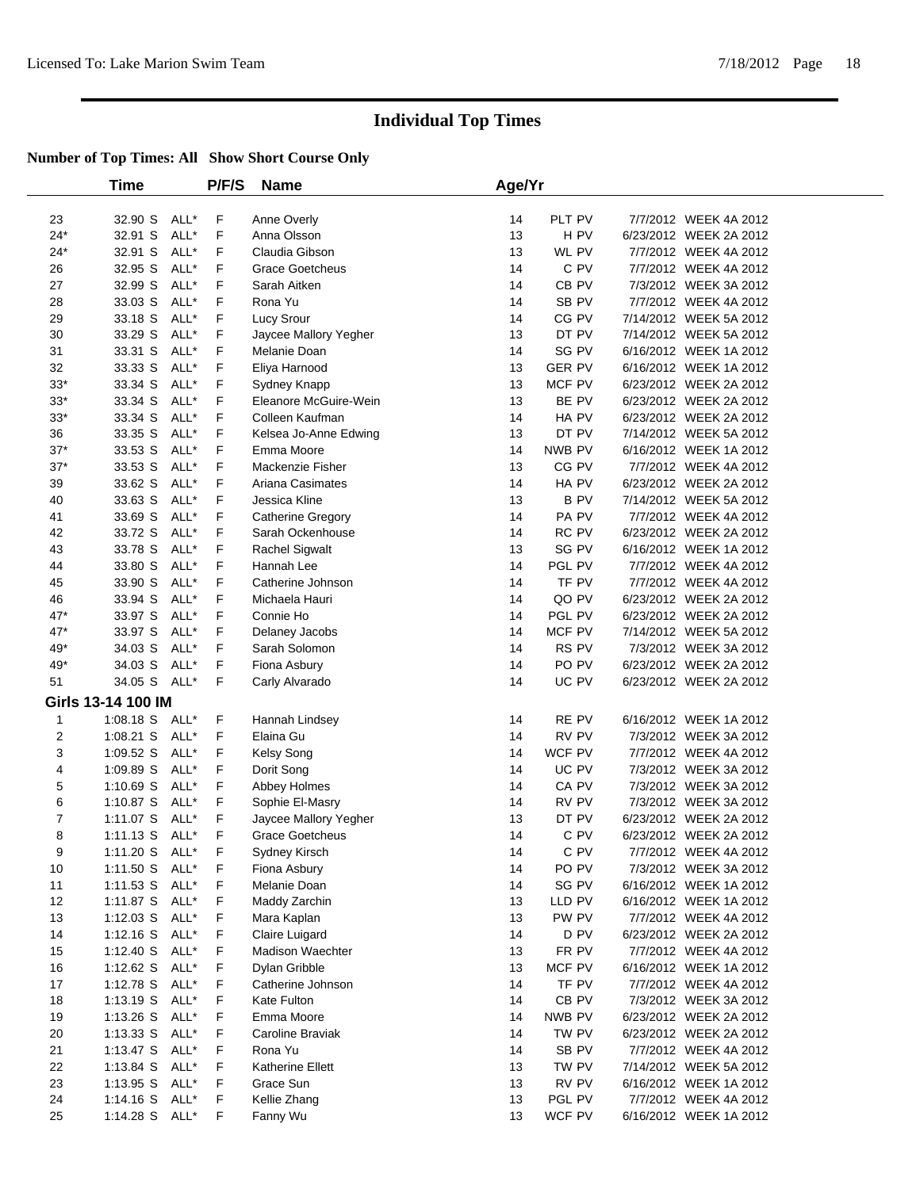# Individual Top Times

**Number of Top Times: All Show Short Course Only**

| | Time | | P/F/S | Name | Age/Yr | | | |
|---|---|---|---|---|---|---|---|---|
| 23 | 32.90 S | ALL* | F | Anne Overly | 14 | PLT PV | 7/7/2012 | WEEK 4A 2012 |
| 24* | 32.91 S | ALL* | F | Anna Olsson | 13 | H PV | 6/23/2012 | WEEK 2A 2012 |
| 24* | 32.91 S | ALL* | F | Claudia Gibson | 13 | WL PV | 7/7/2012 | WEEK 4A 2012 |
| 26 | 32.95 S | ALL* | F | Grace Goetcheus | 14 | C PV | 7/7/2012 | WEEK 4A 2012 |
| 27 | 32.99 S | ALL* | F | Sarah Aitken | 14 | CB PV | 7/3/2012 | WEEK 3A 2012 |
| 28 | 33.03 S | ALL* | F | Rona Yu | 14 | SB PV | 7/7/2012 | WEEK 4A 2012 |
| 29 | 33.18 S | ALL* | F | Lucy Srour | 14 | CG PV | 7/14/2012 | WEEK 5A 2012 |
| 30 | 33.29 S | ALL* | F | Jaycee Mallory Yegher | 13 | DT PV | 7/14/2012 | WEEK 5A 2012 |
| 31 | 33.31 S | ALL* | F | Melanie Doan | 14 | SG PV | 6/16/2012 | WEEK 1A 2012 |
| 32 | 33.33 S | ALL* | F | Eliya Harnood | 13 | GER PV | 6/16/2012 | WEEK 1A 2012 |
| 33* | 33.34 S | ALL* | F | Sydney Knapp | 13 | MCF PV | 6/23/2012 | WEEK 2A 2012 |
| 33* | 33.34 S | ALL* | F | Eleanore McGuire-Wein | 13 | BE PV | 6/23/2012 | WEEK 2A 2012 |
| 33* | 33.34 S | ALL* | F | Colleen Kaufman | 14 | HA PV | 6/23/2012 | WEEK 2A 2012 |
| 36 | 33.35 S | ALL* | F | Kelsea Jo-Anne Edwing | 13 | DT PV | 7/14/2012 | WEEK 5A 2012 |
| 37* | 33.53 S | ALL* | F | Emma Moore | 14 | NWB PV | 6/16/2012 | WEEK 1A 2012 |
| 37* | 33.53 S | ALL* | F | Mackenzie Fisher | 13 | CG PV | 7/7/2012 | WEEK 4A 2012 |
| 39 | 33.62 S | ALL* | F | Ariana Casimates | 14 | HA PV | 6/23/2012 | WEEK 2A 2012 |
| 40 | 33.63 S | ALL* | F | Jessica Kline | 13 | B PV | 7/14/2012 | WEEK 5A 2012 |
| 41 | 33.69 S | ALL* | F | Catherine Gregory | 14 | PA PV | 7/7/2012 | WEEK 4A 2012 |
| 42 | 33.72 S | ALL* | F | Sarah Ockenhouse | 14 | RC PV | 6/23/2012 | WEEK 2A 2012 |
| 43 | 33.78 S | ALL* | F | Rachel Sigwalt | 13 | SG PV | 6/16/2012 | WEEK 1A 2012 |
| 44 | 33.80 S | ALL* | F | Hannah Lee | 14 | PGL PV | 7/7/2012 | WEEK 4A 2012 |
| 45 | 33.90 S | ALL* | F | Catherine Johnson | 14 | TF PV | 7/7/2012 | WEEK 4A 2012 |
| 46 | 33.94 S | ALL* | F | Michaela Hauri | 14 | QO PV | 6/23/2012 | WEEK 2A 2012 |
| 47* | 33.97 S | ALL* | F | Connie Ho | 14 | PGL PV | 6/23/2012 | WEEK 2A 2012 |
| 47* | 33.97 S | ALL* | F | Delaney Jacobs | 14 | MCF PV | 7/14/2012 | WEEK 5A 2012 |
| 49* | 34.03 S | ALL* | F | Sarah Solomon | 14 | RS PV | 7/3/2012 | WEEK 3A 2012 |
| 49* | 34.03 S | ALL* | F | Fiona Asbury | 14 | PO PV | 6/23/2012 | WEEK 2A 2012 |
| 51 | 34.05 S | ALL* | F | Carly Alvarado | 14 | UC PV | 6/23/2012 | WEEK 2A 2012 |
| **Girls 13-14 100 IM** | | | | | | | | |
| 1 | 1:08.18 S | ALL* | F | Hannah Lindsey | 14 | RE PV | 6/16/2012 | WEEK 1A 2012 |
| 2 | 1:08.21 S | ALL* | F | Elaina Gu | 14 | RV PV | 7/3/2012 | WEEK 3A 2012 |
| 3 | 1:09.52 S | ALL* | F | Kelsy Song | 14 | WCF PV | 7/7/2012 | WEEK 4A 2012 |
| 4 | 1:09.89 S | ALL* | F | Dorit Song | 14 | UC PV | 7/3/2012 | WEEK 3A 2012 |
| 5 | 1:10.69 S | ALL* | F | Abbey Holmes | 14 | CA PV | 7/3/2012 | WEEK 3A 2012 |
| 6 | 1:10.87 S | ALL* | F | Sophie El-Masry | 14 | RV PV | 7/3/2012 | WEEK 3A 2012 |
| 7 | 1:11.07 S | ALL* | F | Jaycee Mallory Yegher | 13 | DT PV | 6/23/2012 | WEEK 2A 2012 |
| 8 | 1:11.13 S | ALL* | F | Grace Goetcheus | 14 | C PV | 6/23/2012 | WEEK 2A 2012 |
| 9 | 1:11.20 S | ALL* | F | Sydney Kirsch | 14 | C PV | 7/7/2012 | WEEK 4A 2012 |
| 10 | 1:11.50 S | ALL* | F | Fiona Asbury | 14 | PO PV | 7/3/2012 | WEEK 3A 2012 |
| 11 | 1:11.53 S | ALL* | F | Melanie Doan | 14 | SG PV | 6/16/2012 | WEEK 1A 2012 |
| 12 | 1:11.87 S | ALL* | F | Maddy Zarchin | 13 | LLD PV | 6/16/2012 | WEEK 1A 2012 |
| 13 | 1:12.03 S | ALL* | F | Mara Kaplan | 13 | PW PV | 7/7/2012 | WEEK 4A 2012 |
| 14 | 1:12.16 S | ALL* | F | Claire Luigard | 14 | D PV | 6/23/2012 | WEEK 2A 2012 |
| 15 | 1:12.40 S | ALL* | F | Madison Waechter | 13 | FR PV | 7/7/2012 | WEEK 4A 2012 |
| 16 | 1:12.62 S | ALL* | F | Dylan Gribble | 13 | MCF PV | 6/16/2012 | WEEK 1A 2012 |
| 17 | 1:12.78 S | ALL* | F | Catherine Johnson | 14 | TF PV | 7/7/2012 | WEEK 4A 2012 |
| 18 | 1:13.19 S | ALL* | F | Kate Fulton | 14 | CB PV | 7/3/2012 | WEEK 3A 2012 |
| 19 | 1:13.26 S | ALL* | F | Emma Moore | 14 | NWB PV | 6/23/2012 | WEEK 2A 2012 |
| 20 | 1:13.33 S | ALL* | F | Caroline Braviak | 14 | TW PV | 6/23/2012 | WEEK 2A 2012 |
| 21 | 1:13.47 S | ALL* | F | Rona Yu | 14 | SB PV | 7/7/2012 | WEEK 4A 2012 |
| 22 | 1:13.84 S | ALL* | F | Katherine Ellett | 13 | TW PV | 7/14/2012 | WEEK 5A 2012 |
| 23 | 1:13.95 S | ALL* | F | Grace Sun | 13 | RV PV | 6/16/2012 | WEEK 1A 2012 |
| 24 | 1:14.16 S | ALL* | F | Kellie Zhang | 13 | PGL PV | 7/7/2012 | WEEK 4A 2012 |
| 25 | 1:14.28 S | ALL* | F | Fanny Wu | 13 | WCF PV | 6/16/2012 | WEEK 1A 2012 |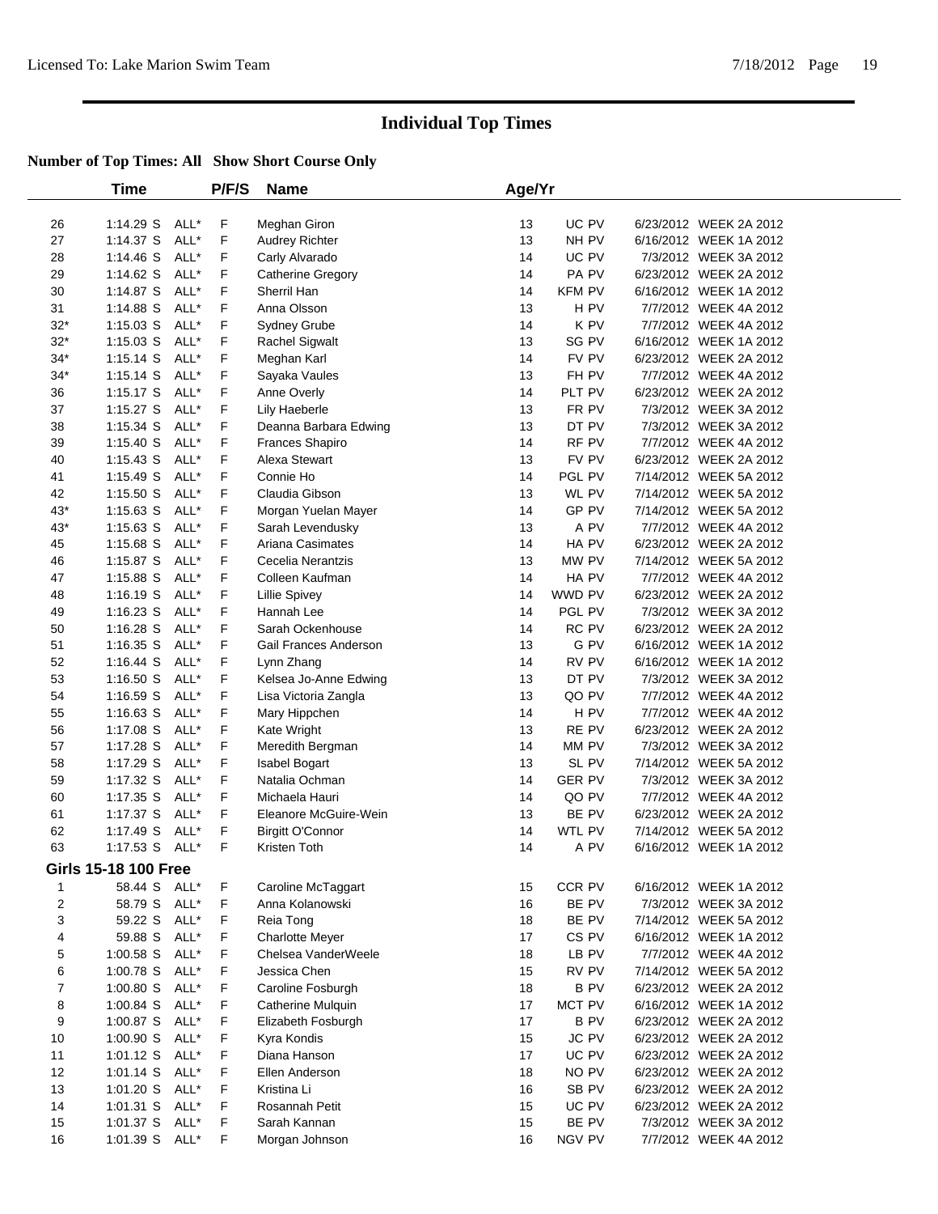# Individual Top Times

**Number of Top Times: All Show Short Course Only**

| | Time | | P/F/S | Name | Age/Yr | | | |
|---|---|---|---|---|---|---|---|---|
| 26 | 1:14.29 S | ALL* | F | Meghan Giron | 13 | UC PV | 6/23/2012 | WEEK 2A 2012 |
| 27 | 1:14.37 S | ALL* | F | Audrey Richter | 13 | NH PV | 6/16/2012 | WEEK 1A 2012 |
| 28 | 1:14.46 S | ALL* | F | Carly Alvarado | 14 | UC PV | 7/3/2012 | WEEK 3A 2012 |
| 29 | 1:14.62 S | ALL* | F | Catherine Gregory | 14 | PA PV | 6/23/2012 | WEEK 2A 2012 |
| 30 | 1:14.87 S | ALL* | F | Sherril Han | 14 | KFM PV | 6/16/2012 | WEEK 1A 2012 |
| 31 | 1:14.88 S | ALL* | F | Anna Olsson | 13 | H PV | 7/7/2012 | WEEK 4A 2012 |
| 32* | 1:15.03 S | ALL* | F | Sydney Grube | 14 | K PV | 7/7/2012 | WEEK 4A 2012 |
| 32* | 1:15.03 S | ALL* | F | Rachel Sigwalt | 13 | SG PV | 6/16/2012 | WEEK 1A 2012 |
| 34* | 1:15.14 S | ALL* | F | Meghan Karl | 14 | FV PV | 6/23/2012 | WEEK 2A 2012 |
| 34* | 1:15.14 S | ALL* | F | Sayaka Vaules | 13 | FH PV | 7/7/2012 | WEEK 4A 2012 |
| 36 | 1:15.17 S | ALL* | F | Anne Overly | 14 | PLT PV | 6/23/2012 | WEEK 2A 2012 |
| 37 | 1:15.27 S | ALL* | F | Lily Haeberle | 13 | FR PV | 7/3/2012 | WEEK 3A 2012 |
| 38 | 1:15.34 S | ALL* | F | Deanna Barbara Edwing | 13 | DT PV | 7/3/2012 | WEEK 3A 2012 |
| 39 | 1:15.40 S | ALL* | F | Frances Shapiro | 14 | RF PV | 7/7/2012 | WEEK 4A 2012 |
| 40 | 1:15.43 S | ALL* | F | Alexa Stewart | 13 | FV PV | 6/23/2012 | WEEK 2A 2012 |
| 41 | 1:15.49 S | ALL* | F | Connie Ho | 14 | PGL PV | 7/14/2012 | WEEK 5A 2012 |
| 42 | 1:15.50 S | ALL* | F | Claudia Gibson | 13 | WL PV | 7/14/2012 | WEEK 5A 2012 |
| 43* | 1:15.63 S | ALL* | F | Morgan Yuelan Mayer | 14 | GP PV | 7/14/2012 | WEEK 5A 2012 |
| 43* | 1:15.63 S | ALL* | F | Sarah Levendusky | 13 | A PV | 7/7/2012 | WEEK 4A 2012 |
| 45 | 1:15.68 S | ALL* | F | Ariana Casimates | 14 | HA PV | 6/23/2012 | WEEK 2A 2012 |
| 46 | 1:15.87 S | ALL* | F | Cecelia Nerantzis | 13 | MW PV | 7/14/2012 | WEEK 5A 2012 |
| 47 | 1:15.88 S | ALL* | F | Colleen Kaufman | 14 | HA PV | 7/7/2012 | WEEK 4A 2012 |
| 48 | 1:16.19 S | ALL* | F | Lillie Spivey | 14 | WWD PV | 6/23/2012 | WEEK 2A 2012 |
| 49 | 1:16.23 S | ALL* | F | Hannah Lee | 14 | PGL PV | 7/3/2012 | WEEK 3A 2012 |
| 50 | 1:16.28 S | ALL* | F | Sarah Ockenhouse | 14 | RC PV | 6/23/2012 | WEEK 2A 2012 |
| 51 | 1:16.35 S | ALL* | F | Gail Frances Anderson | 13 | G PV | 6/16/2012 | WEEK 1A 2012 |
| 52 | 1:16.44 S | ALL* | F | Lynn Zhang | 14 | RV PV | 6/16/2012 | WEEK 1A 2012 |
| 53 | 1:16.50 S | ALL* | F | Kelsea Jo-Anne Edwing | 13 | DT PV | 7/3/2012 | WEEK 3A 2012 |
| 54 | 1:16.59 S | ALL* | F | Lisa Victoria Zangla | 13 | QO PV | 7/7/2012 | WEEK 4A 2012 |
| 55 | 1:16.63 S | ALL* | F | Mary Hippchen | 14 | H PV | 7/7/2012 | WEEK 4A 2012 |
| 56 | 1:17.08 S | ALL* | F | Kate Wright | 13 | RE PV | 6/23/2012 | WEEK 2A 2012 |
| 57 | 1:17.28 S | ALL* | F | Meredith Bergman | 14 | MM PV | 7/3/2012 | WEEK 3A 2012 |
| 58 | 1:17.29 S | ALL* | F | Isabel Bogart | 13 | SL PV | 7/14/2012 | WEEK 5A 2012 |
| 59 | 1:17.32 S | ALL* | F | Natalia Ochman | 14 | GER PV | 7/3/2012 | WEEK 3A 2012 |
| 60 | 1:17.35 S | ALL* | F | Michaela Hauri | 14 | QO PV | 7/7/2012 | WEEK 4A 2012 |
| 61 | 1:17.37 S | ALL* | F | Eleanore McGuire-Wein | 13 | BE PV | 6/23/2012 | WEEK 2A 2012 |
| 62 | 1:17.49 S | ALL* | F | Birgitt O'Connor | 14 | WTL PV | 7/14/2012 | WEEK 5A 2012 |
| 63 | 1:17.53 S | ALL* | F | Kristen Toth | 14 | A PV | 6/16/2012 | WEEK 1A 2012 |

**Girls 15-18 100 Free**

| | Time | | P/F/S | Name | Age/Yr | | | |
|---|---|---|---|---|---|---|---|---|
| 1 | 58.44 S | ALL* | F | Caroline McTaggart | 15 | CCR PV | 6/16/2012 | WEEK 1A 2012 |
| 2 | 58.79 S | ALL* | F | Anna Kolanowski | 16 | BE PV | 7/3/2012 | WEEK 3A 2012 |
| 3 | 59.22 S | ALL* | F | Reia Tong | 18 | BE PV | 7/14/2012 | WEEK 5A 2012 |
| 4 | 59.88 S | ALL* | F | Charlotte Meyer | 17 | CS PV | 6/16/2012 | WEEK 1A 2012 |
| 5 | 1:00.58 S | ALL* | F | Chelsea VanderWeele | 18 | LB PV | 7/7/2012 | WEEK 4A 2012 |
| 6 | 1:00.78 S | ALL* | F | Jessica Chen | 15 | RV PV | 7/14/2012 | WEEK 5A 2012 |
| 7 | 1:00.80 S | ALL* | F | Caroline Fosburgh | 18 | B PV | 6/23/2012 | WEEK 2A 2012 |
| 8 | 1:00.84 S | ALL* | F | Catherine Mulquin | 17 | MCT PV | 6/16/2012 | WEEK 1A 2012 |
| 9 | 1:00.87 S | ALL* | F | Elizabeth Fosburgh | 17 | B PV | 6/23/2012 | WEEK 2A 2012 |
| 10 | 1:00.90 S | ALL* | F | Kyra Kondis | 15 | JC PV | 6/23/2012 | WEEK 2A 2012 |
| 11 | 1:01.12 S | ALL* | F | Diana Hanson | 17 | UC PV | 6/23/2012 | WEEK 2A 2012 |
| 12 | 1:01.14 S | ALL* | F | Ellen Anderson | 18 | NO PV | 6/23/2012 | WEEK 2A 2012 |
| 13 | 1:01.20 S | ALL* | F | Kristina Li | 16 | SB PV | 6/23/2012 | WEEK 2A 2012 |
| 14 | 1:01.31 S | ALL* | F | Rosannah Petit | 15 | UC PV | 6/23/2012 | WEEK 2A 2012 |
| 15 | 1:01.37 S | ALL* | F | Sarah Kannan | 15 | BE PV | 7/3/2012 | WEEK 3A 2012 |
| 16 | 1:01.39 S | ALL* | F | Morgan Johnson | 16 | NGV PV | 7/7/2012 | WEEK 4A 2012 |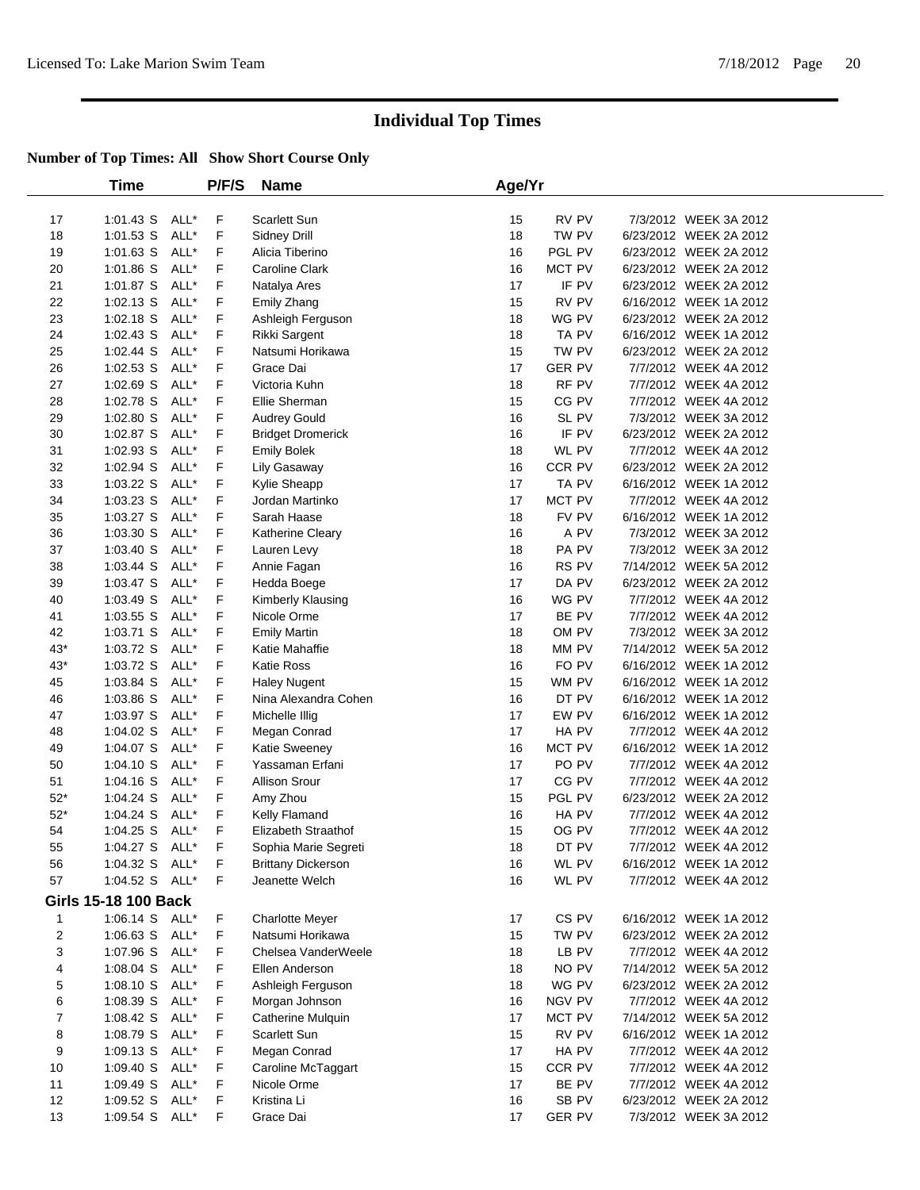# Individual Top Times

**Number of Top Times: All Show Short Course Only**

| | Time | | P/F/S | Name | Age/Yr | | | |
|---|---|---|---|---|---|---|---|---|
| 17 | 1:01.43 S | ALL* | F | Scarlett Sun | 15 | RV PV | 7/3/2012 | WEEK 3A 2012 |
| 18 | 1:01.53 S | ALL* | F | Sidney Drill | 18 | TW PV | 6/23/2012 | WEEK 2A 2012 |
| 19 | 1:01.63 S | ALL* | F | Alicia Tiberino | 16 | PGL PV | 6/23/2012 | WEEK 2A 2012 |
| 20 | 1:01.86 S | ALL* | F | Caroline Clark | 16 | MCT PV | 6/23/2012 | WEEK 2A 2012 |
| 21 | 1:01.87 S | ALL* | F | Natalya Ares | 17 | IF PV | 6/23/2012 | WEEK 2A 2012 |
| 22 | 1:02.13 S | ALL* | F | Emily Zhang | 15 | RV PV | 6/16/2012 | WEEK 1A 2012 |
| 23 | 1:02.18 S | ALL* | F | Ashleigh Ferguson | 18 | WG PV | 6/23/2012 | WEEK 2A 2012 |
| 24 | 1:02.43 S | ALL* | F | Rikki Sargent | 18 | TA PV | 6/16/2012 | WEEK 1A 2012 |
| 25 | 1:02.44 S | ALL* | F | Natsumi Horikawa | 15 | TW PV | 6/23/2012 | WEEK 2A 2012 |
| 26 | 1:02.53 S | ALL* | F | Grace Dai | 17 | GER PV | 7/7/2012 | WEEK 4A 2012 |
| 27 | 1:02.69 S | ALL* | F | Victoria Kuhn | 18 | RF PV | 7/7/2012 | WEEK 4A 2012 |
| 28 | 1:02.78 S | ALL* | F | Ellie Sherman | 15 | CG PV | 7/7/2012 | WEEK 4A 2012 |
| 29 | 1:02.80 S | ALL* | F | Audrey Gould | 16 | SL PV | 7/3/2012 | WEEK 3A 2012 |
| 30 | 1:02.87 S | ALL* | F | Bridget Dromerick | 16 | IF PV | 6/23/2012 | WEEK 2A 2012 |
| 31 | 1:02.93 S | ALL* | F | Emily Bolek | 18 | WL PV | 7/7/2012 | WEEK 4A 2012 |
| 32 | 1:02.94 S | ALL* | F | Lily Gasaway | 16 | CCR PV | 6/23/2012 | WEEK 2A 2012 |
| 33 | 1:03.22 S | ALL* | F | Kylie Sheapp | 17 | TA PV | 6/16/2012 | WEEK 1A 2012 |
| 34 | 1:03.23 S | ALL* | F | Jordan Martinko | 17 | MCT PV | 7/7/2012 | WEEK 4A 2012 |
| 35 | 1:03.27 S | ALL* | F | Sarah Haase | 18 | FV PV | 6/16/2012 | WEEK 1A 2012 |
| 36 | 1:03.30 S | ALL* | F | Katherine Cleary | 16 | A PV | 7/3/2012 | WEEK 3A 2012 |
| 37 | 1:03.40 S | ALL* | F | Lauren Levy | 18 | PA PV | 7/3/2012 | WEEK 3A 2012 |
| 38 | 1:03.44 S | ALL* | F | Annie Fagan | 16 | RS PV | 7/14/2012 | WEEK 5A 2012 |
| 39 | 1:03.47 S | ALL* | F | Hedda Boege | 17 | DA PV | 6/23/2012 | WEEK 2A 2012 |
| 40 | 1:03.49 S | ALL* | F | Kimberly Klausing | 16 | WG PV | 7/7/2012 | WEEK 4A 2012 |
| 41 | 1:03.55 S | ALL* | F | Nicole Orme | 17 | BE PV | 7/7/2012 | WEEK 4A 2012 |
| 42 | 1:03.71 S | ALL* | F | Emily Martin | 18 | OM PV | 7/3/2012 | WEEK 3A 2012 |
| 43* | 1:03.72 S | ALL* | F | Katie Mahaffie | 18 | MM PV | 7/14/2012 | WEEK 5A 2012 |
| 43* | 1:03.72 S | ALL* | F | Katie Ross | 16 | FO PV | 6/16/2012 | WEEK 1A 2012 |
| 45 | 1:03.84 S | ALL* | F | Haley Nugent | 15 | WM PV | 6/16/2012 | WEEK 1A 2012 |
| 46 | 1:03.86 S | ALL* | F | Nina Alexandra Cohen | 16 | DT PV | 6/16/2012 | WEEK 1A 2012 |
| 47 | 1:03.97 S | ALL* | F | Michelle Illig | 17 | EW PV | 6/16/2012 | WEEK 1A 2012 |
| 48 | 1:04.02 S | ALL* | F | Megan Conrad | 17 | HA PV | 7/7/2012 | WEEK 4A 2012 |
| 49 | 1:04.07 S | ALL* | F | Katie Sweeney | 16 | MCT PV | 6/16/2012 | WEEK 1A 2012 |
| 50 | 1:04.10 S | ALL* | F | Yassaman Erfani | 17 | PO PV | 7/7/2012 | WEEK 4A 2012 |
| 51 | 1:04.16 S | ALL* | F | Allison Srour | 17 | CG PV | 7/7/2012 | WEEK 4A 2012 |
| 52* | 1:04.24 S | ALL* | F | Amy Zhou | 15 | PGL PV | 6/23/2012 | WEEK 2A 2012 |
| 52* | 1:04.24 S | ALL* | F | Kelly Flamand | 16 | HA PV | 7/7/2012 | WEEK 4A 2012 |
| 54 | 1:04.25 S | ALL* | F | Elizabeth Straathof | 15 | OG PV | 7/7/2012 | WEEK 4A 2012 |
| 55 | 1:04.27 S | ALL* | F | Sophia Marie Segreti | 18 | DT PV | 7/7/2012 | WEEK 4A 2012 |
| 56 | 1:04.32 S | ALL* | F | Brittany Dickerson | 16 | WL PV | 6/16/2012 | WEEK 1A 2012 |
| 57 | 1:04.52 S | ALL* | F | Jeanette Welch | 16 | WL PV | 7/7/2012 | WEEK 4A 2012 |

**Girls 15-18 100 Back**

| | Time | | P/F/S | Name | Age/Yr | | | |
|---|---|---|---|---|---|---|---|---|
| 1 | 1:06.14 S | ALL* | F | Charlotte Meyer | 17 | CS PV | 6/16/2012 | WEEK 1A 2012 |
| 2 | 1:06.63 S | ALL* | F | Natsumi Horikawa | 15 | TW PV | 6/23/2012 | WEEK 2A 2012 |
| 3 | 1:07.96 S | ALL* | F | Chelsea VanderWeele | 18 | LB PV | 7/7/2012 | WEEK 4A 2012 |
| 4 | 1:08.04 S | ALL* | F | Ellen Anderson | 18 | NO PV | 7/14/2012 | WEEK 5A 2012 |
| 5 | 1:08.10 S | ALL* | F | Ashleigh Ferguson | 18 | WG PV | 6/23/2012 | WEEK 2A 2012 |
| 6 | 1:08.39 S | ALL* | F | Morgan Johnson | 16 | NGV PV | 7/7/2012 | WEEK 4A 2012 |
| 7 | 1:08.42 S | ALL* | F | Catherine Mulquin | 17 | MCT PV | 7/14/2012 | WEEK 5A 2012 |
| 8 | 1:08.79 S | ALL* | F | Scarlett Sun | 15 | RV PV | 6/16/2012 | WEEK 1A 2012 |
| 9 | 1:09.13 S | ALL* | F | Megan Conrad | 17 | HA PV | 7/7/2012 | WEEK 4A 2012 |
| 10 | 1:09.40 S | ALL* | F | Caroline McTaggart | 15 | CCR PV | 7/7/2012 | WEEK 4A 2012 |
| 11 | 1:09.49 S | ALL* | F | Nicole Orme | 17 | BE PV | 7/7/2012 | WEEK 4A 2012 |
| 12 | 1:09.52 S | ALL* | F | Kristina Li | 16 | SB PV | 6/23/2012 | WEEK 2A 2012 |
| 13 | 1:09.54 S | ALL* | F | Grace Dai | 17 | GER PV | 7/3/2012 | WEEK 3A 2012 |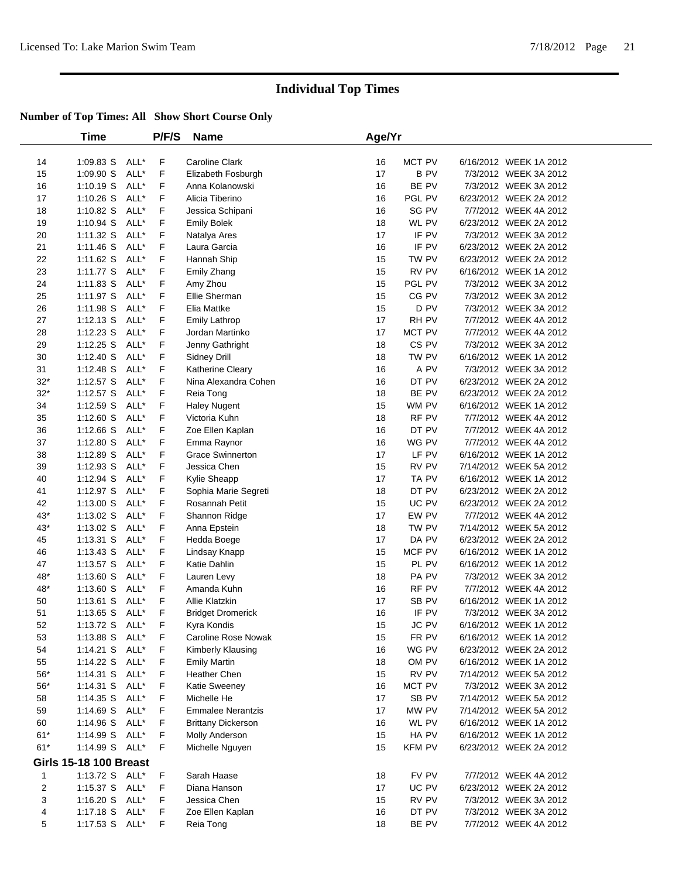# Individual Top Times

**Number of Top Times: All Show Short Course Only**

| | Time | | P/F/S | Name | Age/Yr | | | |
|---|---|---|---|---|---|---|---|---|
| 14 | 1:09.83 S | ALL* | F | Caroline Clark | 16 | MCT PV | 6/16/2012 | WEEK 1A 2012 |
| 15 | 1:09.90 S | ALL* | F | Elizabeth Fosburgh | 17 | B PV | 7/3/2012 | WEEK 3A 2012 |
| 16 | 1:10.19 S | ALL* | F | Anna Kolanowski | 16 | BE PV | 7/3/2012 | WEEK 3A 2012 |
| 17 | 1:10.26 S | ALL* | F | Alicia Tiberino | 16 | PGL PV | 6/23/2012 | WEEK 2A 2012 |
| 18 | 1:10.82 S | ALL* | F | Jessica Schipani | 16 | SG PV | 7/7/2012 | WEEK 4A 2012 |
| 19 | 1:10.94 S | ALL* | F | Emily Bolek | 18 | WL PV | 6/23/2012 | WEEK 2A 2012 |
| 20 | 1:11.32 S | ALL* | F | Natalya Ares | 17 | IF PV | 7/3/2012 | WEEK 3A 2012 |
| 21 | 1:11.46 S | ALL* | F | Laura Garcia | 16 | IF PV | 6/23/2012 | WEEK 2A 2012 |
| 22 | 1:11.62 S | ALL* | F | Hannah Ship | 15 | TW PV | 6/23/2012 | WEEK 2A 2012 |
| 23 | 1:11.77 S | ALL* | F | Emily Zhang | 15 | RV PV | 6/16/2012 | WEEK 1A 2012 |
| 24 | 1:11.83 S | ALL* | F | Amy Zhou | 15 | PGL PV | 7/3/2012 | WEEK 3A 2012 |
| 25 | 1:11.97 S | ALL* | F | Ellie Sherman | 15 | CG PV | 7/3/2012 | WEEK 3A 2012 |
| 26 | 1:11.98 S | ALL* | F | Elia Mattke | 15 | D PV | 7/3/2012 | WEEK 3A 2012 |
| 27 | 1:12.13 S | ALL* | F | Emily Lathrop | 17 | RH PV | 7/7/2012 | WEEK 4A 2012 |
| 28 | 1:12.23 S | ALL* | F | Jordan Martinko | 17 | MCT PV | 7/7/2012 | WEEK 4A 2012 |
| 29 | 1:12.25 S | ALL* | F | Jenny Gathright | 18 | CS PV | 7/3/2012 | WEEK 3A 2012 |
| 30 | 1:12.40 S | ALL* | F | Sidney Drill | 18 | TW PV | 6/16/2012 | WEEK 1A 2012 |
| 31 | 1:12.48 S | ALL* | F | Katherine Cleary | 16 | A PV | 7/3/2012 | WEEK 3A 2012 |
| 32* | 1:12.57 S | ALL* | F | Nina Alexandra Cohen | 16 | DT PV | 6/23/2012 | WEEK 2A 2012 |
| 32* | 1:12.57 S | ALL* | F | Reia Tong | 18 | BE PV | 6/23/2012 | WEEK 2A 2012 |
| 34 | 1:12.59 S | ALL* | F | Haley Nugent | 15 | WM PV | 6/16/2012 | WEEK 1A 2012 |
| 35 | 1:12.60 S | ALL* | F | Victoria Kuhn | 18 | RF PV | 7/7/2012 | WEEK 4A 2012 |
| 36 | 1:12.66 S | ALL* | F | Zoe Ellen Kaplan | 16 | DT PV | 7/7/2012 | WEEK 4A 2012 |
| 37 | 1:12.80 S | ALL* | F | Emma Raynor | 16 | WG PV | 7/7/2012 | WEEK 4A 2012 |
| 38 | 1:12.89 S | ALL* | F | Grace Swinnerton | 17 | LF PV | 6/16/2012 | WEEK 1A 2012 |
| 39 | 1:12.93 S | ALL* | F | Jessica Chen | 15 | RV PV | 7/14/2012 | WEEK 5A 2012 |
| 40 | 1:12.94 S | ALL* | F | Kylie Sheapp | 17 | TA PV | 6/16/2012 | WEEK 1A 2012 |
| 41 | 1:12.97 S | ALL* | F | Sophia Marie Segreti | 18 | DT PV | 6/23/2012 | WEEK 2A 2012 |
| 42 | 1:13.00 S | ALL* | F | Rosannah Petit | 15 | UC PV | 6/23/2012 | WEEK 2A 2012 |
| 43* | 1:13.02 S | ALL* | F | Shannon Ridge | 17 | EW PV | 7/7/2012 | WEEK 4A 2012 |
| 43* | 1:13.02 S | ALL* | F | Anna Epstein | 18 | TW PV | 7/14/2012 | WEEK 5A 2012 |
| 45 | 1:13.31 S | ALL* | F | Hedda Boege | 17 | DA PV | 6/23/2012 | WEEK 2A 2012 |
| 46 | 1:13.43 S | ALL* | F | Lindsay Knapp | 15 | MCF PV | 6/16/2012 | WEEK 1A 2012 |
| 47 | 1:13.57 S | ALL* | F | Katie Dahlin | 15 | PL PV | 6/16/2012 | WEEK 1A 2012 |
| 48* | 1:13.60 S | ALL* | F | Lauren Levy | 18 | PA PV | 7/3/2012 | WEEK 3A 2012 |
| 48* | 1:13.60 S | ALL* | F | Amanda Kuhn | 16 | RF PV | 7/7/2012 | WEEK 4A 2012 |
| 50 | 1:13.61 S | ALL* | F | Allie Klatzkin | 17 | SB PV | 6/16/2012 | WEEK 1A 2012 |
| 51 | 1:13.65 S | ALL* | F | Bridget Dromerick | 16 | IF PV | 7/3/2012 | WEEK 3A 2012 |
| 52 | 1:13.72 S | ALL* | F | Kyra Kondis | 15 | JC PV | 6/16/2012 | WEEK 1A 2012 |
| 53 | 1:13.88 S | ALL* | F | Caroline Rose Nowak | 15 | FR PV | 6/16/2012 | WEEK 1A 2012 |
| 54 | 1:14.21 S | ALL* | F | Kimberly Klausing | 16 | WG PV | 6/23/2012 | WEEK 2A 2012 |
| 55 | 1:14.22 S | ALL* | F | Emily Martin | 18 | OM PV | 6/16/2012 | WEEK 1A 2012 |
| 56* | 1:14.31 S | ALL* | F | Heather Chen | 15 | RV PV | 7/14/2012 | WEEK 5A 2012 |
| 56* | 1:14.31 S | ALL* | F | Katie Sweeney | 16 | MCT PV | 7/3/2012 | WEEK 3A 2012 |
| 58 | 1:14.35 S | ALL* | F | Michelle He | 17 | SB PV | 7/14/2012 | WEEK 5A 2012 |
| 59 | 1:14.69 S | ALL* | F | Emmalee Nerantzis | 17 | MW PV | 7/14/2012 | WEEK 5A 2012 |
| 60 | 1:14.96 S | ALL* | F | Brittany Dickerson | 16 | WL PV | 6/16/2012 | WEEK 1A 2012 |
| 61* | 1:14.99 S | ALL* | F | Molly Anderson | 15 | HA PV | 6/16/2012 | WEEK 1A 2012 |
| 61* | 1:14.99 S | ALL* | F | Michelle Nguyen | 15 | KFM PV | 6/23/2012 | WEEK 2A 2012 |

**Girls 15-18 100 Breast**

| | Time | | P/F/S | Name | Age/Yr | | | |
|---|---|---|---|---|---|---|---|---|
| 1 | 1:13.72 S | ALL* | F | Sarah Haase | 18 | FV PV | 7/7/2012 | WEEK 4A 2012 |
| 2 | 1:15.37 S | ALL* | F | Diana Hanson | 17 | UC PV | 6/23/2012 | WEEK 2A 2012 |
| 3 | 1:16.20 S | ALL* | F | Jessica Chen | 15 | RV PV | 7/3/2012 | WEEK 3A 2012 |
| 4 | 1:17.18 S | ALL* | F | Zoe Ellen Kaplan | 16 | DT PV | 7/3/2012 | WEEK 3A 2012 |
| 5 | 1:17.53 S | ALL* | F | Reia Tong | 18 | BE PV | 7/7/2012 | WEEK 4A 2012 |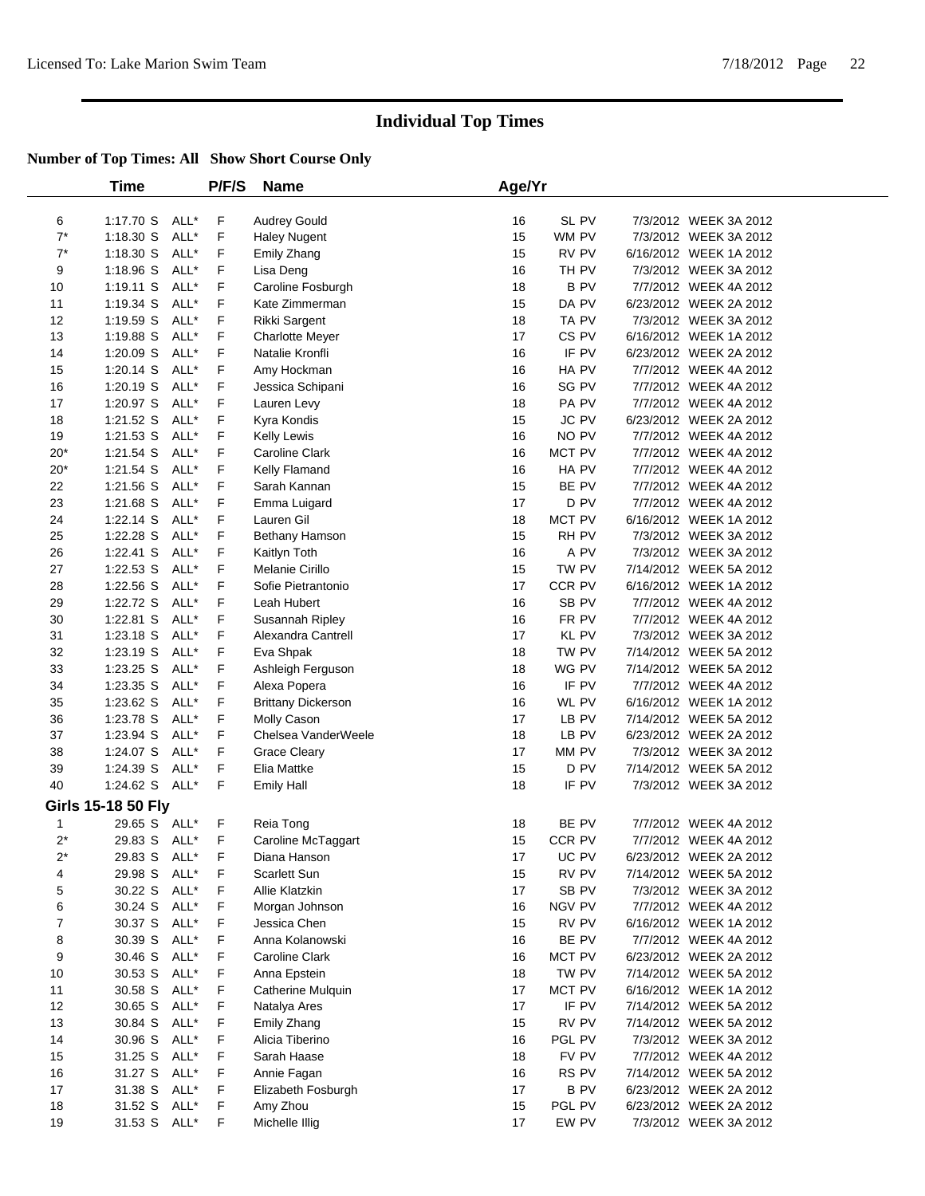## Individual Top Times

### Number of Top Times: All   Show Short Course Only

| | Time | | P/F/S | Name | Age/Yr | | | |
|---|---|---|---|---|---|---|---|---|
| 6 | 1:17.70 S | ALL* | F | Audrey Gould | 16 | SL PV | 7/3/2012 | WEEK 3A 2012 |
| 7* | 1:18.30 S | ALL* | F | Haley Nugent | 15 | WM PV | 7/3/2012 | WEEK 3A 2012 |
| 7* | 1:18.30 S | ALL* | F | Emily Zhang | 15 | RV PV | 6/16/2012 | WEEK 1A 2012 |
| 9 | 1:18.96 S | ALL* | F | Lisa Deng | 16 | TH PV | 7/3/2012 | WEEK 3A 2012 |
| 10 | 1:19.11 S | ALL* | F | Caroline Fosburgh | 18 | B PV | 7/7/2012 | WEEK 4A 2012 |
| 11 | 1:19.34 S | ALL* | F | Kate Zimmerman | 15 | DA PV | 6/23/2012 | WEEK 2A 2012 |
| 12 | 1:19.59 S | ALL* | F | Rikki Sargent | 18 | TA PV | 7/3/2012 | WEEK 3A 2012 |
| 13 | 1:19.88 S | ALL* | F | Charlotte Meyer | 17 | CS PV | 6/16/2012 | WEEK 1A 2012 |
| 14 | 1:20.09 S | ALL* | F | Natalie Kronfli | 16 | IF PV | 6/23/2012 | WEEK 2A 2012 |
| 15 | 1:20.14 S | ALL* | F | Amy Hockman | 16 | HA PV | 7/7/2012 | WEEK 4A 2012 |
| 16 | 1:20.19 S | ALL* | F | Jessica Schipani | 16 | SG PV | 7/7/2012 | WEEK 4A 2012 |
| 17 | 1:20.97 S | ALL* | F | Lauren Levy | 18 | PA PV | 7/7/2012 | WEEK 4A 2012 |
| 18 | 1:21.52 S | ALL* | F | Kyra Kondis | 15 | JC PV | 6/23/2012 | WEEK 2A 2012 |
| 19 | 1:21.53 S | ALL* | F | Kelly Lewis | 16 | NO PV | 7/7/2012 | WEEK 4A 2012 |
| 20* | 1:21.54 S | ALL* | F | Caroline Clark | 16 | MCT PV | 7/7/2012 | WEEK 4A 2012 |
| 20* | 1:21.54 S | ALL* | F | Kelly Flamand | 16 | HA PV | 7/7/2012 | WEEK 4A 2012 |
| 22 | 1:21.56 S | ALL* | F | Sarah Kannan | 15 | BE PV | 7/7/2012 | WEEK 4A 2012 |
| 23 | 1:21.68 S | ALL* | F | Emma Luigard | 17 | D PV | 7/7/2012 | WEEK 4A 2012 |
| 24 | 1:22.14 S | ALL* | F | Lauren Gil | 18 | MCT PV | 6/16/2012 | WEEK 1A 2012 |
| 25 | 1:22.28 S | ALL* | F | Bethany Hamson | 15 | RH PV | 7/3/2012 | WEEK 3A 2012 |
| 26 | 1:22.41 S | ALL* | F | Kaitlyn Toth | 16 | A PV | 7/3/2012 | WEEK 3A 2012 |
| 27 | 1:22.53 S | ALL* | F | Melanie Cirillo | 15 | TW PV | 7/14/2012 | WEEK 5A 2012 |
| 28 | 1:22.56 S | ALL* | F | Sofie Pietrantonio | 17 | CCR PV | 6/16/2012 | WEEK 1A 2012 |
| 29 | 1:22.72 S | ALL* | F | Leah Hubert | 16 | SB PV | 7/7/2012 | WEEK 4A 2012 |
| 30 | 1:22.81 S | ALL* | F | Susannah Ripley | 16 | FR PV | 7/7/2012 | WEEK 4A 2012 |
| 31 | 1:23.18 S | ALL* | F | Alexandra Cantrell | 17 | KL PV | 7/3/2012 | WEEK 3A 2012 |
| 32 | 1:23.19 S | ALL* | F | Eva Shpak | 18 | TW PV | 7/14/2012 | WEEK 5A 2012 |
| 33 | 1:23.25 S | ALL* | F | Ashleigh Ferguson | 18 | WG PV | 7/14/2012 | WEEK 5A 2012 |
| 34 | 1:23.35 S | ALL* | F | Alexa Popera | 16 | IF PV | 7/7/2012 | WEEK 4A 2012 |
| 35 | 1:23.62 S | ALL* | F | Brittany Dickerson | 16 | WL PV | 6/16/2012 | WEEK 1A 2012 |
| 36 | 1:23.78 S | ALL* | F | Molly Cason | 17 | LB PV | 7/14/2012 | WEEK 5A 2012 |
| 37 | 1:23.94 S | ALL* | F | Chelsea VanderWeele | 18 | LB PV | 6/23/2012 | WEEK 2A 2012 |
| 38 | 1:24.07 S | ALL* | F | Grace Cleary | 17 | MM PV | 7/3/2012 | WEEK 3A 2012 |
| 39 | 1:24.39 S | ALL* | F | Elia Mattke | 15 | D PV | 7/14/2012 | WEEK 5A 2012 |
| 40 | 1:24.62 S | ALL* | F | Emily Hall | 18 | IF PV | 7/3/2012 | WEEK 3A 2012 |
| **Girls 15-18 50 Fly** | | | | | | | | |
| 1 | 29.65 S | ALL* | F | Reia Tong | 18 | BE PV | 7/7/2012 | WEEK 4A 2012 |
| 2* | 29.83 S | ALL* | F | Caroline McTaggart | 15 | CCR PV | 7/7/2012 | WEEK 4A 2012 |
| 2* | 29.83 S | ALL* | F | Diana Hanson | 17 | UC PV | 6/23/2012 | WEEK 2A 2012 |
| 4 | 29.98 S | ALL* | F | Scarlett Sun | 15 | RV PV | 7/14/2012 | WEEK 5A 2012 |
| 5 | 30.22 S | ALL* | F | Allie Klatzkin | 17 | SB PV | 7/3/2012 | WEEK 3A 2012 |
| 6 | 30.24 S | ALL* | F | Morgan Johnson | 16 | NGV PV | 7/7/2012 | WEEK 4A 2012 |
| 7 | 30.37 S | ALL* | F | Jessica Chen | 15 | RV PV | 6/16/2012 | WEEK 1A 2012 |
| 8 | 30.39 S | ALL* | F | Anna Kolanowski | 16 | BE PV | 7/7/2012 | WEEK 4A 2012 |
| 9 | 30.46 S | ALL* | F | Caroline Clark | 16 | MCT PV | 6/23/2012 | WEEK 2A 2012 |
| 10 | 30.53 S | ALL* | F | Anna Epstein | 18 | TW PV | 7/14/2012 | WEEK 5A 2012 |
| 11 | 30.58 S | ALL* | F | Catherine Mulquin | 17 | MCT PV | 6/16/2012 | WEEK 1A 2012 |
| 12 | 30.65 S | ALL* | F | Natalya Ares | 17 | IF PV | 7/14/2012 | WEEK 5A 2012 |
| 13 | 30.84 S | ALL* | F | Emily Zhang | 15 | RV PV | 7/14/2012 | WEEK 5A 2012 |
| 14 | 30.96 S | ALL* | F | Alicia Tiberino | 16 | PGL PV | 7/3/2012 | WEEK 3A 2012 |
| 15 | 31.25 S | ALL* | F | Sarah Haase | 18 | FV PV | 7/7/2012 | WEEK 4A 2012 |
| 16 | 31.27 S | ALL* | F | Annie Fagan | 16 | RS PV | 7/14/2012 | WEEK 5A 2012 |
| 17 | 31.38 S | ALL* | F | Elizabeth Fosburgh | 17 | B PV | 6/23/2012 | WEEK 2A 2012 |
| 18 | 31.52 S | ALL* | F | Amy Zhou | 15 | PGL PV | 6/23/2012 | WEEK 2A 2012 |
| 19 | 31.53 S | ALL* | F | Michelle Illig | 17 | EW PV | 7/3/2012 | WEEK 3A 2012 |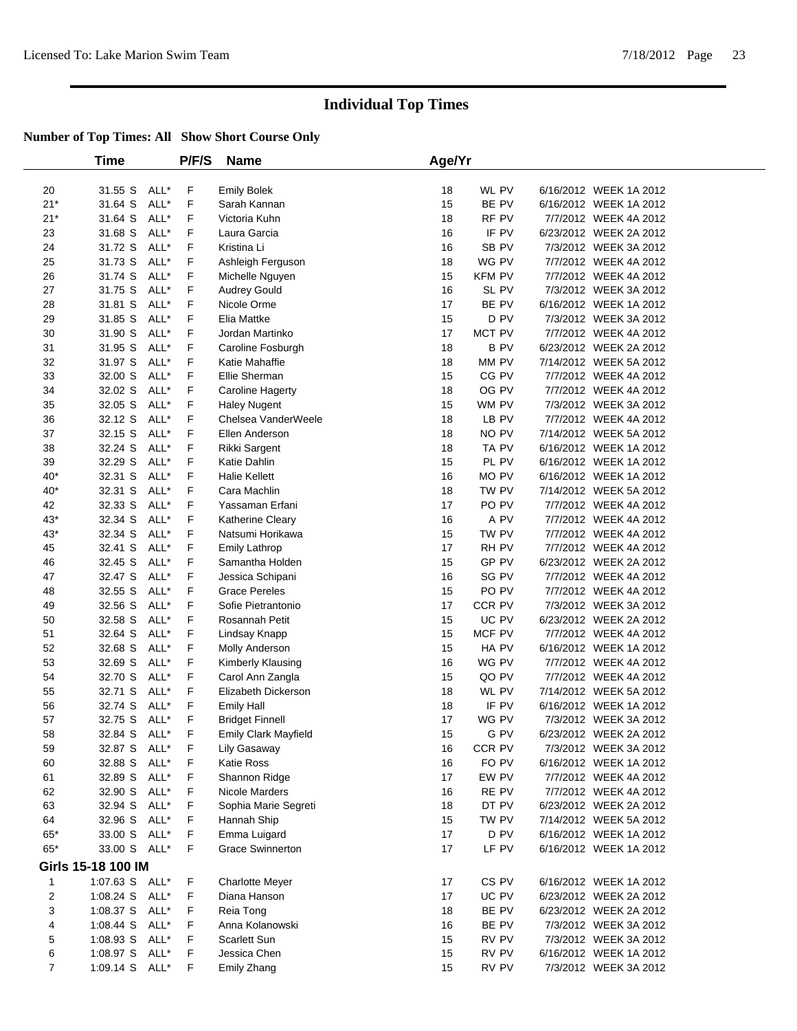# Individual Top Times

## Number of Top Times: All   Show Short Course Only

| | Time | | P/F/S | Name | Age/Yr | | | |
|---|---|---|---|---|---|---|---|---|
| 20 | 31.55 S | ALL* | F | Emily Bolek | 18 | WL PV | 6/16/2012 | WEEK 1A 2012 |
| 21* | 31.64 S | ALL* | F | Sarah Kannan | 15 | BE PV | 6/16/2012 | WEEK 1A 2012 |
| 21* | 31.64 S | ALL* | F | Victoria Kuhn | 18 | RF PV | 7/7/2012 | WEEK 4A 2012 |
| 23 | 31.68 S | ALL* | F | Laura Garcia | 16 | IF PV | 6/23/2012 | WEEK 2A 2012 |
| 24 | 31.72 S | ALL* | F | Kristina Li | 16 | SB PV | 7/3/2012 | WEEK 3A 2012 |
| 25 | 31.73 S | ALL* | F | Ashleigh Ferguson | 18 | WG PV | 7/7/2012 | WEEK 4A 2012 |
| 26 | 31.74 S | ALL* | F | Michelle Nguyen | 15 | KFM PV | 7/7/2012 | WEEK 4A 2012 |
| 27 | 31.75 S | ALL* | F | Audrey Gould | 16 | SL PV | 7/3/2012 | WEEK 3A 2012 |
| 28 | 31.81 S | ALL* | F | Nicole Orme | 17 | BE PV | 6/16/2012 | WEEK 1A 2012 |
| 29 | 31.85 S | ALL* | F | Elia Mattke | 15 | D PV | 7/3/2012 | WEEK 3A 2012 |
| 30 | 31.90 S | ALL* | F | Jordan Martinko | 17 | MCT PV | 7/7/2012 | WEEK 4A 2012 |
| 31 | 31.95 S | ALL* | F | Caroline Fosburgh | 18 | B PV | 6/23/2012 | WEEK 2A 2012 |
| 32 | 31.97 S | ALL* | F | Katie Mahaffie | 18 | MM PV | 7/14/2012 | WEEK 5A 2012 |
| 33 | 32.00 S | ALL* | F | Ellie Sherman | 15 | CG PV | 7/7/2012 | WEEK 4A 2012 |
| 34 | 32.02 S | ALL* | F | Caroline Hagerty | 18 | OG PV | 7/7/2012 | WEEK 4A 2012 |
| 35 | 32.05 S | ALL* | F | Haley Nugent | 15 | WM PV | 7/3/2012 | WEEK 3A 2012 |
| 36 | 32.12 S | ALL* | F | Chelsea VanderWeele | 18 | LB PV | 7/7/2012 | WEEK 4A 2012 |
| 37 | 32.15 S | ALL* | F | Ellen Anderson | 18 | NO PV | 7/14/2012 | WEEK 5A 2012 |
| 38 | 32.24 S | ALL* | F | Rikki Sargent | 18 | TA PV | 6/16/2012 | WEEK 1A 2012 |
| 39 | 32.29 S | ALL* | F | Katie Dahlin | 15 | PL PV | 6/16/2012 | WEEK 1A 2012 |
| 40* | 32.31 S | ALL* | F | Halie Kellett | 16 | MO PV | 6/16/2012 | WEEK 1A 2012 |
| 40* | 32.31 S | ALL* | F | Cara Machlin | 18 | TW PV | 7/14/2012 | WEEK 5A 2012 |
| 42 | 32.33 S | ALL* | F | Yassaman Erfani | 17 | PO PV | 7/7/2012 | WEEK 4A 2012 |
| 43* | 32.34 S | ALL* | F | Katherine Cleary | 16 | A PV | 7/7/2012 | WEEK 4A 2012 |
| 43* | 32.34 S | ALL* | F | Natsumi Horikawa | 15 | TW PV | 7/7/2012 | WEEK 4A 2012 |
| 45 | 32.41 S | ALL* | F | Emily Lathrop | 17 | RH PV | 7/7/2012 | WEEK 4A 2012 |
| 46 | 32.45 S | ALL* | F | Samantha Holden | 15 | GP PV | 6/23/2012 | WEEK 2A 2012 |
| 47 | 32.47 S | ALL* | F | Jessica Schipani | 16 | SG PV | 7/7/2012 | WEEK 4A 2012 |
| 48 | 32.55 S | ALL* | F | Grace Pereles | 15 | PO PV | 7/7/2012 | WEEK 4A 2012 |
| 49 | 32.56 S | ALL* | F | Sofie Pietrantonio | 17 | CCR PV | 7/3/2012 | WEEK 3A 2012 |
| 50 | 32.58 S | ALL* | F | Rosannah Petit | 15 | UC PV | 6/23/2012 | WEEK 2A 2012 |
| 51 | 32.64 S | ALL* | F | Lindsay Knapp | 15 | MCF PV | 7/7/2012 | WEEK 4A 2012 |
| 52 | 32.68 S | ALL* | F | Molly Anderson | 15 | HA PV | 6/16/2012 | WEEK 1A 2012 |
| 53 | 32.69 S | ALL* | F | Kimberly Klausing | 16 | WG PV | 7/7/2012 | WEEK 4A 2012 |
| 54 | 32.70 S | ALL* | F | Carol Ann Zangla | 15 | QO PV | 7/7/2012 | WEEK 4A 2012 |
| 55 | 32.71 S | ALL* | F | Elizabeth Dickerson | 18 | WL PV | 7/14/2012 | WEEK 5A 2012 |
| 56 | 32.74 S | ALL* | F | Emily Hall | 18 | IF PV | 6/16/2012 | WEEK 1A 2012 |
| 57 | 32.75 S | ALL* | F | Bridget Finnell | 17 | WG PV | 7/3/2012 | WEEK 3A 2012 |
| 58 | 32.84 S | ALL* | F | Emily Clark Mayfield | 15 | G PV | 6/23/2012 | WEEK 2A 2012 |
| 59 | 32.87 S | ALL* | F | Lily Gasaway | 16 | CCR PV | 7/3/2012 | WEEK 3A 2012 |
| 60 | 32.88 S | ALL* | F | Katie Ross | 16 | FO PV | 6/16/2012 | WEEK 1A 2012 |
| 61 | 32.89 S | ALL* | F | Shannon Ridge | 17 | EW PV | 7/7/2012 | WEEK 4A 2012 |
| 62 | 32.90 S | ALL* | F | Nicole Marders | 16 | RE PV | 7/7/2012 | WEEK 4A 2012 |
| 63 | 32.94 S | ALL* | F | Sophia Marie Segreti | 18 | DT PV | 6/23/2012 | WEEK 2A 2012 |
| 64 | 32.96 S | ALL* | F | Hannah Ship | 15 | TW PV | 7/14/2012 | WEEK 5A 2012 |
| 65* | 33.00 S | ALL* | F | Emma Luigard | 17 | D PV | 6/16/2012 | WEEK 1A 2012 |
| 65* | 33.00 S | ALL* | F | Grace Swinnerton | 17 | LF PV | 6/16/2012 | WEEK 1A 2012 |

### Girls 15-18 100 IM

| | Time | | P/F/S | Name | Age/Yr | | | |
|---|---|---|---|---|---|---|---|---|
| 1 | 1:07.63 S | ALL* | F | Charlotte Meyer | 17 | CS PV | 6/16/2012 | WEEK 1A 2012 |
| 2 | 1:08.24 S | ALL* | F | Diana Hanson | 17 | UC PV | 6/23/2012 | WEEK 2A 2012 |
| 3 | 1:08.37 S | ALL* | F | Reia Tong | 18 | BE PV | 6/23/2012 | WEEK 2A 2012 |
| 4 | 1:08.44 S | ALL* | F | Anna Kolanowski | 16 | BE PV | 7/3/2012 | WEEK 3A 2012 |
| 5 | 1:08.93 S | ALL* | F | Scarlett Sun | 15 | RV PV | 7/3/2012 | WEEK 3A 2012 |
| 6 | 1:08.97 S | ALL* | F | Jessica Chen | 15 | RV PV | 6/16/2012 | WEEK 1A 2012 |
| 7 | 1:09.14 S | ALL* | F | Emily Zhang | 15 | RV PV | 7/3/2012 | WEEK 3A 2012 |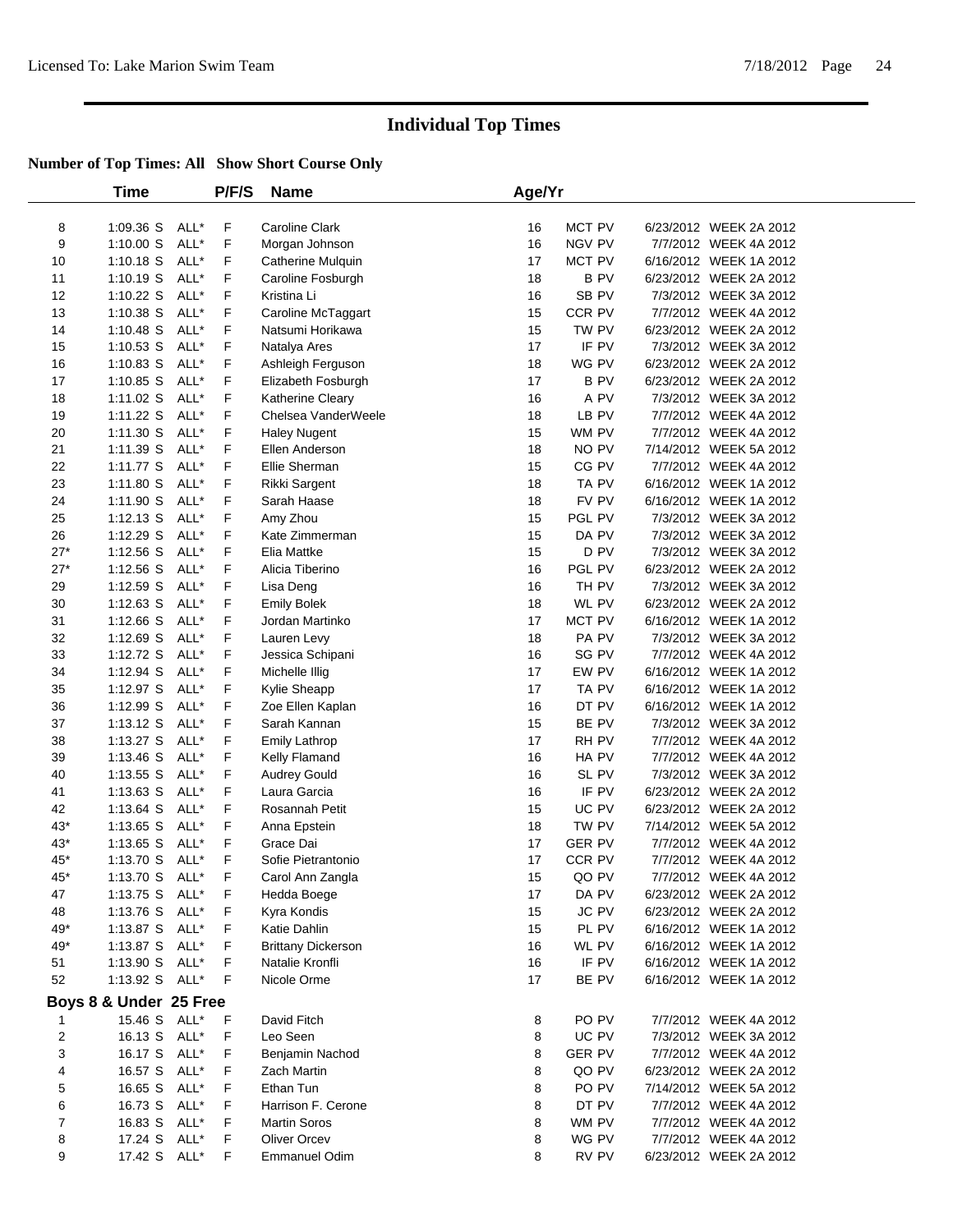# Individual Top Times

## Number of Top Times: All Show Short Course Only

| | Time | | P/F/S | Name | Age/Yr | | | |
|---|---|---|---|---|---|---|---|---|
| 8 | 1:09.36 S | ALL* | F | Caroline Clark | 16 | MCT PV | 6/23/2012 | WEEK 2A 2012 |
| 9 | 1:10.00 S | ALL* | F | Morgan Johnson | 16 | NGV PV | 7/7/2012 | WEEK 4A 2012 |
| 10 | 1:10.18 S | ALL* | F | Catherine Mulquin | 17 | MCT PV | 6/16/2012 | WEEK 1A 2012 |
| 11 | 1:10.19 S | ALL* | F | Caroline Fosburgh | 18 | B PV | 6/23/2012 | WEEK 2A 2012 |
| 12 | 1:10.22 S | ALL* | F | Kristina Li | 16 | SB PV | 7/3/2012 | WEEK 3A 2012 |
| 13 | 1:10.38 S | ALL* | F | Caroline McTaggart | 15 | CCR PV | 7/7/2012 | WEEK 4A 2012 |
| 14 | 1:10.48 S | ALL* | F | Natsumi Horikawa | 15 | TW PV | 6/23/2012 | WEEK 2A 2012 |
| 15 | 1:10.53 S | ALL* | F | Natalya Ares | 17 | IF PV | 7/3/2012 | WEEK 3A 2012 |
| 16 | 1:10.83 S | ALL* | F | Ashleigh Ferguson | 18 | WG PV | 6/23/2012 | WEEK 2A 2012 |
| 17 | 1:10.85 S | ALL* | F | Elizabeth Fosburgh | 17 | B PV | 6/23/2012 | WEEK 2A 2012 |
| 18 | 1:11.02 S | ALL* | F | Katherine Cleary | 16 | A PV | 7/3/2012 | WEEK 3A 2012 |
| 19 | 1:11.22 S | ALL* | F | Chelsea VanderWeele | 18 | LB PV | 7/7/2012 | WEEK 4A 2012 |
| 20 | 1:11.30 S | ALL* | F | Haley Nugent | 15 | WM PV | 7/7/2012 | WEEK 4A 2012 |
| 21 | 1:11.39 S | ALL* | F | Ellen Anderson | 18 | NO PV | 7/14/2012 | WEEK 5A 2012 |
| 22 | 1:11.77 S | ALL* | F | Ellie Sherman | 15 | CG PV | 7/7/2012 | WEEK 4A 2012 |
| 23 | 1:11.80 S | ALL* | F | Rikki Sargent | 18 | TA PV | 6/16/2012 | WEEK 1A 2012 |
| 24 | 1:11.90 S | ALL* | F | Sarah Haase | 18 | FV PV | 6/16/2012 | WEEK 1A 2012 |
| 25 | 1:12.13 S | ALL* | F | Amy Zhou | 15 | PGL PV | 7/3/2012 | WEEK 3A 2012 |
| 26 | 1:12.29 S | ALL* | F | Kate Zimmerman | 15 | DA PV | 7/3/2012 | WEEK 3A 2012 |
| 27* | 1:12.56 S | ALL* | F | Elia Mattke | 15 | D PV | 7/3/2012 | WEEK 3A 2012 |
| 27* | 1:12.56 S | ALL* | F | Alicia Tiberino | 16 | PGL PV | 6/23/2012 | WEEK 2A 2012 |
| 29 | 1:12.59 S | ALL* | F | Lisa Deng | 16 | TH PV | 7/3/2012 | WEEK 3A 2012 |
| 30 | 1:12.63 S | ALL* | F | Emily Bolek | 18 | WL PV | 6/23/2012 | WEEK 2A 2012 |
| 31 | 1:12.66 S | ALL* | F | Jordan Martinko | 17 | MCT PV | 6/16/2012 | WEEK 1A 2012 |
| 32 | 1:12.69 S | ALL* | F | Lauren Levy | 18 | PA PV | 7/3/2012 | WEEK 3A 2012 |
| 33 | 1:12.72 S | ALL* | F | Jessica Schipani | 16 | SG PV | 7/7/2012 | WEEK 4A 2012 |
| 34 | 1:12.94 S | ALL* | F | Michelle Illig | 17 | EW PV | 6/16/2012 | WEEK 1A 2012 |
| 35 | 1:12.97 S | ALL* | F | Kylie Sheapp | 17 | TA PV | 6/16/2012 | WEEK 1A 2012 |
| 36 | 1:12.99 S | ALL* | F | Zoe Ellen Kaplan | 16 | DT PV | 6/16/2012 | WEEK 1A 2012 |
| 37 | 1:13.12 S | ALL* | F | Sarah Kannan | 15 | BE PV | 7/3/2012 | WEEK 3A 2012 |
| 38 | 1:13.27 S | ALL* | F | Emily Lathrop | 17 | RH PV | 7/7/2012 | WEEK 4A 2012 |
| 39 | 1:13.46 S | ALL* | F | Kelly Flamand | 16 | HA PV | 7/7/2012 | WEEK 4A 2012 |
| 40 | 1:13.55 S | ALL* | F | Audrey Gould | 16 | SL PV | 7/3/2012 | WEEK 3A 2012 |
| 41 | 1:13.63 S | ALL* | F | Laura Garcia | 16 | IF PV | 6/23/2012 | WEEK 2A 2012 |
| 42 | 1:13.64 S | ALL* | F | Rosannah Petit | 15 | UC PV | 6/23/2012 | WEEK 2A 2012 |
| 43* | 1:13.65 S | ALL* | F | Anna Epstein | 18 | TW PV | 7/14/2012 | WEEK 5A 2012 |
| 43* | 1:13.65 S | ALL* | F | Grace Dai | 17 | GER PV | 7/7/2012 | WEEK 4A 2012 |
| 45* | 1:13.70 S | ALL* | F | Sofie Pietrantonio | 17 | CCR PV | 7/7/2012 | WEEK 4A 2012 |
| 45* | 1:13.70 S | ALL* | F | Carol Ann Zangla | 15 | QO PV | 7/7/2012 | WEEK 4A 2012 |
| 47 | 1:13.75 S | ALL* | F | Hedda Boege | 17 | DA PV | 6/23/2012 | WEEK 2A 2012 |
| 48 | 1:13.76 S | ALL* | F | Kyra Kondis | 15 | JC PV | 6/23/2012 | WEEK 2A 2012 |
| 49* | 1:13.87 S | ALL* | F | Katie Dahlin | 15 | PL PV | 6/16/2012 | WEEK 1A 2012 |
| 49* | 1:13.87 S | ALL* | F | Brittany Dickerson | 16 | WL PV | 6/16/2012 | WEEK 1A 2012 |
| 51 | 1:13.90 S | ALL* | F | Natalie Kronfli | 16 | IF PV | 6/16/2012 | WEEK 1A 2012 |
| 52 | 1:13.92 S | ALL* | F | Nicole Orme | 17 | BE PV | 6/16/2012 | WEEK 1A 2012 |

### Boys 8 & Under 25 Free

| | Time | | P/F/S | Name | Age/Yr | | | |
|---|---|---|---|---|---|---|---|---|
| 1 | 15.46 S | ALL* | F | David Fitch | 8 | PO PV | 7/7/2012 | WEEK 4A 2012 |
| 2 | 16.13 S | ALL* | F | Leo Seen | 8 | UC PV | 7/3/2012 | WEEK 3A 2012 |
| 3 | 16.17 S | ALL* | F | Benjamin Nachod | 8 | GER PV | 7/7/2012 | WEEK 4A 2012 |
| 4 | 16.57 S | ALL* | F | Zach Martin | 8 | QO PV | 6/23/2012 | WEEK 2A 2012 |
| 5 | 16.65 S | ALL* | F | Ethan Tun | 8 | PO PV | 7/14/2012 | WEEK 5A 2012 |
| 6 | 16.73 S | ALL* | F | Harrison F. Cerone | 8 | DT PV | 7/7/2012 | WEEK 4A 2012 |
| 7 | 16.83 S | ALL* | F | Martin Soros | 8 | WM PV | 7/7/2012 | WEEK 4A 2012 |
| 8 | 17.24 S | ALL* | F | Oliver Orcev | 8 | WG PV | 7/7/2012 | WEEK 4A 2012 |
| 9 | 17.42 S | ALL* | F | Emmanuel Odim | 8 | RV PV | 6/23/2012 | WEEK 2A 2012 |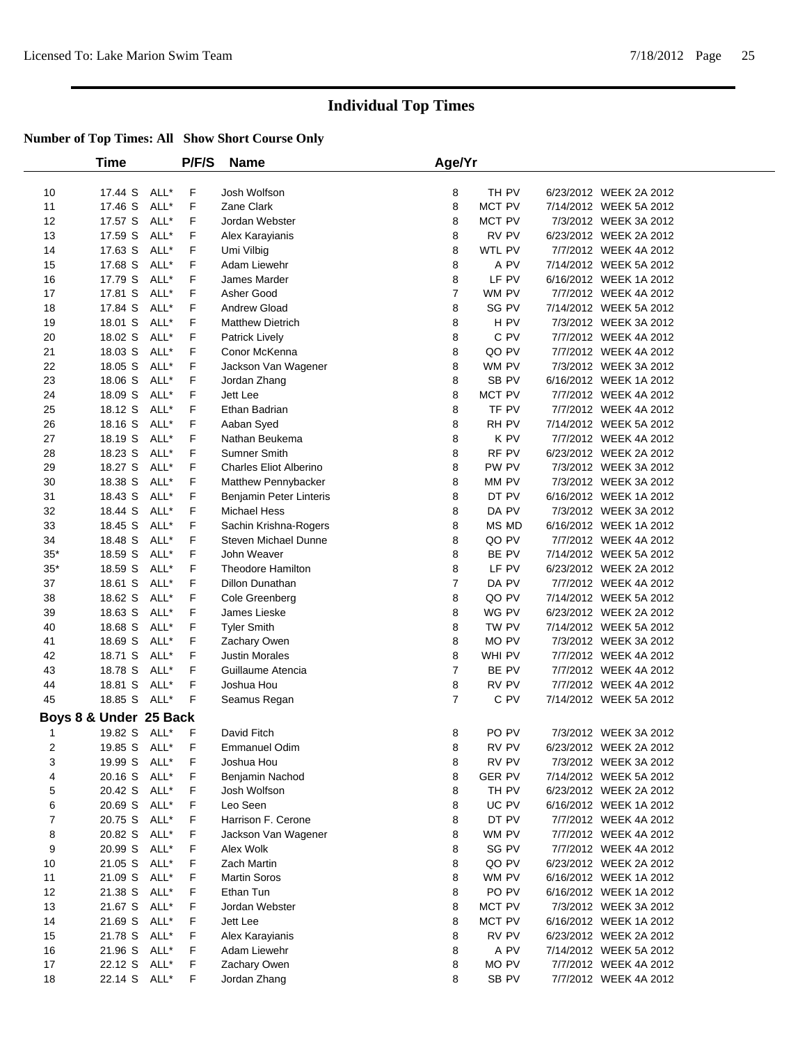# Individual Top Times

**Number of Top Times: All Show Short Course Only**

| | Time | | P/F/S | Name | Age/Yr | | | |
|---|---|---|---|---|---|---|---|---|
| 10 | 17.44 S | ALL* | F | Josh Wolfson | 8 | TH PV | 6/23/2012 | WEEK 2A 2012 |
| 11 | 17.46 S | ALL* | F | Zane Clark | 8 | MCT PV | 7/14/2012 | WEEK 5A 2012 |
| 12 | 17.57 S | ALL* | F | Jordan Webster | 8 | MCT PV | 7/3/2012 | WEEK 3A 2012 |
| 13 | 17.59 S | ALL* | F | Alex Karayianis | 8 | RV PV | 6/23/2012 | WEEK 2A 2012 |
| 14 | 17.63 S | ALL* | F | Umi Vilbig | 8 | WTL PV | 7/7/2012 | WEEK 4A 2012 |
| 15 | 17.68 S | ALL* | F | Adam Liewehr | 8 | A PV | 7/14/2012 | WEEK 5A 2012 |
| 16 | 17.79 S | ALL* | F | James Marder | 8 | LF PV | 6/16/2012 | WEEK 1A 2012 |
| 17 | 17.81 S | ALL* | F | Asher Good | 7 | WM PV | 7/7/2012 | WEEK 4A 2012 |
| 18 | 17.84 S | ALL* | F | Andrew Gload | 8 | SG PV | 7/14/2012 | WEEK 5A 2012 |
| 19 | 18.01 S | ALL* | F | Matthew Dietrich | 8 | H PV | 7/3/2012 | WEEK 3A 2012 |
| 20 | 18.02 S | ALL* | F | Patrick Lively | 8 | C PV | 7/7/2012 | WEEK 4A 2012 |
| 21 | 18.03 S | ALL* | F | Conor McKenna | 8 | QO PV | 7/7/2012 | WEEK 4A 2012 |
| 22 | 18.05 S | ALL* | F | Jackson Van Wagener | 8 | WM PV | 7/3/2012 | WEEK 3A 2012 |
| 23 | 18.06 S | ALL* | F | Jordan Zhang | 8 | SB PV | 6/16/2012 | WEEK 1A 2012 |
| 24 | 18.09 S | ALL* | F | Jett Lee | 8 | MCT PV | 7/7/2012 | WEEK 4A 2012 |
| 25 | 18.12 S | ALL* | F | Ethan Badrian | 8 | TF PV | 7/7/2012 | WEEK 4A 2012 |
| 26 | 18.16 S | ALL* | F | Aaban Syed | 8 | RH PV | 7/14/2012 | WEEK 5A 2012 |
| 27 | 18.19 S | ALL* | F | Nathan Beukema | 8 | K PV | 7/7/2012 | WEEK 4A 2012 |
| 28 | 18.23 S | ALL* | F | Sumner Smith | 8 | RF PV | 6/23/2012 | WEEK 2A 2012 |
| 29 | 18.27 S | ALL* | F | Charles Eliot Alberino | 8 | PW PV | 7/3/2012 | WEEK 3A 2012 |
| 30 | 18.38 S | ALL* | F | Matthew Pennybacker | 8 | MM PV | 7/3/2012 | WEEK 3A 2012 |
| 31 | 18.43 S | ALL* | F | Benjamin Peter Linteris | 8 | DT PV | 6/16/2012 | WEEK 1A 2012 |
| 32 | 18.44 S | ALL* | F | Michael Hess | 8 | DA PV | 7/3/2012 | WEEK 3A 2012 |
| 33 | 18.45 S | ALL* | F | Sachin Krishna-Rogers | 8 | MS MD | 6/16/2012 | WEEK 1A 2012 |
| 34 | 18.48 S | ALL* | F | Steven Michael Dunne | 8 | QO PV | 7/7/2012 | WEEK 4A 2012 |
| 35* | 18.59 S | ALL* | F | John Weaver | 8 | BE PV | 7/14/2012 | WEEK 5A 2012 |
| 35* | 18.59 S | ALL* | F | Theodore Hamilton | 8 | LF PV | 6/23/2012 | WEEK 2A 2012 |
| 37 | 18.61 S | ALL* | F | Dillon Dunathan | 7 | DA PV | 7/7/2012 | WEEK 4A 2012 |
| 38 | 18.62 S | ALL* | F | Cole Greenberg | 8 | QO PV | 7/14/2012 | WEEK 5A 2012 |
| 39 | 18.63 S | ALL* | F | James Lieske | 8 | WG PV | 6/23/2012 | WEEK 2A 2012 |
| 40 | 18.68 S | ALL* | F | Tyler Smith | 8 | TW PV | 7/14/2012 | WEEK 5A 2012 |
| 41 | 18.69 S | ALL* | F | Zachary Owen | 8 | MO PV | 7/3/2012 | WEEK 3A 2012 |
| 42 | 18.71 S | ALL* | F | Justin Morales | 8 | WHI PV | 7/7/2012 | WEEK 4A 2012 |
| 43 | 18.78 S | ALL* | F | Guillaume Atencia | 7 | BE PV | 7/7/2012 | WEEK 4A 2012 |
| 44 | 18.81 S | ALL* | F | Joshua Hou | 8 | RV PV | 7/7/2012 | WEEK 4A 2012 |
| 45 | 18.85 S | ALL* | F | Seamus Regan | 7 | C PV | 7/14/2012 | WEEK 5A 2012 |

## Boys 8 & Under 25 Back

| | Time | | P/F/S | Name | Age/Yr | | | |
|---|---|---|---|---|---|---|---|---|
| 1 | 19.82 S | ALL* | F | David Fitch | 8 | PO PV | 7/3/2012 | WEEK 3A 2012 |
| 2 | 19.85 S | ALL* | F | Emmanuel Odim | 8 | RV PV | 6/23/2012 | WEEK 2A 2012 |
| 3 | 19.99 S | ALL* | F | Joshua Hou | 8 | RV PV | 7/3/2012 | WEEK 3A 2012 |
| 4 | 20.16 S | ALL* | F | Benjamin Nachod | 8 | GER PV | 7/14/2012 | WEEK 5A 2012 |
| 5 | 20.42 S | ALL* | F | Josh Wolfson | 8 | TH PV | 6/23/2012 | WEEK 2A 2012 |
| 6 | 20.69 S | ALL* | F | Leo Seen | 8 | UC PV | 6/16/2012 | WEEK 1A 2012 |
| 7 | 20.75 S | ALL* | F | Harrison F. Cerone | 8 | DT PV | 7/7/2012 | WEEK 4A 2012 |
| 8 | 20.82 S | ALL* | F | Jackson Van Wagener | 8 | WM PV | 7/7/2012 | WEEK 4A 2012 |
| 9 | 20.99 S | ALL* | F | Alex Wolk | 8 | SG PV | 7/7/2012 | WEEK 4A 2012 |
| 10 | 21.05 S | ALL* | F | Zach Martin | 8 | QO PV | 6/23/2012 | WEEK 2A 2012 |
| 11 | 21.09 S | ALL* | F | Martin Soros | 8 | WM PV | 6/16/2012 | WEEK 1A 2012 |
| 12 | 21.38 S | ALL* | F | Ethan Tun | 8 | PO PV | 6/16/2012 | WEEK 1A 2012 |
| 13 | 21.67 S | ALL* | F | Jordan Webster | 8 | MCT PV | 7/3/2012 | WEEK 3A 2012 |
| 14 | 21.69 S | ALL* | F | Jett Lee | 8 | MCT PV | 6/16/2012 | WEEK 1A 2012 |
| 15 | 21.78 S | ALL* | F | Alex Karayianis | 8 | RV PV | 6/23/2012 | WEEK 2A 2012 |
| 16 | 21.96 S | ALL* | F | Adam Liewehr | 8 | A PV | 7/14/2012 | WEEK 5A 2012 |
| 17 | 22.12 S | ALL* | F | Zachary Owen | 8 | MO PV | 7/7/2012 | WEEK 4A 2012 |
| 18 | 22.14 S | ALL* | F | Jordan Zhang | 8 | SB PV | 7/7/2012 | WEEK 4A 2012 |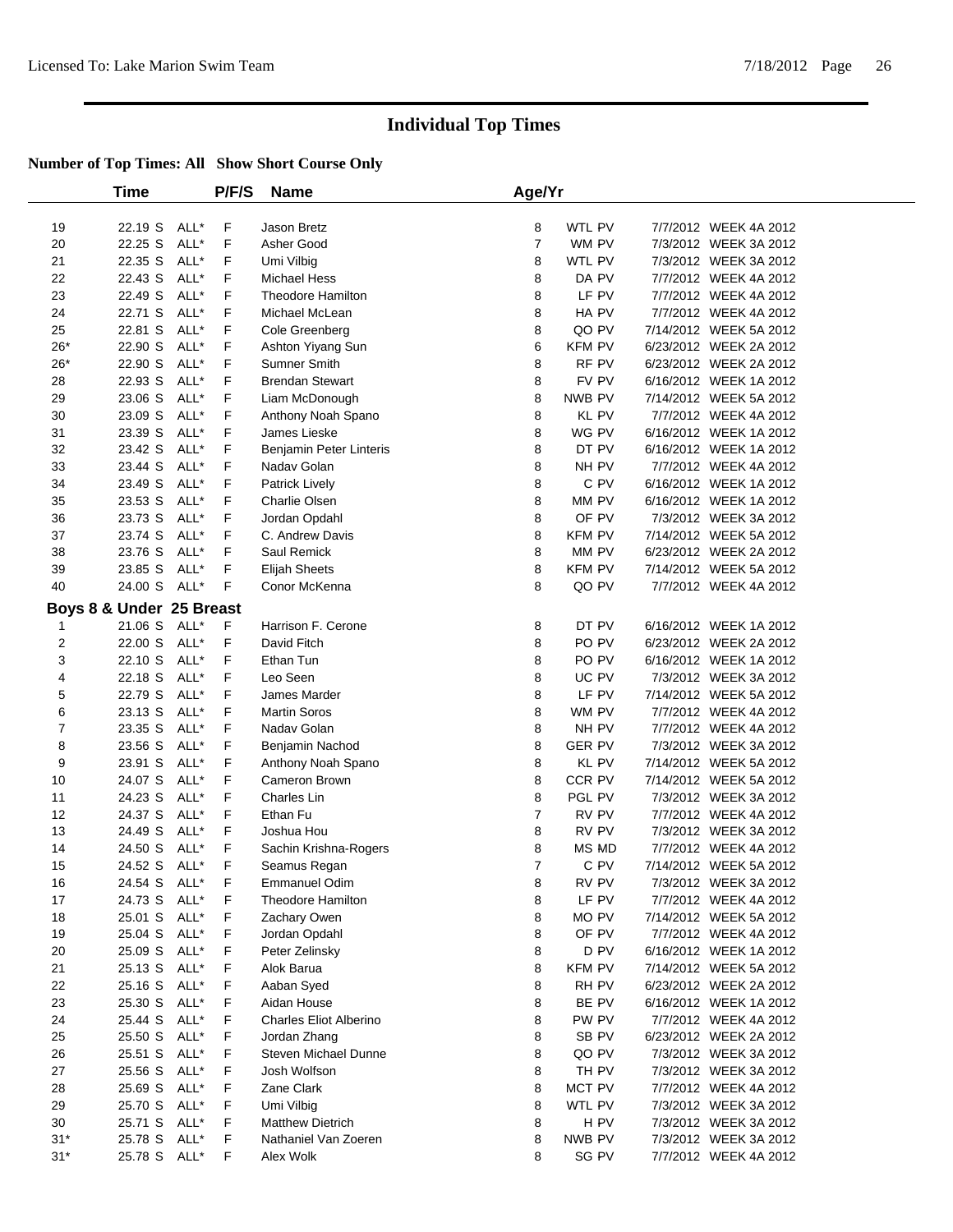# Individual Top Times

**Number of Top Times: All   Show Short Course Only**

| | Time | | P/F/S | Name | Age/Yr | | | |
|---|---|---|---|---|---|---|---|---|
| 19 | 22.19 S | ALL* | F | Jason Bretz | 8 | WTL PV | 7/7/2012 | WEEK 4A 2012 |
| 20 | 22.25 S | ALL* | F | Asher Good | 7 | WM PV | 7/3/2012 | WEEK 3A 2012 |
| 21 | 22.35 S | ALL* | F | Umi Vilbig | 8 | WTL PV | 7/3/2012 | WEEK 3A 2012 |
| 22 | 22.43 S | ALL* | F | Michael Hess | 8 | DA PV | 7/7/2012 | WEEK 4A 2012 |
| 23 | 22.49 S | ALL* | F | Theodore Hamilton | 8 | LF PV | 7/7/2012 | WEEK 4A 2012 |
| 24 | 22.71 S | ALL* | F | Michael McLean | 8 | HA PV | 7/7/2012 | WEEK 4A 2012 |
| 25 | 22.81 S | ALL* | F | Cole Greenberg | 8 | QO PV | 7/14/2012 | WEEK 5A 2012 |
| 26* | 22.90 S | ALL* | F | Ashton Yiyang Sun | 6 | KFM PV | 6/23/2012 | WEEK 2A 2012 |
| 26* | 22.90 S | ALL* | F | Sumner Smith | 8 | RF PV | 6/23/2012 | WEEK 2A 2012 |
| 28 | 22.93 S | ALL* | F | Brendan Stewart | 8 | FV PV | 6/16/2012 | WEEK 1A 2012 |
| 29 | 23.06 S | ALL* | F | Liam McDonough | 8 | NWB PV | 7/14/2012 | WEEK 5A 2012 |
| 30 | 23.09 S | ALL* | F | Anthony Noah Spano | 8 | KL PV | 7/7/2012 | WEEK 4A 2012 |
| 31 | 23.39 S | ALL* | F | James Lieske | 8 | WG PV | 6/16/2012 | WEEK 1A 2012 |
| 32 | 23.42 S | ALL* | F | Benjamin Peter Linteris | 8 | DT PV | 6/16/2012 | WEEK 1A 2012 |
| 33 | 23.44 S | ALL* | F | Nadav Golan | 8 | NH PV | 7/7/2012 | WEEK 4A 2012 |
| 34 | 23.49 S | ALL* | F | Patrick Lively | 8 | C PV | 6/16/2012 | WEEK 1A 2012 |
| 35 | 23.53 S | ALL* | F | Charlie Olsen | 8 | MM PV | 6/16/2012 | WEEK 1A 2012 |
| 36 | 23.73 S | ALL* | F | Jordan Opdahl | 8 | OF PV | 7/3/2012 | WEEK 3A 2012 |
| 37 | 23.74 S | ALL* | F | C. Andrew Davis | 8 | KFM PV | 7/14/2012 | WEEK 5A 2012 |
| 38 | 23.76 S | ALL* | F | Saul Remick | 8 | MM PV | 6/23/2012 | WEEK 2A 2012 |
| 39 | 23.85 S | ALL* | F | Elijah Sheets | 8 | KFM PV | 7/14/2012 | WEEK 5A 2012 |
| 40 | 24.00 S | ALL* | F | Conor McKenna | 8 | QO PV | 7/7/2012 | WEEK 4A 2012 |
| **Boys 8 & Under 25 Breast** | | | | | | | | |
| 1 | 21.06 S | ALL* | F | Harrison F. Cerone | 8 | DT PV | 6/16/2012 | WEEK 1A 2012 |
| 2 | 22.00 S | ALL* | F | David Fitch | 8 | PO PV | 6/23/2012 | WEEK 2A 2012 |
| 3 | 22.10 S | ALL* | F | Ethan Tun | 8 | PO PV | 6/16/2012 | WEEK 1A 2012 |
| 4 | 22.18 S | ALL* | F | Leo Seen | 8 | UC PV | 7/3/2012 | WEEK 3A 2012 |
| 5 | 22.79 S | ALL* | F | James Marder | 8 | LF PV | 7/14/2012 | WEEK 5A 2012 |
| 6 | 23.13 S | ALL* | F | Martin Soros | 8 | WM PV | 7/7/2012 | WEEK 4A 2012 |
| 7 | 23.35 S | ALL* | F | Nadav Golan | 8 | NH PV | 7/7/2012 | WEEK 4A 2012 |
| 8 | 23.56 S | ALL* | F | Benjamin Nachod | 8 | GER PV | 7/3/2012 | WEEK 3A 2012 |
| 9 | 23.91 S | ALL* | F | Anthony Noah Spano | 8 | KL PV | 7/14/2012 | WEEK 5A 2012 |
| 10 | 24.07 S | ALL* | F | Cameron Brown | 8 | CCR PV | 7/14/2012 | WEEK 5A 2012 |
| 11 | 24.23 S | ALL* | F | Charles Lin | 8 | PGL PV | 7/3/2012 | WEEK 3A 2012 |
| 12 | 24.37 S | ALL* | F | Ethan Fu | 7 | RV PV | 7/7/2012 | WEEK 4A 2012 |
| 13 | 24.49 S | ALL* | F | Joshua Hou | 8 | RV PV | 7/3/2012 | WEEK 3A 2012 |
| 14 | 24.50 S | ALL* | F | Sachin Krishna-Rogers | 8 | MS MD | 7/7/2012 | WEEK 4A 2012 |
| 15 | 24.52 S | ALL* | F | Seamus Regan | 7 | C PV | 7/14/2012 | WEEK 5A 2012 |
| 16 | 24.54 S | ALL* | F | Emmanuel Odim | 8 | RV PV | 7/3/2012 | WEEK 3A 2012 |
| 17 | 24.73 S | ALL* | F | Theodore Hamilton | 8 | LF PV | 7/7/2012 | WEEK 4A 2012 |
| 18 | 25.01 S | ALL* | F | Zachary Owen | 8 | MO PV | 7/14/2012 | WEEK 5A 2012 |
| 19 | 25.04 S | ALL* | F | Jordan Opdahl | 8 | OF PV | 7/7/2012 | WEEK 4A 2012 |
| 20 | 25.09 S | ALL* | F | Peter Zelinsky | 8 | D PV | 6/16/2012 | WEEK 1A 2012 |
| 21 | 25.13 S | ALL* | F | Alok Barua | 8 | KFM PV | 7/14/2012 | WEEK 5A 2012 |
| 22 | 25.16 S | ALL* | F | Aaban Syed | 8 | RH PV | 6/23/2012 | WEEK 2A 2012 |
| 23 | 25.30 S | ALL* | F | Aidan House | 8 | BE PV | 6/16/2012 | WEEK 1A 2012 |
| 24 | 25.44 S | ALL* | F | Charles Eliot Alberino | 8 | PW PV | 7/7/2012 | WEEK 4A 2012 |
| 25 | 25.50 S | ALL* | F | Jordan Zhang | 8 | SB PV | 6/23/2012 | WEEK 2A 2012 |
| 26 | 25.51 S | ALL* | F | Steven Michael Dunne | 8 | QO PV | 7/3/2012 | WEEK 3A 2012 |
| 27 | 25.56 S | ALL* | F | Josh Wolfson | 8 | TH PV | 7/3/2012 | WEEK 3A 2012 |
| 28 | 25.69 S | ALL* | F | Zane Clark | 8 | MCT PV | 7/7/2012 | WEEK 4A 2012 |
| 29 | 25.70 S | ALL* | F | Umi Vilbig | 8 | WTL PV | 7/3/2012 | WEEK 3A 2012 |
| 30 | 25.71 S | ALL* | F | Matthew Dietrich | 8 | H PV | 7/3/2012 | WEEK 3A 2012 |
| 31* | 25.78 S | ALL* | F | Nathaniel Van Zoeren | 8 | NWB PV | 7/3/2012 | WEEK 3A 2012 |
| 31* | 25.78 S | ALL* | F | Alex Wolk | 8 | SG PV | 7/7/2012 | WEEK 4A 2012 |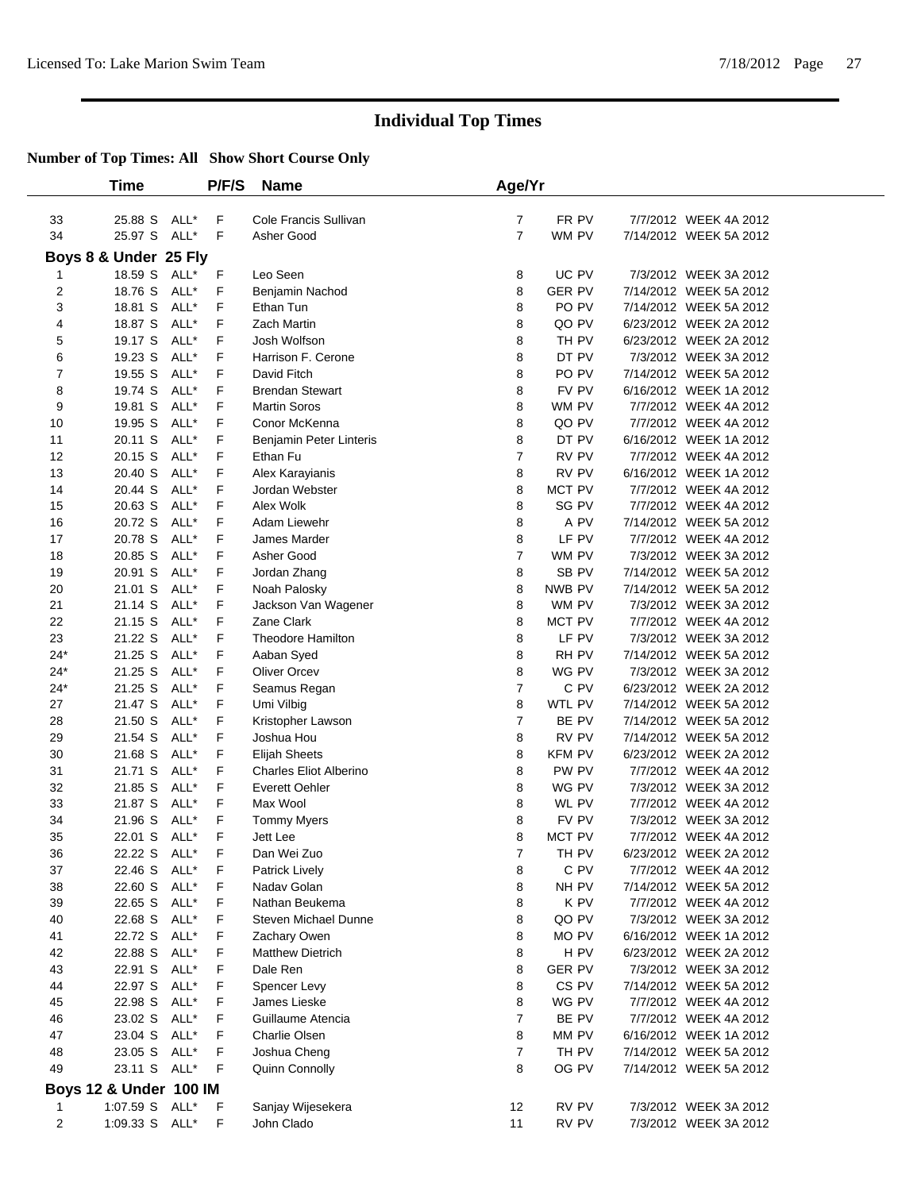# Individual Top Times

**Number of Top Times: All   Show Short Course Only**

| | Time | | P/F/S | Name | Age/Yr | | | |
|---|---|---|---|---|---|---|---|---|
| 33 | 25.88 S | ALL* | F | Cole Francis Sullivan | 7 | FR PV | 7/7/2012 | WEEK 4A 2012 |
| 34 | 25.97 S | ALL* | F | Asher Good | 7 | WM PV | 7/14/2012 | WEEK 5A 2012 |
| **Boys 8 & Under 25 Fly** | | | | | | | | |
| 1 | 18.59 S | ALL* | F | Leo Seen | 8 | UC PV | 7/3/2012 | WEEK 3A 2012 |
| 2 | 18.76 S | ALL* | F | Benjamin Nachod | 8 | GER PV | 7/14/2012 | WEEK 5A 2012 |
| 3 | 18.81 S | ALL* | F | Ethan Tun | 8 | PO PV | 7/14/2012 | WEEK 5A 2012 |
| 4 | 18.87 S | ALL* | F | Zach Martin | 8 | QO PV | 6/23/2012 | WEEK 2A 2012 |
| 5 | 19.17 S | ALL* | F | Josh Wolfson | 8 | TH PV | 6/23/2012 | WEEK 2A 2012 |
| 6 | 19.23 S | ALL* | F | Harrison F. Cerone | 8 | DT PV | 7/3/2012 | WEEK 3A 2012 |
| 7 | 19.55 S | ALL* | F | David Fitch | 8 | PO PV | 7/14/2012 | WEEK 5A 2012 |
| 8 | 19.74 S | ALL* | F | Brendan Stewart | 8 | FV PV | 6/16/2012 | WEEK 1A 2012 |
| 9 | 19.81 S | ALL* | F | Martin Soros | 8 | WM PV | 7/7/2012 | WEEK 4A 2012 |
| 10 | 19.95 S | ALL* | F | Conor McKenna | 8 | QO PV | 7/7/2012 | WEEK 4A 2012 |
| 11 | 20.11 S | ALL* | F | Benjamin Peter Linteris | 8 | DT PV | 6/16/2012 | WEEK 1A 2012 |
| 12 | 20.15 S | ALL* | F | Ethan Fu | 7 | RV PV | 7/7/2012 | WEEK 4A 2012 |
| 13 | 20.40 S | ALL* | F | Alex Karayianis | 8 | RV PV | 6/16/2012 | WEEK 1A 2012 |
| 14 | 20.44 S | ALL* | F | Jordan Webster | 8 | MCT PV | 7/7/2012 | WEEK 4A 2012 |
| 15 | 20.63 S | ALL* | F | Alex Wolk | 8 | SG PV | 7/7/2012 | WEEK 4A 2012 |
| 16 | 20.72 S | ALL* | F | Adam Liewehr | 8 | A PV | 7/14/2012 | WEEK 5A 2012 |
| 17 | 20.78 S | ALL* | F | James Marder | 8 | LF PV | 7/7/2012 | WEEK 4A 2012 |
| 18 | 20.85 S | ALL* | F | Asher Good | 7 | WM PV | 7/3/2012 | WEEK 3A 2012 |
| 19 | 20.91 S | ALL* | F | Jordan Zhang | 8 | SB PV | 7/14/2012 | WEEK 5A 2012 |
| 20 | 21.01 S | ALL* | F | Noah Palosky | 8 | NWB PV | 7/14/2012 | WEEK 5A 2012 |
| 21 | 21.14 S | ALL* | F | Jackson Van Wagener | 8 | WM PV | 7/3/2012 | WEEK 3A 2012 |
| 22 | 21.15 S | ALL* | F | Zane Clark | 8 | MCT PV | 7/7/2012 | WEEK 4A 2012 |
| 23 | 21.22 S | ALL* | F | Theodore Hamilton | 8 | LF PV | 7/3/2012 | WEEK 3A 2012 |
| 24* | 21.25 S | ALL* | F | Aaban Syed | 8 | RH PV | 7/14/2012 | WEEK 5A 2012 |
| 24* | 21.25 S | ALL* | F | Oliver Orcev | 8 | WG PV | 7/3/2012 | WEEK 3A 2012 |
| 24* | 21.25 S | ALL* | F | Seamus Regan | 7 | C PV | 6/23/2012 | WEEK 2A 2012 |
| 27 | 21.47 S | ALL* | F | Umi Vilbig | 8 | WTL PV | 7/14/2012 | WEEK 5A 2012 |
| 28 | 21.50 S | ALL* | F | Kristopher Lawson | 7 | BE PV | 7/14/2012 | WEEK 5A 2012 |
| 29 | 21.54 S | ALL* | F | Joshua Hou | 8 | RV PV | 7/14/2012 | WEEK 5A 2012 |
| 30 | 21.68 S | ALL* | F | Elijah Sheets | 8 | KFM PV | 6/23/2012 | WEEK 2A 2012 |
| 31 | 21.71 S | ALL* | F | Charles Eliot Alberino | 8 | PW PV | 7/7/2012 | WEEK 4A 2012 |
| 32 | 21.85 S | ALL* | F | Everett Oehler | 8 | WG PV | 7/3/2012 | WEEK 3A 2012 |
| 33 | 21.87 S | ALL* | F | Max Wool | 8 | WL PV | 7/7/2012 | WEEK 4A 2012 |
| 34 | 21.96 S | ALL* | F | Tommy Myers | 8 | FV PV | 7/3/2012 | WEEK 3A 2012 |
| 35 | 22.01 S | ALL* | F | Jett Lee | 8 | MCT PV | 7/7/2012 | WEEK 4A 2012 |
| 36 | 22.22 S | ALL* | F | Dan Wei Zuo | 7 | TH PV | 6/23/2012 | WEEK 2A 2012 |
| 37 | 22.46 S | ALL* | F | Patrick Lively | 8 | C PV | 7/7/2012 | WEEK 4A 2012 |
| 38 | 22.60 S | ALL* | F | Nadav Golan | 8 | NH PV | 7/14/2012 | WEEK 5A 2012 |
| 39 | 22.65 S | ALL* | F | Nathan Beukema | 8 | K PV | 7/7/2012 | WEEK 4A 2012 |
| 40 | 22.68 S | ALL* | F | Steven Michael Dunne | 8 | QO PV | 7/3/2012 | WEEK 3A 2012 |
| 41 | 22.72 S | ALL* | F | Zachary Owen | 8 | MO PV | 6/16/2012 | WEEK 1A 2012 |
| 42 | 22.88 S | ALL* | F | Matthew Dietrich | 8 | H PV | 6/23/2012 | WEEK 2A 2012 |
| 43 | 22.91 S | ALL* | F | Dale Ren | 8 | GER PV | 7/3/2012 | WEEK 3A 2012 |
| 44 | 22.97 S | ALL* | F | Spencer Levy | 8 | CS PV | 7/14/2012 | WEEK 5A 2012 |
| 45 | 22.98 S | ALL* | F | James Lieske | 8 | WG PV | 7/7/2012 | WEEK 4A 2012 |
| 46 | 23.02 S | ALL* | F | Guillaume Atencia | 7 | BE PV | 7/7/2012 | WEEK 4A 2012 |
| 47 | 23.04 S | ALL* | F | Charlie Olsen | 8 | MM PV | 6/16/2012 | WEEK 1A 2012 |
| 48 | 23.05 S | ALL* | F | Joshua Cheng | 7 | TH PV | 7/14/2012 | WEEK 5A 2012 |
| 49 | 23.11 S | ALL* | F | Quinn Connolly | 8 | OG PV | 7/14/2012 | WEEK 5A 2012 |
| **Boys 12 & Under 100 IM** | | | | | | | | |
| 1 | 1:07.59 S | ALL* | F | Sanjay Wijesekera | 12 | RV PV | 7/3/2012 | WEEK 3A 2012 |
| 2 | 1:09.33 S | ALL* | F | John Clado | 11 | RV PV | 7/3/2012 | WEEK 3A 2012 |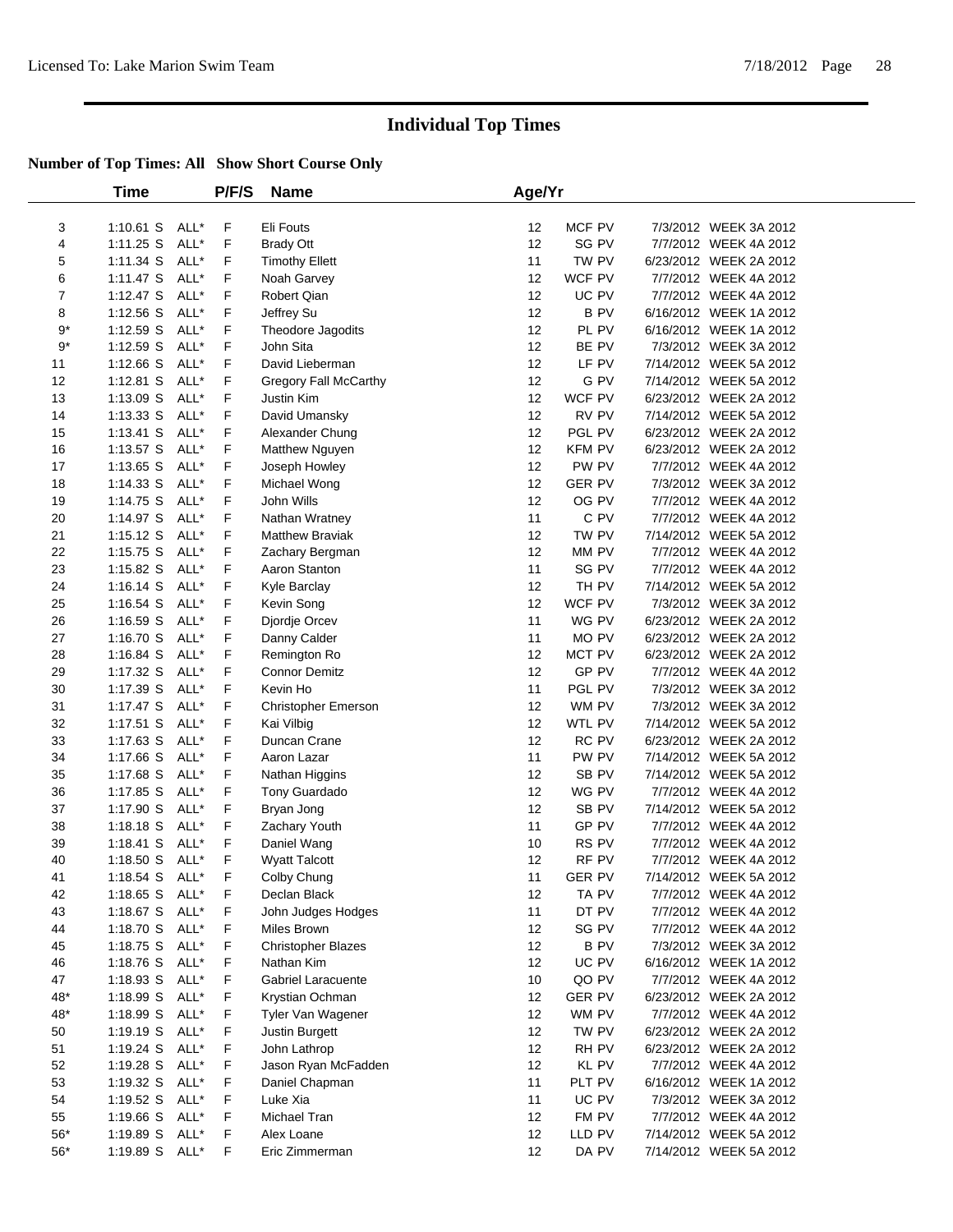# Individual Top Times

### Number of Top Times: All   Show Short Course Only

| | Time | | P/F/S | Name | Age/Yr | | | |
|---|---|---|---|---|---|---|---|---|
| 3 | 1:10.61 S | ALL* | F | Eli Fouts | 12 | MCF PV | 7/3/2012 | WEEK 3A 2012 |
| 4 | 1:11.25 S | ALL* | F | Brady Ott | 12 | SG PV | 7/7/2012 | WEEK 4A 2012 |
| 5 | 1:11.34 S | ALL* | F | Timothy Ellett | 11 | TW PV | 6/23/2012 | WEEK 2A 2012 |
| 6 | 1:11.47 S | ALL* | F | Noah Garvey | 12 | WCF PV | 7/7/2012 | WEEK 4A 2012 |
| 7 | 1:12.47 S | ALL* | F | Robert Qian | 12 | UC PV | 7/7/2012 | WEEK 4A 2012 |
| 8 | 1:12.56 S | ALL* | F | Jeffrey Su | 12 | B PV | 6/16/2012 | WEEK 1A 2012 |
| 9* | 1:12.59 S | ALL* | F | Theodore Jagodits | 12 | PL PV | 6/16/2012 | WEEK 1A 2012 |
| 9* | 1:12.59 S | ALL* | F | John Sita | 12 | BE PV | 7/3/2012 | WEEK 3A 2012 |
| 11 | 1:12.66 S | ALL* | F | David Lieberman | 12 | LF PV | 7/14/2012 | WEEK 5A 2012 |
| 12 | 1:12.81 S | ALL* | F | Gregory Fall McCarthy | 12 | G PV | 7/14/2012 | WEEK 5A 2012 |
| 13 | 1:13.09 S | ALL* | F | Justin Kim | 12 | WCF PV | 6/23/2012 | WEEK 2A 2012 |
| 14 | 1:13.33 S | ALL* | F | David Umansky | 12 | RV PV | 7/14/2012 | WEEK 5A 2012 |
| 15 | 1:13.41 S | ALL* | F | Alexander Chung | 12 | PGL PV | 6/23/2012 | WEEK 2A 2012 |
| 16 | 1:13.57 S | ALL* | F | Matthew Nguyen | 12 | KFM PV | 6/23/2012 | WEEK 2A 2012 |
| 17 | 1:13.65 S | ALL* | F | Joseph Howley | 12 | PW PV | 7/7/2012 | WEEK 4A 2012 |
| 18 | 1:14.33 S | ALL* | F | Michael Wong | 12 | GER PV | 7/3/2012 | WEEK 3A 2012 |
| 19 | 1:14.75 S | ALL* | F | John Wills | 12 | OG PV | 7/7/2012 | WEEK 4A 2012 |
| 20 | 1:14.97 S | ALL* | F | Nathan Wratney | 11 | C PV | 7/7/2012 | WEEK 4A 2012 |
| 21 | 1:15.12 S | ALL* | F | Matthew Braviak | 12 | TW PV | 7/14/2012 | WEEK 5A 2012 |
| 22 | 1:15.75 S | ALL* | F | Zachary Bergman | 12 | MM PV | 7/7/2012 | WEEK 4A 2012 |
| 23 | 1:15.82 S | ALL* | F | Aaron Stanton | 11 | SG PV | 7/7/2012 | WEEK 4A 2012 |
| 24 | 1:16.14 S | ALL* | F | Kyle Barclay | 12 | TH PV | 7/14/2012 | WEEK 5A 2012 |
| 25 | 1:16.54 S | ALL* | F | Kevin Song | 12 | WCF PV | 7/3/2012 | WEEK 3A 2012 |
| 26 | 1:16.59 S | ALL* | F | Djordje Orcev | 11 | WG PV | 6/23/2012 | WEEK 2A 2012 |
| 27 | 1:16.70 S | ALL* | F | Danny Calder | 11 | MO PV | 6/23/2012 | WEEK 2A 2012 |
| 28 | 1:16.84 S | ALL* | F | Remington Ro | 12 | MCT PV | 6/23/2012 | WEEK 2A 2012 |
| 29 | 1:17.32 S | ALL* | F | Connor Demitz | 12 | GP PV | 7/7/2012 | WEEK 4A 2012 |
| 30 | 1:17.39 S | ALL* | F | Kevin Ho | 11 | PGL PV | 7/3/2012 | WEEK 3A 2012 |
| 31 | 1:17.47 S | ALL* | F | Christopher Emerson | 12 | WM PV | 7/3/2012 | WEEK 3A 2012 |
| 32 | 1:17.51 S | ALL* | F | Kai Vilbig | 12 | WTL PV | 7/14/2012 | WEEK 5A 2012 |
| 33 | 1:17.63 S | ALL* | F | Duncan Crane | 12 | RC PV | 6/23/2012 | WEEK 2A 2012 |
| 34 | 1:17.66 S | ALL* | F | Aaron Lazar | 11 | PW PV | 7/14/2012 | WEEK 5A 2012 |
| 35 | 1:17.68 S | ALL* | F | Nathan Higgins | 12 | SB PV | 7/14/2012 | WEEK 5A 2012 |
| 36 | 1:17.85 S | ALL* | F | Tony Guardado | 12 | WG PV | 7/7/2012 | WEEK 4A 2012 |
| 37 | 1:17.90 S | ALL* | F | Bryan Jong | 12 | SB PV | 7/14/2012 | WEEK 5A 2012 |
| 38 | 1:18.18 S | ALL* | F | Zachary Youth | 11 | GP PV | 7/7/2012 | WEEK 4A 2012 |
| 39 | 1:18.41 S | ALL* | F | Daniel Wang | 10 | RS PV | 7/7/2012 | WEEK 4A 2012 |
| 40 | 1:18.50 S | ALL* | F | Wyatt Talcott | 12 | RF PV | 7/7/2012 | WEEK 4A 2012 |
| 41 | 1:18.54 S | ALL* | F | Colby Chung | 11 | GER PV | 7/14/2012 | WEEK 5A 2012 |
| 42 | 1:18.65 S | ALL* | F | Declan Black | 12 | TA PV | 7/7/2012 | WEEK 4A 2012 |
| 43 | 1:18.67 S | ALL* | F | John Judges Hodges | 11 | DT PV | 7/7/2012 | WEEK 4A 2012 |
| 44 | 1:18.70 S | ALL* | F | Miles Brown | 12 | SG PV | 7/7/2012 | WEEK 4A 2012 |
| 45 | 1:18.75 S | ALL* | F | Christopher Blazes | 12 | B PV | 7/3/2012 | WEEK 3A 2012 |
| 46 | 1:18.76 S | ALL* | F | Nathan Kim | 12 | UC PV | 6/16/2012 | WEEK 1A 2012 |
| 47 | 1:18.93 S | ALL* | F | Gabriel Laracuente | 10 | QO PV | 7/7/2012 | WEEK 4A 2012 |
| 48* | 1:18.99 S | ALL* | F | Krystian Ochman | 12 | GER PV | 6/23/2012 | WEEK 2A 2012 |
| 48* | 1:18.99 S | ALL* | F | Tyler Van Wagener | 12 | WM PV | 7/7/2012 | WEEK 4A 2012 |
| 50 | 1:19.19 S | ALL* | F | Justin Burgett | 12 | TW PV | 6/23/2012 | WEEK 2A 2012 |
| 51 | 1:19.24 S | ALL* | F | John Lathrop | 12 | RH PV | 6/23/2012 | WEEK 2A 2012 |
| 52 | 1:19.28 S | ALL* | F | Jason Ryan McFadden | 12 | KL PV | 7/7/2012 | WEEK 4A 2012 |
| 53 | 1:19.32 S | ALL* | F | Daniel Chapman | 11 | PLT PV | 6/16/2012 | WEEK 1A 2012 |
| 54 | 1:19.52 S | ALL* | F | Luke Xia | 11 | UC PV | 7/3/2012 | WEEK 3A 2012 |
| 55 | 1:19.66 S | ALL* | F | Michael Tran | 12 | FM PV | 7/7/2012 | WEEK 4A 2012 |
| 56* | 1:19.89 S | ALL* | F | Alex Loane | 12 | LLD PV | 7/14/2012 | WEEK 5A 2012 |
| 56* | 1:19.89 S | ALL* | F | Eric Zimmerman | 12 | DA PV | 7/14/2012 | WEEK 5A 2012 |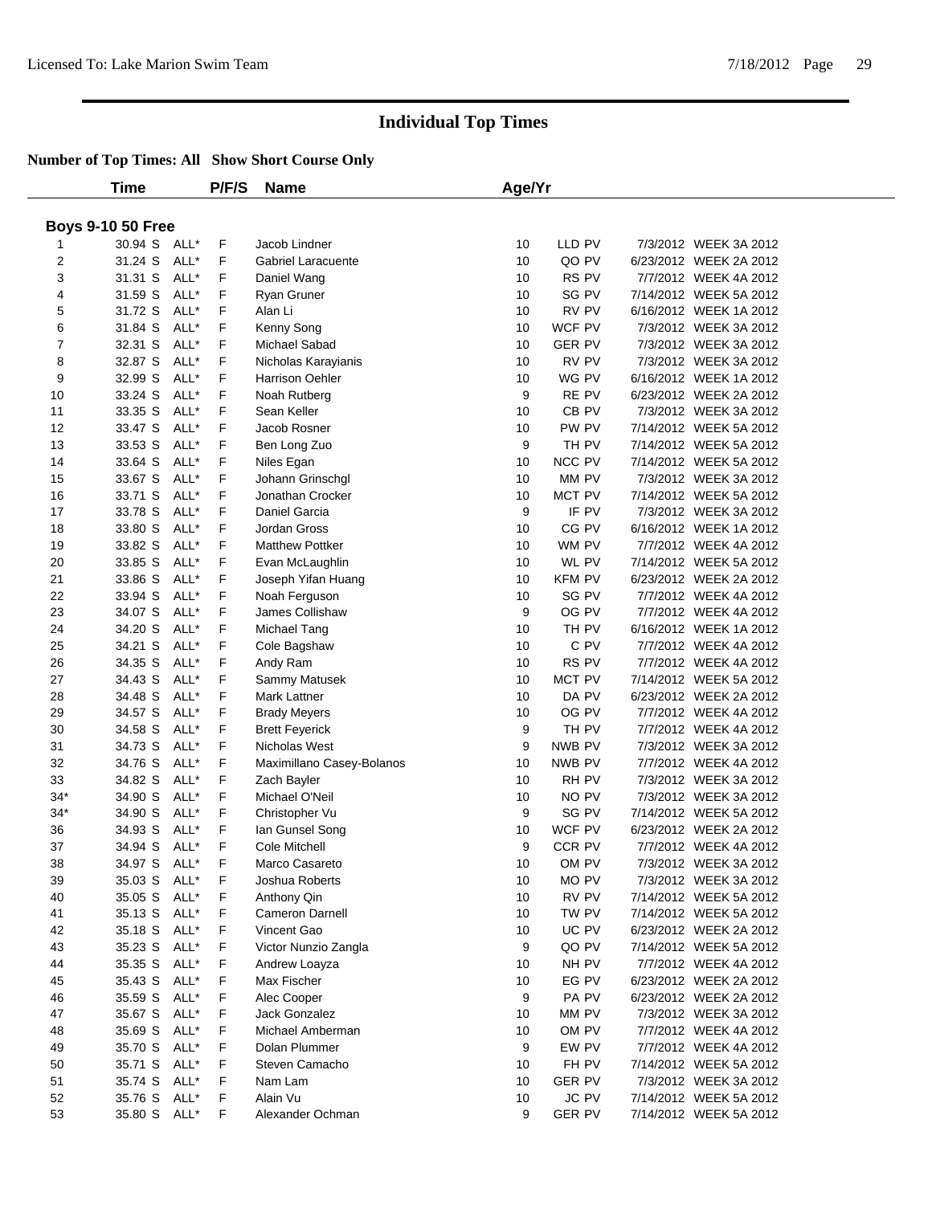# Individual Top Times

**Number of Top Times: All Show Short Course Only**

| | Time | | P/F/S | Name | Age/Yr | | | |
|---|---|---|---|---|---|---|---|---|
| **Boys 9-10 50 Free** | | | | | | | | |
| 1 | 30.94 S | ALL* | F | Jacob Lindner | 10 | LLD PV | 7/3/2012 | WEEK 3A 2012 |
| 2 | 31.24 S | ALL* | F | Gabriel Laracuente | 10 | QO PV | 6/23/2012 | WEEK 2A 2012 |
| 3 | 31.31 S | ALL* | F | Daniel Wang | 10 | RS PV | 7/7/2012 | WEEK 4A 2012 |
| 4 | 31.59 S | ALL* | F | Ryan Gruner | 10 | SG PV | 7/14/2012 | WEEK 5A 2012 |
| 5 | 31.72 S | ALL* | F | Alan Li | 10 | RV PV | 6/16/2012 | WEEK 1A 2012 |
| 6 | 31.84 S | ALL* | F | Kenny Song | 10 | WCF PV | 7/3/2012 | WEEK 3A 2012 |
| 7 | 32.31 S | ALL* | F | Michael Sabad | 10 | GER PV | 7/3/2012 | WEEK 3A 2012 |
| 8 | 32.87 S | ALL* | F | Nicholas Karayianis | 10 | RV PV | 7/3/2012 | WEEK 3A 2012 |
| 9 | 32.99 S | ALL* | F | Harrison Oehler | 10 | WG PV | 6/16/2012 | WEEK 1A 2012 |
| 10 | 33.24 S | ALL* | F | Noah Rutberg | 9 | RE PV | 6/23/2012 | WEEK 2A 2012 |
| 11 | 33.35 S | ALL* | F | Sean Keller | 10 | CB PV | 7/3/2012 | WEEK 3A 2012 |
| 12 | 33.47 S | ALL* | F | Jacob Rosner | 10 | PW PV | 7/14/2012 | WEEK 5A 2012 |
| 13 | 33.53 S | ALL* | F | Ben Long Zuo | 9 | TH PV | 7/14/2012 | WEEK 5A 2012 |
| 14 | 33.64 S | ALL* | F | Niles Egan | 10 | NCC PV | 7/14/2012 | WEEK 5A 2012 |
| 15 | 33.67 S | ALL* | F | Johann Grinschgl | 10 | MM PV | 7/3/2012 | WEEK 3A 2012 |
| 16 | 33.71 S | ALL* | F | Jonathan Crocker | 10 | MCT PV | 7/14/2012 | WEEK 5A 2012 |
| 17 | 33.78 S | ALL* | F | Daniel Garcia | 9 | IF PV | 7/3/2012 | WEEK 3A 2012 |
| 18 | 33.80 S | ALL* | F | Jordan Gross | 10 | CG PV | 6/16/2012 | WEEK 1A 2012 |
| 19 | 33.82 S | ALL* | F | Matthew Pottker | 10 | WM PV | 7/7/2012 | WEEK 4A 2012 |
| 20 | 33.85 S | ALL* | F | Evan McLaughlin | 10 | WL PV | 7/14/2012 | WEEK 5A 2012 |
| 21 | 33.86 S | ALL* | F | Joseph Yifan Huang | 10 | KFM PV | 6/23/2012 | WEEK 2A 2012 |
| 22 | 33.94 S | ALL* | F | Noah Ferguson | 10 | SG PV | 7/7/2012 | WEEK 4A 2012 |
| 23 | 34.07 S | ALL* | F | James Collishaw | 9 | OG PV | 7/7/2012 | WEEK 4A 2012 |
| 24 | 34.20 S | ALL* | F | Michael Tang | 10 | TH PV | 6/16/2012 | WEEK 1A 2012 |
| 25 | 34.21 S | ALL* | F | Cole Bagshaw | 10 | C PV | 7/7/2012 | WEEK 4A 2012 |
| 26 | 34.35 S | ALL* | F | Andy Ram | 10 | RS PV | 7/7/2012 | WEEK 4A 2012 |
| 27 | 34.43 S | ALL* | F | Sammy Matusek | 10 | MCT PV | 7/14/2012 | WEEK 5A 2012 |
| 28 | 34.48 S | ALL* | F | Mark Lattner | 10 | DA PV | 6/23/2012 | WEEK 2A 2012 |
| 29 | 34.57 S | ALL* | F | Brady Meyers | 10 | OG PV | 7/7/2012 | WEEK 4A 2012 |
| 30 | 34.58 S | ALL* | F | Brett Feyerick | 9 | TH PV | 7/7/2012 | WEEK 4A 2012 |
| 31 | 34.73 S | ALL* | F | Nicholas West | 9 | NWB PV | 7/3/2012 | WEEK 3A 2012 |
| 32 | 34.76 S | ALL* | F | Maximillano Casey-Bolanos | 10 | NWB PV | 7/7/2012 | WEEK 4A 2012 |
| 33 | 34.82 S | ALL* | F | Zach Bayler | 10 | RH PV | 7/3/2012 | WEEK 3A 2012 |
| 34* | 34.90 S | ALL* | F | Michael O'Neil | 10 | NO PV | 7/3/2012 | WEEK 3A 2012 |
| 34* | 34.90 S | ALL* | F | Christopher Vu | 9 | SG PV | 7/14/2012 | WEEK 5A 2012 |
| 36 | 34.93 S | ALL* | F | Ian Gunsel Song | 10 | WCF PV | 6/23/2012 | WEEK 2A 2012 |
| 37 | 34.94 S | ALL* | F | Cole Mitchell | 9 | CCR PV | 7/7/2012 | WEEK 4A 2012 |
| 38 | 34.97 S | ALL* | F | Marco Casareto | 10 | OM PV | 7/3/2012 | WEEK 3A 2012 |
| 39 | 35.03 S | ALL* | F | Joshua Roberts | 10 | MO PV | 7/3/2012 | WEEK 3A 2012 |
| 40 | 35.05 S | ALL* | F | Anthony Qin | 10 | RV PV | 7/14/2012 | WEEK 5A 2012 |
| 41 | 35.13 S | ALL* | F | Cameron Darnell | 10 | TW PV | 7/14/2012 | WEEK 5A 2012 |
| 42 | 35.18 S | ALL* | F | Vincent Gao | 10 | UC PV | 6/23/2012 | WEEK 2A 2012 |
| 43 | 35.23 S | ALL* | F | Victor Nunzio Zangla | 9 | QO PV | 7/14/2012 | WEEK 5A 2012 |
| 44 | 35.35 S | ALL* | F | Andrew Loayza | 10 | NH PV | 7/7/2012 | WEEK 4A 2012 |
| 45 | 35.43 S | ALL* | F | Max Fischer | 10 | EG PV | 6/23/2012 | WEEK 2A 2012 |
| 46 | 35.59 S | ALL* | F | Alec Cooper | 9 | PA PV | 6/23/2012 | WEEK 2A 2012 |
| 47 | 35.67 S | ALL* | F | Jack Gonzalez | 10 | MM PV | 7/3/2012 | WEEK 3A 2012 |
| 48 | 35.69 S | ALL* | F | Michael Amberman | 10 | OM PV | 7/7/2012 | WEEK 4A 2012 |
| 49 | 35.70 S | ALL* | F | Dolan Plummer | 9 | EW PV | 7/7/2012 | WEEK 4A 2012 |
| 50 | 35.71 S | ALL* | F | Steven Camacho | 10 | FH PV | 7/14/2012 | WEEK 5A 2012 |
| 51 | 35.74 S | ALL* | F | Nam Lam | 10 | GER PV | 7/3/2012 | WEEK 3A 2012 |
| 52 | 35.76 S | ALL* | F | Alain Vu | 10 | JC PV | 7/14/2012 | WEEK 5A 2012 |
| 53 | 35.80 S | ALL* | F | Alexander Ochman | 9 | GER PV | 7/14/2012 | WEEK 5A 2012 |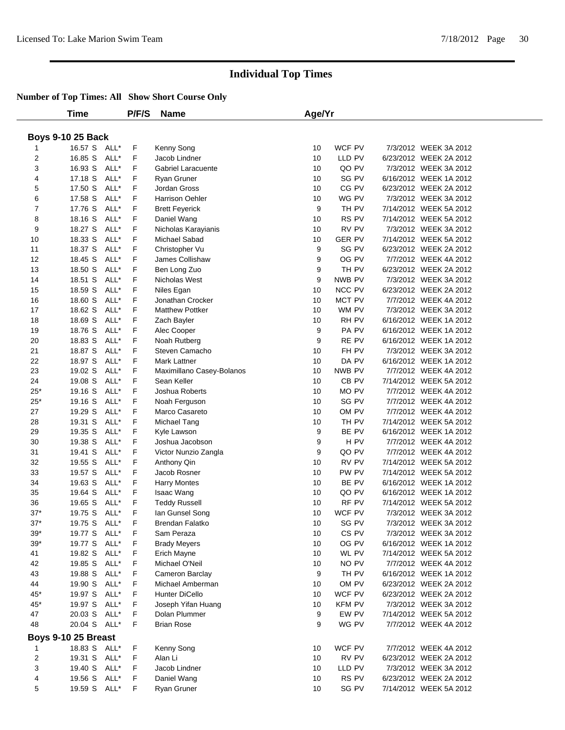# Individual Top Times

**Number of Top Times: All Show Short Course Only**

| | Time | | P/F/S | Name | Age/Yr | | | |
|---|---|---|---|---|---|---|---|---|
| **Boys 9-10 25 Back** | | | | | | | | |
| 1 | 16.57 S | ALL* | F | Kenny Song | 10 | WCF PV | 7/3/2012 | WEEK 3A 2012 |
| 2 | 16.85 S | ALL* | F | Jacob Lindner | 10 | LLD PV | 6/23/2012 | WEEK 2A 2012 |
| 3 | 16.93 S | ALL* | F | Gabriel Laracuente | 10 | QO PV | 7/3/2012 | WEEK 3A 2012 |
| 4 | 17.18 S | ALL* | F | Ryan Gruner | 10 | SG PV | 6/16/2012 | WEEK 1A 2012 |
| 5 | 17.50 S | ALL* | F | Jordan Gross | 10 | CG PV | 6/23/2012 | WEEK 2A 2012 |
| 6 | 17.58 S | ALL* | F | Harrison Oehler | 10 | WG PV | 7/3/2012 | WEEK 3A 2012 |
| 7 | 17.76 S | ALL* | F | Brett Feyerick | 9 | TH PV | 7/14/2012 | WEEK 5A 2012 |
| 8 | 18.16 S | ALL* | F | Daniel Wang | 10 | RS PV | 7/14/2012 | WEEK 5A 2012 |
| 9 | 18.27 S | ALL* | F | Nicholas Karayianis | 10 | RV PV | 7/3/2012 | WEEK 3A 2012 |
| 10 | 18.33 S | ALL* | F | Michael Sabad | 10 | GER PV | 7/14/2012 | WEEK 5A 2012 |
| 11 | 18.37 S | ALL* | F | Christopher Vu | 9 | SG PV | 6/23/2012 | WEEK 2A 2012 |
| 12 | 18.45 S | ALL* | F | James Collishaw | 9 | OG PV | 7/7/2012 | WEEK 4A 2012 |
| 13 | 18.50 S | ALL* | F | Ben Long Zuo | 9 | TH PV | 6/23/2012 | WEEK 2A 2012 |
| 14 | 18.51 S | ALL* | F | Nicholas West | 9 | NWB PV | 7/3/2012 | WEEK 3A 2012 |
| 15 | 18.59 S | ALL* | F | Niles Egan | 10 | NCC PV | 6/23/2012 | WEEK 2A 2012 |
| 16 | 18.60 S | ALL* | F | Jonathan Crocker | 10 | MCT PV | 7/7/2012 | WEEK 4A 2012 |
| 17 | 18.62 S | ALL* | F | Matthew Pottker | 10 | WM PV | 7/3/2012 | WEEK 3A 2012 |
| 18 | 18.69 S | ALL* | F | Zach Bayler | 10 | RH PV | 6/16/2012 | WEEK 1A 2012 |
| 19 | 18.76 S | ALL* | F | Alec Cooper | 9 | PA PV | 6/16/2012 | WEEK 1A 2012 |
| 20 | 18.83 S | ALL* | F | Noah Rutberg | 9 | RE PV | 6/16/2012 | WEEK 1A 2012 |
| 21 | 18.87 S | ALL* | F | Steven Camacho | 10 | FH PV | 7/3/2012 | WEEK 3A 2012 |
| 22 | 18.97 S | ALL* | F | Mark Lattner | 10 | DA PV | 6/16/2012 | WEEK 1A 2012 |
| 23 | 19.02 S | ALL* | F | Maximillano Casey-Bolanos | 10 | NWB PV | 7/7/2012 | WEEK 4A 2012 |
| 24 | 19.08 S | ALL* | F | Sean Keller | 10 | CB PV | 7/14/2012 | WEEK 5A 2012 |
| 25* | 19.16 S | ALL* | F | Joshua Roberts | 10 | MO PV | 7/7/2012 | WEEK 4A 2012 |
| 25* | 19.16 S | ALL* | F | Noah Ferguson | 10 | SG PV | 7/7/2012 | WEEK 4A 2012 |
| 27 | 19.29 S | ALL* | F | Marco Casareto | 10 | OM PV | 7/7/2012 | WEEK 4A 2012 |
| 28 | 19.31 S | ALL* | F | Michael Tang | 10 | TH PV | 7/14/2012 | WEEK 5A 2012 |
| 29 | 19.35 S | ALL* | F | Kyle Lawson | 9 | BE PV | 6/16/2012 | WEEK 1A 2012 |
| 30 | 19.38 S | ALL* | F | Joshua Jacobson | 9 | H PV | 7/7/2012 | WEEK 4A 2012 |
| 31 | 19.41 S | ALL* | F | Victor Nunzio Zangla | 9 | QO PV | 7/7/2012 | WEEK 4A 2012 |
| 32 | 19.55 S | ALL* | F | Anthony Qin | 10 | RV PV | 7/14/2012 | WEEK 5A 2012 |
| 33 | 19.57 S | ALL* | F | Jacob Rosner | 10 | PW PV | 7/14/2012 | WEEK 5A 2012 |
| 34 | 19.63 S | ALL* | F | Harry Montes | 10 | BE PV | 6/16/2012 | WEEK 1A 2012 |
| 35 | 19.64 S | ALL* | F | Isaac Wang | 10 | QO PV | 6/16/2012 | WEEK 1A 2012 |
| 36 | 19.65 S | ALL* | F | Teddy Russell | 10 | RF PV | 7/14/2012 | WEEK 5A 2012 |
| 37* | 19.75 S | ALL* | F | Ian Gunsel Song | 10 | WCF PV | 7/3/2012 | WEEK 3A 2012 |
| 37* | 19.75 S | ALL* | F | Brendan Falatko | 10 | SG PV | 7/3/2012 | WEEK 3A 2012 |
| 39* | 19.77 S | ALL* | F | Sam Peraza | 10 | CS PV | 7/3/2012 | WEEK 3A 2012 |
| 39* | 19.77 S | ALL* | F | Brady Meyers | 10 | OG PV | 6/16/2012 | WEEK 1A 2012 |
| 41 | 19.82 S | ALL* | F | Erich Mayne | 10 | WL PV | 7/14/2012 | WEEK 5A 2012 |
| 42 | 19.85 S | ALL* | F | Michael O'Neil | 10 | NO PV | 7/7/2012 | WEEK 4A 2012 |
| 43 | 19.88 S | ALL* | F | Cameron Barclay | 9 | TH PV | 6/16/2012 | WEEK 1A 2012 |
| 44 | 19.90 S | ALL* | F | Michael Amberman | 10 | OM PV | 6/23/2012 | WEEK 2A 2012 |
| 45* | 19.97 S | ALL* | F | Hunter DiCello | 10 | WCF PV | 6/23/2012 | WEEK 2A 2012 |
| 45* | 19.97 S | ALL* | F | Joseph Yifan Huang | 10 | KFM PV | 7/3/2012 | WEEK 3A 2012 |
| 47 | 20.03 S | ALL* | F | Dolan Plummer | 9 | EW PV | 7/14/2012 | WEEK 5A 2012 |
| 48 | 20.04 S | ALL* | F | Brian Rose | 9 | WG PV | 7/7/2012 | WEEK 4A 2012 |
| **Boys 9-10 25 Breast** | | | | | | | | |
| 1 | 18.83 S | ALL* | F | Kenny Song | 10 | WCF PV | 7/7/2012 | WEEK 4A 2012 |
| 2 | 19.31 S | ALL* | F | Alan Li | 10 | RV PV | 6/23/2012 | WEEK 2A 2012 |
| 3 | 19.40 S | ALL* | F | Jacob Lindner | 10 | LLD PV | 7/3/2012 | WEEK 3A 2012 |
| 4 | 19.56 S | ALL* | F | Daniel Wang | 10 | RS PV | 6/23/2012 | WEEK 2A 2012 |
| 5 | 19.59 S | ALL* | F | Ryan Gruner | 10 | SG PV | 7/14/2012 | WEEK 5A 2012 |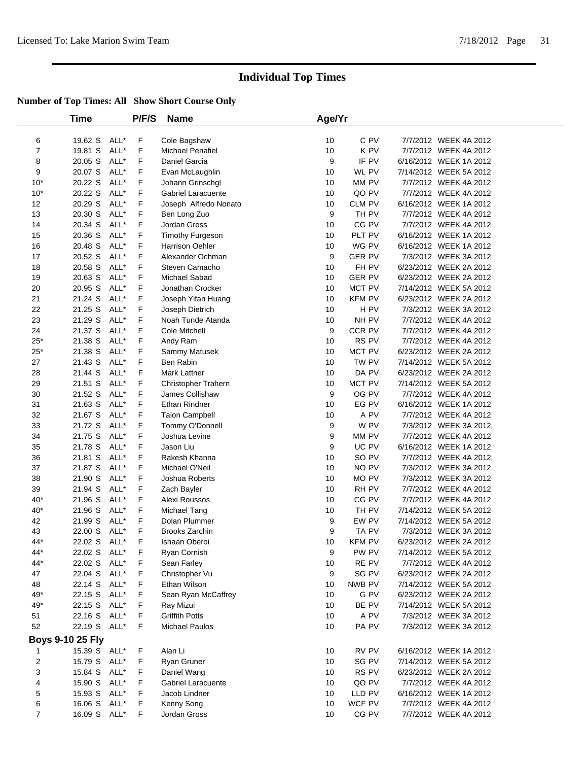# Individual Top Times

## Number of Top Times: All Show Short Course Only

| | Time | | P/F/S | Name | Age/Yr | | |
|---|---|---|---|---|---|---|---|
| 6 | 19.62 S | ALL* | F | Cole Bagshaw | 10 | C PV | 7/7/2012 WEEK 4A 2012 |
| 7 | 19.81 S | ALL* | F | Michael Penafiel | 10 | K PV | 7/7/2012 WEEK 4A 2012 |
| 8 | 20.05 S | ALL* | F | Daniel Garcia | 9 | IF PV | 6/16/2012 WEEK 1A 2012 |
| 9 | 20.07 S | ALL* | F | Evan McLaughlin | 10 | WL PV | 7/14/2012 WEEK 5A 2012 |
| 10* | 20.22 S | ALL* | F | Johann Grinschgl | 10 | MM PV | 7/7/2012 WEEK 4A 2012 |
| 10* | 20.22 S | ALL* | F | Gabriel Laracuente | 10 | QO PV | 7/7/2012 WEEK 4A 2012 |
| 12 | 20.29 S | ALL* | F | Joseph Alfredo Nonato | 10 | CLM PV | 6/16/2012 WEEK 1A 2012 |
| 13 | 20.30 S | ALL* | F | Ben Long Zuo | 9 | TH PV | 7/7/2012 WEEK 4A 2012 |
| 14 | 20.34 S | ALL* | F | Jordan Gross | 10 | CG PV | 7/7/2012 WEEK 4A 2012 |
| 15 | 20.36 S | ALL* | F | Timothy Furgeson | 10 | PLT PV | 6/16/2012 WEEK 1A 2012 |
| 16 | 20.48 S | ALL* | F | Harrison Oehler | 10 | WG PV | 6/16/2012 WEEK 1A 2012 |
| 17 | 20.52 S | ALL* | F | Alexander Ochman | 9 | GER PV | 7/3/2012 WEEK 3A 2012 |
| 18 | 20.58 S | ALL* | F | Steven Camacho | 10 | FH PV | 6/23/2012 WEEK 2A 2012 |
| 19 | 20.63 S | ALL* | F | Michael Sabad | 10 | GER PV | 6/23/2012 WEEK 2A 2012 |
| 20 | 20.95 S | ALL* | F | Jonathan Crocker | 10 | MCT PV | 7/14/2012 WEEK 5A 2012 |
| 21 | 21.24 S | ALL* | F | Joseph Yifan Huang | 10 | KFM PV | 6/23/2012 WEEK 2A 2012 |
| 22 | 21.25 S | ALL* | F | Joseph Dietrich | 10 | H PV | 7/3/2012 WEEK 3A 2012 |
| 23 | 21.29 S | ALL* | F | Noah Tunde Atanda | 10 | NH PV | 7/7/2012 WEEK 4A 2012 |
| 24 | 21.37 S | ALL* | F | Cole Mitchell | 9 | CCR PV | 7/7/2012 WEEK 4A 2012 |
| 25* | 21.38 S | ALL* | F | Andy Ram | 10 | RS PV | 7/7/2012 WEEK 4A 2012 |
| 25* | 21.38 S | ALL* | F | Sammy Matusek | 10 | MCT PV | 6/23/2012 WEEK 2A 2012 |
| 27 | 21.43 S | ALL* | F | Ben Rabin | 10 | TW PV | 7/14/2012 WEEK 5A 2012 |
| 28 | 21.44 S | ALL* | F | Mark Lattner | 10 | DA PV | 6/23/2012 WEEK 2A 2012 |
| 29 | 21.51 S | ALL* | F | Christopher Trahern | 10 | MCT PV | 7/14/2012 WEEK 5A 2012 |
| 30 | 21.52 S | ALL* | F | James Collishaw | 9 | OG PV | 7/7/2012 WEEK 4A 2012 |
| 31 | 21.63 S | ALL* | F | Ethan Rindner | 10 | EG PV | 6/16/2012 WEEK 1A 2012 |
| 32 | 21.67 S | ALL* | F | Talon Campbell | 10 | A PV | 7/7/2012 WEEK 4A 2012 |
| 33 | 21.72 S | ALL* | F | Tommy O'Donnell | 9 | W PV | 7/3/2012 WEEK 3A 2012 |
| 34 | 21.75 S | ALL* | F | Joshua Levine | 9 | MM PV | 7/7/2012 WEEK 4A 2012 |
| 35 | 21.78 S | ALL* | F | Jason Liu | 9 | UC PV | 6/16/2012 WEEK 1A 2012 |
| 36 | 21.81 S | ALL* | F | Rakesh Khanna | 10 | SO PV | 7/7/2012 WEEK 4A 2012 |
| 37 | 21.87 S | ALL* | F | Michael O'Neil | 10 | NO PV | 7/3/2012 WEEK 3A 2012 |
| 38 | 21.90 S | ALL* | F | Joshua Roberts | 10 | MO PV | 7/3/2012 WEEK 3A 2012 |
| 39 | 21.94 S | ALL* | F | Zach Bayler | 10 | RH PV | 7/7/2012 WEEK 4A 2012 |
| 40* | 21.96 S | ALL* | F | Alexi Roussos | 10 | CG PV | 7/7/2012 WEEK 4A 2012 |
| 40* | 21.96 S | ALL* | F | Michael Tang | 10 | TH PV | 7/14/2012 WEEK 5A 2012 |
| 42 | 21.99 S | ALL* | F | Dolan Plummer | 9 | EW PV | 7/14/2012 WEEK 5A 2012 |
| 43 | 22.00 S | ALL* | F | Brooks Zarchin | 9 | TA PV | 7/3/2012 WEEK 3A 2012 |
| 44* | 22.02 S | ALL* | F | Ishaan Oberoi | 10 | KFM PV | 6/23/2012 WEEK 2A 2012 |
| 44* | 22.02 S | ALL* | F | Ryan Cornish | 9 | PW PV | 7/14/2012 WEEK 5A 2012 |
| 44* | 22.02 S | ALL* | F | Sean Farley | 10 | RE PV | 7/7/2012 WEEK 4A 2012 |
| 47 | 22.04 S | ALL* | F | Christopher Vu | 9 | SG PV | 6/23/2012 WEEK 2A 2012 |
| 48 | 22.14 S | ALL* | F | Ethan Wilson | 10 | NWB PV | 7/14/2012 WEEK 5A 2012 |
| 49* | 22.15 S | ALL* | F | Sean Ryan McCaffrey | 10 | G PV | 6/23/2012 WEEK 2A 2012 |
| 49* | 22.15 S | ALL* | F | Ray Mizui | 10 | BE PV | 7/14/2012 WEEK 5A 2012 |
| 51 | 22.16 S | ALL* | F | Griffith Potts | 10 | A PV | 7/3/2012 WEEK 3A 2012 |
| 52 | 22.19 S | ALL* | F | Michael Paulos | 10 | PA PV | 7/3/2012 WEEK 3A 2012 |

### Boys 9-10 25 Fly

| | Time | | P/F/S | Name | Age/Yr | | |
|---|---|---|---|---|---|---|---|
| 1 | 15.39 S | ALL* | F | Alan Li | 10 | RV PV | 6/16/2012 WEEK 1A 2012 |
| 2 | 15.79 S | ALL* | F | Ryan Gruner | 10 | SG PV | 7/14/2012 WEEK 5A 2012 |
| 3 | 15.84 S | ALL* | F | Daniel Wang | 10 | RS PV | 6/23/2012 WEEK 2A 2012 |
| 4 | 15.90 S | ALL* | F | Gabriel Laracuente | 10 | QO PV | 7/7/2012 WEEK 4A 2012 |
| 5 | 15.93 S | ALL* | F | Jacob Lindner | 10 | LLD PV | 6/16/2012 WEEK 1A 2012 |
| 6 | 16.06 S | ALL* | F | Kenny Song | 10 | WCF PV | 7/7/2012 WEEK 4A 2012 |
| 7 | 16.09 S | ALL* | F | Jordan Gross | 10 | CG PV | 7/7/2012 WEEK 4A 2012 |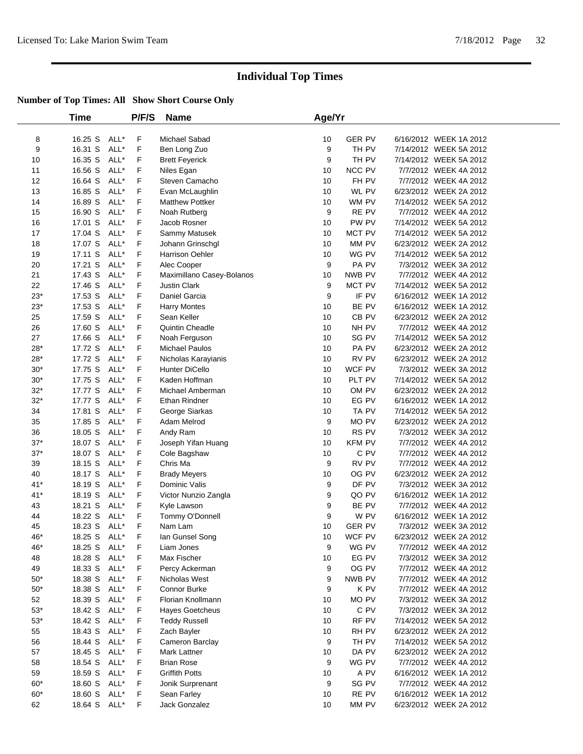# Individual Top Times

## Number of Top Times: All Show Short Course Only

| | Time | | P/F/S | Name | Age/Yr | | |
|---|---|---|---|---|---|---|---|
| 8 | 16.25 S | ALL* | F | Michael Sabad | 10 | GER PV | 6/16/2012 WEEK 1A 2012 |
| 9 | 16.31 S | ALL* | F | Ben Long Zuo | 9 | TH PV | 7/14/2012 WEEK 5A 2012 |
| 10 | 16.35 S | ALL* | F | Brett Feyerick | 9 | TH PV | 7/14/2012 WEEK 5A 2012 |
| 11 | 16.56 S | ALL* | F | Niles Egan | 10 | NCC PV | 7/7/2012 WEEK 4A 2012 |
| 12 | 16.64 S | ALL* | F | Steven Camacho | 10 | FH PV | 7/7/2012 WEEK 4A 2012 |
| 13 | 16.85 S | ALL* | F | Evan McLaughlin | 10 | WL PV | 6/23/2012 WEEK 2A 2012 |
| 14 | 16.89 S | ALL* | F | Matthew Pottker | 10 | WM PV | 7/14/2012 WEEK 5A 2012 |
| 15 | 16.90 S | ALL* | F | Noah Rutberg | 9 | RE PV | 7/7/2012 WEEK 4A 2012 |
| 16 | 17.01 S | ALL* | F | Jacob Rosner | 10 | PW PV | 7/14/2012 WEEK 5A 2012 |
| 17 | 17.04 S | ALL* | F | Sammy Matusek | 10 | MCT PV | 7/14/2012 WEEK 5A 2012 |
| 18 | 17.07 S | ALL* | F | Johann Grinschgl | 10 | MM PV | 6/23/2012 WEEK 2A 2012 |
| 19 | 17.11 S | ALL* | F | Harrison Oehler | 10 | WG PV | 7/14/2012 WEEK 5A 2012 |
| 20 | 17.21 S | ALL* | F | Alec Cooper | 9 | PA PV | 7/3/2012 WEEK 3A 2012 |
| 21 | 17.43 S | ALL* | F | Maximillano Casey-Bolanos | 10 | NWB PV | 7/7/2012 WEEK 4A 2012 |
| 22 | 17.46 S | ALL* | F | Justin Clark | 9 | MCT PV | 7/14/2012 WEEK 5A 2012 |
| 23* | 17.53 S | ALL* | F | Daniel Garcia | 9 | IF PV | 6/16/2012 WEEK 1A 2012 |
| 23* | 17.53 S | ALL* | F | Harry Montes | 10 | BE PV | 6/16/2012 WEEK 1A 2012 |
| 25 | 17.59 S | ALL* | F | Sean Keller | 10 | CB PV | 6/23/2012 WEEK 2A 2012 |
| 26 | 17.60 S | ALL* | F | Quintin Cheadle | 10 | NH PV | 7/7/2012 WEEK 4A 2012 |
| 27 | 17.66 S | ALL* | F | Noah Ferguson | 10 | SG PV | 7/14/2012 WEEK 5A 2012 |
| 28* | 17.72 S | ALL* | F | Michael Paulos | 10 | PA PV | 6/23/2012 WEEK 2A 2012 |
| 28* | 17.72 S | ALL* | F | Nicholas Karayianis | 10 | RV PV | 6/23/2012 WEEK 2A 2012 |
| 30* | 17.75 S | ALL* | F | Hunter DiCello | 10 | WCF PV | 7/3/2012 WEEK 3A 2012 |
| 30* | 17.75 S | ALL* | F | Kaden Hoffman | 10 | PLT PV | 7/14/2012 WEEK 5A 2012 |
| 32* | 17.77 S | ALL* | F | Michael Amberman | 10 | OM PV | 6/23/2012 WEEK 2A 2012 |
| 32* | 17.77 S | ALL* | F | Ethan Rindner | 10 | EG PV | 6/16/2012 WEEK 1A 2012 |
| 34 | 17.81 S | ALL* | F | George Siarkas | 10 | TA PV | 7/14/2012 WEEK 5A 2012 |
| 35 | 17.85 S | ALL* | F | Adam Melrod | 9 | MO PV | 6/23/2012 WEEK 2A 2012 |
| 36 | 18.05 S | ALL* | F | Andy Ram | 10 | RS PV | 7/3/2012 WEEK 3A 2012 |
| 37* | 18.07 S | ALL* | F | Joseph Yifan Huang | 10 | KFM PV | 7/7/2012 WEEK 4A 2012 |
| 37* | 18.07 S | ALL* | F | Cole Bagshaw | 10 | C PV | 7/7/2012 WEEK 4A 2012 |
| 39 | 18.15 S | ALL* | F | Chris Ma | 9 | RV PV | 7/7/2012 WEEK 4A 2012 |
| 40 | 18.17 S | ALL* | F | Brady Meyers | 10 | OG PV | 6/23/2012 WEEK 2A 2012 |
| 41* | 18.19 S | ALL* | F | Dominic Valis | 9 | DF PV | 7/3/2012 WEEK 3A 2012 |
| 41* | 18.19 S | ALL* | F | Victor Nunzio Zangla | 9 | QO PV | 6/16/2012 WEEK 1A 2012 |
| 43 | 18.21 S | ALL* | F | Kyle Lawson | 9 | BE PV | 7/7/2012 WEEK 4A 2012 |
| 44 | 18.22 S | ALL* | F | Tommy O'Donnell | 9 | W PV | 6/16/2012 WEEK 1A 2012 |
| 45 | 18.23 S | ALL* | F | Nam Lam | 10 | GER PV | 7/3/2012 WEEK 3A 2012 |
| 46* | 18.25 S | ALL* | F | Ian Gunsel Song | 10 | WCF PV | 6/23/2012 WEEK 2A 2012 |
| 46* | 18.25 S | ALL* | F | Liam Jones | 9 | WG PV | 7/7/2012 WEEK 4A 2012 |
| 48 | 18.28 S | ALL* | F | Max Fischer | 10 | EG PV | 7/3/2012 WEEK 3A 2012 |
| 49 | 18.33 S | ALL* | F | Percy Ackerman | 9 | OG PV | 7/7/2012 WEEK 4A 2012 |
| 50* | 18.38 S | ALL* | F | Nicholas West | 9 | NWB PV | 7/7/2012 WEEK 4A 2012 |
| 50* | 18.38 S | ALL* | F | Connor Burke | 9 | K PV | 7/7/2012 WEEK 4A 2012 |
| 52 | 18.39 S | ALL* | F | Florian Knollmann | 10 | MO PV | 7/3/2012 WEEK 3A 2012 |
| 53* | 18.42 S | ALL* | F | Hayes Goetcheus | 10 | C PV | 7/3/2012 WEEK 3A 2012 |
| 53* | 18.42 S | ALL* | F | Teddy Russell | 10 | RF PV | 7/14/2012 WEEK 5A 2012 |
| 55 | 18.43 S | ALL* | F | Zach Bayler | 10 | RH PV | 6/23/2012 WEEK 2A 2012 |
| 56 | 18.44 S | ALL* | F | Cameron Barclay | 9 | TH PV | 7/14/2012 WEEK 5A 2012 |
| 57 | 18.45 S | ALL* | F | Mark Lattner | 10 | DA PV | 6/23/2012 WEEK 2A 2012 |
| 58 | 18.54 S | ALL* | F | Brian Rose | 9 | WG PV | 7/7/2012 WEEK 4A 2012 |
| 59 | 18.59 S | ALL* | F | Griffith Potts | 10 | A PV | 6/16/2012 WEEK 1A 2012 |
| 60* | 18.60 S | ALL* | F | Jonik Surprenant | 9 | SG PV | 7/7/2012 WEEK 4A 2012 |
| 60* | 18.60 S | ALL* | F | Sean Farley | 10 | RE PV | 6/16/2012 WEEK 1A 2012 |
| 62 | 18.64 S | ALL* | F | Jack Gonzalez | 10 | MM PV | 6/23/2012 WEEK 2A 2012 |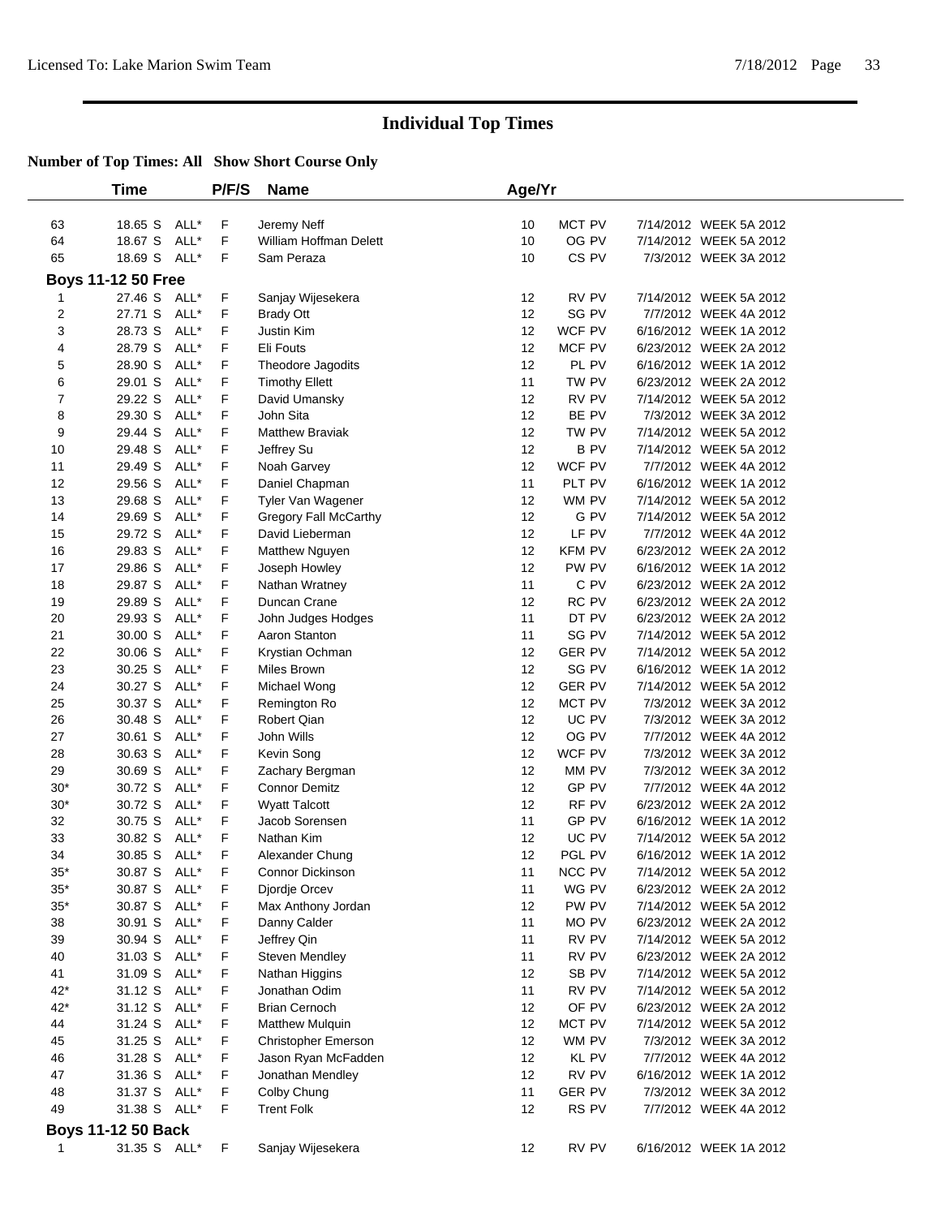# Individual Top Times

**Number of Top Times: All Show Short Course Only**

| | Time | | P/F/S | Name | Age/Yr | | |
|---|---|---|---|---|---|---|---|
| 63 | 18.65 S | ALL* | F | Jeremy Neff | 10 | MCT PV | 7/14/2012 WEEK 5A 2012 |
| 64 | 18.67 S | ALL* | F | William Hoffman Delett | 10 | OG PV | 7/14/2012 WEEK 5A 2012 |
| 65 | 18.69 S | ALL* | F | Sam Peraza | 10 | CS PV | 7/3/2012 WEEK 3A 2012 |
| **Boys 11-12 50 Free** | | | | | | | |
| 1 | 27.46 S | ALL* | F | Sanjay Wijesekera | 12 | RV PV | 7/14/2012 WEEK 5A 2012 |
| 2 | 27.71 S | ALL* | F | Brady Ott | 12 | SG PV | 7/7/2012 WEEK 4A 2012 |
| 3 | 28.73 S | ALL* | F | Justin Kim | 12 | WCF PV | 6/16/2012 WEEK 1A 2012 |
| 4 | 28.79 S | ALL* | F | Eli Fouts | 12 | MCF PV | 6/23/2012 WEEK 2A 2012 |
| 5 | 28.90 S | ALL* | F | Theodore Jagodits | 12 | PL PV | 6/16/2012 WEEK 1A 2012 |
| 6 | 29.01 S | ALL* | F | Timothy Ellett | 11 | TW PV | 6/23/2012 WEEK 2A 2012 |
| 7 | 29.22 S | ALL* | F | David Umansky | 12 | RV PV | 7/14/2012 WEEK 5A 2012 |
| 8 | 29.30 S | ALL* | F | John Sita | 12 | BE PV | 7/3/2012 WEEK 3A 2012 |
| 9 | 29.44 S | ALL* | F | Matthew Braviak | 12 | TW PV | 7/14/2012 WEEK 5A 2012 |
| 10 | 29.48 S | ALL* | F | Jeffrey Su | 12 | B PV | 7/14/2012 WEEK 5A 2012 |
| 11 | 29.49 S | ALL* | F | Noah Garvey | 12 | WCF PV | 7/7/2012 WEEK 4A 2012 |
| 12 | 29.56 S | ALL* | F | Daniel Chapman | 11 | PLT PV | 6/16/2012 WEEK 1A 2012 |
| 13 | 29.68 S | ALL* | F | Tyler Van Wagener | 12 | WM PV | 7/14/2012 WEEK 5A 2012 |
| 14 | 29.69 S | ALL* | F | Gregory Fall McCarthy | 12 | G PV | 7/14/2012 WEEK 5A 2012 |
| 15 | 29.72 S | ALL* | F | David Lieberman | 12 | LF PV | 7/7/2012 WEEK 4A 2012 |
| 16 | 29.83 S | ALL* | F | Matthew Nguyen | 12 | KFM PV | 6/23/2012 WEEK 2A 2012 |
| 17 | 29.86 S | ALL* | F | Joseph Howley | 12 | PW PV | 6/16/2012 WEEK 1A 2012 |
| 18 | 29.87 S | ALL* | F | Nathan Wratney | 11 | C PV | 6/23/2012 WEEK 2A 2012 |
| 19 | 29.89 S | ALL* | F | Duncan Crane | 12 | RC PV | 6/23/2012 WEEK 2A 2012 |
| 20 | 29.93 S | ALL* | F | John Judges Hodges | 11 | DT PV | 6/23/2012 WEEK 2A 2012 |
| 21 | 30.00 S | ALL* | F | Aaron Stanton | 11 | SG PV | 7/14/2012 WEEK 5A 2012 |
| 22 | 30.06 S | ALL* | F | Krystian Ochman | 12 | GER PV | 7/14/2012 WEEK 5A 2012 |
| 23 | 30.25 S | ALL* | F | Miles Brown | 12 | SG PV | 6/16/2012 WEEK 1A 2012 |
| 24 | 30.27 S | ALL* | F | Michael Wong | 12 | GER PV | 7/14/2012 WEEK 5A 2012 |
| 25 | 30.37 S | ALL* | F | Remington Ro | 12 | MCT PV | 7/3/2012 WEEK 3A 2012 |
| 26 | 30.48 S | ALL* | F | Robert Qian | 12 | UC PV | 7/3/2012 WEEK 3A 2012 |
| 27 | 30.61 S | ALL* | F | John Wills | 12 | OG PV | 7/7/2012 WEEK 4A 2012 |
| 28 | 30.63 S | ALL* | F | Kevin Song | 12 | WCF PV | 7/3/2012 WEEK 3A 2012 |
| 29 | 30.69 S | ALL* | F | Zachary Bergman | 12 | MM PV | 7/3/2012 WEEK 3A 2012 |
| 30* | 30.72 S | ALL* | F | Connor Demitz | 12 | GP PV | 7/7/2012 WEEK 4A 2012 |
| 30* | 30.72 S | ALL* | F | Wyatt Talcott | 12 | RF PV | 6/23/2012 WEEK 2A 2012 |
| 32 | 30.75 S | ALL* | F | Jacob Sorensen | 11 | GP PV | 6/16/2012 WEEK 1A 2012 |
| 33 | 30.82 S | ALL* | F | Nathan Kim | 12 | UC PV | 7/14/2012 WEEK 5A 2012 |
| 34 | 30.85 S | ALL* | F | Alexander Chung | 12 | PGL PV | 6/16/2012 WEEK 1A 2012 |
| 35* | 30.87 S | ALL* | F | Connor Dickinson | 11 | NCC PV | 7/14/2012 WEEK 5A 2012 |
| 35* | 30.87 S | ALL* | F | Djordje Orcev | 11 | WG PV | 6/23/2012 WEEK 2A 2012 |
| 35* | 30.87 S | ALL* | F | Max Anthony Jordan | 12 | PW PV | 7/14/2012 WEEK 5A 2012 |
| 38 | 30.91 S | ALL* | F | Danny Calder | 11 | MO PV | 6/23/2012 WEEK 2A 2012 |
| 39 | 30.94 S | ALL* | F | Jeffrey Qin | 11 | RV PV | 7/14/2012 WEEK 5A 2012 |
| 40 | 31.03 S | ALL* | F | Steven Mendley | 11 | RV PV | 6/23/2012 WEEK 2A 2012 |
| 41 | 31.09 S | ALL* | F | Nathan Higgins | 12 | SB PV | 7/14/2012 WEEK 5A 2012 |
| 42* | 31.12 S | ALL* | F | Jonathan Odim | 11 | RV PV | 7/14/2012 WEEK 5A 2012 |
| 42* | 31.12 S | ALL* | F | Brian Cernoch | 12 | OF PV | 6/23/2012 WEEK 2A 2012 |
| 44 | 31.24 S | ALL* | F | Matthew Mulquin | 12 | MCT PV | 7/14/2012 WEEK 5A 2012 |
| 45 | 31.25 S | ALL* | F | Christopher Emerson | 12 | WM PV | 7/3/2012 WEEK 3A 2012 |
| 46 | 31.28 S | ALL* | F | Jason Ryan McFadden | 12 | KL PV | 7/7/2012 WEEK 4A 2012 |
| 47 | 31.36 S | ALL* | F | Jonathan Mendley | 12 | RV PV | 6/16/2012 WEEK 1A 2012 |
| 48 | 31.37 S | ALL* | F | Colby Chung | 11 | GER PV | 7/3/2012 WEEK 3A 2012 |
| 49 | 31.38 S | ALL* | F | Trent Folk | 12 | RS PV | 7/7/2012 WEEK 4A 2012 |
| **Boys 11-12 50 Back** | | | | | | | |
| 1 | 31.35 S | ALL* | F | Sanjay Wijesekera | 12 | RV PV | 6/16/2012 WEEK 1A 2012 |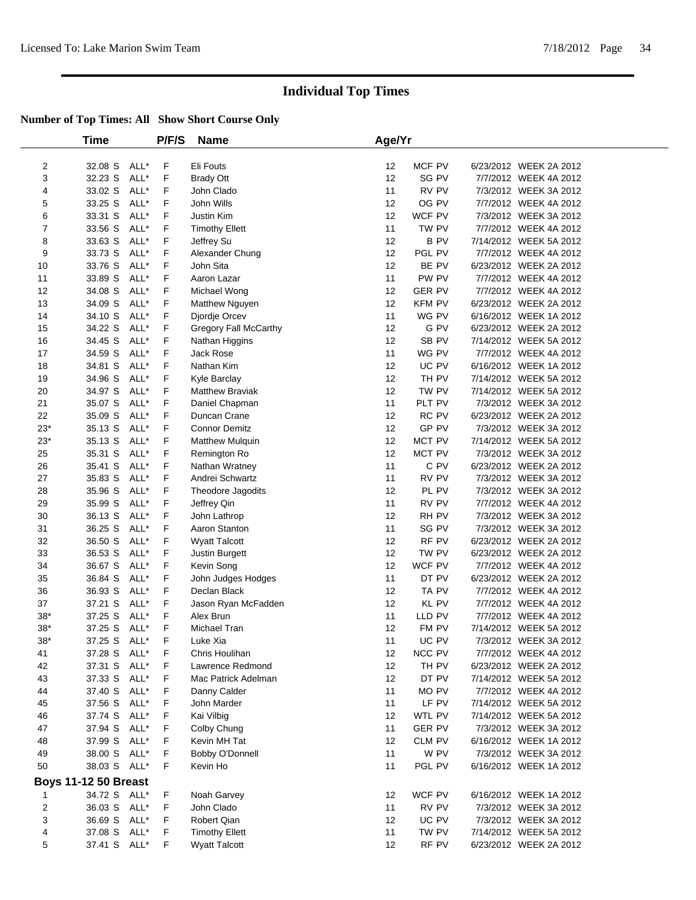# Individual Top Times

**Number of Top Times: All Show Short Course Only**

| | Time | | P/F/S | Name | Age/Yr | | | |
|---|---|---|---|---|---|---|---|---|
| 2 | 32.08 S | ALL* | F | Eli Fouts | 12 | MCF PV | 6/23/2012 | WEEK 2A 2012 |
| 3 | 32.23 S | ALL* | F | Brady Ott | 12 | SG PV | 7/7/2012 | WEEK 4A 2012 |
| 4 | 33.02 S | ALL* | F | John Clado | 11 | RV PV | 7/3/2012 | WEEK 3A 2012 |
| 5 | 33.25 S | ALL* | F | John Wills | 12 | OG PV | 7/7/2012 | WEEK 4A 2012 |
| 6 | 33.31 S | ALL* | F | Justin Kim | 12 | WCF PV | 7/3/2012 | WEEK 3A 2012 |
| 7 | 33.56 S | ALL* | F | Timothy Ellett | 11 | TW PV | 7/7/2012 | WEEK 4A 2012 |
| 8 | 33.63 S | ALL* | F | Jeffrey Su | 12 | B PV | 7/14/2012 | WEEK 5A 2012 |
| 9 | 33.73 S | ALL* | F | Alexander Chung | 12 | PGL PV | 7/7/2012 | WEEK 4A 2012 |
| 10 | 33.76 S | ALL* | F | John Sita | 12 | BE PV | 6/23/2012 | WEEK 2A 2012 |
| 11 | 33.89 S | ALL* | F | Aaron Lazar | 11 | PW PV | 7/7/2012 | WEEK 4A 2012 |
| 12 | 34.08 S | ALL* | F | Michael Wong | 12 | GER PV | 7/7/2012 | WEEK 4A 2012 |
| 13 | 34.09 S | ALL* | F | Matthew Nguyen | 12 | KFM PV | 6/23/2012 | WEEK 2A 2012 |
| 14 | 34.10 S | ALL* | F | Djordje Orcev | 11 | WG PV | 6/16/2012 | WEEK 1A 2012 |
| 15 | 34.22 S | ALL* | F | Gregory Fall McCarthy | 12 | G PV | 6/23/2012 | WEEK 2A 2012 |
| 16 | 34.45 S | ALL* | F | Nathan Higgins | 12 | SB PV | 7/14/2012 | WEEK 5A 2012 |
| 17 | 34.59 S | ALL* | F | Jack Rose | 11 | WG PV | 7/7/2012 | WEEK 4A 2012 |
| 18 | 34.81 S | ALL* | F | Nathan Kim | 12 | UC PV | 6/16/2012 | WEEK 1A 2012 |
| 19 | 34.96 S | ALL* | F | Kyle Barclay | 12 | TH PV | 7/14/2012 | WEEK 5A 2012 |
| 20 | 34.97 S | ALL* | F | Matthew Braviak | 12 | TW PV | 7/14/2012 | WEEK 5A 2012 |
| 21 | 35.07 S | ALL* | F | Daniel Chapman | 11 | PLT PV | 7/3/2012 | WEEK 3A 2012 |
| 22 | 35.09 S | ALL* | F | Duncan Crane | 12 | RC PV | 6/23/2012 | WEEK 2A 2012 |
| 23* | 35.13 S | ALL* | F | Connor Demitz | 12 | GP PV | 7/3/2012 | WEEK 3A 2012 |
| 23* | 35.13 S | ALL* | F | Matthew Mulquin | 12 | MCT PV | 7/14/2012 | WEEK 5A 2012 |
| 25 | 35.31 S | ALL* | F | Remington Ro | 12 | MCT PV | 7/3/2012 | WEEK 3A 2012 |
| 26 | 35.41 S | ALL* | F | Nathan Wratney | 11 | C PV | 6/23/2012 | WEEK 2A 2012 |
| 27 | 35.83 S | ALL* | F | Andrei Schwartz | 11 | RV PV | 7/3/2012 | WEEK 3A 2012 |
| 28 | 35.96 S | ALL* | F | Theodore Jagodits | 12 | PL PV | 7/3/2012 | WEEK 3A 2012 |
| 29 | 35.99 S | ALL* | F | Jeffrey Qin | 11 | RV PV | 7/7/2012 | WEEK 4A 2012 |
| 30 | 36.13 S | ALL* | F | John Lathrop | 12 | RH PV | 7/3/2012 | WEEK 3A 2012 |
| 31 | 36.25 S | ALL* | F | Aaron Stanton | 11 | SG PV | 7/3/2012 | WEEK 3A 2012 |
| 32 | 36.50 S | ALL* | F | Wyatt Talcott | 12 | RF PV | 6/23/2012 | WEEK 2A 2012 |
| 33 | 36.53 S | ALL* | F | Justin Burgett | 12 | TW PV | 6/23/2012 | WEEK 2A 2012 |
| 34 | 36.67 S | ALL* | F | Kevin Song | 12 | WCF PV | 7/7/2012 | WEEK 4A 2012 |
| 35 | 36.84 S | ALL* | F | John Judges Hodges | 11 | DT PV | 6/23/2012 | WEEK 2A 2012 |
| 36 | 36.93 S | ALL* | F | Declan Black | 12 | TA PV | 7/7/2012 | WEEK 4A 2012 |
| 37 | 37.21 S | ALL* | F | Jason Ryan McFadden | 12 | KL PV | 7/7/2012 | WEEK 4A 2012 |
| 38* | 37.25 S | ALL* | F | Alex Brun | 11 | LLD PV | 7/7/2012 | WEEK 4A 2012 |
| 38* | 37.25 S | ALL* | F | Michael Tran | 12 | FM PV | 7/14/2012 | WEEK 5A 2012 |
| 38* | 37.25 S | ALL* | F | Luke Xia | 11 | UC PV | 7/3/2012 | WEEK 3A 2012 |
| 41 | 37.28 S | ALL* | F | Chris Houlihan | 12 | NCC PV | 7/7/2012 | WEEK 4A 2012 |
| 42 | 37.31 S | ALL* | F | Lawrence Redmond | 12 | TH PV | 6/23/2012 | WEEK 2A 2012 |
| 43 | 37.33 S | ALL* | F | Mac Patrick Adelman | 12 | DT PV | 7/14/2012 | WEEK 5A 2012 |
| 44 | 37.40 S | ALL* | F | Danny Calder | 11 | MO PV | 7/7/2012 | WEEK 4A 2012 |
| 45 | 37.56 S | ALL* | F | John Marder | 11 | LF PV | 7/14/2012 | WEEK 5A 2012 |
| 46 | 37.74 S | ALL* | F | Kai Vilbig | 12 | WTL PV | 7/14/2012 | WEEK 5A 2012 |
| 47 | 37.94 S | ALL* | F | Colby Chung | 11 | GER PV | 7/3/2012 | WEEK 3A 2012 |
| 48 | 37.99 S | ALL* | F | Kevin MH Tat | 12 | CLM PV | 6/16/2012 | WEEK 1A 2012 |
| 49 | 38.00 S | ALL* | F | Bobby O'Donnell | 11 | W PV | 7/3/2012 | WEEK 3A 2012 |
| 50 | 38.03 S | ALL* | F | Kevin Ho | 11 | PGL PV | 6/16/2012 | WEEK 1A 2012 |

**Boys 11-12 50 Breast**

| | Time | | P/F/S | Name | Age/Yr | | | |
|---|---|---|---|---|---|---|---|---|
| 1 | 34.72 S | ALL* | F | Noah Garvey | 12 | WCF PV | 6/16/2012 | WEEK 1A 2012 |
| 2 | 36.03 S | ALL* | F | John Clado | 11 | RV PV | 7/3/2012 | WEEK 3A 2012 |
| 3 | 36.69 S | ALL* | F | Robert Qian | 12 | UC PV | 7/3/2012 | WEEK 3A 2012 |
| 4 | 37.08 S | ALL* | F | Timothy Ellett | 11 | TW PV | 7/14/2012 | WEEK 5A 2012 |
| 5 | 37.41 S | ALL* | F | Wyatt Talcott | 12 | RF PV | 6/23/2012 | WEEK 2A 2012 |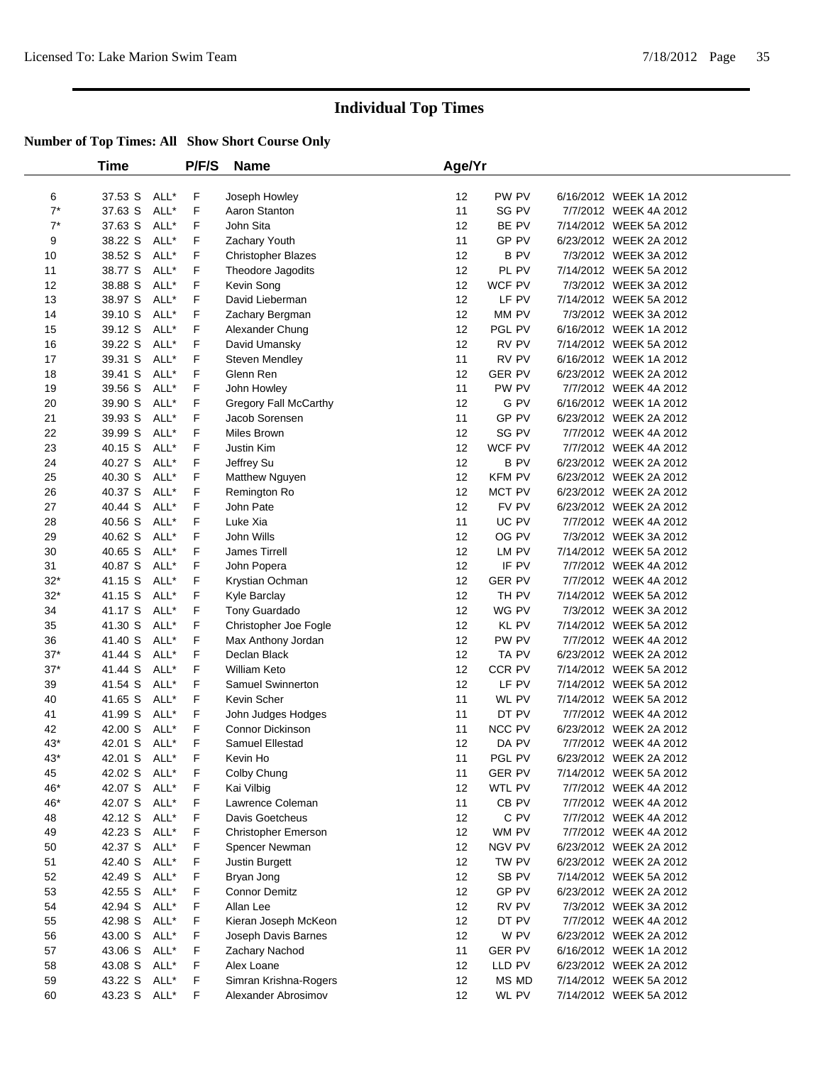# Individual Top Times

### Number of Top Times: All Show Short Course Only

| | Time | | P/F/S | Name | Age/Yr | | | |
|---|---|---|---|---|---|---|---|---|
| 6 | 37.53 S | ALL* | F | Joseph Howley | 12 | PW PV | 6/16/2012 | WEEK 1A 2012 |
| 7* | 37.63 S | ALL* | F | Aaron Stanton | 11 | SG PV | 7/7/2012 | WEEK 4A 2012 |
| 7* | 37.63 S | ALL* | F | John Sita | 12 | BE PV | 7/14/2012 | WEEK 5A 2012 |
| 9 | 38.22 S | ALL* | F | Zachary Youth | 11 | GP PV | 6/23/2012 | WEEK 2A 2012 |
| 10 | 38.52 S | ALL* | F | Christopher Blazes | 12 | B PV | 7/3/2012 | WEEK 3A 2012 |
| 11 | 38.77 S | ALL* | F | Theodore Jagodits | 12 | PL PV | 7/14/2012 | WEEK 5A 2012 |
| 12 | 38.88 S | ALL* | F | Kevin Song | 12 | WCF PV | 7/3/2012 | WEEK 3A 2012 |
| 13 | 38.97 S | ALL* | F | David Lieberman | 12 | LF PV | 7/14/2012 | WEEK 5A 2012 |
| 14 | 39.10 S | ALL* | F | Zachary Bergman | 12 | MM PV | 7/3/2012 | WEEK 3A 2012 |
| 15 | 39.12 S | ALL* | F | Alexander Chung | 12 | PGL PV | 6/16/2012 | WEEK 1A 2012 |
| 16 | 39.22 S | ALL* | F | David Umansky | 12 | RV PV | 7/14/2012 | WEEK 5A 2012 |
| 17 | 39.31 S | ALL* | F | Steven Mendley | 11 | RV PV | 6/16/2012 | WEEK 1A 2012 |
| 18 | 39.41 S | ALL* | F | Glenn Ren | 12 | GER PV | 6/23/2012 | WEEK 2A 2012 |
| 19 | 39.56 S | ALL* | F | John Howley | 11 | PW PV | 7/7/2012 | WEEK 4A 2012 |
| 20 | 39.90 S | ALL* | F | Gregory Fall McCarthy | 12 | G PV | 6/16/2012 | WEEK 1A 2012 |
| 21 | 39.93 S | ALL* | F | Jacob Sorensen | 11 | GP PV | 6/23/2012 | WEEK 2A 2012 |
| 22 | 39.99 S | ALL* | F | Miles Brown | 12 | SG PV | 7/7/2012 | WEEK 4A 2012 |
| 23 | 40.15 S | ALL* | F | Justin Kim | 12 | WCF PV | 7/7/2012 | WEEK 4A 2012 |
| 24 | 40.27 S | ALL* | F | Jeffrey Su | 12 | B PV | 6/23/2012 | WEEK 2A 2012 |
| 25 | 40.30 S | ALL* | F | Matthew Nguyen | 12 | KFM PV | 6/23/2012 | WEEK 2A 2012 |
| 26 | 40.37 S | ALL* | F | Remington Ro | 12 | MCT PV | 6/23/2012 | WEEK 2A 2012 |
| 27 | 40.44 S | ALL* | F | John Pate | 12 | FV PV | 6/23/2012 | WEEK 2A 2012 |
| 28 | 40.56 S | ALL* | F | Luke Xia | 11 | UC PV | 7/7/2012 | WEEK 4A 2012 |
| 29 | 40.62 S | ALL* | F | John Wills | 12 | OG PV | 7/3/2012 | WEEK 3A 2012 |
| 30 | 40.65 S | ALL* | F | James Tirrell | 12 | LM PV | 7/14/2012 | WEEK 5A 2012 |
| 31 | 40.87 S | ALL* | F | John Popera | 12 | IF PV | 7/7/2012 | WEEK 4A 2012 |
| 32* | 41.15 S | ALL* | F | Krystian Ochman | 12 | GER PV | 7/7/2012 | WEEK 4A 2012 |
| 32* | 41.15 S | ALL* | F | Kyle Barclay | 12 | TH PV | 7/14/2012 | WEEK 5A 2012 |
| 34 | 41.17 S | ALL* | F | Tony Guardado | 12 | WG PV | 7/3/2012 | WEEK 3A 2012 |
| 35 | 41.30 S | ALL* | F | Christopher Joe Fogle | 12 | KL PV | 7/14/2012 | WEEK 5A 2012 |
| 36 | 41.40 S | ALL* | F | Max Anthony Jordan | 12 | PW PV | 7/7/2012 | WEEK 4A 2012 |
| 37* | 41.44 S | ALL* | F | Declan Black | 12 | TA PV | 6/23/2012 | WEEK 2A 2012 |
| 37* | 41.44 S | ALL* | F | William Keto | 12 | CCR PV | 7/14/2012 | WEEK 5A 2012 |
| 39 | 41.54 S | ALL* | F | Samuel Swinnerton | 12 | LF PV | 7/14/2012 | WEEK 5A 2012 |
| 40 | 41.65 S | ALL* | F | Kevin Scher | 11 | WL PV | 7/14/2012 | WEEK 5A 2012 |
| 41 | 41.99 S | ALL* | F | John Judges Hodges | 11 | DT PV | 7/7/2012 | WEEK 4A 2012 |
| 42 | 42.00 S | ALL* | F | Connor Dickinson | 11 | NCC PV | 6/23/2012 | WEEK 2A 2012 |
| 43* | 42.01 S | ALL* | F | Samuel Ellestad | 12 | DA PV | 7/7/2012 | WEEK 4A 2012 |
| 43* | 42.01 S | ALL* | F | Kevin Ho | 11 | PGL PV | 6/23/2012 | WEEK 2A 2012 |
| 45 | 42.02 S | ALL* | F | Colby Chung | 11 | GER PV | 7/14/2012 | WEEK 5A 2012 |
| 46* | 42.07 S | ALL* | F | Kai Vilbig | 12 | WTL PV | 7/7/2012 | WEEK 4A 2012 |
| 46* | 42.07 S | ALL* | F | Lawrence Coleman | 11 | CB PV | 7/7/2012 | WEEK 4A 2012 |
| 48 | 42.12 S | ALL* | F | Davis Goetcheus | 12 | C PV | 7/7/2012 | WEEK 4A 2012 |
| 49 | 42.23 S | ALL* | F | Christopher Emerson | 12 | WM PV | 7/7/2012 | WEEK 4A 2012 |
| 50 | 42.37 S | ALL* | F | Spencer Newman | 12 | NGV PV | 6/23/2012 | WEEK 2A 2012 |
| 51 | 42.40 S | ALL* | F | Justin Burgett | 12 | TW PV | 6/23/2012 | WEEK 2A 2012 |
| 52 | 42.49 S | ALL* | F | Bryan Jong | 12 | SB PV | 7/14/2012 | WEEK 5A 2012 |
| 53 | 42.55 S | ALL* | F | Connor Demitz | 12 | GP PV | 6/23/2012 | WEEK 2A 2012 |
| 54 | 42.94 S | ALL* | F | Allan Lee | 12 | RV PV | 7/3/2012 | WEEK 3A 2012 |
| 55 | 42.98 S | ALL* | F | Kieran Joseph McKeon | 12 | DT PV | 7/7/2012 | WEEK 4A 2012 |
| 56 | 43.00 S | ALL* | F | Joseph Davis Barnes | 12 | W PV | 6/23/2012 | WEEK 2A 2012 |
| 57 | 43.06 S | ALL* | F | Zachary Nachod | 11 | GER PV | 6/16/2012 | WEEK 1A 2012 |
| 58 | 43.08 S | ALL* | F | Alex Loane | 12 | LLD PV | 6/23/2012 | WEEK 2A 2012 |
| 59 | 43.22 S | ALL* | F | Simran Krishna-Rogers | 12 | MS MD | 7/14/2012 | WEEK 5A 2012 |
| 60 | 43.23 S | ALL* | F | Alexander Abrosimov | 12 | WL PV | 7/14/2012 | WEEK 5A 2012 |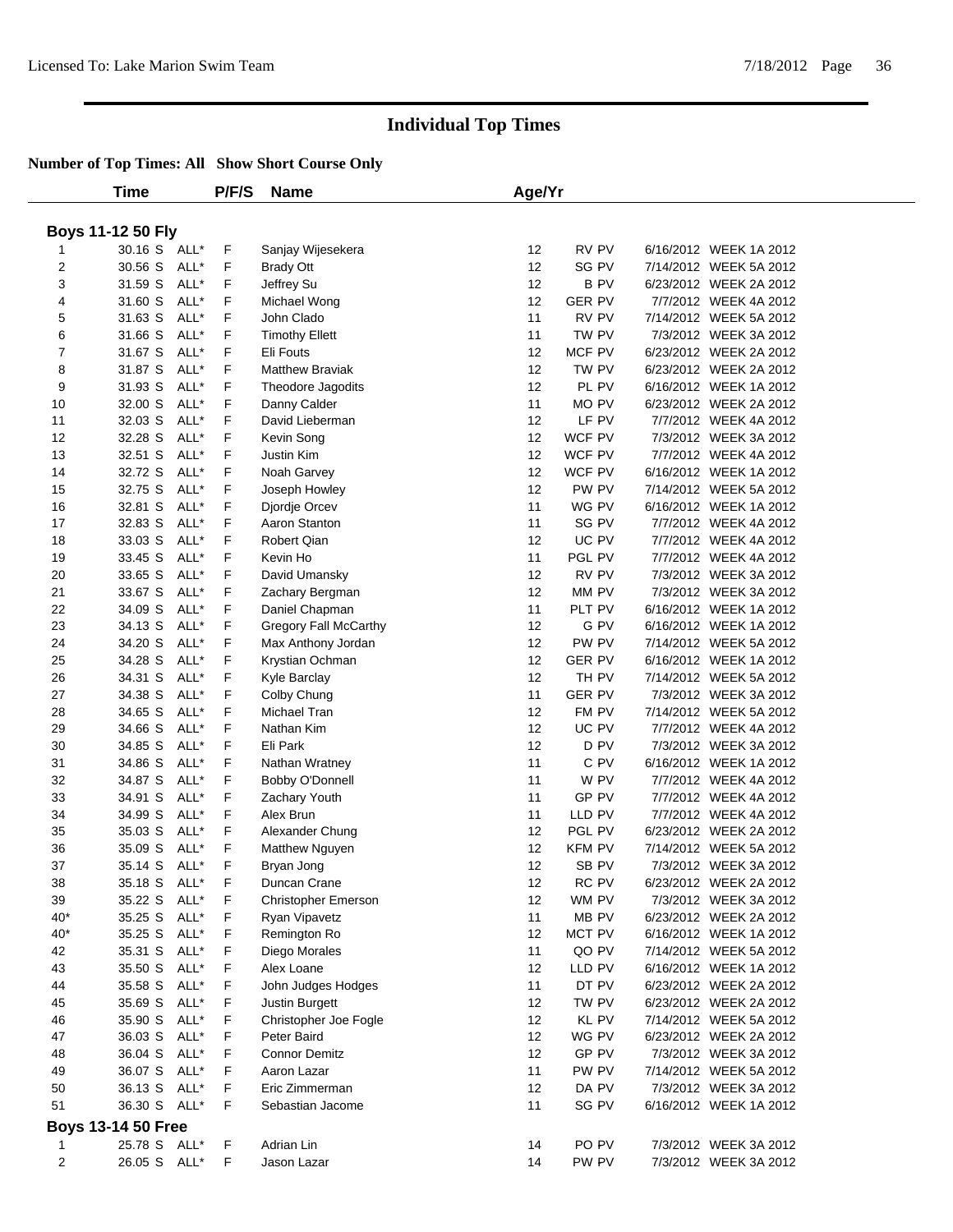# Individual Top Times

**Number of Top Times: All Show Short Course Only**

| | Time | | P/F/S | Name | Age/Yr | | | |
|---|---|---|---|---|---|---|---|---|
| **Boys 11-12 50 Fly** | | | | | | | | |
| 1 | 30.16 S | ALL* | F | Sanjay Wijesekera | 12 | RV PV | 6/16/2012 | WEEK 1A 2012 |
| 2 | 30.56 S | ALL* | F | Brady Ott | 12 | SG PV | 7/14/2012 | WEEK 5A 2012 |
| 3 | 31.59 S | ALL* | F | Jeffrey Su | 12 | B PV | 6/23/2012 | WEEK 2A 2012 |
| 4 | 31.60 S | ALL* | F | Michael Wong | 12 | GER PV | 7/7/2012 | WEEK 4A 2012 |
| 5 | 31.63 S | ALL* | F | John Clado | 11 | RV PV | 7/14/2012 | WEEK 5A 2012 |
| 6 | 31.66 S | ALL* | F | Timothy Ellett | 11 | TW PV | 7/3/2012 | WEEK 3A 2012 |
| 7 | 31.67 S | ALL* | F | Eli Fouts | 12 | MCF PV | 6/23/2012 | WEEK 2A 2012 |
| 8 | 31.87 S | ALL* | F | Matthew Braviak | 12 | TW PV | 6/23/2012 | WEEK 2A 2012 |
| 9 | 31.93 S | ALL* | F | Theodore Jagodits | 12 | PL PV | 6/16/2012 | WEEK 1A 2012 |
| 10 | 32.00 S | ALL* | F | Danny Calder | 11 | MO PV | 6/23/2012 | WEEK 2A 2012 |
| 11 | 32.03 S | ALL* | F | David Lieberman | 12 | LF PV | 7/7/2012 | WEEK 4A 2012 |
| 12 | 32.28 S | ALL* | F | Kevin Song | 12 | WCF PV | 7/3/2012 | WEEK 3A 2012 |
| 13 | 32.51 S | ALL* | F | Justin Kim | 12 | WCF PV | 7/7/2012 | WEEK 4A 2012 |
| 14 | 32.72 S | ALL* | F | Noah Garvey | 12 | WCF PV | 6/16/2012 | WEEK 1A 2012 |
| 15 | 32.75 S | ALL* | F | Joseph Howley | 12 | PW PV | 7/14/2012 | WEEK 5A 2012 |
| 16 | 32.81 S | ALL* | F | Djordje Orcev | 11 | WG PV | 6/16/2012 | WEEK 1A 2012 |
| 17 | 32.83 S | ALL* | F | Aaron Stanton | 11 | SG PV | 7/7/2012 | WEEK 4A 2012 |
| 18 | 33.03 S | ALL* | F | Robert Qian | 12 | UC PV | 7/7/2012 | WEEK 4A 2012 |
| 19 | 33.45 S | ALL* | F | Kevin Ho | 11 | PGL PV | 7/7/2012 | WEEK 4A 2012 |
| 20 | 33.65 S | ALL* | F | David Umansky | 12 | RV PV | 7/3/2012 | WEEK 3A 2012 |
| 21 | 33.67 S | ALL* | F | Zachary Bergman | 12 | MM PV | 7/3/2012 | WEEK 3A 2012 |
| 22 | 34.09 S | ALL* | F | Daniel Chapman | 11 | PLT PV | 6/16/2012 | WEEK 1A 2012 |
| 23 | 34.13 S | ALL* | F | Gregory Fall McCarthy | 12 | G PV | 6/16/2012 | WEEK 1A 2012 |
| 24 | 34.20 S | ALL* | F | Max Anthony Jordan | 12 | PW PV | 7/14/2012 | WEEK 5A 2012 |
| 25 | 34.28 S | ALL* | F | Krystian Ochman | 12 | GER PV | 6/16/2012 | WEEK 1A 2012 |
| 26 | 34.31 S | ALL* | F | Kyle Barclay | 12 | TH PV | 7/14/2012 | WEEK 5A 2012 |
| 27 | 34.38 S | ALL* | F | Colby Chung | 11 | GER PV | 7/3/2012 | WEEK 3A 2012 |
| 28 | 34.65 S | ALL* | F | Michael Tran | 12 | FM PV | 7/14/2012 | WEEK 5A 2012 |
| 29 | 34.66 S | ALL* | F | Nathan Kim | 12 | UC PV | 7/7/2012 | WEEK 4A 2012 |
| 30 | 34.85 S | ALL* | F | Eli Park | 12 | D PV | 7/3/2012 | WEEK 3A 2012 |
| 31 | 34.86 S | ALL* | F | Nathan Wratney | 11 | C PV | 6/16/2012 | WEEK 1A 2012 |
| 32 | 34.87 S | ALL* | F | Bobby O'Donnell | 11 | W PV | 7/7/2012 | WEEK 4A 2012 |
| 33 | 34.91 S | ALL* | F | Zachary Youth | 11 | GP PV | 7/7/2012 | WEEK 4A 2012 |
| 34 | 34.99 S | ALL* | F | Alex Brun | 11 | LLD PV | 7/7/2012 | WEEK 4A 2012 |
| 35 | 35.03 S | ALL* | F | Alexander Chung | 12 | PGL PV | 6/23/2012 | WEEK 2A 2012 |
| 36 | 35.09 S | ALL* | F | Matthew Nguyen | 12 | KFM PV | 7/14/2012 | WEEK 5A 2012 |
| 37 | 35.14 S | ALL* | F | Bryan Jong | 12 | SB PV | 7/3/2012 | WEEK 3A 2012 |
| 38 | 35.18 S | ALL* | F | Duncan Crane | 12 | RC PV | 6/23/2012 | WEEK 2A 2012 |
| 39 | 35.22 S | ALL* | F | Christopher Emerson | 12 | WM PV | 7/3/2012 | WEEK 3A 2012 |
| 40* | 35.25 S | ALL* | F | Ryan Vipavetz | 11 | MB PV | 6/23/2012 | WEEK 2A 2012 |
| 40* | 35.25 S | ALL* | F | Remington Ro | 12 | MCT PV | 6/16/2012 | WEEK 1A 2012 |
| 42 | 35.31 S | ALL* | F | Diego Morales | 11 | QO PV | 7/14/2012 | WEEK 5A 2012 |
| 43 | 35.50 S | ALL* | F | Alex Loane | 12 | LLD PV | 6/16/2012 | WEEK 1A 2012 |
| 44 | 35.58 S | ALL* | F | John Judges Hodges | 11 | DT PV | 6/23/2012 | WEEK 2A 2012 |
| 45 | 35.69 S | ALL* | F | Justin Burgett | 12 | TW PV | 6/23/2012 | WEEK 2A 2012 |
| 46 | 35.90 S | ALL* | F | Christopher Joe Fogle | 12 | KL PV | 7/14/2012 | WEEK 5A 2012 |
| 47 | 36.03 S | ALL* | F | Peter Baird | 12 | WG PV | 6/23/2012 | WEEK 2A 2012 |
| 48 | 36.04 S | ALL* | F | Connor Demitz | 12 | GP PV | 7/3/2012 | WEEK 3A 2012 |
| 49 | 36.07 S | ALL* | F | Aaron Lazar | 11 | PW PV | 7/14/2012 | WEEK 5A 2012 |
| 50 | 36.13 S | ALL* | F | Eric Zimmerman | 12 | DA PV | 7/3/2012 | WEEK 3A 2012 |
| 51 | 36.30 S | ALL* | F | Sebastian Jacome | 11 | SG PV | 6/16/2012 | WEEK 1A 2012 |
| **Boys 13-14 50 Free** | | | | | | | | |
| 1 | 25.78 S | ALL* | F | Adrian Lin | 14 | PO PV | 7/3/2012 | WEEK 3A 2012 |
| 2 | 26.05 S | ALL* | F | Jason Lazar | 14 | PW PV | 7/3/2012 | WEEK 3A 2012 |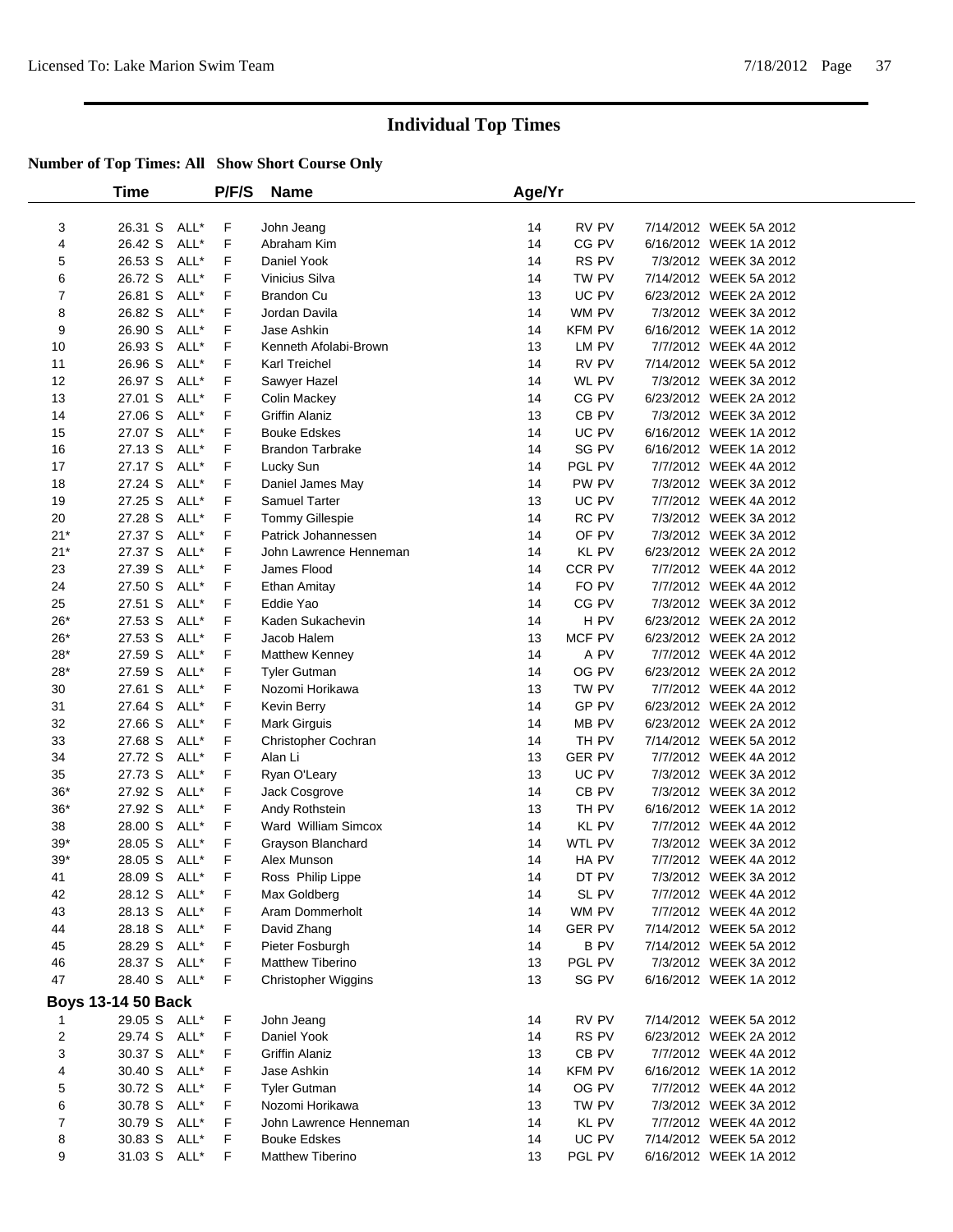# Individual Top Times

**Number of Top Times: All Show Short Course Only**

| | Time | | P/F/S | Name | Age/Yr | | | |
|---|---|---|---|---|---|---|---|---|
| 3 | 26.31 S | ALL* | F | John Jeang | 14 | RV PV | 7/14/2012 | WEEK 5A 2012 |
| 4 | 26.42 S | ALL* | F | Abraham Kim | 14 | CG PV | 6/16/2012 | WEEK 1A 2012 |
| 5 | 26.53 S | ALL* | F | Daniel Yook | 14 | RS PV | 7/3/2012 | WEEK 3A 2012 |
| 6 | 26.72 S | ALL* | F | Vinicius Silva | 14 | TW PV | 7/14/2012 | WEEK 5A 2012 |
| 7 | 26.81 S | ALL* | F | Brandon Cu | 13 | UC PV | 6/23/2012 | WEEK 2A 2012 |
| 8 | 26.82 S | ALL* | F | Jordan Davila | 14 | WM PV | 7/3/2012 | WEEK 3A 2012 |
| 9 | 26.90 S | ALL* | F | Jase Ashkin | 14 | KFM PV | 6/16/2012 | WEEK 1A 2012 |
| 10 | 26.93 S | ALL* | F | Kenneth Afolabi-Brown | 13 | LM PV | 7/7/2012 | WEEK 4A 2012 |
| 11 | 26.96 S | ALL* | F | Karl Treichel | 14 | RV PV | 7/14/2012 | WEEK 5A 2012 |
| 12 | 26.97 S | ALL* | F | Sawyer Hazel | 14 | WL PV | 7/3/2012 | WEEK 3A 2012 |
| 13 | 27.01 S | ALL* | F | Colin Mackey | 14 | CG PV | 6/23/2012 | WEEK 2A 2012 |
| 14 | 27.06 S | ALL* | F | Griffin Alaniz | 13 | CB PV | 7/3/2012 | WEEK 3A 2012 |
| 15 | 27.07 S | ALL* | F | Bouke Edskes | 14 | UC PV | 6/16/2012 | WEEK 1A 2012 |
| 16 | 27.13 S | ALL* | F | Brandon Tarbrake | 14 | SG PV | 6/16/2012 | WEEK 1A 2012 |
| 17 | 27.17 S | ALL* | F | Lucky Sun | 14 | PGL PV | 7/7/2012 | WEEK 4A 2012 |
| 18 | 27.24 S | ALL* | F | Daniel James May | 14 | PW PV | 7/3/2012 | WEEK 3A 2012 |
| 19 | 27.25 S | ALL* | F | Samuel Tarter | 13 | UC PV | 7/7/2012 | WEEK 4A 2012 |
| 20 | 27.28 S | ALL* | F | Tommy Gillespie | 14 | RC PV | 7/3/2012 | WEEK 3A 2012 |
| 21* | 27.37 S | ALL* | F | Patrick Johannessen | 14 | OF PV | 7/3/2012 | WEEK 3A 2012 |
| 21* | 27.37 S | ALL* | F | John Lawrence Henneman | 14 | KL PV | 6/23/2012 | WEEK 2A 2012 |
| 23 | 27.39 S | ALL* | F | James Flood | 14 | CCR PV | 7/7/2012 | WEEK 4A 2012 |
| 24 | 27.50 S | ALL* | F | Ethan Amitay | 14 | FO PV | 7/7/2012 | WEEK 4A 2012 |
| 25 | 27.51 S | ALL* | F | Eddie Yao | 14 | CG PV | 7/3/2012 | WEEK 3A 2012 |
| 26* | 27.53 S | ALL* | F | Kaden Sukachevin | 14 | H PV | 6/23/2012 | WEEK 2A 2012 |
| 26* | 27.53 S | ALL* | F | Jacob Halem | 13 | MCF PV | 6/23/2012 | WEEK 2A 2012 |
| 28* | 27.59 S | ALL* | F | Matthew Kenney | 14 | A PV | 7/7/2012 | WEEK 4A 2012 |
| 28* | 27.59 S | ALL* | F | Tyler Gutman | 14 | OG PV | 6/23/2012 | WEEK 2A 2012 |
| 30 | 27.61 S | ALL* | F | Nozomi Horikawa | 13 | TW PV | 7/7/2012 | WEEK 4A 2012 |
| 31 | 27.64 S | ALL* | F | Kevin Berry | 14 | GP PV | 6/23/2012 | WEEK 2A 2012 |
| 32 | 27.66 S | ALL* | F | Mark Girguis | 14 | MB PV | 6/23/2012 | WEEK 2A 2012 |
| 33 | 27.68 S | ALL* | F | Christopher Cochran | 14 | TH PV | 7/14/2012 | WEEK 5A 2012 |
| 34 | 27.72 S | ALL* | F | Alan Li | 13 | GER PV | 7/7/2012 | WEEK 4A 2012 |
| 35 | 27.73 S | ALL* | F | Ryan O'Leary | 13 | UC PV | 7/3/2012 | WEEK 3A 2012 |
| 36* | 27.92 S | ALL* | F | Jack Cosgrove | 14 | CB PV | 7/3/2012 | WEEK 3A 2012 |
| 36* | 27.92 S | ALL* | F | Andy Rothstein | 13 | TH PV | 6/16/2012 | WEEK 1A 2012 |
| 38 | 28.00 S | ALL* | F | Ward William Simcox | 14 | KL PV | 7/7/2012 | WEEK 4A 2012 |
| 39* | 28.05 S | ALL* | F | Grayson Blanchard | 14 | WTL PV | 7/3/2012 | WEEK 3A 2012 |
| 39* | 28.05 S | ALL* | F | Alex Munson | 14 | HA PV | 7/7/2012 | WEEK 4A 2012 |
| 41 | 28.09 S | ALL* | F | Ross Philip Lippe | 14 | DT PV | 7/3/2012 | WEEK 3A 2012 |
| 42 | 28.12 S | ALL* | F | Max Goldberg | 14 | SL PV | 7/7/2012 | WEEK 4A 2012 |
| 43 | 28.13 S | ALL* | F | Aram Dommerholt | 14 | WM PV | 7/7/2012 | WEEK 4A 2012 |
| 44 | 28.18 S | ALL* | F | David Zhang | 14 | GER PV | 7/14/2012 | WEEK 5A 2012 |
| 45 | 28.29 S | ALL* | F | Pieter Fosburgh | 14 | B PV | 7/14/2012 | WEEK 5A 2012 |
| 46 | 28.37 S | ALL* | F | Matthew Tiberino | 13 | PGL PV | 7/3/2012 | WEEK 3A 2012 |
| 47 | 28.40 S | ALL* | F | Christopher Wiggins | 13 | SG PV | 6/16/2012 | WEEK 1A 2012 |

**Boys 13-14 50 Back**

| | Time | | P/F/S | Name | Age/Yr | | | |
|---|---|---|---|---|---|---|---|---|
| 1 | 29.05 S | ALL* | F | John Jeang | 14 | RV PV | 7/14/2012 | WEEK 5A 2012 |
| 2 | 29.74 S | ALL* | F | Daniel Yook | 14 | RS PV | 6/23/2012 | WEEK 2A 2012 |
| 3 | 30.37 S | ALL* | F | Griffin Alaniz | 13 | CB PV | 7/7/2012 | WEEK 4A 2012 |
| 4 | 30.40 S | ALL* | F | Jase Ashkin | 14 | KFM PV | 6/16/2012 | WEEK 1A 2012 |
| 5 | 30.72 S | ALL* | F | Tyler Gutman | 14 | OG PV | 7/7/2012 | WEEK 4A 2012 |
| 6 | 30.78 S | ALL* | F | Nozomi Horikawa | 13 | TW PV | 7/3/2012 | WEEK 3A 2012 |
| 7 | 30.79 S | ALL* | F | John Lawrence Henneman | 14 | KL PV | 7/7/2012 | WEEK 4A 2012 |
| 8 | 30.83 S | ALL* | F | Bouke Edskes | 14 | UC PV | 7/14/2012 | WEEK 5A 2012 |
| 9 | 31.03 S | ALL* | F | Matthew Tiberino | 13 | PGL PV | 6/16/2012 | WEEK 1A 2012 |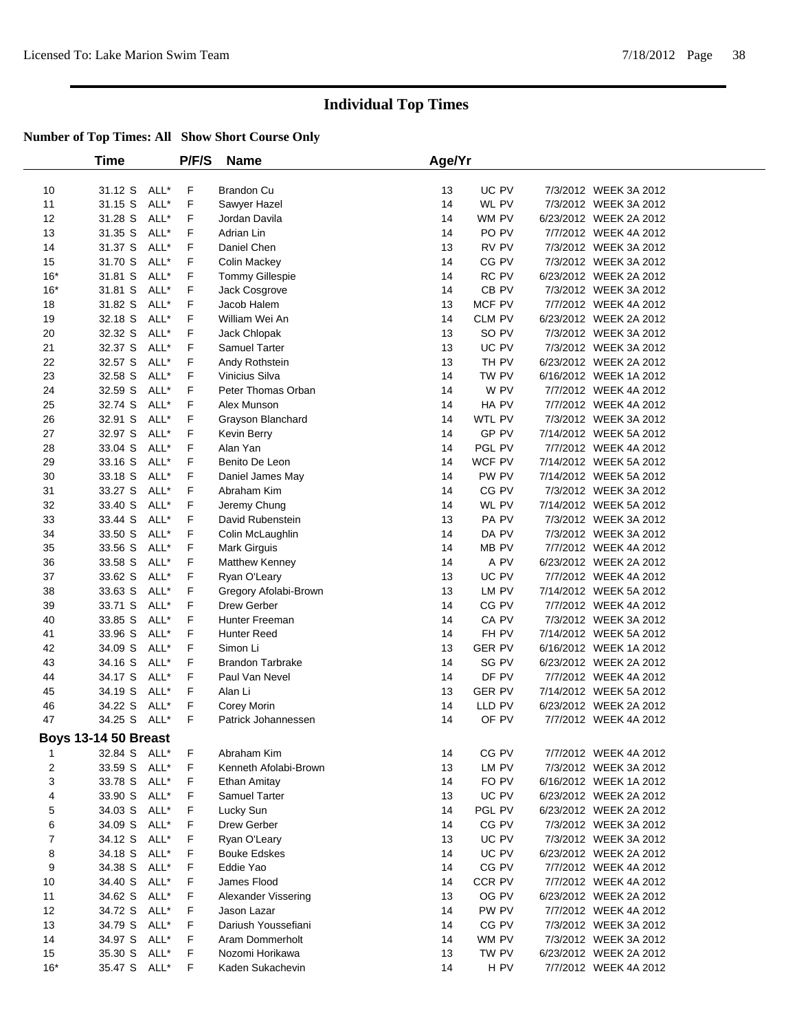# Individual Top Times

**Number of Top Times: All Show Short Course Only**

| | Time | | P/F/S | Name | Age/Yr | | | |
|---|---|---|---|---|---|---|---|---|
| 10 | 31.12 S | ALL* | F | Brandon Cu | 13 | UC PV | 7/3/2012 | WEEK 3A 2012 |
| 11 | 31.15 S | ALL* | F | Sawyer Hazel | 14 | WL PV | 7/3/2012 | WEEK 3A 2012 |
| 12 | 31.28 S | ALL* | F | Jordan Davila | 14 | WM PV | 6/23/2012 | WEEK 2A 2012 |
| 13 | 31.35 S | ALL* | F | Adrian Lin | 14 | PO PV | 7/7/2012 | WEEK 4A 2012 |
| 14 | 31.37 S | ALL* | F | Daniel Chen | 13 | RV PV | 7/3/2012 | WEEK 3A 2012 |
| 15 | 31.70 S | ALL* | F | Colin Mackey | 14 | CG PV | 7/3/2012 | WEEK 3A 2012 |
| 16* | 31.81 S | ALL* | F | Tommy Gillespie | 14 | RC PV | 6/23/2012 | WEEK 2A 2012 |
| 16* | 31.81 S | ALL* | F | Jack Cosgrove | 14 | CB PV | 7/3/2012 | WEEK 3A 2012 |
| 18 | 31.82 S | ALL* | F | Jacob Halem | 13 | MCF PV | 7/7/2012 | WEEK 4A 2012 |
| 19 | 32.18 S | ALL* | F | William Wei An | 14 | CLM PV | 6/23/2012 | WEEK 2A 2012 |
| 20 | 32.32 S | ALL* | F | Jack Chlopak | 13 | SO PV | 7/3/2012 | WEEK 3A 2012 |
| 21 | 32.37 S | ALL* | F | Samuel Tarter | 13 | UC PV | 7/3/2012 | WEEK 3A 2012 |
| 22 | 32.57 S | ALL* | F | Andy Rothstein | 13 | TH PV | 6/23/2012 | WEEK 2A 2012 |
| 23 | 32.58 S | ALL* | F | Vinicius Silva | 14 | TW PV | 6/16/2012 | WEEK 1A 2012 |
| 24 | 32.59 S | ALL* | F | Peter Thomas Orban | 14 | W PV | 7/7/2012 | WEEK 4A 2012 |
| 25 | 32.74 S | ALL* | F | Alex Munson | 14 | HA PV | 7/7/2012 | WEEK 4A 2012 |
| 26 | 32.91 S | ALL* | F | Grayson Blanchard | 14 | WTL PV | 7/3/2012 | WEEK 3A 2012 |
| 27 | 32.97 S | ALL* | F | Kevin Berry | 14 | GP PV | 7/14/2012 | WEEK 5A 2012 |
| 28 | 33.04 S | ALL* | F | Alan Yan | 14 | PGL PV | 7/7/2012 | WEEK 4A 2012 |
| 29 | 33.16 S | ALL* | F | Benito De Leon | 14 | WCF PV | 7/14/2012 | WEEK 5A 2012 |
| 30 | 33.18 S | ALL* | F | Daniel James May | 14 | PW PV | 7/14/2012 | WEEK 5A 2012 |
| 31 | 33.27 S | ALL* | F | Abraham Kim | 14 | CG PV | 7/3/2012 | WEEK 3A 2012 |
| 32 | 33.40 S | ALL* | F | Jeremy Chung | 14 | WL PV | 7/14/2012 | WEEK 5A 2012 |
| 33 | 33.44 S | ALL* | F | David Rubenstein | 13 | PA PV | 7/3/2012 | WEEK 3A 2012 |
| 34 | 33.50 S | ALL* | F | Colin McLaughlin | 14 | DA PV | 7/3/2012 | WEEK 3A 2012 |
| 35 | 33.56 S | ALL* | F | Mark Girguis | 14 | MB PV | 7/7/2012 | WEEK 4A 2012 |
| 36 | 33.58 S | ALL* | F | Matthew Kenney | 14 | A PV | 6/23/2012 | WEEK 2A 2012 |
| 37 | 33.62 S | ALL* | F | Ryan O'Leary | 13 | UC PV | 7/7/2012 | WEEK 4A 2012 |
| 38 | 33.63 S | ALL* | F | Gregory Afolabi-Brown | 13 | LM PV | 7/14/2012 | WEEK 5A 2012 |
| 39 | 33.71 S | ALL* | F | Drew Gerber | 14 | CG PV | 7/7/2012 | WEEK 4A 2012 |
| 40 | 33.85 S | ALL* | F | Hunter Freeman | 14 | CA PV | 7/3/2012 | WEEK 3A 2012 |
| 41 | 33.96 S | ALL* | F | Hunter Reed | 14 | FH PV | 7/14/2012 | WEEK 5A 2012 |
| 42 | 34.09 S | ALL* | F | Simon Li | 13 | GER PV | 6/16/2012 | WEEK 1A 2012 |
| 43 | 34.16 S | ALL* | F | Brandon Tarbrake | 14 | SG PV | 6/23/2012 | WEEK 2A 2012 |
| 44 | 34.17 S | ALL* | F | Paul Van Nevel | 14 | DF PV | 7/7/2012 | WEEK 4A 2012 |
| 45 | 34.19 S | ALL* | F | Alan Li | 13 | GER PV | 7/14/2012 | WEEK 5A 2012 |
| 46 | 34.22 S | ALL* | F | Corey Morin | 14 | LLD PV | 6/23/2012 | WEEK 2A 2012 |
| 47 | 34.25 S | ALL* | F | Patrick Johannessen | 14 | OF PV | 7/7/2012 | WEEK 4A 2012 |

**Boys 13-14 50 Breast**

| | Time | | P/F/S | Name | Age/Yr | | | |
|---|---|---|---|---|---|---|---|---|
| 1 | 32.84 S | ALL* | F | Abraham Kim | 14 | CG PV | 7/7/2012 | WEEK 4A 2012 |
| 2 | 33.59 S | ALL* | F | Kenneth Afolabi-Brown | 13 | LM PV | 7/3/2012 | WEEK 3A 2012 |
| 3 | 33.78 S | ALL* | F | Ethan Amitay | 14 | FO PV | 6/16/2012 | WEEK 1A 2012 |
| 4 | 33.90 S | ALL* | F | Samuel Tarter | 13 | UC PV | 6/23/2012 | WEEK 2A 2012 |
| 5 | 34.03 S | ALL* | F | Lucky Sun | 14 | PGL PV | 6/23/2012 | WEEK 2A 2012 |
| 6 | 34.09 S | ALL* | F | Drew Gerber | 14 | CG PV | 7/3/2012 | WEEK 3A 2012 |
| 7 | 34.12 S | ALL* | F | Ryan O'Leary | 13 | UC PV | 7/3/2012 | WEEK 3A 2012 |
| 8 | 34.18 S | ALL* | F | Bouke Edskes | 14 | UC PV | 6/23/2012 | WEEK 2A 2012 |
| 9 | 34.38 S | ALL* | F | Eddie Yao | 14 | CG PV | 7/7/2012 | WEEK 4A 2012 |
| 10 | 34.40 S | ALL* | F | James Flood | 14 | CCR PV | 7/7/2012 | WEEK 4A 2012 |
| 11 | 34.62 S | ALL* | F | Alexander Vissering | 13 | OG PV | 6/23/2012 | WEEK 2A 2012 |
| 12 | 34.72 S | ALL* | F | Jason Lazar | 14 | PW PV | 7/7/2012 | WEEK 4A 2012 |
| 13 | 34.79 S | ALL* | F | Dariush Youssefiani | 14 | CG PV | 7/3/2012 | WEEK 3A 2012 |
| 14 | 34.97 S | ALL* | F | Aram Dommerholt | 14 | WM PV | 7/3/2012 | WEEK 3A 2012 |
| 15 | 35.30 S | ALL* | F | Nozomi Horikawa | 13 | TW PV | 6/23/2012 | WEEK 2A 2012 |
| 16* | 35.47 S | ALL* | F | Kaden Sukachevin | 14 | H PV | 7/7/2012 | WEEK 4A 2012 |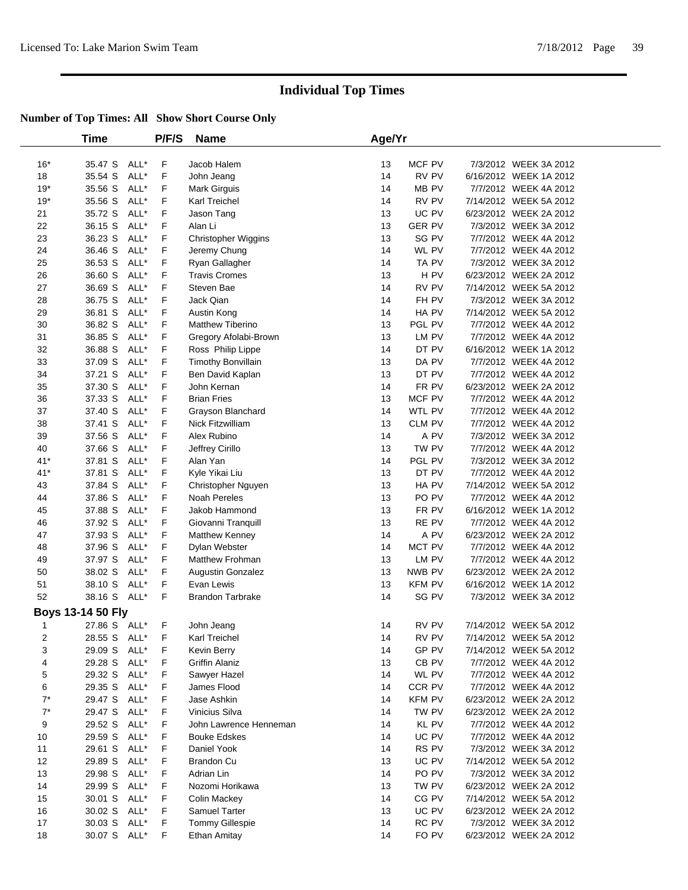# Individual Top Times

**Number of Top Times: All Show Short Course Only**

| | Time | | P/F/S | Name | Age/Yr | | | |
|---|---|---|---|---|---|---|---|---|
| 16* | 35.47 S | ALL* | F | Jacob Halem | 13 | MCF PV | 7/3/2012 | WEEK 3A 2012 |
| 18 | 35.54 S | ALL* | F | John Jeang | 14 | RV PV | 6/16/2012 | WEEK 1A 2012 |
| 19* | 35.56 S | ALL* | F | Mark Girguis | 14 | MB PV | 7/7/2012 | WEEK 4A 2012 |
| 19* | 35.56 S | ALL* | F | Karl Treichel | 14 | RV PV | 7/14/2012 | WEEK 5A 2012 |
| 21 | 35.72 S | ALL* | F | Jason Tang | 13 | UC PV | 6/23/2012 | WEEK 2A 2012 |
| 22 | 36.15 S | ALL* | F | Alan Li | 13 | GER PV | 7/3/2012 | WEEK 3A 2012 |
| 23 | 36.23 S | ALL* | F | Christopher Wiggins | 13 | SG PV | 7/7/2012 | WEEK 4A 2012 |
| 24 | 36.46 S | ALL* | F | Jeremy Chung | 14 | WL PV | 7/7/2012 | WEEK 4A 2012 |
| 25 | 36.53 S | ALL* | F | Ryan Gallagher | 14 | TA PV | 7/3/2012 | WEEK 3A 2012 |
| 26 | 36.60 S | ALL* | F | Travis Cromes | 13 | H PV | 6/23/2012 | WEEK 2A 2012 |
| 27 | 36.69 S | ALL* | F | Steven Bae | 14 | RV PV | 7/14/2012 | WEEK 5A 2012 |
| 28 | 36.75 S | ALL* | F | Jack Qian | 14 | FH PV | 7/3/2012 | WEEK 3A 2012 |
| 29 | 36.81 S | ALL* | F | Austin Kong | 14 | HA PV | 7/14/2012 | WEEK 5A 2012 |
| 30 | 36.82 S | ALL* | F | Matthew Tiberino | 13 | PGL PV | 7/7/2012 | WEEK 4A 2012 |
| 31 | 36.85 S | ALL* | F | Gregory Afolabi-Brown | 13 | LM PV | 7/7/2012 | WEEK 4A 2012 |
| 32 | 36.88 S | ALL* | F | Ross Philip Lippe | 14 | DT PV | 6/16/2012 | WEEK 1A 2012 |
| 33 | 37.09 S | ALL* | F | Timothy Bonvillain | 13 | DA PV | 7/7/2012 | WEEK 4A 2012 |
| 34 | 37.21 S | ALL* | F | Ben David Kaplan | 13 | DT PV | 7/7/2012 | WEEK 4A 2012 |
| 35 | 37.30 S | ALL* | F | John Kernan | 14 | FR PV | 6/23/2012 | WEEK 2A 2012 |
| 36 | 37.33 S | ALL* | F | Brian Fries | 13 | MCF PV | 7/7/2012 | WEEK 4A 2012 |
| 37 | 37.40 S | ALL* | F | Grayson Blanchard | 14 | WTL PV | 7/7/2012 | WEEK 4A 2012 |
| 38 | 37.41 S | ALL* | F | Nick Fitzwilliam | 13 | CLM PV | 7/7/2012 | WEEK 4A 2012 |
| 39 | 37.56 S | ALL* | F | Alex Rubino | 14 | A PV | 7/3/2012 | WEEK 3A 2012 |
| 40 | 37.66 S | ALL* | F | Jeffrey Cirillo | 13 | TW PV | 7/7/2012 | WEEK 4A 2012 |
| 41* | 37.81 S | ALL* | F | Alan Yan | 14 | PGL PV | 7/3/2012 | WEEK 3A 2012 |
| 41* | 37.81 S | ALL* | F | Kyle Yikai Liu | 13 | DT PV | 7/7/2012 | WEEK 4A 2012 |
| 43 | 37.84 S | ALL* | F | Christopher Nguyen | 13 | HA PV | 7/14/2012 | WEEK 5A 2012 |
| 44 | 37.86 S | ALL* | F | Noah Pereles | 13 | PO PV | 7/7/2012 | WEEK 4A 2012 |
| 45 | 37.88 S | ALL* | F | Jakob Hammond | 13 | FR PV | 6/16/2012 | WEEK 1A 2012 |
| 46 | 37.92 S | ALL* | F | Giovanni Tranquill | 13 | RE PV | 7/7/2012 | WEEK 4A 2012 |
| 47 | 37.93 S | ALL* | F | Matthew Kenney | 14 | A PV | 6/23/2012 | WEEK 2A 2012 |
| 48 | 37.96 S | ALL* | F | Dylan Webster | 14 | MCT PV | 7/7/2012 | WEEK 4A 2012 |
| 49 | 37.97 S | ALL* | F | Matthew Frohman | 13 | LM PV | 7/7/2012 | WEEK 4A 2012 |
| 50 | 38.02 S | ALL* | F | Augustin Gonzalez | 13 | NWB PV | 6/23/2012 | WEEK 2A 2012 |
| 51 | 38.10 S | ALL* | F | Evan Lewis | 13 | KFM PV | 6/16/2012 | WEEK 1A 2012 |
| 52 | 38.16 S | ALL* | F | Brandon Tarbrake | 14 | SG PV | 7/3/2012 | WEEK 3A 2012 |

**Boys 13-14 50 Fly**

| | Time | | P/F/S | Name | Age/Yr | | | |
|---|---|---|---|---|---|---|---|---|
| 1 | 27.86 S | ALL* | F | John Jeang | 14 | RV PV | 7/14/2012 | WEEK 5A 2012 |
| 2 | 28.55 S | ALL* | F | Karl Treichel | 14 | RV PV | 7/14/2012 | WEEK 5A 2012 |
| 3 | 29.09 S | ALL* | F | Kevin Berry | 14 | GP PV | 7/14/2012 | WEEK 5A 2012 |
| 4 | 29.28 S | ALL* | F | Griffin Alaniz | 13 | CB PV | 7/7/2012 | WEEK 4A 2012 |
| 5 | 29.32 S | ALL* | F | Sawyer Hazel | 14 | WL PV | 7/7/2012 | WEEK 4A 2012 |
| 6 | 29.35 S | ALL* | F | James Flood | 14 | CCR PV | 7/7/2012 | WEEK 4A 2012 |
| 7* | 29.47 S | ALL* | F | Jase Ashkin | 14 | KFM PV | 6/23/2012 | WEEK 2A 2012 |
| 7* | 29.47 S | ALL* | F | Vinicius Silva | 14 | TW PV | 6/23/2012 | WEEK 2A 2012 |
| 9 | 29.52 S | ALL* | F | John Lawrence Henneman | 14 | KL PV | 7/7/2012 | WEEK 4A 2012 |
| 10 | 29.59 S | ALL* | F | Bouke Edskes | 14 | UC PV | 7/7/2012 | WEEK 4A 2012 |
| 11 | 29.61 S | ALL* | F | Daniel Yook | 14 | RS PV | 7/3/2012 | WEEK 3A 2012 |
| 12 | 29.89 S | ALL* | F | Brandon Cu | 13 | UC PV | 7/14/2012 | WEEK 5A 2012 |
| 13 | 29.98 S | ALL* | F | Adrian Lin | 14 | PO PV | 7/3/2012 | WEEK 3A 2012 |
| 14 | 29.99 S | ALL* | F | Nozomi Horikawa | 13 | TW PV | 6/23/2012 | WEEK 2A 2012 |
| 15 | 30.01 S | ALL* | F | Colin Mackey | 14 | CG PV | 7/14/2012 | WEEK 5A 2012 |
| 16 | 30.02 S | ALL* | F | Samuel Tarter | 13 | UC PV | 6/23/2012 | WEEK 2A 2012 |
| 17 | 30.03 S | ALL* | F | Tommy Gillespie | 14 | RC PV | 7/3/2012 | WEEK 3A 2012 |
| 18 | 30.07 S | ALL* | F | Ethan Amitay | 14 | FO PV | 6/23/2012 | WEEK 2A 2012 |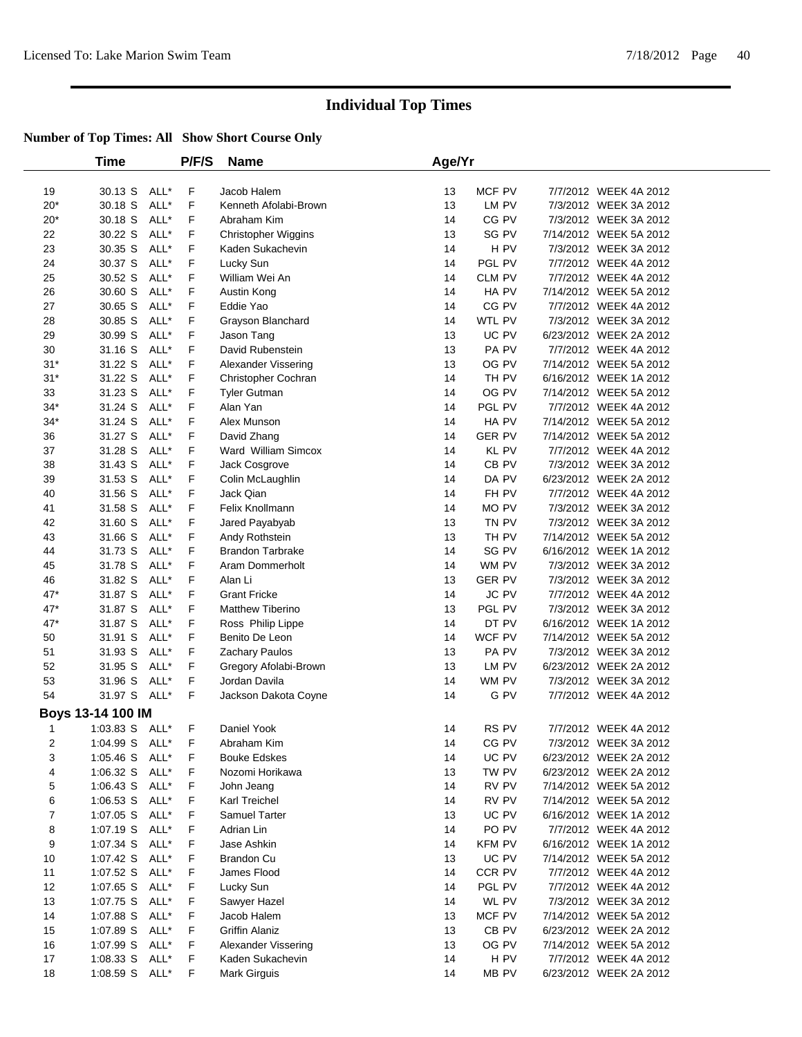# Individual Top Times

**Number of Top Times: All   Show Short Course Only**

| | Time | | P/F/S | Name | Age/Yr | | | |
|---|---|---|---|---|---|---|---|---|
| 19 | 30.13 S | ALL* | F | Jacob Halem | 13 | MCF PV | 7/7/2012 | WEEK 4A 2012 |
| 20* | 30.18 S | ALL* | F | Kenneth Afolabi-Brown | 13 | LM PV | 7/3/2012 | WEEK 3A 2012 |
| 20* | 30.18 S | ALL* | F | Abraham Kim | 14 | CG PV | 7/3/2012 | WEEK 3A 2012 |
| 22 | 30.22 S | ALL* | F | Christopher Wiggins | 13 | SG PV | 7/14/2012 | WEEK 5A 2012 |
| 23 | 30.35 S | ALL* | F | Kaden Sukachevin | 14 | H PV | 7/3/2012 | WEEK 3A 2012 |
| 24 | 30.37 S | ALL* | F | Lucky Sun | 14 | PGL PV | 7/7/2012 | WEEK 4A 2012 |
| 25 | 30.52 S | ALL* | F | William Wei An | 14 | CLM PV | 7/7/2012 | WEEK 4A 2012 |
| 26 | 30.60 S | ALL* | F | Austin Kong | 14 | HA PV | 7/14/2012 | WEEK 5A 2012 |
| 27 | 30.65 S | ALL* | F | Eddie Yao | 14 | CG PV | 7/7/2012 | WEEK 4A 2012 |
| 28 | 30.85 S | ALL* | F | Grayson Blanchard | 14 | WTL PV | 7/3/2012 | WEEK 3A 2012 |
| 29 | 30.99 S | ALL* | F | Jason Tang | 13 | UC PV | 6/23/2012 | WEEK 2A 2012 |
| 30 | 31.16 S | ALL* | F | David Rubenstein | 13 | PA PV | 7/7/2012 | WEEK 4A 2012 |
| 31* | 31.22 S | ALL* | F | Alexander Vissering | 13 | OG PV | 7/14/2012 | WEEK 5A 2012 |
| 31* | 31.22 S | ALL* | F | Christopher Cochran | 14 | TH PV | 6/16/2012 | WEEK 1A 2012 |
| 33 | 31.23 S | ALL* | F | Tyler Gutman | 14 | OG PV | 7/14/2012 | WEEK 5A 2012 |
| 34* | 31.24 S | ALL* | F | Alan Yan | 14 | PGL PV | 7/7/2012 | WEEK 4A 2012 |
| 34* | 31.24 S | ALL* | F | Alex Munson | 14 | HA PV | 7/14/2012 | WEEK 5A 2012 |
| 36 | 31.27 S | ALL* | F | David Zhang | 14 | GER PV | 7/14/2012 | WEEK 5A 2012 |
| 37 | 31.28 S | ALL* | F | Ward William Simcox | 14 | KL PV | 7/7/2012 | WEEK 4A 2012 |
| 38 | 31.43 S | ALL* | F | Jack Cosgrove | 14 | CB PV | 7/3/2012 | WEEK 3A 2012 |
| 39 | 31.53 S | ALL* | F | Colin McLaughlin | 14 | DA PV | 6/23/2012 | WEEK 2A 2012 |
| 40 | 31.56 S | ALL* | F | Jack Qian | 14 | FH PV | 7/7/2012 | WEEK 4A 2012 |
| 41 | 31.58 S | ALL* | F | Felix Knollmann | 14 | MO PV | 7/3/2012 | WEEK 3A 2012 |
| 42 | 31.60 S | ALL* | F | Jared Payabyab | 13 | TN PV | 7/3/2012 | WEEK 3A 2012 |
| 43 | 31.66 S | ALL* | F | Andy Rothstein | 13 | TH PV | 7/14/2012 | WEEK 5A 2012 |
| 44 | 31.73 S | ALL* | F | Brandon Tarbrake | 14 | SG PV | 6/16/2012 | WEEK 1A 2012 |
| 45 | 31.78 S | ALL* | F | Aram Dommerholt | 14 | WM PV | 7/3/2012 | WEEK 3A 2012 |
| 46 | 31.82 S | ALL* | F | Alan Li | 13 | GER PV | 7/3/2012 | WEEK 3A 2012 |
| 47* | 31.87 S | ALL* | F | Grant Fricke | 14 | JC PV | 7/7/2012 | WEEK 4A 2012 |
| 47* | 31.87 S | ALL* | F | Matthew Tiberino | 13 | PGL PV | 7/3/2012 | WEEK 3A 2012 |
| 47* | 31.87 S | ALL* | F | Ross Philip Lippe | 14 | DT PV | 6/16/2012 | WEEK 1A 2012 |
| 50 | 31.91 S | ALL* | F | Benito De Leon | 14 | WCF PV | 7/14/2012 | WEEK 5A 2012 |
| 51 | 31.93 S | ALL* | F | Zachary Paulos | 13 | PA PV | 7/3/2012 | WEEK 3A 2012 |
| 52 | 31.95 S | ALL* | F | Gregory Afolabi-Brown | 13 | LM PV | 6/23/2012 | WEEK 2A 2012 |
| 53 | 31.96 S | ALL* | F | Jordan Davila | 14 | WM PV | 7/3/2012 | WEEK 3A 2012 |
| 54 | 31.97 S | ALL* | F | Jackson Dakota Coyne | 14 | G PV | 7/7/2012 | WEEK 4A 2012 |

## Boys 13-14 100 IM

| | Time | | P/F/S | Name | Age/Yr | | | |
|---|---|---|---|---|---|---|---|---|
| 1 | 1:03.83 S | ALL* | F | Daniel Yook | 14 | RS PV | 7/7/2012 | WEEK 4A 2012 |
| 2 | 1:04.99 S | ALL* | F | Abraham Kim | 14 | CG PV | 7/3/2012 | WEEK 3A 2012 |
| 3 | 1:05.46 S | ALL* | F | Bouke Edskes | 14 | UC PV | 6/23/2012 | WEEK 2A 2012 |
| 4 | 1:06.32 S | ALL* | F | Nozomi Horikawa | 13 | TW PV | 6/23/2012 | WEEK 2A 2012 |
| 5 | 1:06.43 S | ALL* | F | John Jeang | 14 | RV PV | 7/14/2012 | WEEK 5A 2012 |
| 6 | 1:06.53 S | ALL* | F | Karl Treichel | 14 | RV PV | 7/14/2012 | WEEK 5A 2012 |
| 7 | 1:07.05 S | ALL* | F | Samuel Tarter | 13 | UC PV | 6/16/2012 | WEEK 1A 2012 |
| 8 | 1:07.19 S | ALL* | F | Adrian Lin | 14 | PO PV | 7/7/2012 | WEEK 4A 2012 |
| 9 | 1:07.34 S | ALL* | F | Jase Ashkin | 14 | KFM PV | 6/16/2012 | WEEK 1A 2012 |
| 10 | 1:07.42 S | ALL* | F | Brandon Cu | 13 | UC PV | 7/14/2012 | WEEK 5A 2012 |
| 11 | 1:07.52 S | ALL* | F | James Flood | 14 | CCR PV | 7/7/2012 | WEEK 4A 2012 |
| 12 | 1:07.65 S | ALL* | F | Lucky Sun | 14 | PGL PV | 7/7/2012 | WEEK 4A 2012 |
| 13 | 1:07.75 S | ALL* | F | Sawyer Hazel | 14 | WL PV | 7/3/2012 | WEEK 3A 2012 |
| 14 | 1:07.88 S | ALL* | F | Jacob Halem | 13 | MCF PV | 7/14/2012 | WEEK 5A 2012 |
| 15 | 1:07.89 S | ALL* | F | Griffin Alaniz | 13 | CB PV | 6/23/2012 | WEEK 2A 2012 |
| 16 | 1:07.99 S | ALL* | F | Alexander Vissering | 13 | OG PV | 7/14/2012 | WEEK 5A 2012 |
| 17 | 1:08.33 S | ALL* | F | Kaden Sukachevin | 14 | H PV | 7/7/2012 | WEEK 4A 2012 |
| 18 | 1:08.59 S | ALL* | F | Mark Girguis | 14 | MB PV | 6/23/2012 | WEEK 2A 2012 |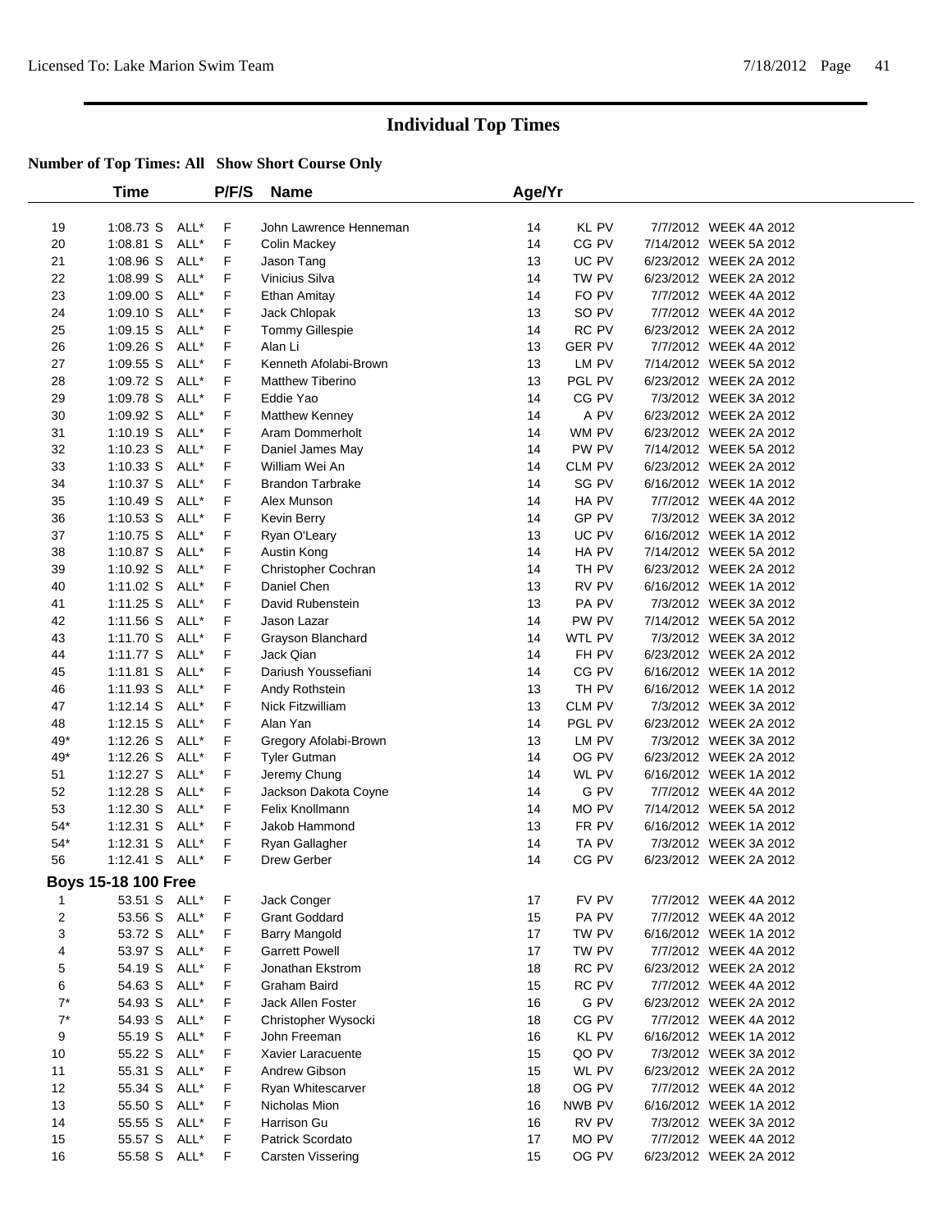# Individual Top Times

## Number of Top Times: All Show Short Course Only

| | Time | | P/F/S | Name | Age/Yr | | | |
|---|---|---|---|---|---|---|---|---|
| 19 | 1:08.73 S | ALL* | F | John Lawrence Henneman | 14 | KL PV | 7/7/2012 | WEEK 4A 2012 |
| 20 | 1:08.81 S | ALL* | F | Colin Mackey | 14 | CG PV | 7/14/2012 | WEEK 5A 2012 |
| 21 | 1:08.96 S | ALL* | F | Jason Tang | 13 | UC PV | 6/23/2012 | WEEK 2A 2012 |
| 22 | 1:08.99 S | ALL* | F | Vinicius Silva | 14 | TW PV | 6/23/2012 | WEEK 2A 2012 |
| 23 | 1:09.00 S | ALL* | F | Ethan Amitay | 14 | FO PV | 7/7/2012 | WEEK 4A 2012 |
| 24 | 1:09.10 S | ALL* | F | Jack Chlopak | 13 | SO PV | 7/7/2012 | WEEK 4A 2012 |
| 25 | 1:09.15 S | ALL* | F | Tommy Gillespie | 14 | RC PV | 6/23/2012 | WEEK 2A 2012 |
| 26 | 1:09.26 S | ALL* | F | Alan Li | 13 | GER PV | 7/7/2012 | WEEK 4A 2012 |
| 27 | 1:09.55 S | ALL* | F | Kenneth Afolabi-Brown | 13 | LM PV | 7/14/2012 | WEEK 5A 2012 |
| 28 | 1:09.72 S | ALL* | F | Matthew Tiberino | 13 | PGL PV | 6/23/2012 | WEEK 2A 2012 |
| 29 | 1:09.78 S | ALL* | F | Eddie Yao | 14 | CG PV | 7/3/2012 | WEEK 3A 2012 |
| 30 | 1:09.92 S | ALL* | F | Matthew Kenney | 14 | A PV | 6/23/2012 | WEEK 2A 2012 |
| 31 | 1:10.19 S | ALL* | F | Aram Dommerholt | 14 | WM PV | 6/23/2012 | WEEK 2A 2012 |
| 32 | 1:10.23 S | ALL* | F | Daniel James May | 14 | PW PV | 7/14/2012 | WEEK 5A 2012 |
| 33 | 1:10.33 S | ALL* | F | William Wei An | 14 | CLM PV | 6/23/2012 | WEEK 2A 2012 |
| 34 | 1:10.37 S | ALL* | F | Brandon Tarbrake | 14 | SG PV | 6/16/2012 | WEEK 1A 2012 |
| 35 | 1:10.49 S | ALL* | F | Alex Munson | 14 | HA PV | 7/7/2012 | WEEK 4A 2012 |
| 36 | 1:10.53 S | ALL* | F | Kevin Berry | 14 | GP PV | 7/3/2012 | WEEK 3A 2012 |
| 37 | 1:10.75 S | ALL* | F | Ryan O'Leary | 13 | UC PV | 6/16/2012 | WEEK 1A 2012 |
| 38 | 1:10.87 S | ALL* | F | Austin Kong | 14 | HA PV | 7/14/2012 | WEEK 5A 2012 |
| 39 | 1:10.92 S | ALL* | F | Christopher Cochran | 14 | TH PV | 6/23/2012 | WEEK 2A 2012 |
| 40 | 1:11.02 S | ALL* | F | Daniel Chen | 13 | RV PV | 6/16/2012 | WEEK 1A 2012 |
| 41 | 1:11.25 S | ALL* | F | David Rubenstein | 13 | PA PV | 7/3/2012 | WEEK 3A 2012 |
| 42 | 1:11.56 S | ALL* | F | Jason Lazar | 14 | PW PV | 7/14/2012 | WEEK 5A 2012 |
| 43 | 1:11.70 S | ALL* | F | Grayson Blanchard | 14 | WTL PV | 7/3/2012 | WEEK 3A 2012 |
| 44 | 1:11.77 S | ALL* | F | Jack Qian | 14 | FH PV | 6/23/2012 | WEEK 2A 2012 |
| 45 | 1:11.81 S | ALL* | F | Dariush Youssefiani | 14 | CG PV | 6/16/2012 | WEEK 1A 2012 |
| 46 | 1:11.93 S | ALL* | F | Andy Rothstein | 13 | TH PV | 6/16/2012 | WEEK 1A 2012 |
| 47 | 1:12.14 S | ALL* | F | Nick Fitzwilliam | 13 | CLM PV | 7/3/2012 | WEEK 3A 2012 |
| 48 | 1:12.15 S | ALL* | F | Alan Yan | 14 | PGL PV | 6/23/2012 | WEEK 2A 2012 |
| 49* | 1:12.26 S | ALL* | F | Gregory Afolabi-Brown | 13 | LM PV | 7/3/2012 | WEEK 3A 2012 |
| 49* | 1:12.26 S | ALL* | F | Tyler Gutman | 14 | OG PV | 6/23/2012 | WEEK 2A 2012 |
| 51 | 1:12.27 S | ALL* | F | Jeremy Chung | 14 | WL PV | 6/16/2012 | WEEK 1A 2012 |
| 52 | 1:12.28 S | ALL* | F | Jackson Dakota Coyne | 14 | G PV | 7/7/2012 | WEEK 4A 2012 |
| 53 | 1:12.30 S | ALL* | F | Felix Knollmann | 14 | MO PV | 7/14/2012 | WEEK 5A 2012 |
| 54* | 1:12.31 S | ALL* | F | Jakob Hammond | 13 | FR PV | 6/16/2012 | WEEK 1A 2012 |
| 54* | 1:12.31 S | ALL* | F | Ryan Gallagher | 14 | TA PV | 7/3/2012 | WEEK 3A 2012 |
| 56 | 1:12.41 S | ALL* | F | Drew Gerber | 14 | CG PV | 6/23/2012 | WEEK 2A 2012 |
| **Boys 15-18 100 Free** | | | | | | | | |
| 1 | 53.51 S | ALL* | F | Jack Conger | 17 | FV PV | 7/7/2012 | WEEK 4A 2012 |
| 2 | 53.56 S | ALL* | F | Grant Goddard | 15 | PA PV | 7/7/2012 | WEEK 4A 2012 |
| 3 | 53.72 S | ALL* | F | Barry Mangold | 17 | TW PV | 6/16/2012 | WEEK 1A 2012 |
| 4 | 53.97 S | ALL* | F | Garrett Powell | 17 | TW PV | 7/7/2012 | WEEK 4A 2012 |
| 5 | 54.19 S | ALL* | F | Jonathan Ekstrom | 18 | RC PV | 6/23/2012 | WEEK 2A 2012 |
| 6 | 54.63 S | ALL* | F | Graham Baird | 15 | RC PV | 7/7/2012 | WEEK 4A 2012 |
| 7* | 54.93 S | ALL* | F | Jack Allen Foster | 16 | G PV | 6/23/2012 | WEEK 2A 2012 |
| 7* | 54.93 S | ALL* | F | Christopher Wysocki | 18 | CG PV | 7/7/2012 | WEEK 4A 2012 |
| 9 | 55.19 S | ALL* | F | John Freeman | 16 | KL PV | 6/16/2012 | WEEK 1A 2012 |
| 10 | 55.22 S | ALL* | F | Xavier Laracuente | 15 | QO PV | 7/3/2012 | WEEK 3A 2012 |
| 11 | 55.31 S | ALL* | F | Andrew Gibson | 15 | WL PV | 6/23/2012 | WEEK 2A 2012 |
| 12 | 55.34 S | ALL* | F | Ryan Whitescarver | 18 | OG PV | 7/7/2012 | WEEK 4A 2012 |
| 13 | 55.50 S | ALL* | F | Nicholas Mion | 16 | NWB PV | 6/16/2012 | WEEK 1A 2012 |
| 14 | 55.55 S | ALL* | F | Harrison Gu | 16 | RV PV | 7/3/2012 | WEEK 3A 2012 |
| 15 | 55.57 S | ALL* | F | Patrick Scordato | 17 | MO PV | 7/7/2012 | WEEK 4A 2012 |
| 16 | 55.58 S | ALL* | F | Carsten Vissering | 15 | OG PV | 6/23/2012 | WEEK 2A 2012 |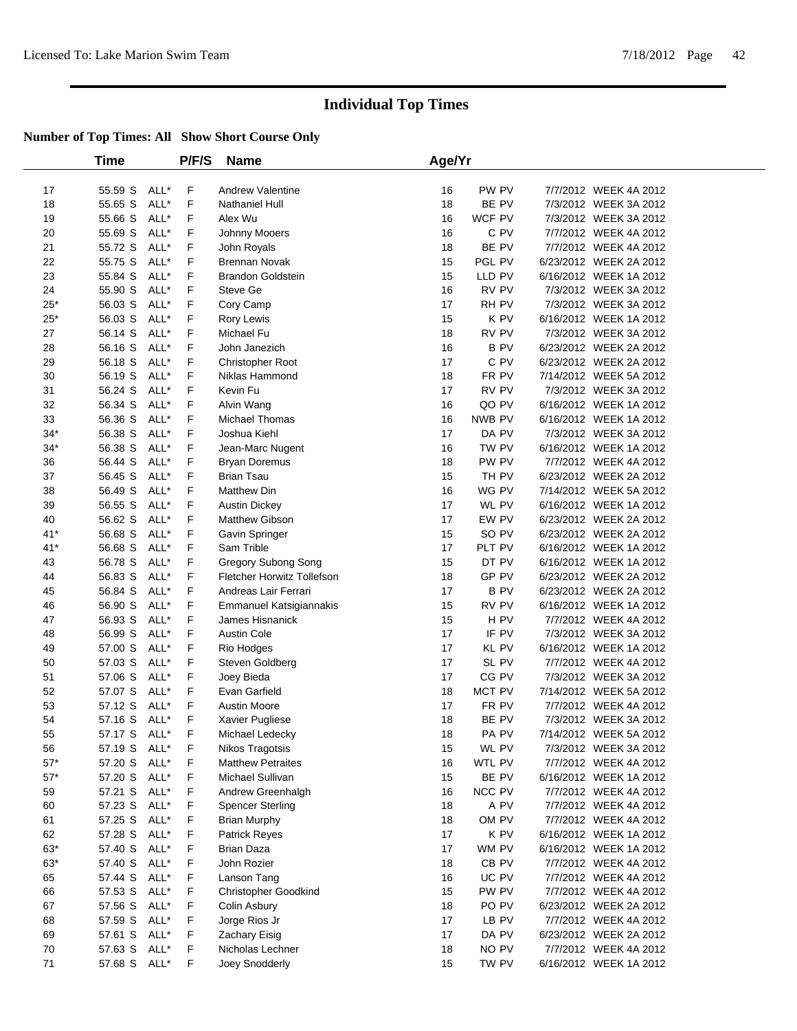Licensed To: Lake Marion Swim Team 7/18/2012 Page 42

# Individual Top Times

### Number of Top Times: All Show Short Course Only

| | Time | | P/F/S | Name | Age/Yr | | | |
|---|---|---|---|---|---|---|---|---|
| 17 | 55.59 S | ALL* | F | Andrew Valentine | 16 | PW PV | 7/7/2012 | WEEK 4A 2012 |
| 18 | 55.65 S | ALL* | F | Nathaniel Hull | 18 | BE PV | 7/3/2012 | WEEK 3A 2012 |
| 19 | 55.66 S | ALL* | F | Alex Wu | 16 | WCF PV | 7/3/2012 | WEEK 3A 2012 |
| 20 | 55.69 S | ALL* | F | Johnny Mooers | 16 | C PV | 7/7/2012 | WEEK 4A 2012 |
| 21 | 55.72 S | ALL* | F | John Royals | 18 | BE PV | 7/7/2012 | WEEK 4A 2012 |
| 22 | 55.75 S | ALL* | F | Brennan Novak | 15 | PGL PV | 6/23/2012 | WEEK 2A 2012 |
| 23 | 55.84 S | ALL* | F | Brandon Goldstein | 15 | LLD PV | 6/16/2012 | WEEK 1A 2012 |
| 24 | 55.90 S | ALL* | F | Steve Ge | 16 | RV PV | 7/3/2012 | WEEK 3A 2012 |
| 25* | 56.03 S | ALL* | F | Cory Camp | 17 | RH PV | 7/3/2012 | WEEK 3A 2012 |
| 25* | 56.03 S | ALL* | F | Rory Lewis | 15 | K PV | 6/16/2012 | WEEK 1A 2012 |
| 27 | 56.14 S | ALL* | F | Michael Fu | 18 | RV PV | 7/3/2012 | WEEK 3A 2012 |
| 28 | 56.16 S | ALL* | F | John Janezich | 16 | B PV | 6/23/2012 | WEEK 2A 2012 |
| 29 | 56.18 S | ALL* | F | Christopher Root | 17 | C PV | 6/23/2012 | WEEK 2A 2012 |
| 30 | 56.19 S | ALL* | F | Niklas Hammond | 18 | FR PV | 7/14/2012 | WEEK 5A 2012 |
| 31 | 56.24 S | ALL* | F | Kevin Fu | 17 | RV PV | 7/3/2012 | WEEK 3A 2012 |
| 32 | 56.34 S | ALL* | F | Alvin Wang | 16 | QO PV | 6/16/2012 | WEEK 1A 2012 |
| 33 | 56.36 S | ALL* | F | Michael Thomas | 16 | NWB PV | 6/16/2012 | WEEK 1A 2012 |
| 34* | 56.38 S | ALL* | F | Joshua Kiehl | 17 | DA PV | 7/3/2012 | WEEK 3A 2012 |
| 34* | 56.38 S | ALL* | F | Jean-Marc Nugent | 16 | TW PV | 6/16/2012 | WEEK 1A 2012 |
| 36 | 56.44 S | ALL* | F | Bryan Doremus | 18 | PW PV | 7/7/2012 | WEEK 4A 2012 |
| 37 | 56.45 S | ALL* | F | Brian Tsau | 15 | TH PV | 6/23/2012 | WEEK 2A 2012 |
| 38 | 56.49 S | ALL* | F | Matthew Din | 16 | WG PV | 7/14/2012 | WEEK 5A 2012 |
| 39 | 56.55 S | ALL* | F | Austin Dickey | 17 | WL PV | 6/16/2012 | WEEK 1A 2012 |
| 40 | 56.62 S | ALL* | F | Matthew Gibson | 17 | EW PV | 6/23/2012 | WEEK 2A 2012 |
| 41* | 56.68 S | ALL* | F | Gavin Springer | 15 | SO PV | 6/23/2012 | WEEK 2A 2012 |
| 41* | 56.68 S | ALL* | F | Sam Trible | 17 | PLT PV | 6/16/2012 | WEEK 1A 2012 |
| 43 | 56.78 S | ALL* | F | Gregory Subong Song | 15 | DT PV | 6/16/2012 | WEEK 1A 2012 |
| 44 | 56.83 S | ALL* | F | Fletcher Horwitz Tollefson | 18 | GP PV | 6/23/2012 | WEEK 2A 2012 |
| 45 | 56.84 S | ALL* | F | Andreas Lair Ferrari | 17 | B PV | 6/23/2012 | WEEK 2A 2012 |
| 46 | 56.90 S | ALL* | F | Emmanuel Katsigiannakis | 15 | RV PV | 6/16/2012 | WEEK 1A 2012 |
| 47 | 56.93 S | ALL* | F | James Hisnanick | 15 | H PV | 7/7/2012 | WEEK 4A 2012 |
| 48 | 56.99 S | ALL* | F | Austin Cole | 17 | IF PV | 7/3/2012 | WEEK 3A 2012 |
| 49 | 57.00 S | ALL* | F | Rio Hodges | 17 | KL PV | 6/16/2012 | WEEK 1A 2012 |
| 50 | 57.03 S | ALL* | F | Steven Goldberg | 17 | SL PV | 7/7/2012 | WEEK 4A 2012 |
| 51 | 57.06 S | ALL* | F | Joey Bieda | 17 | CG PV | 7/3/2012 | WEEK 3A 2012 |
| 52 | 57.07 S | ALL* | F | Evan Garfield | 18 | MCT PV | 7/14/2012 | WEEK 5A 2012 |
| 53 | 57.12 S | ALL* | F | Austin Moore | 17 | FR PV | 7/7/2012 | WEEK 4A 2012 |
| 54 | 57.16 S | ALL* | F | Xavier Pugliese | 18 | BE PV | 7/3/2012 | WEEK 3A 2012 |
| 55 | 57.17 S | ALL* | F | Michael Ledecky | 18 | PA PV | 7/14/2012 | WEEK 5A 2012 |
| 56 | 57.19 S | ALL* | F | Nikos Tragotsis | 15 | WL PV | 7/3/2012 | WEEK 3A 2012 |
| 57* | 57.20 S | ALL* | F | Matthew Petraites | 16 | WTL PV | 7/7/2012 | WEEK 4A 2012 |
| 57* | 57.20 S | ALL* | F | Michael Sullivan | 15 | BE PV | 6/16/2012 | WEEK 1A 2012 |
| 59 | 57.21 S | ALL* | F | Andrew Greenhalgh | 16 | NCC PV | 7/7/2012 | WEEK 4A 2012 |
| 60 | 57.23 S | ALL* | F | Spencer Sterling | 18 | A PV | 7/7/2012 | WEEK 4A 2012 |
| 61 | 57.25 S | ALL* | F | Brian Murphy | 18 | OM PV | 7/7/2012 | WEEK 4A 2012 |
| 62 | 57.28 S | ALL* | F | Patrick Reyes | 17 | K PV | 6/16/2012 | WEEK 1A 2012 |
| 63* | 57.40 S | ALL* | F | Brian Daza | 17 | WM PV | 6/16/2012 | WEEK 1A 2012 |
| 63* | 57.40 S | ALL* | F | John Rozier | 18 | CB PV | 7/7/2012 | WEEK 4A 2012 |
| 65 | 57.44 S | ALL* | F | Lanson Tang | 16 | UC PV | 7/7/2012 | WEEK 4A 2012 |
| 66 | 57.53 S | ALL* | F | Christopher Goodkind | 15 | PW PV | 7/7/2012 | WEEK 4A 2012 |
| 67 | 57.56 S | ALL* | F | Colin Asbury | 18 | PO PV | 6/23/2012 | WEEK 2A 2012 |
| 68 | 57.59 S | ALL* | F | Jorge Rios Jr | 17 | LB PV | 7/7/2012 | WEEK 4A 2012 |
| 69 | 57.61 S | ALL* | F | Zachary Eisig | 17 | DA PV | 6/23/2012 | WEEK 2A 2012 |
| 70 | 57.63 S | ALL* | F | Nicholas Lechner | 18 | NO PV | 7/7/2012 | WEEK 4A 2012 |
| 71 | 57.68 S | ALL* | F | Joey Snodderly | 15 | TW PV | 6/16/2012 | WEEK 1A 2012 |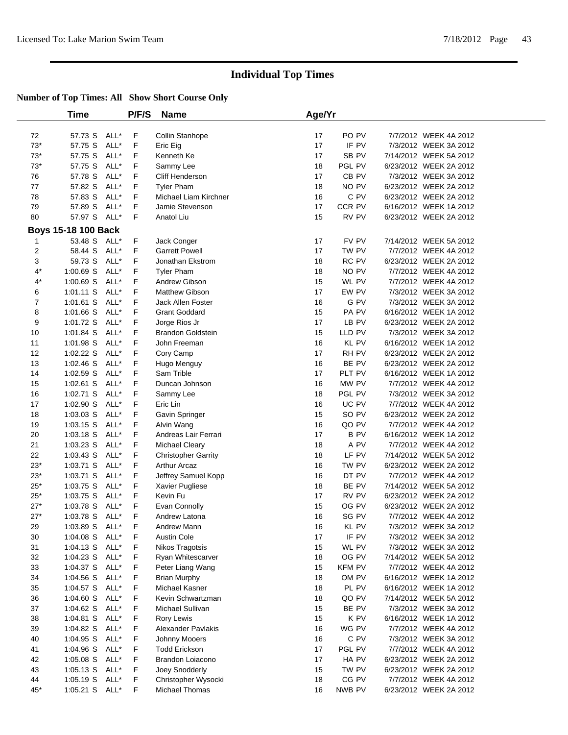# Individual Top Times

**Number of Top Times: All Show Short Course Only**

| | Time | | P/F/S | Name | Age/Yr | | | |
|---|---|---|---|---|---|---|---|---|
| 72 | 57.73 S | ALL* | F | Collin Stanhope | 17 | PO PV | 7/7/2012 | WEEK 4A 2012 |
| 73* | 57.75 S | ALL* | F | Eric Eig | 17 | IF PV | 7/3/2012 | WEEK 3A 2012 |
| 73* | 57.75 S | ALL* | F | Kenneth Ke | 17 | SB PV | 7/14/2012 | WEEK 5A 2012 |
| 73* | 57.75 S | ALL* | F | Sammy Lee | 18 | PGL PV | 6/23/2012 | WEEK 2A 2012 |
| 76 | 57.78 S | ALL* | F | Cliff Henderson | 17 | CB PV | 7/3/2012 | WEEK 3A 2012 |
| 77 | 57.82 S | ALL* | F | Tyler Pham | 18 | NO PV | 6/23/2012 | WEEK 2A 2012 |
| 78 | 57.83 S | ALL* | F | Michael Liam Kirchner | 16 | C PV | 6/23/2012 | WEEK 2A 2012 |
| 79 | 57.89 S | ALL* | F | Jamie Stevenson | 17 | CCR PV | 6/16/2012 | WEEK 1A 2012 |
| 80 | 57.97 S | ALL* | F | Anatol Liu | 15 | RV PV | 6/23/2012 | WEEK 2A 2012 |
| **Boys 15-18 100 Back** | | | | | | | | |
| 1 | 53.48 S | ALL* | F | Jack Conger | 17 | FV PV | 7/14/2012 | WEEK 5A 2012 |
| 2 | 58.44 S | ALL* | F | Garrett Powell | 17 | TW PV | 7/7/2012 | WEEK 4A 2012 |
| 3 | 59.73 S | ALL* | F | Jonathan Ekstrom | 18 | RC PV | 6/23/2012 | WEEK 2A 2012 |
| 4* | 1:00.69 S | ALL* | F | Tyler Pham | 18 | NO PV | 7/7/2012 | WEEK 4A 2012 |
| 4* | 1:00.69 S | ALL* | F | Andrew Gibson | 15 | WL PV | 7/7/2012 | WEEK 4A 2012 |
| 6 | 1:01.11 S | ALL* | F | Matthew Gibson | 17 | EW PV | 7/3/2012 | WEEK 3A 2012 |
| 7 | 1:01.61 S | ALL* | F | Jack Allen Foster | 16 | G PV | 7/3/2012 | WEEK 3A 2012 |
| 8 | 1:01.66 S | ALL* | F | Grant Goddard | 15 | PA PV | 6/16/2012 | WEEK 1A 2012 |
| 9 | 1:01.72 S | ALL* | F | Jorge Rios Jr | 17 | LB PV | 6/23/2012 | WEEK 2A 2012 |
| 10 | 1:01.84 S | ALL* | F | Brandon Goldstein | 15 | LLD PV | 7/3/2012 | WEEK 3A 2012 |
| 11 | 1:01.98 S | ALL* | F | John Freeman | 16 | KL PV | 6/16/2012 | WEEK 1A 2012 |
| 12 | 1:02.22 S | ALL* | F | Cory Camp | 17 | RH PV | 6/23/2012 | WEEK 2A 2012 |
| 13 | 1:02.46 S | ALL* | F | Hugo Menguy | 16 | BE PV | 6/23/2012 | WEEK 2A 2012 |
| 14 | 1:02.59 S | ALL* | F | Sam Trible | 17 | PLT PV | 6/16/2012 | WEEK 1A 2012 |
| 15 | 1:02.61 S | ALL* | F | Duncan Johnson | 16 | MW PV | 7/7/2012 | WEEK 4A 2012 |
| 16 | 1:02.71 S | ALL* | F | Sammy Lee | 18 | PGL PV | 7/3/2012 | WEEK 3A 2012 |
| 17 | 1:02.90 S | ALL* | F | Eric Lin | 16 | UC PV | 7/7/2012 | WEEK 4A 2012 |
| 18 | 1:03.03 S | ALL* | F | Gavin Springer | 15 | SO PV | 6/23/2012 | WEEK 2A 2012 |
| 19 | 1:03.15 S | ALL* | F | Alvin Wang | 16 | QO PV | 7/7/2012 | WEEK 4A 2012 |
| 20 | 1:03.18 S | ALL* | F | Andreas Lair Ferrari | 17 | B PV | 6/16/2012 | WEEK 1A 2012 |
| 21 | 1:03.23 S | ALL* | F | Michael Cleary | 18 | A PV | 7/7/2012 | WEEK 4A 2012 |
| 22 | 1:03.43 S | ALL* | F | Christopher Garrity | 18 | LF PV | 7/14/2012 | WEEK 5A 2012 |
| 23* | 1:03.71 S | ALL* | F | Arthur Arcaz | 16 | TW PV | 6/23/2012 | WEEK 2A 2012 |
| 23* | 1:03.71 S | ALL* | F | Jeffrey Samuel Kopp | 16 | DT PV | 7/7/2012 | WEEK 4A 2012 |
| 25* | 1:03.75 S | ALL* | F | Xavier Pugliese | 18 | BE PV | 7/14/2012 | WEEK 5A 2012 |
| 25* | 1:03.75 S | ALL* | F | Kevin Fu | 17 | RV PV | 6/23/2012 | WEEK 2A 2012 |
| 27* | 1:03.78 S | ALL* | F | Evan Connolly | 15 | OG PV | 6/23/2012 | WEEK 2A 2012 |
| 27* | 1:03.78 S | ALL* | F | Andrew Latona | 16 | SG PV | 7/7/2012 | WEEK 4A 2012 |
| 29 | 1:03.89 S | ALL* | F | Andrew Mann | 16 | KL PV | 7/3/2012 | WEEK 3A 2012 |
| 30 | 1:04.08 S | ALL* | F | Austin Cole | 17 | IF PV | 7/3/2012 | WEEK 3A 2012 |
| 31 | 1:04.13 S | ALL* | F | Nikos Tragotsis | 15 | WL PV | 7/3/2012 | WEEK 3A 2012 |
| 32 | 1:04.23 S | ALL* | F | Ryan Whitescarver | 18 | OG PV | 7/14/2012 | WEEK 5A 2012 |
| 33 | 1:04.37 S | ALL* | F | Peter Liang Wang | 15 | KFM PV | 7/7/2012 | WEEK 4A 2012 |
| 34 | 1:04.56 S | ALL* | F | Brian Murphy | 18 | OM PV | 6/16/2012 | WEEK 1A 2012 |
| 35 | 1:04.57 S | ALL* | F | Michael Kasner | 18 | PL PV | 6/16/2012 | WEEK 1A 2012 |
| 36 | 1:04.60 S | ALL* | F | Kevin Schwartzman | 18 | QO PV | 7/14/2012 | WEEK 5A 2012 |
| 37 | 1:04.62 S | ALL* | F | Michael Sullivan | 15 | BE PV | 7/3/2012 | WEEK 3A 2012 |
| 38 | 1:04.81 S | ALL* | F | Rory Lewis | 15 | K PV | 6/16/2012 | WEEK 1A 2012 |
| 39 | 1:04.82 S | ALL* | F | Alexander Pavlakis | 16 | WG PV | 7/7/2012 | WEEK 4A 2012 |
| 40 | 1:04.95 S | ALL* | F | Johnny Mooers | 16 | C PV | 7/3/2012 | WEEK 3A 2012 |
| 41 | 1:04.96 S | ALL* | F | Todd Erickson | 17 | PGL PV | 7/7/2012 | WEEK 4A 2012 |
| 42 | 1:05.08 S | ALL* | F | Brandon Loiacono | 17 | HA PV | 6/23/2012 | WEEK 2A 2012 |
| 43 | 1:05.13 S | ALL* | F | Joey Snodderly | 15 | TW PV | 6/23/2012 | WEEK 2A 2012 |
| 44 | 1:05.19 S | ALL* | F | Christopher Wysocki | 18 | CG PV | 7/7/2012 | WEEK 4A 2012 |
| 45* | 1:05.21 S | ALL* | F | Michael Thomas | 16 | NWB PV | 6/23/2012 | WEEK 2A 2012 |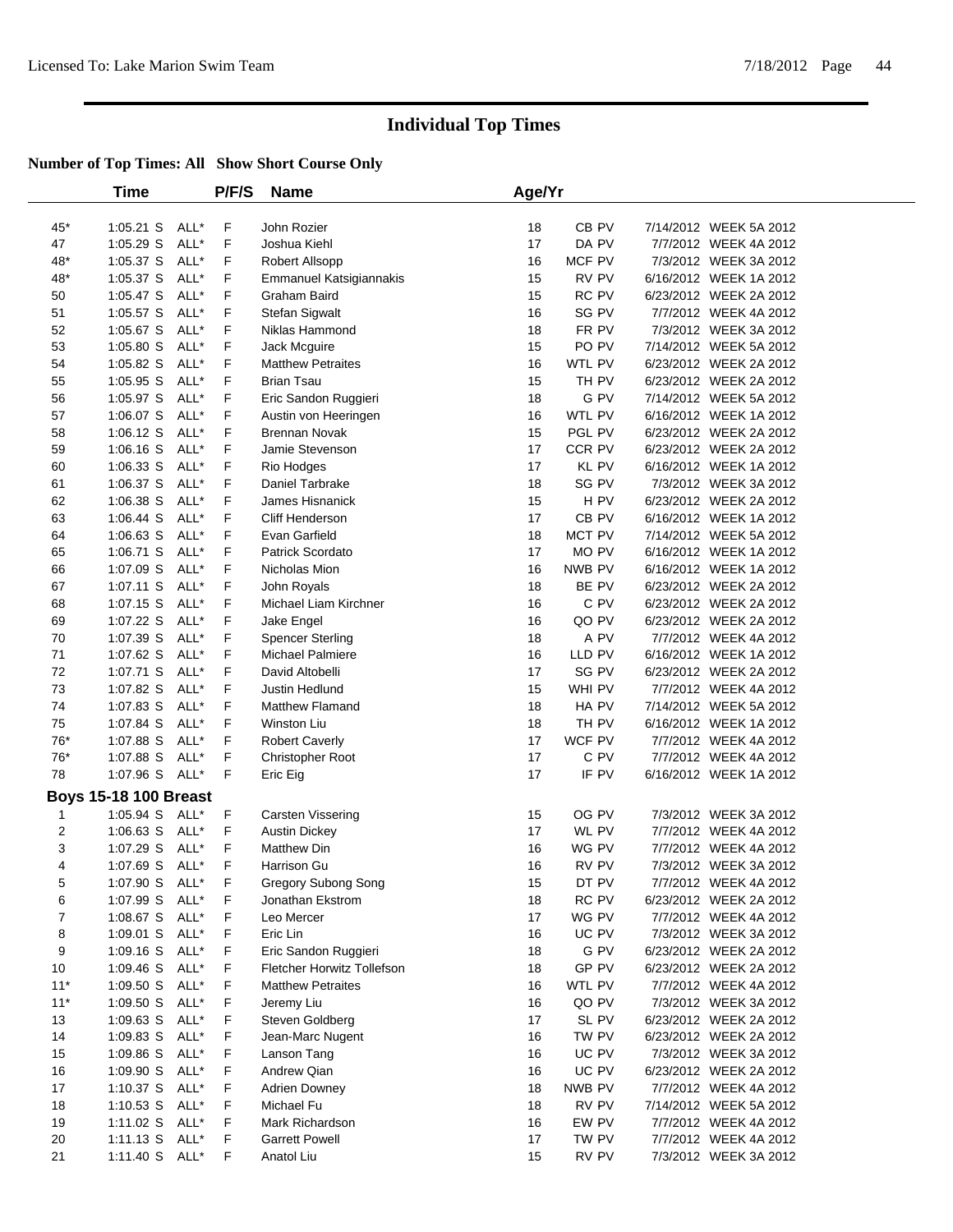# Individual Top Times

## Number of Top Times: All Show Short Course Only

| | Time | | P/F/S | Name | Age/Yr | | | |
|---|---|---|---|---|---|---|---|---|
| 45* | 1:05.21 S | ALL* | F | John Rozier | 18 | CB PV | 7/14/2012 | WEEK 5A 2012 |
| 47 | 1:05.29 S | ALL* | F | Joshua Kiehl | 17 | DA PV | 7/7/2012 | WEEK 4A 2012 |
| 48* | 1:05.37 S | ALL* | F | Robert Allsopp | 16 | MCF PV | 7/3/2012 | WEEK 3A 2012 |
| 48* | 1:05.37 S | ALL* | F | Emmanuel Katsigiannakis | 15 | RV PV | 6/16/2012 | WEEK 1A 2012 |
| 50 | 1:05.47 S | ALL* | F | Graham Baird | 15 | RC PV | 6/23/2012 | WEEK 2A 2012 |
| 51 | 1:05.57 S | ALL* | F | Stefan Sigwalt | 16 | SG PV | 7/7/2012 | WEEK 4A 2012 |
| 52 | 1:05.67 S | ALL* | F | Niklas Hammond | 18 | FR PV | 7/3/2012 | WEEK 3A 2012 |
| 53 | 1:05.80 S | ALL* | F | Jack Mcguire | 15 | PO PV | 7/14/2012 | WEEK 5A 2012 |
| 54 | 1:05.82 S | ALL* | F | Matthew Petraites | 16 | WTL PV | 6/23/2012 | WEEK 2A 2012 |
| 55 | 1:05.95 S | ALL* | F | Brian Tsau | 15 | TH PV | 6/23/2012 | WEEK 2A 2012 |
| 56 | 1:05.97 S | ALL* | F | Eric Sandon Ruggieri | 18 | G PV | 7/14/2012 | WEEK 5A 2012 |
| 57 | 1:06.07 S | ALL* | F | Austin von Heeringen | 16 | WTL PV | 6/16/2012 | WEEK 1A 2012 |
| 58 | 1:06.12 S | ALL* | F | Brennan Novak | 15 | PGL PV | 6/23/2012 | WEEK 2A 2012 |
| 59 | 1:06.16 S | ALL* | F | Jamie Stevenson | 17 | CCR PV | 6/23/2012 | WEEK 2A 2012 |
| 60 | 1:06.33 S | ALL* | F | Rio Hodges | 17 | KL PV | 6/16/2012 | WEEK 1A 2012 |
| 61 | 1:06.37 S | ALL* | F | Daniel Tarbrake | 18 | SG PV | 7/3/2012 | WEEK 3A 2012 |
| 62 | 1:06.38 S | ALL* | F | James Hisnanick | 15 | H PV | 6/23/2012 | WEEK 2A 2012 |
| 63 | 1:06.44 S | ALL* | F | Cliff Henderson | 17 | CB PV | 6/16/2012 | WEEK 1A 2012 |
| 64 | 1:06.63 S | ALL* | F | Evan Garfield | 18 | MCT PV | 7/14/2012 | WEEK 5A 2012 |
| 65 | 1:06.71 S | ALL* | F | Patrick Scordato | 17 | MO PV | 6/16/2012 | WEEK 1A 2012 |
| 66 | 1:07.09 S | ALL* | F | Nicholas Mion | 16 | NWB PV | 6/16/2012 | WEEK 1A 2012 |
| 67 | 1:07.11 S | ALL* | F | John Royals | 18 | BE PV | 6/23/2012 | WEEK 2A 2012 |
| 68 | 1:07.15 S | ALL* | F | Michael Liam Kirchner | 16 | C PV | 6/23/2012 | WEEK 2A 2012 |
| 69 | 1:07.22 S | ALL* | F | Jake Engel | 16 | QO PV | 6/23/2012 | WEEK 2A 2012 |
| 70 | 1:07.39 S | ALL* | F | Spencer Sterling | 18 | A PV | 7/7/2012 | WEEK 4A 2012 |
| 71 | 1:07.62 S | ALL* | F | Michael Palmiere | 16 | LLD PV | 6/16/2012 | WEEK 1A 2012 |
| 72 | 1:07.71 S | ALL* | F | David Altobelli | 17 | SG PV | 6/23/2012 | WEEK 2A 2012 |
| 73 | 1:07.82 S | ALL* | F | Justin Hedlund | 15 | WHI PV | 7/7/2012 | WEEK 4A 2012 |
| 74 | 1:07.83 S | ALL* | F | Matthew Flamand | 18 | HA PV | 7/14/2012 | WEEK 5A 2012 |
| 75 | 1:07.84 S | ALL* | F | Winston Liu | 18 | TH PV | 6/16/2012 | WEEK 1A 2012 |
| 76* | 1:07.88 S | ALL* | F | Robert Caverly | 17 | WCF PV | 7/7/2012 | WEEK 4A 2012 |
| 76* | 1:07.88 S | ALL* | F | Christopher Root | 17 | C PV | 7/7/2012 | WEEK 4A 2012 |
| 78 | 1:07.96 S | ALL* | F | Eric Eig | 17 | IF PV | 6/16/2012 | WEEK 1A 2012 |

### Boys 15-18 100 Breast

| | Time | | P/F/S | Name | Age/Yr | | | |
|---|---|---|---|---|---|---|---|---|
| 1 | 1:05.94 S | ALL* | F | Carsten Vissering | 15 | OG PV | 7/3/2012 | WEEK 3A 2012 |
| 2 | 1:06.63 S | ALL* | F | Austin Dickey | 17 | WL PV | 7/7/2012 | WEEK 4A 2012 |
| 3 | 1:07.29 S | ALL* | F | Matthew Din | 16 | WG PV | 7/7/2012 | WEEK 4A 2012 |
| 4 | 1:07.69 S | ALL* | F | Harrison Gu | 16 | RV PV | 7/3/2012 | WEEK 3A 2012 |
| 5 | 1:07.90 S | ALL* | F | Gregory Subong Song | 15 | DT PV | 7/7/2012 | WEEK 4A 2012 |
| 6 | 1:07.99 S | ALL* | F | Jonathan Ekstrom | 18 | RC PV | 6/23/2012 | WEEK 2A 2012 |
| 7 | 1:08.67 S | ALL* | F | Leo Mercer | 17 | WG PV | 7/7/2012 | WEEK 4A 2012 |
| 8 | 1:09.01 S | ALL* | F | Eric Lin | 16 | UC PV | 7/3/2012 | WEEK 3A 2012 |
| 9 | 1:09.16 S | ALL* | F | Eric Sandon Ruggieri | 18 | G PV | 6/23/2012 | WEEK 2A 2012 |
| 10 | 1:09.46 S | ALL* | F | Fletcher Horwitz Tollefson | 18 | GP PV | 6/23/2012 | WEEK 2A 2012 |
| 11* | 1:09.50 S | ALL* | F | Matthew Petraites | 16 | WTL PV | 7/7/2012 | WEEK 4A 2012 |
| 11* | 1:09.50 S | ALL* | F | Jeremy Liu | 16 | QO PV | 7/3/2012 | WEEK 3A 2012 |
| 13 | 1:09.63 S | ALL* | F | Steven Goldberg | 17 | SL PV | 6/23/2012 | WEEK 2A 2012 |
| 14 | 1:09.83 S | ALL* | F | Jean-Marc Nugent | 16 | TW PV | 6/23/2012 | WEEK 2A 2012 |
| 15 | 1:09.86 S | ALL* | F | Lanson Tang | 16 | UC PV | 7/3/2012 | WEEK 3A 2012 |
| 16 | 1:09.90 S | ALL* | F | Andrew Qian | 16 | UC PV | 6/23/2012 | WEEK 2A 2012 |
| 17 | 1:10.37 S | ALL* | F | Adrien Downey | 18 | NWB PV | 7/7/2012 | WEEK 4A 2012 |
| 18 | 1:10.53 S | ALL* | F | Michael Fu | 18 | RV PV | 7/14/2012 | WEEK 5A 2012 |
| 19 | 1:11.02 S | ALL* | F | Mark Richardson | 16 | EW PV | 7/7/2012 | WEEK 4A 2012 |
| 20 | 1:11.13 S | ALL* | F | Garrett Powell | 17 | TW PV | 7/7/2012 | WEEK 4A 2012 |
| 21 | 1:11.40 S | ALL* | F | Anatol Liu | 15 | RV PV | 7/3/2012 | WEEK 3A 2012 |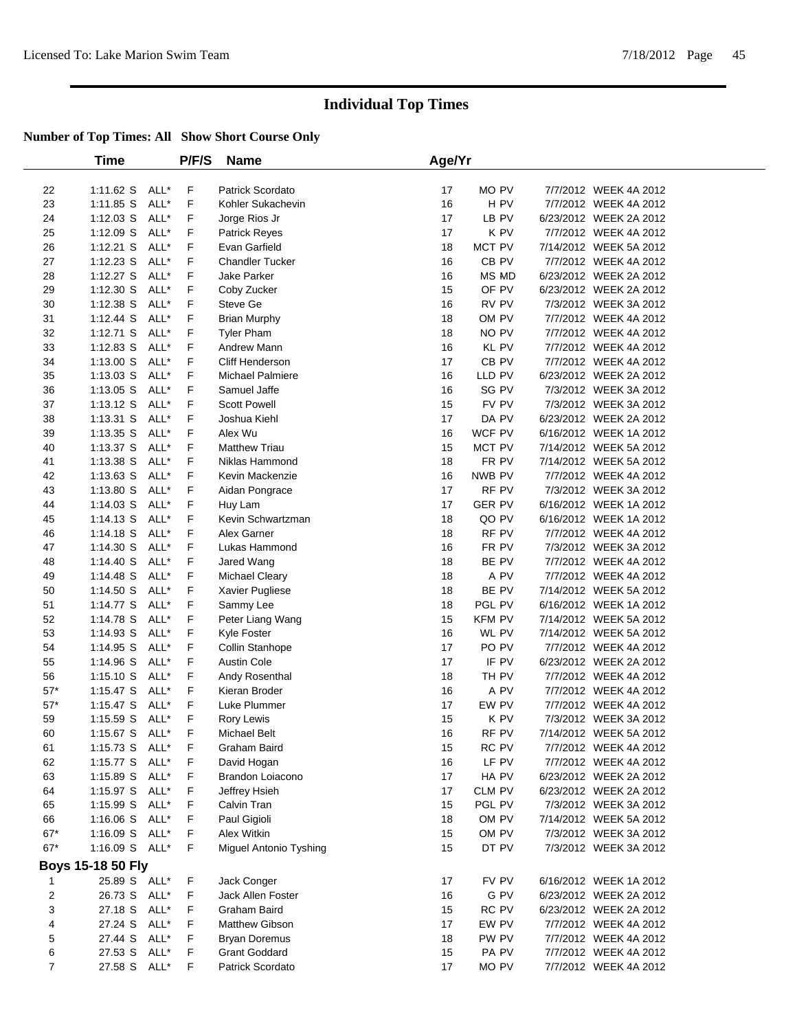# Individual Top Times

**Number of Top Times: All Show Short Course Only**

| | Time | | P/F/S | Name | Age/Yr | | | |
|---|---|---|---|---|---|---|---|---|
| 22 | 1:11.62 S | ALL* | F | Patrick Scordato | 17 | MO PV | 7/7/2012 | WEEK 4A 2012 |
| 23 | 1:11.85 S | ALL* | F | Kohler Sukachevin | 16 | H PV | 7/7/2012 | WEEK 4A 2012 |
| 24 | 1:12.03 S | ALL* | F | Jorge Rios Jr | 17 | LB PV | 6/23/2012 | WEEK 2A 2012 |
| 25 | 1:12.09 S | ALL* | F | Patrick Reyes | 17 | K PV | 7/7/2012 | WEEK 4A 2012 |
| 26 | 1:12.21 S | ALL* | F | Evan Garfield | 18 | MCT PV | 7/14/2012 | WEEK 5A 2012 |
| 27 | 1:12.23 S | ALL* | F | Chandler Tucker | 16 | CB PV | 7/7/2012 | WEEK 4A 2012 |
| 28 | 1:12.27 S | ALL* | F | Jake Parker | 16 | MS MD | 6/23/2012 | WEEK 2A 2012 |
| 29 | 1:12.30 S | ALL* | F | Coby Zucker | 15 | OF PV | 6/23/2012 | WEEK 2A 2012 |
| 30 | 1:12.38 S | ALL* | F | Steve Ge | 16 | RV PV | 7/3/2012 | WEEK 3A 2012 |
| 31 | 1:12.44 S | ALL* | F | Brian Murphy | 18 | OM PV | 7/7/2012 | WEEK 4A 2012 |
| 32 | 1:12.71 S | ALL* | F | Tyler Pham | 18 | NO PV | 7/7/2012 | WEEK 4A 2012 |
| 33 | 1:12.83 S | ALL* | F | Andrew Mann | 16 | KL PV | 7/7/2012 | WEEK 4A 2012 |
| 34 | 1:13.00 S | ALL* | F | Cliff Henderson | 17 | CB PV | 7/7/2012 | WEEK 4A 2012 |
| 35 | 1:13.03 S | ALL* | F | Michael Palmiere | 16 | LLD PV | 6/23/2012 | WEEK 2A 2012 |
| 36 | 1:13.05 S | ALL* | F | Samuel Jaffe | 16 | SG PV | 7/3/2012 | WEEK 3A 2012 |
| 37 | 1:13.12 S | ALL* | F | Scott Powell | 15 | FV PV | 7/3/2012 | WEEK 3A 2012 |
| 38 | 1:13.31 S | ALL* | F | Joshua Kiehl | 17 | DA PV | 6/23/2012 | WEEK 2A 2012 |
| 39 | 1:13.35 S | ALL* | F | Alex Wu | 16 | WCF PV | 6/16/2012 | WEEK 1A 2012 |
| 40 | 1:13.37 S | ALL* | F | Matthew Triau | 15 | MCT PV | 7/14/2012 | WEEK 5A 2012 |
| 41 | 1:13.38 S | ALL* | F | Niklas Hammond | 18 | FR PV | 7/14/2012 | WEEK 5A 2012 |
| 42 | 1:13.63 S | ALL* | F | Kevin Mackenzie | 16 | NWB PV | 7/7/2012 | WEEK 4A 2012 |
| 43 | 1:13.80 S | ALL* | F | Aidan Pongrace | 17 | RF PV | 7/3/2012 | WEEK 3A 2012 |
| 44 | 1:14.03 S | ALL* | F | Huy Lam | 17 | GER PV | 6/16/2012 | WEEK 1A 2012 |
| 45 | 1:14.13 S | ALL* | F | Kevin Schwartzman | 18 | QO PV | 6/16/2012 | WEEK 1A 2012 |
| 46 | 1:14.18 S | ALL* | F | Alex Garner | 18 | RF PV | 7/7/2012 | WEEK 4A 2012 |
| 47 | 1:14.30 S | ALL* | F | Lukas Hammond | 16 | FR PV | 7/3/2012 | WEEK 3A 2012 |
| 48 | 1:14.40 S | ALL* | F | Jared Wang | 18 | BE PV | 7/7/2012 | WEEK 4A 2012 |
| 49 | 1:14.48 S | ALL* | F | Michael Cleary | 18 | A PV | 7/7/2012 | WEEK 4A 2012 |
| 50 | 1:14.50 S | ALL* | F | Xavier Pugliese | 18 | BE PV | 7/14/2012 | WEEK 5A 2012 |
| 51 | 1:14.77 S | ALL* | F | Sammy Lee | 18 | PGL PV | 6/16/2012 | WEEK 1A 2012 |
| 52 | 1:14.78 S | ALL* | F | Peter Liang Wang | 15 | KFM PV | 7/14/2012 | WEEK 5A 2012 |
| 53 | 1:14.93 S | ALL* | F | Kyle Foster | 16 | WL PV | 7/14/2012 | WEEK 5A 2012 |
| 54 | 1:14.95 S | ALL* | F | Collin Stanhope | 17 | PO PV | 7/7/2012 | WEEK 4A 2012 |
| 55 | 1:14.96 S | ALL* | F | Austin Cole | 17 | IF PV | 6/23/2012 | WEEK 2A 2012 |
| 56 | 1:15.10 S | ALL* | F | Andy Rosenthal | 18 | TH PV | 7/7/2012 | WEEK 4A 2012 |
| 57* | 1:15.47 S | ALL* | F | Kieran Broder | 16 | A PV | 7/7/2012 | WEEK 4A 2012 |
| 57* | 1:15.47 S | ALL* | F | Luke Plummer | 17 | EW PV | 7/7/2012 | WEEK 4A 2012 |
| 59 | 1:15.59 S | ALL* | F | Rory Lewis | 15 | K PV | 7/3/2012 | WEEK 3A 2012 |
| 60 | 1:15.67 S | ALL* | F | Michael Belt | 16 | RF PV | 7/14/2012 | WEEK 5A 2012 |
| 61 | 1:15.73 S | ALL* | F | Graham Baird | 15 | RC PV | 7/7/2012 | WEEK 4A 2012 |
| 62 | 1:15.77 S | ALL* | F | David Hogan | 16 | LF PV | 7/7/2012 | WEEK 4A 2012 |
| 63 | 1:15.89 S | ALL* | F | Brandon Loiacono | 17 | HA PV | 6/23/2012 | WEEK 2A 2012 |
| 64 | 1:15.97 S | ALL* | F | Jeffrey Hsieh | 17 | CLM PV | 6/23/2012 | WEEK 2A 2012 |
| 65 | 1:15.99 S | ALL* | F | Calvin Tran | 15 | PGL PV | 7/3/2012 | WEEK 3A 2012 |
| 66 | 1:16.06 S | ALL* | F | Paul Gigioli | 18 | OM PV | 7/14/2012 | WEEK 5A 2012 |
| 67* | 1:16.09 S | ALL* | F | Alex Witkin | 15 | OM PV | 7/3/2012 | WEEK 3A 2012 |
| 67* | 1:16.09 S | ALL* | F | Miguel Antonio Tyshing | 15 | DT PV | 7/3/2012 | WEEK 3A 2012 |

**Boys 15-18 50 Fly**

| | Time | | P/F/S | Name | Age/Yr | | | |
|---|---|---|---|---|---|---|---|---|
| 1 | 25.89 S | ALL* | F | Jack Conger | 17 | FV PV | 6/16/2012 | WEEK 1A 2012 |
| 2 | 26.73 S | ALL* | F | Jack Allen Foster | 16 | G PV | 6/23/2012 | WEEK 2A 2012 |
| 3 | 27.18 S | ALL* | F | Graham Baird | 15 | RC PV | 6/23/2012 | WEEK 2A 2012 |
| 4 | 27.24 S | ALL* | F | Matthew Gibson | 17 | EW PV | 7/7/2012 | WEEK 4A 2012 |
| 5 | 27.44 S | ALL* | F | Bryan Doremus | 18 | PW PV | 7/7/2012 | WEEK 4A 2012 |
| 6 | 27.53 S | ALL* | F | Grant Goddard | 15 | PA PV | 7/7/2012 | WEEK 4A 2012 |
| 7 | 27.58 S | ALL* | F | Patrick Scordato | 17 | MO PV | 7/7/2012 | WEEK 4A 2012 |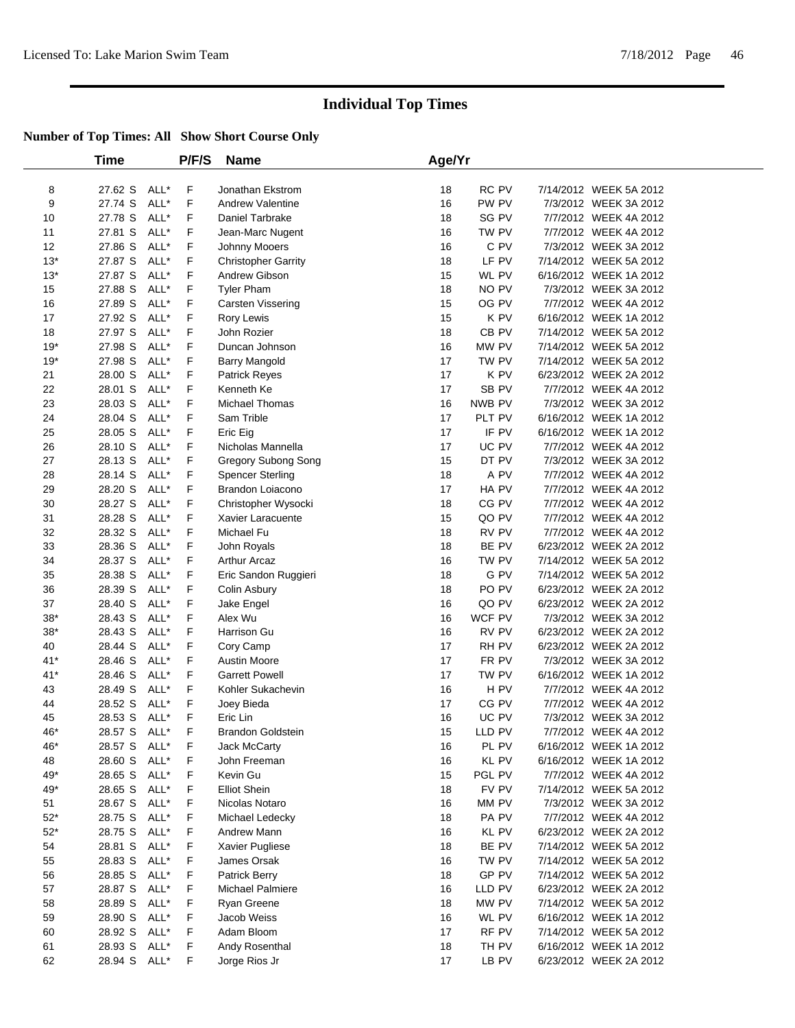# Individual Top Times

**Number of Top Times: All Show Short Course Only**

| | Time | | P/F/S | Name | Age/Yr | | | |
|---|---|---|---|---|---|---|---|---|
| 8 | 27.62 S | ALL* | F | Jonathan Ekstrom | 18 | RC PV | 7/14/2012 | WEEK 5A 2012 |
| 9 | 27.74 S | ALL* | F | Andrew Valentine | 16 | PW PV | 7/3/2012 | WEEK 3A 2012 |
| 10 | 27.78 S | ALL* | F | Daniel Tarbrake | 18 | SG PV | 7/7/2012 | WEEK 4A 2012 |
| 11 | 27.81 S | ALL* | F | Jean-Marc Nugent | 16 | TW PV | 7/7/2012 | WEEK 4A 2012 |
| 12 | 27.86 S | ALL* | F | Johnny Mooers | 16 | C PV | 7/3/2012 | WEEK 3A 2012 |
| 13* | 27.87 S | ALL* | F | Christopher Garrity | 18 | LF PV | 7/14/2012 | WEEK 5A 2012 |
| 13* | 27.87 S | ALL* | F | Andrew Gibson | 15 | WL PV | 6/16/2012 | WEEK 1A 2012 |
| 15 | 27.88 S | ALL* | F | Tyler Pham | 18 | NO PV | 7/3/2012 | WEEK 3A 2012 |
| 16 | 27.89 S | ALL* | F | Carsten Vissering | 15 | OG PV | 7/7/2012 | WEEK 4A 2012 |
| 17 | 27.92 S | ALL* | F | Rory Lewis | 15 | K PV | 6/16/2012 | WEEK 1A 2012 |
| 18 | 27.97 S | ALL* | F | John Rozier | 18 | CB PV | 7/14/2012 | WEEK 5A 2012 |
| 19* | 27.98 S | ALL* | F | Duncan Johnson | 16 | MW PV | 7/14/2012 | WEEK 5A 2012 |
| 19* | 27.98 S | ALL* | F | Barry Mangold | 17 | TW PV | 7/14/2012 | WEEK 5A 2012 |
| 21 | 28.00 S | ALL* | F | Patrick Reyes | 17 | K PV | 6/23/2012 | WEEK 2A 2012 |
| 22 | 28.01 S | ALL* | F | Kenneth Ke | 17 | SB PV | 7/7/2012 | WEEK 4A 2012 |
| 23 | 28.03 S | ALL* | F | Michael Thomas | 16 | NWB PV | 7/3/2012 | WEEK 3A 2012 |
| 24 | 28.04 S | ALL* | F | Sam Trible | 17 | PLT PV | 6/16/2012 | WEEK 1A 2012 |
| 25 | 28.05 S | ALL* | F | Eric Eig | 17 | IF PV | 6/16/2012 | WEEK 1A 2012 |
| 26 | 28.10 S | ALL* | F | Nicholas Mannella | 17 | UC PV | 7/7/2012 | WEEK 4A 2012 |
| 27 | 28.13 S | ALL* | F | Gregory Subong Song | 15 | DT PV | 7/3/2012 | WEEK 3A 2012 |
| 28 | 28.14 S | ALL* | F | Spencer Sterling | 18 | A PV | 7/7/2012 | WEEK 4A 2012 |
| 29 | 28.20 S | ALL* | F | Brandon Loiacono | 17 | HA PV | 7/7/2012 | WEEK 4A 2012 |
| 30 | 28.27 S | ALL* | F | Christopher Wysocki | 18 | CG PV | 7/7/2012 | WEEK 4A 2012 |
| 31 | 28.28 S | ALL* | F | Xavier Laracuente | 15 | QO PV | 7/7/2012 | WEEK 4A 2012 |
| 32 | 28.32 S | ALL* | F | Michael Fu | 18 | RV PV | 7/7/2012 | WEEK 4A 2012 |
| 33 | 28.36 S | ALL* | F | John Royals | 18 | BE PV | 6/23/2012 | WEEK 2A 2012 |
| 34 | 28.37 S | ALL* | F | Arthur Arcaz | 16 | TW PV | 7/14/2012 | WEEK 5A 2012 |
| 35 | 28.38 S | ALL* | F | Eric Sandon Ruggieri | 18 | G PV | 7/14/2012 | WEEK 5A 2012 |
| 36 | 28.39 S | ALL* | F | Colin Asbury | 18 | PO PV | 6/23/2012 | WEEK 2A 2012 |
| 37 | 28.40 S | ALL* | F | Jake Engel | 16 | QO PV | 6/23/2012 | WEEK 2A 2012 |
| 38* | 28.43 S | ALL* | F | Alex Wu | 16 | WCF PV | 7/3/2012 | WEEK 3A 2012 |
| 38* | 28.43 S | ALL* | F | Harrison Gu | 16 | RV PV | 6/23/2012 | WEEK 2A 2012 |
| 40 | 28.44 S | ALL* | F | Cory Camp | 17 | RH PV | 6/23/2012 | WEEK 2A 2012 |
| 41* | 28.46 S | ALL* | F | Austin Moore | 17 | FR PV | 7/3/2012 | WEEK 3A 2012 |
| 41* | 28.46 S | ALL* | F | Garrett Powell | 17 | TW PV | 6/16/2012 | WEEK 1A 2012 |
| 43 | 28.49 S | ALL* | F | Kohler Sukachevin | 16 | H PV | 7/7/2012 | WEEK 4A 2012 |
| 44 | 28.52 S | ALL* | F | Joey Bieda | 17 | CG PV | 7/7/2012 | WEEK 4A 2012 |
| 45 | 28.53 S | ALL* | F | Eric Lin | 16 | UC PV | 7/3/2012 | WEEK 3A 2012 |
| 46* | 28.57 S | ALL* | F | Brandon Goldstein | 15 | LLD PV | 7/7/2012 | WEEK 4A 2012 |
| 46* | 28.57 S | ALL* | F | Jack McCarty | 16 | PL PV | 6/16/2012 | WEEK 1A 2012 |
| 48 | 28.60 S | ALL* | F | John Freeman | 16 | KL PV | 6/16/2012 | WEEK 1A 2012 |
| 49* | 28.65 S | ALL* | F | Kevin Gu | 15 | PGL PV | 7/7/2012 | WEEK 4A 2012 |
| 49* | 28.65 S | ALL* | F | Elliot Shein | 18 | FV PV | 7/14/2012 | WEEK 5A 2012 |
| 51 | 28.67 S | ALL* | F | Nicolas Notaro | 16 | MM PV | 7/3/2012 | WEEK 3A 2012 |
| 52* | 28.75 S | ALL* | F | Michael Ledecky | 18 | PA PV | 7/7/2012 | WEEK 4A 2012 |
| 52* | 28.75 S | ALL* | F | Andrew Mann | 16 | KL PV | 6/23/2012 | WEEK 2A 2012 |
| 54 | 28.81 S | ALL* | F | Xavier Pugliese | 18 | BE PV | 7/14/2012 | WEEK 5A 2012 |
| 55 | 28.83 S | ALL* | F | James Orsak | 16 | TW PV | 7/14/2012 | WEEK 5A 2012 |
| 56 | 28.85 S | ALL* | F | Patrick Berry | 18 | GP PV | 7/14/2012 | WEEK 5A 2012 |
| 57 | 28.87 S | ALL* | F | Michael Palmiere | 16 | LLD PV | 6/23/2012 | WEEK 2A 2012 |
| 58 | 28.89 S | ALL* | F | Ryan Greene | 18 | MW PV | 7/14/2012 | WEEK 5A 2012 |
| 59 | 28.90 S | ALL* | F | Jacob Weiss | 16 | WL PV | 6/16/2012 | WEEK 1A 2012 |
| 60 | 28.92 S | ALL* | F | Adam Bloom | 17 | RF PV | 7/14/2012 | WEEK 5A 2012 |
| 61 | 28.93 S | ALL* | F | Andy Rosenthal | 18 | TH PV | 6/16/2012 | WEEK 1A 2012 |
| 62 | 28.94 S | ALL* | F | Jorge Rios Jr | 17 | LB PV | 6/23/2012 | WEEK 2A 2012 |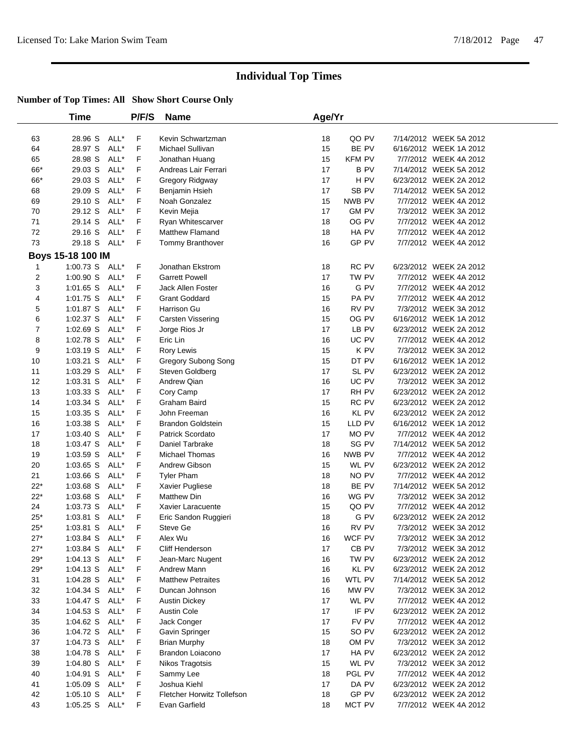# Individual Top Times

**Number of Top Times: All Show Short Course Only**

| | Time | | P/F/S | Name | Age/Yr | | | |
|---|---|---|---|---|---|---|---|---|
| 63 | 28.96 S | ALL* | F | Kevin Schwartzman | 18 | QO PV | 7/14/2012 | WEEK 5A 2012 |
| 64 | 28.97 S | ALL* | F | Michael Sullivan | 15 | BE PV | 6/16/2012 | WEEK 1A 2012 |
| 65 | 28.98 S | ALL* | F | Jonathan Huang | 15 | KFM PV | 7/7/2012 | WEEK 4A 2012 |
| 66* | 29.03 S | ALL* | F | Andreas Lair Ferrari | 17 | B PV | 7/14/2012 | WEEK 5A 2012 |
| 66* | 29.03 S | ALL* | F | Gregory Ridgway | 17 | H PV | 6/23/2012 | WEEK 2A 2012 |
| 68 | 29.09 S | ALL* | F | Benjamin Hsieh | 17 | SB PV | 7/14/2012 | WEEK 5A 2012 |
| 69 | 29.10 S | ALL* | F | Noah Gonzalez | 15 | NWB PV | 7/7/2012 | WEEK 4A 2012 |
| 70 | 29.12 S | ALL* | F | Kevin Mejia | 17 | GM PV | 7/3/2012 | WEEK 3A 2012 |
| 71 | 29.14 S | ALL* | F | Ryan Whitescarver | 18 | OG PV | 7/7/2012 | WEEK 4A 2012 |
| 72 | 29.16 S | ALL* | F | Matthew Flamand | 18 | HA PV | 7/7/2012 | WEEK 4A 2012 |
| 73 | 29.18 S | ALL* | F | Tommy Branthover | 16 | GP PV | 7/7/2012 | WEEK 4A 2012 |

**Boys 15-18 100 IM**

| | Time | | P/F/S | Name | Age/Yr | | | |
|---|---|---|---|---|---|---|---|---|
| 1 | 1:00.73 S | ALL* | F | Jonathan Ekstrom | 18 | RC PV | 6/23/2012 | WEEK 2A 2012 |
| 2 | 1:00.90 S | ALL* | F | Garrett Powell | 17 | TW PV | 7/7/2012 | WEEK 4A 2012 |
| 3 | 1:01.65 S | ALL* | F | Jack Allen Foster | 16 | G PV | 7/7/2012 | WEEK 4A 2012 |
| 4 | 1:01.75 S | ALL* | F | Grant Goddard | 15 | PA PV | 7/7/2012 | WEEK 4A 2012 |
| 5 | 1:01.87 S | ALL* | F | Harrison Gu | 16 | RV PV | 7/3/2012 | WEEK 3A 2012 |
| 6 | 1:02.37 S | ALL* | F | Carsten Vissering | 15 | OG PV | 6/16/2012 | WEEK 1A 2012 |
| 7 | 1:02.69 S | ALL* | F | Jorge Rios Jr | 17 | LB PV | 6/23/2012 | WEEK 2A 2012 |
| 8 | 1:02.78 S | ALL* | F | Eric Lin | 16 | UC PV | 7/7/2012 | WEEK 4A 2012 |
| 9 | 1:03.19 S | ALL* | F | Rory Lewis | 15 | K PV | 7/3/2012 | WEEK 3A 2012 |
| 10 | 1:03.21 S | ALL* | F | Gregory Subong Song | 15 | DT PV | 6/16/2012 | WEEK 1A 2012 |
| 11 | 1:03.29 S | ALL* | F | Steven Goldberg | 17 | SL PV | 6/23/2012 | WEEK 2A 2012 |
| 12 | 1:03.31 S | ALL* | F | Andrew Qian | 16 | UC PV | 7/3/2012 | WEEK 3A 2012 |
| 13 | 1:03.33 S | ALL* | F | Cory Camp | 17 | RH PV | 6/23/2012 | WEEK 2A 2012 |
| 14 | 1:03.34 S | ALL* | F | Graham Baird | 15 | RC PV | 6/23/2012 | WEEK 2A 2012 |
| 15 | 1:03.35 S | ALL* | F | John Freeman | 16 | KL PV | 6/23/2012 | WEEK 2A 2012 |
| 16 | 1:03.38 S | ALL* | F | Brandon Goldstein | 15 | LLD PV | 6/16/2012 | WEEK 1A 2012 |
| 17 | 1:03.40 S | ALL* | F | Patrick Scordato | 17 | MO PV | 7/7/2012 | WEEK 4A 2012 |
| 18 | 1:03.47 S | ALL* | F | Daniel Tarbrake | 18 | SG PV | 7/14/2012 | WEEK 5A 2012 |
| 19 | 1:03.59 S | ALL* | F | Michael Thomas | 16 | NWB PV | 7/7/2012 | WEEK 4A 2012 |
| 20 | 1:03.65 S | ALL* | F | Andrew Gibson | 15 | WL PV | 6/23/2012 | WEEK 2A 2012 |
| 21 | 1:03.66 S | ALL* | F | Tyler Pham | 18 | NO PV | 7/7/2012 | WEEK 4A 2012 |
| 22* | 1:03.68 S | ALL* | F | Xavier Pugliese | 18 | BE PV | 7/14/2012 | WEEK 5A 2012 |
| 22* | 1:03.68 S | ALL* | F | Matthew Din | 16 | WG PV | 7/3/2012 | WEEK 3A 2012 |
| 24 | 1:03.73 S | ALL* | F | Xavier Laracuente | 15 | QO PV | 7/7/2012 | WEEK 4A 2012 |
| 25* | 1:03.81 S | ALL* | F | Eric Sandon Ruggieri | 18 | G PV | 6/23/2012 | WEEK 2A 2012 |
| 25* | 1:03.81 S | ALL* | F | Steve Ge | 16 | RV PV | 7/3/2012 | WEEK 3A 2012 |
| 27* | 1:03.84 S | ALL* | F | Alex Wu | 16 | WCF PV | 7/3/2012 | WEEK 3A 2012 |
| 27* | 1:03.84 S | ALL* | F | Cliff Henderson | 17 | CB PV | 7/3/2012 | WEEK 3A 2012 |
| 29* | 1:04.13 S | ALL* | F | Jean-Marc Nugent | 16 | TW PV | 6/23/2012 | WEEK 2A 2012 |
| 29* | 1:04.13 S | ALL* | F | Andrew Mann | 16 | KL PV | 6/23/2012 | WEEK 2A 2012 |
| 31 | 1:04.28 S | ALL* | F | Matthew Petraites | 16 | WTL PV | 7/14/2012 | WEEK 5A 2012 |
| 32 | 1:04.34 S | ALL* | F | Duncan Johnson | 16 | MW PV | 7/3/2012 | WEEK 3A 2012 |
| 33 | 1:04.47 S | ALL* | F | Austin Dickey | 17 | WL PV | 7/7/2012 | WEEK 4A 2012 |
| 34 | 1:04.53 S | ALL* | F | Austin Cole | 17 | IF PV | 6/23/2012 | WEEK 2A 2012 |
| 35 | 1:04.62 S | ALL* | F | Jack Conger | 17 | FV PV | 7/7/2012 | WEEK 4A 2012 |
| 36 | 1:04.72 S | ALL* | F | Gavin Springer | 15 | SO PV | 6/23/2012 | WEEK 2A 2012 |
| 37 | 1:04.73 S | ALL* | F | Brian Murphy | 18 | OM PV | 7/3/2012 | WEEK 3A 2012 |
| 38 | 1:04.78 S | ALL* | F | Brandon Loiacono | 17 | HA PV | 6/23/2012 | WEEK 2A 2012 |
| 39 | 1:04.80 S | ALL* | F | Nikos Tragotsis | 15 | WL PV | 7/3/2012 | WEEK 3A 2012 |
| 40 | 1:04.91 S | ALL* | F | Sammy Lee | 18 | PGL PV | 7/7/2012 | WEEK 4A 2012 |
| 41 | 1:05.09 S | ALL* | F | Joshua Kiehl | 17 | DA PV | 6/23/2012 | WEEK 2A 2012 |
| 42 | 1:05.10 S | ALL* | F | Fletcher Horwitz Tollefson | 18 | GP PV | 6/23/2012 | WEEK 2A 2012 |
| 43 | 1:05.25 S | ALL* | F | Evan Garfield | 18 | MCT PV | 7/7/2012 | WEEK 4A 2012 |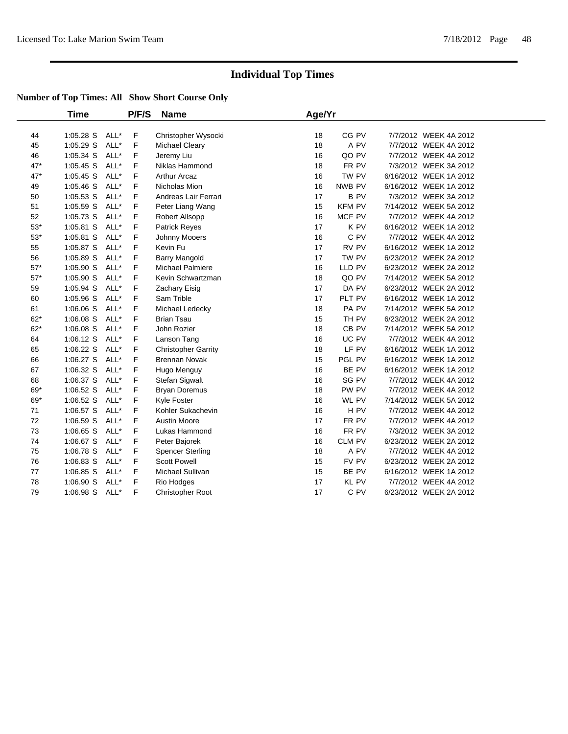# Individual Top Times

**Number of Top Times: All Show Short Course Only**

| | Time | | P/F/S | Name | Age/Yr | | | |
|---|---|---|---|---|---|---|---|---|
| 44 | 1:05.28 S | ALL* | F | Christopher Wysocki | 18 | CG PV | 7/7/2012 | WEEK 4A 2012 |
| 45 | 1:05.29 S | ALL* | F | Michael Cleary | 18 | A PV | 7/7/2012 | WEEK 4A 2012 |
| 46 | 1:05.34 S | ALL* | F | Jeremy Liu | 16 | QO PV | 7/7/2012 | WEEK 4A 2012 |
| 47* | 1:05.45 S | ALL* | F | Niklas Hammond | 18 | FR PV | 7/3/2012 | WEEK 3A 2012 |
| 47* | 1:05.45 S | ALL* | F | Arthur Arcaz | 16 | TW PV | 6/16/2012 | WEEK 1A 2012 |
| 49 | 1:05.46 S | ALL* | F | Nicholas Mion | 16 | NWB PV | 6/16/2012 | WEEK 1A 2012 |
| 50 | 1:05.53 S | ALL* | F | Andreas Lair Ferrari | 17 | B PV | 7/3/2012 | WEEK 3A 2012 |
| 51 | 1:05.59 S | ALL* | F | Peter Liang Wang | 15 | KFM PV | 7/14/2012 | WEEK 5A 2012 |
| 52 | 1:05.73 S | ALL* | F | Robert Allsopp | 16 | MCF PV | 7/7/2012 | WEEK 4A 2012 |
| 53* | 1:05.81 S | ALL* | F | Patrick Reyes | 17 | K PV | 6/16/2012 | WEEK 1A 2012 |
| 53* | 1:05.81 S | ALL* | F | Johnny Mooers | 16 | C PV | 7/7/2012 | WEEK 4A 2012 |
| 55 | 1:05.87 S | ALL* | F | Kevin Fu | 17 | RV PV | 6/16/2012 | WEEK 1A 2012 |
| 56 | 1:05.89 S | ALL* | F | Barry Mangold | 17 | TW PV | 6/23/2012 | WEEK 2A 2012 |
| 57* | 1:05.90 S | ALL* | F | Michael Palmiere | 16 | LLD PV | 6/23/2012 | WEEK 2A 2012 |
| 57* | 1:05.90 S | ALL* | F | Kevin Schwartzman | 18 | QO PV | 7/14/2012 | WEEK 5A 2012 |
| 59 | 1:05.94 S | ALL* | F | Zachary Eisig | 17 | DA PV | 6/23/2012 | WEEK 2A 2012 |
| 60 | 1:05.96 S | ALL* | F | Sam Trible | 17 | PLT PV | 6/16/2012 | WEEK 1A 2012 |
| 61 | 1:06.06 S | ALL* | F | Michael Ledecky | 18 | PA PV | 7/14/2012 | WEEK 5A 2012 |
| 62* | 1:06.08 S | ALL* | F | Brian Tsau | 15 | TH PV | 6/23/2012 | WEEK 2A 2012 |
| 62* | 1:06.08 S | ALL* | F | John Rozier | 18 | CB PV | 7/14/2012 | WEEK 5A 2012 |
| 64 | 1:06.12 S | ALL* | F | Lanson Tang | 16 | UC PV | 7/7/2012 | WEEK 4A 2012 |
| 65 | 1:06.22 S | ALL* | F | Christopher Garrity | 18 | LF PV | 6/16/2012 | WEEK 1A 2012 |
| 66 | 1:06.27 S | ALL* | F | Brennan Novak | 15 | PGL PV | 6/16/2012 | WEEK 1A 2012 |
| 67 | 1:06.32 S | ALL* | F | Hugo Menguy | 16 | BE PV | 6/16/2012 | WEEK 1A 2012 |
| 68 | 1:06.37 S | ALL* | F | Stefan Sigwalt | 16 | SG PV | 7/7/2012 | WEEK 4A 2012 |
| 69* | 1:06.52 S | ALL* | F | Bryan Doremus | 18 | PW PV | 7/7/2012 | WEEK 4A 2012 |
| 69* | 1:06.52 S | ALL* | F | Kyle Foster | 16 | WL PV | 7/14/2012 | WEEK 5A 2012 |
| 71 | 1:06.57 S | ALL* | F | Kohler Sukachevin | 16 | H PV | 7/7/2012 | WEEK 4A 2012 |
| 72 | 1:06.59 S | ALL* | F | Austin Moore | 17 | FR PV | 7/7/2012 | WEEK 4A 2012 |
| 73 | 1:06.65 S | ALL* | F | Lukas Hammond | 16 | FR PV | 7/3/2012 | WEEK 3A 2012 |
| 74 | 1:06.67 S | ALL* | F | Peter Bajorek | 16 | CLM PV | 6/23/2012 | WEEK 2A 2012 |
| 75 | 1:06.78 S | ALL* | F | Spencer Sterling | 18 | A PV | 7/7/2012 | WEEK 4A 2012 |
| 76 | 1:06.83 S | ALL* | F | Scott Powell | 15 | FV PV | 6/23/2012 | WEEK 2A 2012 |
| 77 | 1:06.85 S | ALL* | F | Michael Sullivan | 15 | BE PV | 6/16/2012 | WEEK 1A 2012 |
| 78 | 1:06.90 S | ALL* | F | Rio Hodges | 17 | KL PV | 7/7/2012 | WEEK 4A 2012 |
| 79 | 1:06.98 S | ALL* | F | Christopher Root | 17 | C PV | 6/23/2012 | WEEK 2A 2012 |